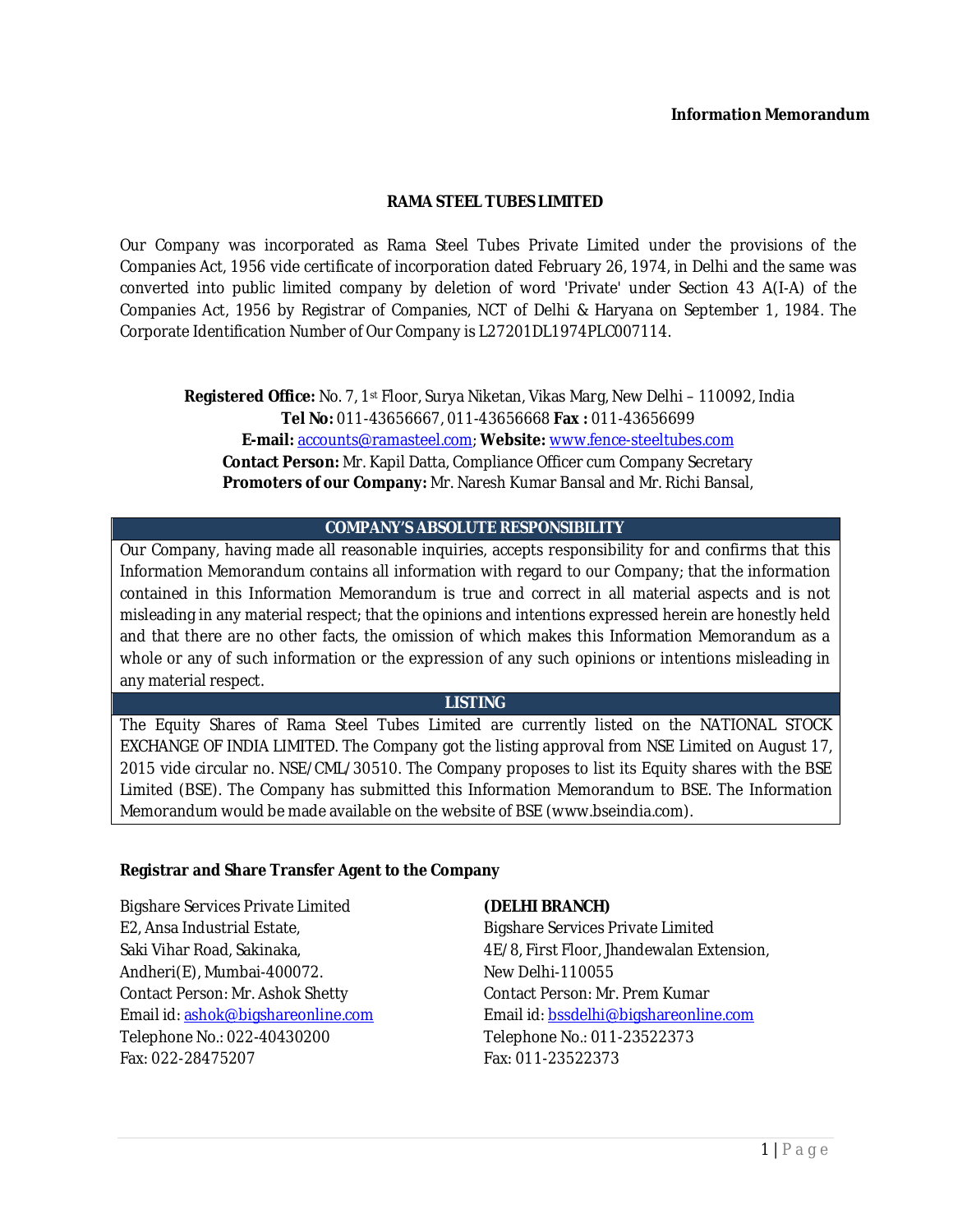**Information Memorandum**

# RAMA STEEL TUBES LIMITED

Our Company was incorporated as Rama Steel Tubes Private Limited under the provisions of the Companies Act, 1956 vide certificate of incorporation dated February 26, 1974, in Delhi and the same was converted into public limited company by deletion of word 'Private' under Section 43 A(I-A) of the Companies Act, 1956 by Registrar of Companies, NCT of Delhi & Haryana on September 1, 1984. The Corporate Identification Number of Our Company is L27201DL1974PLC007114.

**Registered Office:** No. 7, 1st Floor, Surya Niketan, Vikas Marg, New Delhi – 110092, India
**Tel No:** 011-43656667, 011-43656668 **Fax :** 011-43656699
**E-mail:** accounts@ramasteel.com; **Website:** www.fence-steeltubes.com
**Contact Person:** Mr. Kapil Datta, Compliance Officer cum Company Secretary
**Promoters of our Company:** Mr. Naresh Kumar Bansal and Mr. Richi Bansal,

## COMPANY'S ABSOLUTE RESPONSIBILITY

Our Company, having made all reasonable inquiries, accepts responsibility for and confirms that this Information Memorandum contains all information with regard to our Company; that the information contained in this Information Memorandum is true and correct in all material aspects and is not misleading in any material respect; that the opinions and intentions expressed herein are honestly held and that there are no other facts, the omission of which makes this Information Memorandum as a whole or any of such information or the expression of any such opinions or intentions misleading in any material respect.

## LISTING

The Equity Shares of Rama Steel Tubes Limited are currently listed on the NATIONAL STOCK EXCHANGE OF INDIA LIMITED. The Company got the listing approval from NSE Limited on August 17, 2015 vide circular no. NSE/CML/30510. The Company proposes to list its Equity shares with the BSE Limited (BSE). The Company has submitted this Information Memorandum to BSE. The Information Memorandum would be made available on the website of BSE (www.bseindia.com).

**Registrar and Share Transfer Agent to the Company**

Bigshare Services Private Limited
E2, Ansa Industrial Estate,
Saki Vihar Road, Sakinaka,
Andheri(E), Mumbai-400072.
Contact Person: Mr. Ashok Shetty
Email id: ashok@bigshareonline.com
Telephone No.: 022-40430200
Fax: 022-28475207

**(DELHI BRANCH)**
Bigshare Services Private Limited
4E/8, First Floor, Jhandewalan Extension,
New Delhi-110055
Contact Person: Mr. Prem Kumar
Email id: bssdelhi@bigshareonline.com
Telephone No.: 011-23522373
Fax: 011-23522373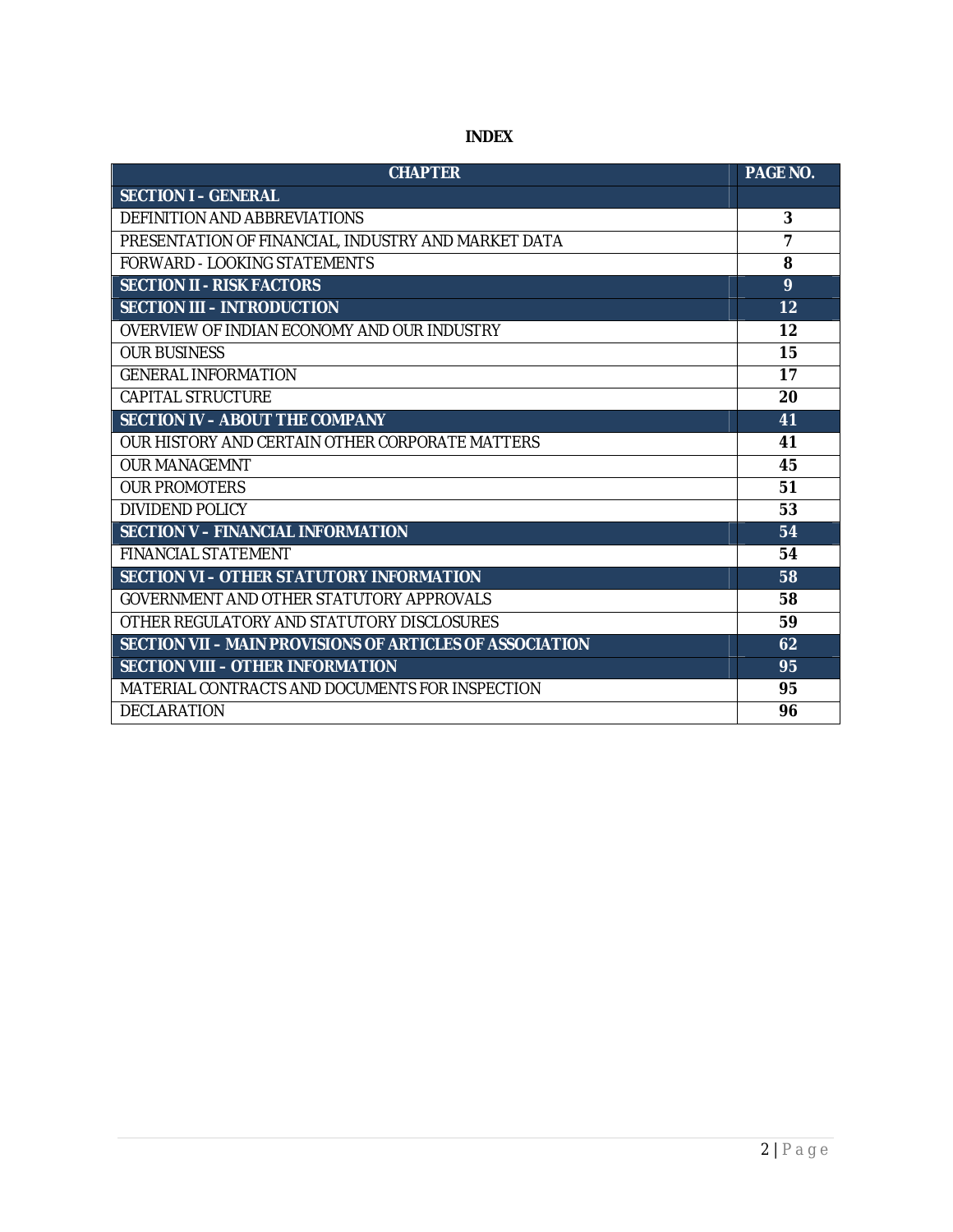# INDEX

| CHAPTER | PAGE NO. |
|---|---|
| **SECTION I – GENERAL** | |
| DEFINITION AND ABBREVIATIONS | **3** |
| PRESENTATION OF FINANCIAL, INDUSTRY AND MARKET DATA | **7** |
| FORWARD - LOOKING STATEMENTS | **8** |
| **SECTION II - RISK FACTORS** | **9** |
| **SECTION III – INTRODUCTION** | **12** |
| OVERVIEW OF INDIAN ECONOMY AND OUR INDUSTRY | **12** |
| OUR BUSINESS | **15** |
| GENERAL INFORMATION | **17** |
| CAPITAL STRUCTURE | **20** |
| **SECTION IV – ABOUT THE COMPANY** | **41** |
| OUR HISTORY AND CERTAIN OTHER CORPORATE MATTERS | **41** |
| OUR MANAGEMNT | **45** |
| OUR PROMOTERS | **51** |
| DIVIDEND POLICY | **53** |
| **SECTION V – FINANCIAL INFORMATION** | **54** |
| FINANCIAL STATEMENT | **54** |
| **SECTION VI – OTHER STATUTORY INFORMATION** | **58** |
| GOVERNMENT AND OTHER STATUTORY APPROVALS | **58** |
| OTHER REGULATORY AND STATUTORY DISCLOSURES | **59** |
| **SECTION VII – MAIN PROVISIONS OF ARTICLES OF ASSOCIATION** | **62** |
| **SECTION VIII – OTHER INFORMATION** | **95** |
| MATERIAL CONTRACTS AND DOCUMENTS FOR INSPECTION | **95** |
| DECLARATION | **96** |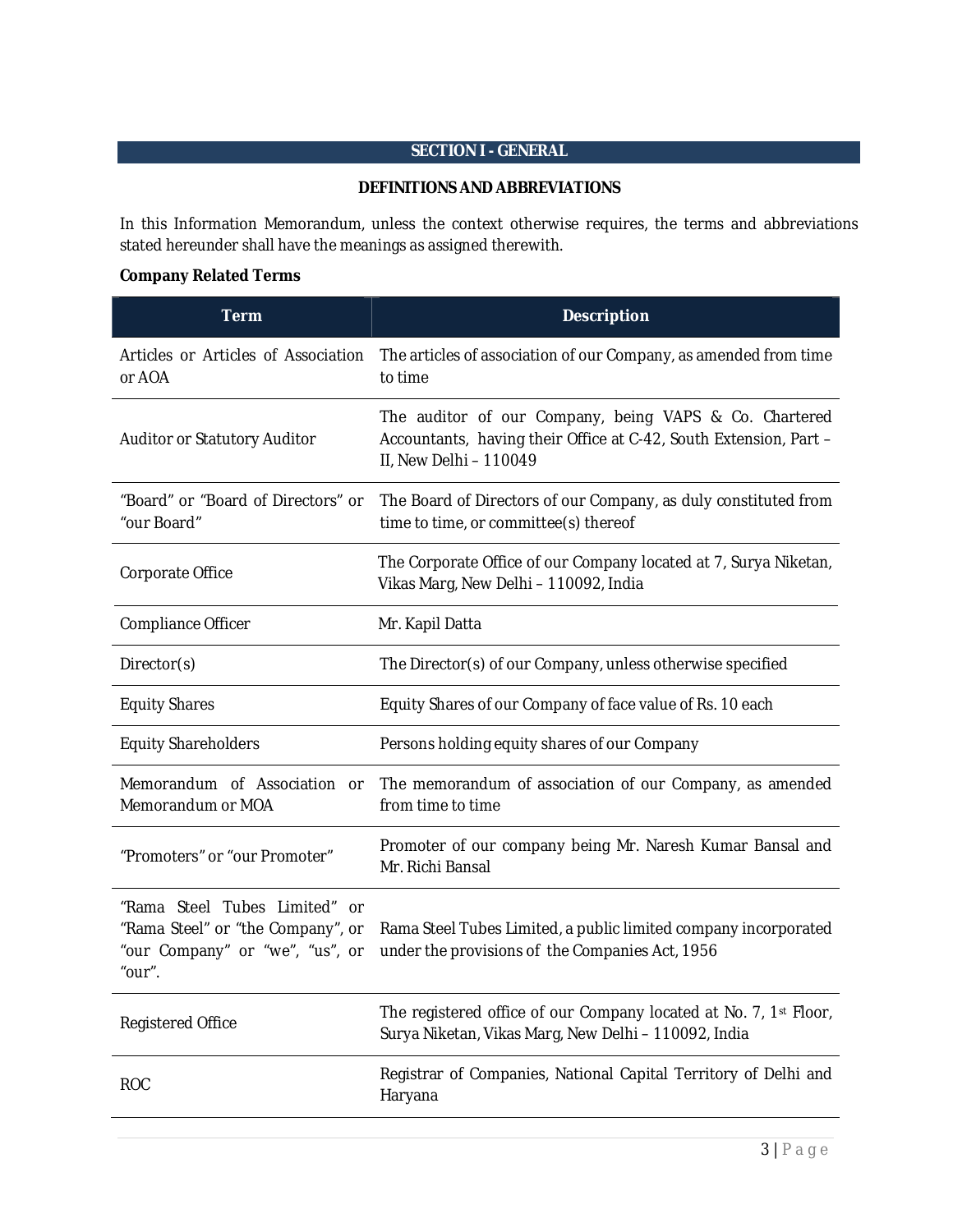# SECTION I - GENERAL

## DEFINITIONS AND ABBREVIATIONS

In this Information Memorandum, unless the context otherwise requires, the terms and abbreviations stated hereunder shall have the meanings as assigned therewith.

**Company Related Terms**

| Term | Description |
|---|---|
| Articles or Articles of Association or AOA | The articles of association of our Company, as amended from time to time |
| Auditor or Statutory Auditor | The auditor of our Company, being VAPS & Co. Chartered Accountants, having their Office at C-42, South Extension, Part – II, New Delhi – 110049 |
| "Board" or "Board of Directors" or "our Board" | The Board of Directors of our Company, as duly constituted from time to time, or committee(s) thereof |
| Corporate Office | The Corporate Office of our Company located at 7, Surya Niketan, Vikas Marg, New Delhi – 110092, India |
| Compliance Officer | Mr. Kapil Datta |
| Director(s) | The Director(s) of our Company, unless otherwise specified |
| Equity Shares | Equity Shares of our Company of face value of Rs. 10 each |
| Equity Shareholders | Persons holding equity shares of our Company |
| Memorandum of Association or Memorandum or MOA | The memorandum of association of our Company, as amended from time to time |
| "Promoters" or "our Promoter" | Promoter of our company being Mr. Naresh Kumar Bansal and Mr. Richi Bansal |
| "Rama Steel Tubes Limited" or "Rama Steel" or "the Company", or "our Company" or "we", "us", or "our". | Rama Steel Tubes Limited, a public limited company incorporated under the provisions of the Companies Act, 1956 |
| Registered Office | The registered office of our Company located at No. 7, 1st Floor, Surya Niketan, Vikas Marg, New Delhi – 110092, India |
| ROC | Registrar of Companies, National Capital Territory of Delhi and Haryana |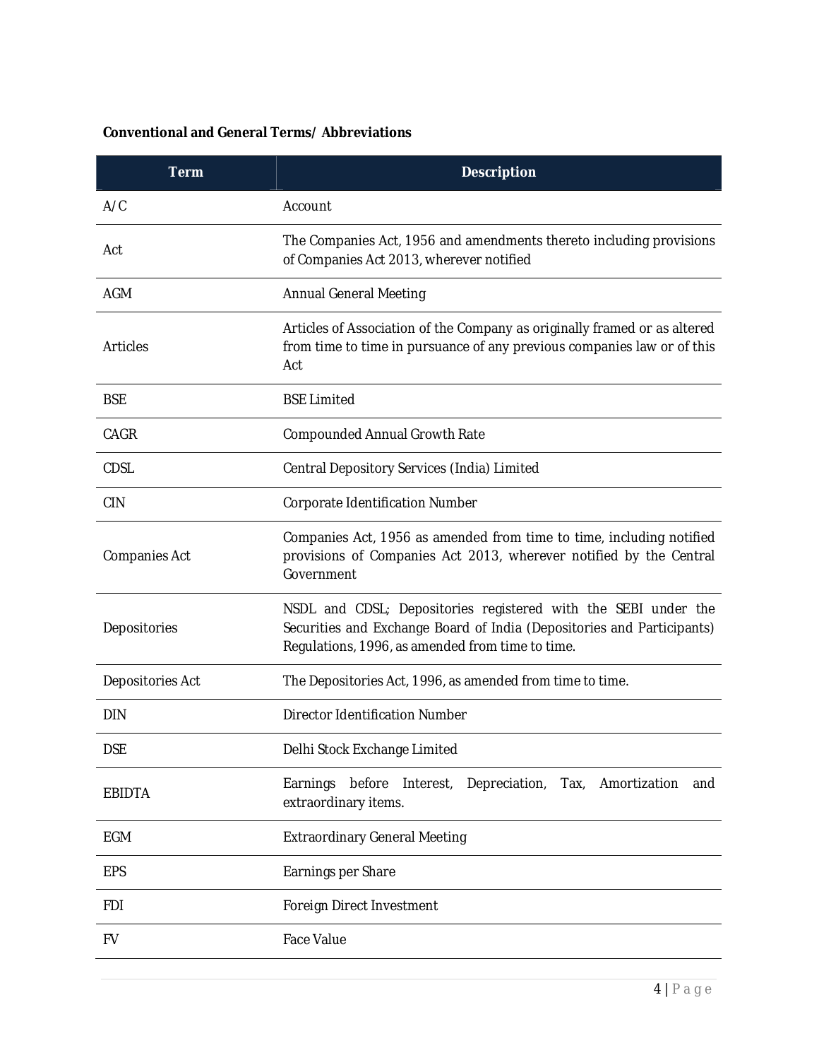**Conventional and General Terms/ Abbreviations**

| Term | Description |
|---|---|
| A/C | Account |
| Act | The Companies Act, 1956 and amendments thereto including provisions of Companies Act 2013, wherever notified |
| AGM | Annual General Meeting |
| Articles | Articles of Association of the Company as originally framed or as altered from time to time in pursuance of any previous companies law or of this Act |
| BSE | BSE Limited |
| CAGR | Compounded Annual Growth Rate |
| CDSL | Central Depository Services (India) Limited |
| CIN | Corporate Identification Number |
| Companies Act | Companies Act, 1956 as amended from time to time, including notified provisions of Companies Act 2013, wherever notified by the Central Government |
| Depositories | NSDL and CDSL; Depositories registered with the SEBI under the Securities and Exchange Board of India (Depositories and Participants) Regulations, 1996, as amended from time to time. |
| Depositories Act | The Depositories Act, 1996, as amended from time to time. |
| DIN | Director Identification Number |
| DSE | Delhi Stock Exchange Limited |
| EBIDTA | Earnings before Interest, Depreciation, Tax, Amortization and extraordinary items. |
| EGM | Extraordinary General Meeting |
| EPS | Earnings per Share |
| FDI | Foreign Direct Investment |
| FV | Face Value |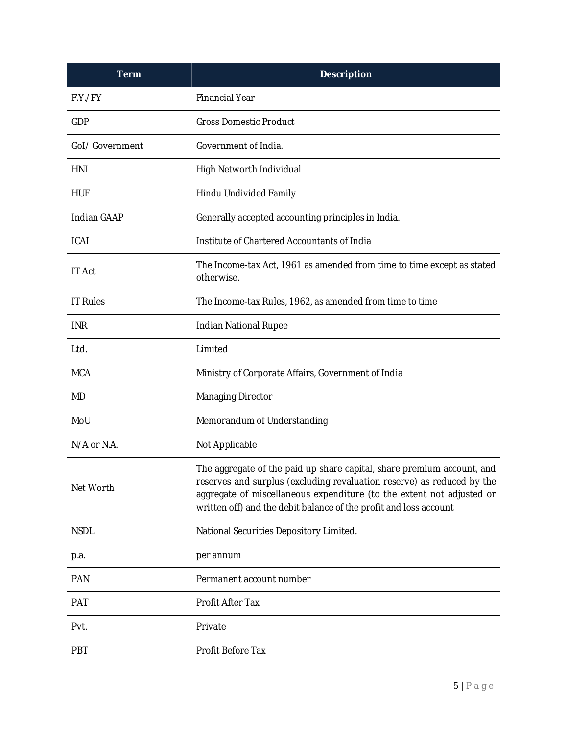| Term | Description |
| --- | --- |
| F.Y./FY | Financial Year |
| GDP | Gross Domestic Product |
| GoI/ Government | Government of India. |
| HNI | High Networth Individual |
| HUF | Hindu Undivided Family |
| Indian GAAP | Generally accepted accounting principles in India. |
| ICAI | Institute of Chartered Accountants of India |
| IT Act | The Income-tax Act, 1961 as amended from time to time except as stated otherwise. |
| IT Rules | The Income-tax Rules, 1962, as amended from time to time |
| INR | Indian National Rupee |
| Ltd. | Limited |
| MCA | Ministry of Corporate Affairs, Government of India |
| MD | Managing Director |
| MoU | Memorandum of Understanding |
| N/A or N.A. | Not Applicable |
| Net Worth | The aggregate of the paid up share capital, share premium account, and reserves and surplus (excluding revaluation reserve) as reduced by the aggregate of miscellaneous expenditure (to the extent not adjusted or written off) and the debit balance of the profit and loss account |
| NSDL | National Securities Depository Limited. |
| p.a. | per annum |
| PAN | Permanent account number |
| PAT | Profit After Tax |
| Pvt. | Private |
| PBT | Profit Before Tax |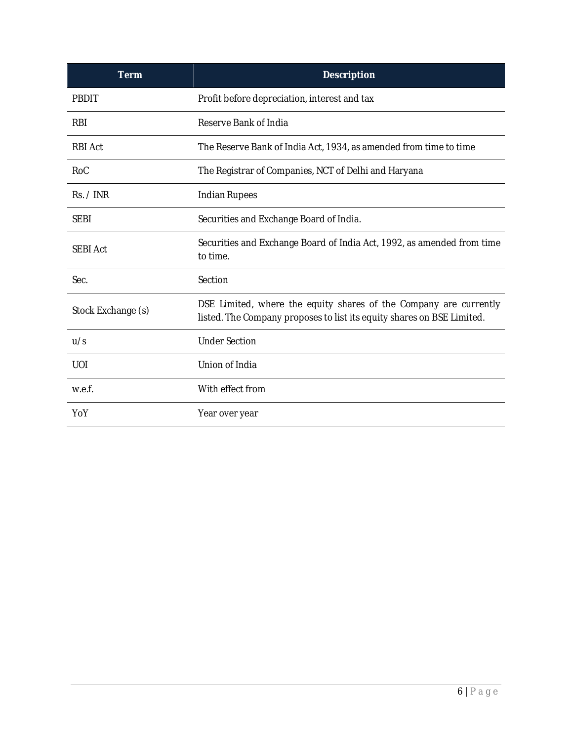| Term | Description |
|---|---|
| PBDIT | Profit before depreciation, interest and tax |
| RBI | Reserve Bank of India |
| RBI Act | The Reserve Bank of India Act, 1934, as amended from time to time |
| RoC | The Registrar of Companies, NCT of Delhi and Haryana |
| Rs. / INR | Indian Rupees |
| SEBI | Securities and Exchange Board of India. |
| SEBI Act | Securities and Exchange Board of India Act, 1992, as amended from time to time. |
| Sec. | Section |
| Stock Exchange (s) | DSE Limited, where the equity shares of the Company are currently listed. The Company proposes to list its equity shares on BSE Limited. |
| u/s | Under Section |
| UOI | Union of India |
| w.e.f. | With effect from |
| YoY | Year over year |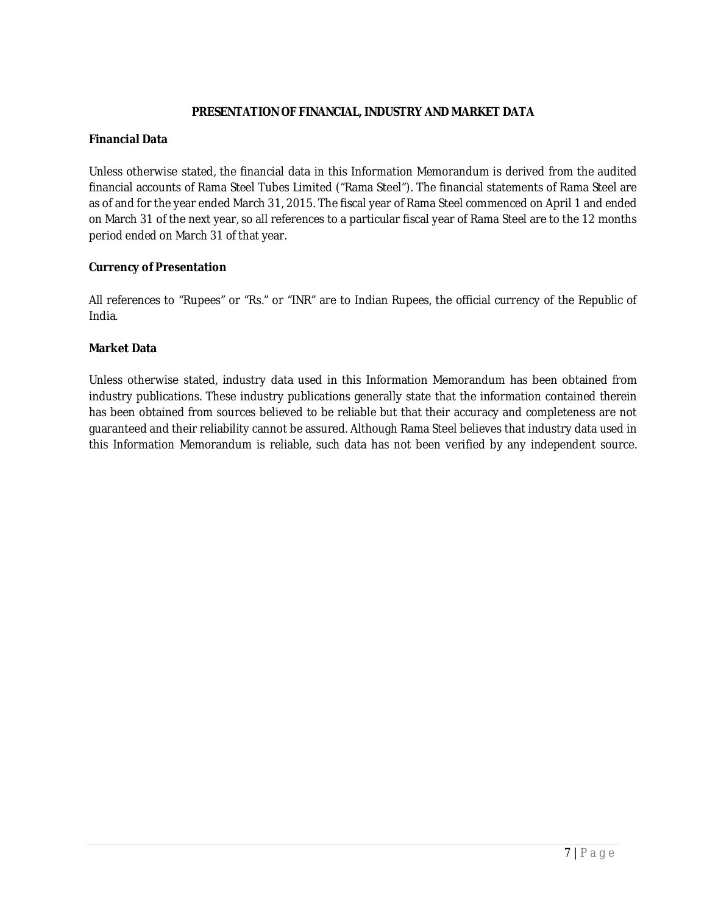# PRESENTATION OF FINANCIAL, INDUSTRY AND MARKET DATA

## Financial Data

Unless otherwise stated, the financial data in this Information Memorandum is derived from the audited financial accounts of Rama Steel Tubes Limited ("Rama Steel"). The financial statements of Rama Steel are as of and for the year ended March 31, 2015. The fiscal year of Rama Steel commenced on April 1 and ended on March 31 of the next year, so all references to a particular fiscal year of Rama Steel are to the 12 months period ended on March 31 of that year.

## Currency of Presentation

All references to "Rupees" or "Rs." or "INR" are to Indian Rupees, the official currency of the Republic of India.

## Market Data

Unless otherwise stated, industry data used in this Information Memorandum has been obtained from industry publications. These industry publications generally state that the information contained therein has been obtained from sources believed to be reliable but that their accuracy and completeness are not guaranteed and their reliability cannot be assured. Although Rama Steel believes that industry data used in this Information Memorandum is reliable, such data has not been verified by any independent source.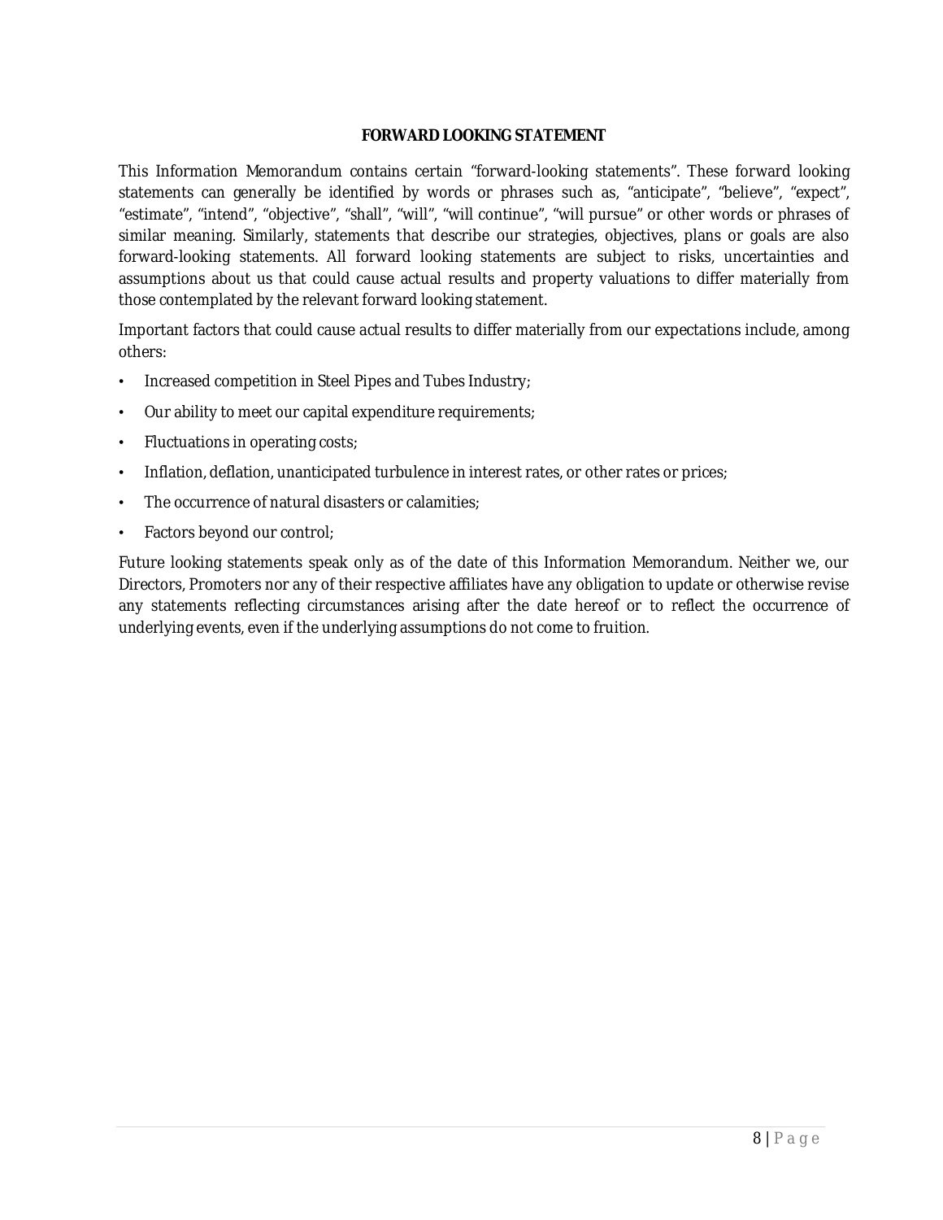## FORWARD LOOKING STATEMENT

This Information Memorandum contains certain "forward-looking statements". These forward looking statements can generally be identified by words or phrases such as, "anticipate", "believe", "expect", "estimate", "intend", "objective", "shall", "will", "will continue", "will pursue" or other words or phrases of similar meaning. Similarly, statements that describe our strategies, objectives, plans or goals are also forward-looking statements. All forward looking statements are subject to risks, uncertainties and assumptions about us that could cause actual results and property valuations to differ materially from those contemplated by the relevant forward looking statement.

Important factors that could cause actual results to differ materially from our expectations include, among others:

- Increased competition in Steel Pipes and Tubes Industry;
- Our ability to meet our capital expenditure requirements;
- Fluctuations in operating costs;
- Inflation, deflation, unanticipated turbulence in interest rates, or other rates or prices;
- The occurrence of natural disasters or calamities;
- Factors beyond our control;

Future looking statements speak only as of the date of this Information Memorandum. Neither we, our Directors, Promoters nor any of their respective affiliates have any obligation to update or otherwise revise any statements reflecting circumstances arising after the date hereof or to reflect the occurrence of underlying events, even if the underlying assumptions do not come to fruition.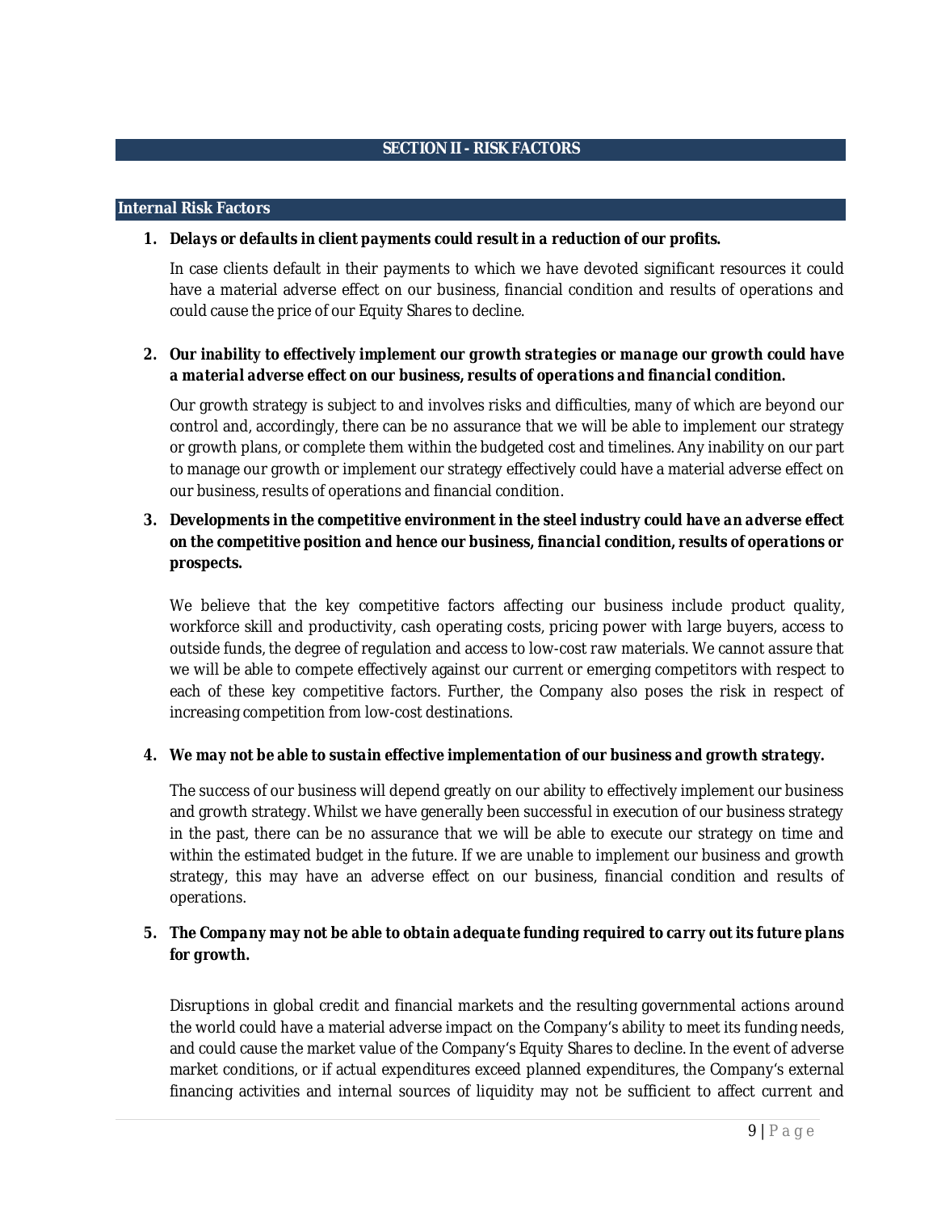# SECTION II - RISK FACTORS

## Internal Risk Factors

1. ***Delays or defaults in client payments could result in a reduction of our profits.***

   In case clients default in their payments to which we have devoted significant resources it could have a material adverse effect on our business, financial condition and results of operations and could cause the price of our Equity Shares to decline.

2. ***Our inability to effectively implement our growth strategies or manage our growth could have a material adverse effect on our business, results of operations and financial condition.***

   Our growth strategy is subject to and involves risks and difficulties, many of which are beyond our control and, accordingly, there can be no assurance that we will be able to implement our strategy or growth plans, or complete them within the budgeted cost and timelines. Any inability on our part to manage our growth or implement our strategy effectively could have a material adverse effect on our business, results of operations and financial condition.

3. ***Developments in the competitive environment in the steel industry could have an adverse effect on the competitive position and hence our business, financial condition, results of operations or prospects.***

   We believe that the key competitive factors affecting our business include product quality, workforce skill and productivity, cash operating costs, pricing power with large buyers, access to outside funds, the degree of regulation and access to low-cost raw materials. We cannot assure that we will be able to compete effectively against our current or emerging competitors with respect to each of these key competitive factors. Further, the Company also poses the risk in respect of increasing competition from low-cost destinations.

4. ***We may not be able to sustain effective implementation of our business and growth strategy.***

   The success of our business will depend greatly on our ability to effectively implement our business and growth strategy. Whilst we have generally been successful in execution of our business strategy in the past, there can be no assurance that we will be able to execute our strategy on time and within the estimated budget in the future. If we are unable to implement our business and growth strategy, this may have an adverse effect on our business, financial condition and results of operations.

5. ***The Company may not be able to obtain adequate funding required to carry out its future plans for growth.***

   Disruptions in global credit and financial markets and the resulting governmental actions around the world could have a material adverse impact on the Company's ability to meet its funding needs, and could cause the market value of the Company's Equity Shares to decline. In the event of adverse market conditions, or if actual expenditures exceed planned expenditures, the Company's external financing activities and internal sources of liquidity may not be sufficient to affect current and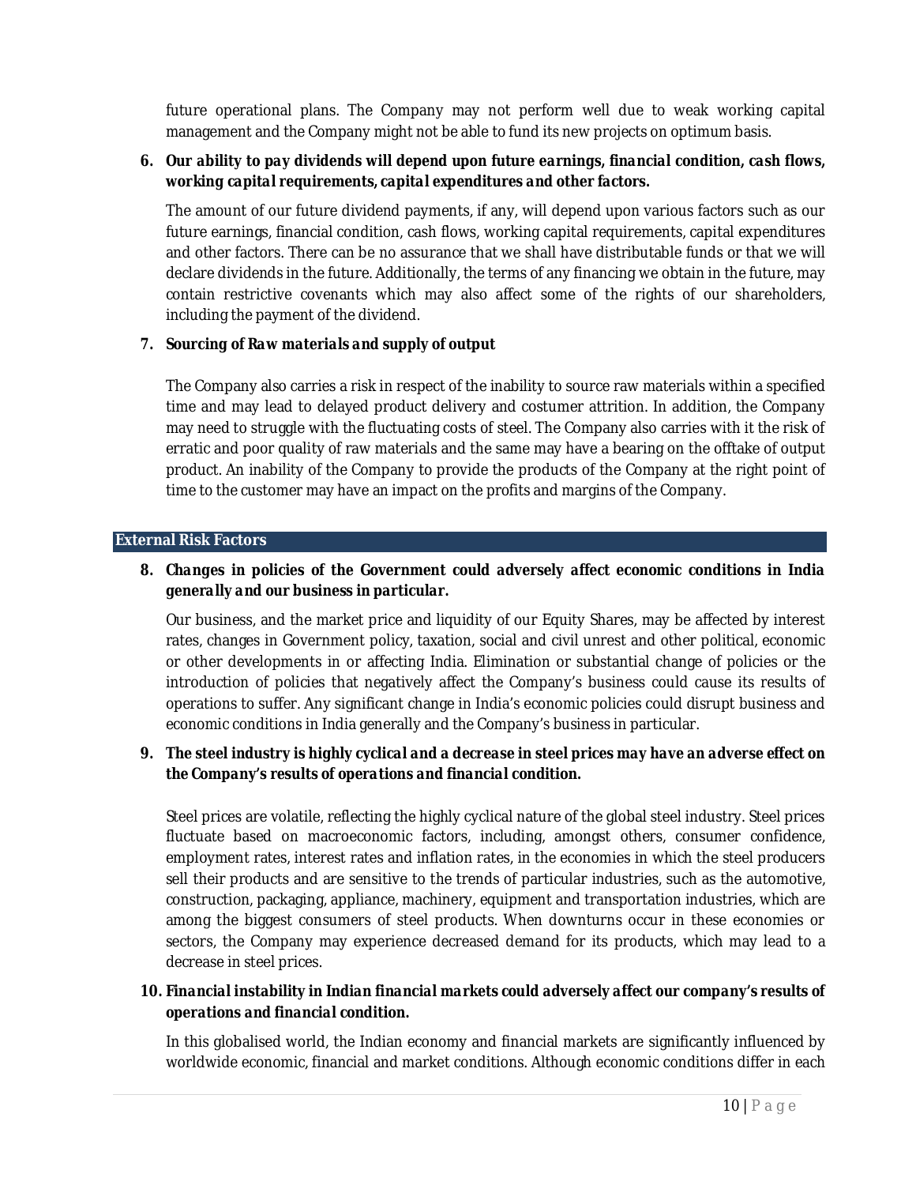future operational plans. The Company may not perform well due to weak working capital management and the Company might not be able to fund its new projects on optimum basis.

6. ***Our ability to pay dividends will depend upon future earnings, financial condition, cash flows, working capital requirements, capital expenditures and other factors.***

   The amount of our future dividend payments, if any, will depend upon various factors such as our future earnings, financial condition, cash flows, working capital requirements, capital expenditures and other factors. There can be no assurance that we shall have distributable funds or that we will declare dividends in the future. Additionally, the terms of any financing we obtain in the future, may contain restrictive covenants which may also affect some of the rights of our shareholders, including the payment of the dividend.

7. ***Sourcing of Raw materials and supply of output***

   The Company also carries a risk in respect of the inability to source raw materials within a specified time and may lead to delayed product delivery and costumer attrition. In addition, the Company may need to struggle with the fluctuating costs of steel. The Company also carries with it the risk of erratic and poor quality of raw materials and the same may have a bearing on the offtake of output product. An inability of the Company to provide the products of the Company at the right point of time to the customer may have an impact on the profits and margins of the Company.

## External Risk Factors

8. ***Changes in policies of the Government could adversely affect economic conditions in India generally and our business in particular.***

   Our business, and the market price and liquidity of our Equity Shares, may be affected by interest rates, changes in Government policy, taxation, social and civil unrest and other political, economic or other developments in or affecting India. Elimination or substantial change of policies or the introduction of policies that negatively affect the Company's business could cause its results of operations to suffer. Any significant change in India's economic policies could disrupt business and economic conditions in India generally and the Company's business in particular.

9. ***The steel industry is highly cyclical and a decrease in steel prices may have an adverse effect on the Company's results of operations and financial condition.***

   Steel prices are volatile, reflecting the highly cyclical nature of the global steel industry. Steel prices fluctuate based on macroeconomic factors, including, amongst others, consumer confidence, employment rates, interest rates and inflation rates, in the economies in which the steel producers sell their products and are sensitive to the trends of particular industries, such as the automotive, construction, packaging, appliance, machinery, equipment and transportation industries, which are among the biggest consumers of steel products. When downturns occur in these economies or sectors, the Company may experience decreased demand for its products, which may lead to a decrease in steel prices.

10. ***Financial instability in Indian financial markets could adversely affect our company's results of operations and financial condition.***

    In this globalised world, the Indian economy and financial markets are significantly influenced by worldwide economic, financial and market conditions. Although economic conditions differ in each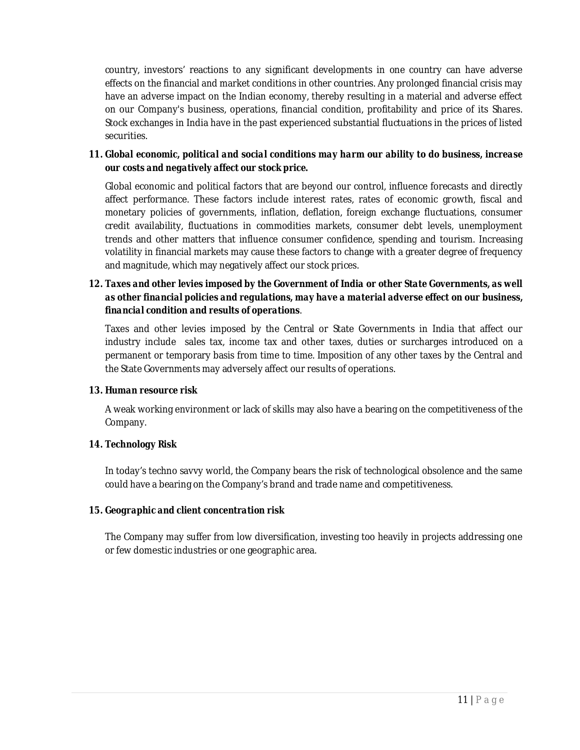country, investors' reactions to any significant developments in one country can have adverse effects on the financial and market conditions in other countries. Any prolonged financial crisis may have an adverse impact on the Indian economy, thereby resulting in a material and adverse effect on our Company's business, operations, financial condition, profitability and price of its Shares. Stock exchanges in India have in the past experienced substantial fluctuations in the prices of listed securities.

**11. *Global economic, political and social conditions may harm our ability to do business, increase our costs and negatively affect our stock price.***

Global economic and political factors that are beyond our control, influence forecasts and directly affect performance. These factors include interest rates, rates of economic growth, fiscal and monetary policies of governments, inflation, deflation, foreign exchange fluctuations, consumer credit availability, fluctuations in commodities markets, consumer debt levels, unemployment trends and other matters that influence consumer confidence, spending and tourism. Increasing volatility in financial markets may cause these factors to change with a greater degree of frequency and magnitude, which may negatively affect our stock prices.

**12. *Taxes and other levies imposed by the Government of India or other State Governments, as well as other financial policies and regulations, may have a material adverse effect on our business, financial condition and results of operations*.**

Taxes and other levies imposed by the Central or State Governments in India that affect our industry include sales tax, income tax and other taxes, duties or surcharges introduced on a permanent or temporary basis from time to time. Imposition of any other taxes by the Central and the State Governments may adversely affect our results of operations.

**13. *Human resource risk***

A weak working environment or lack of skills may also have a bearing on the competitiveness of the Company.

**14. *Technology Risk***

In today's techno savvy world, the Company bears the risk of technological obsolence and the same could have a bearing on the Company's brand and trade name and competitiveness.

**15. *Geographic and client concentration risk***

The Company may suffer from low diversification, investing too heavily in projects addressing one or few domestic industries or one geographic area.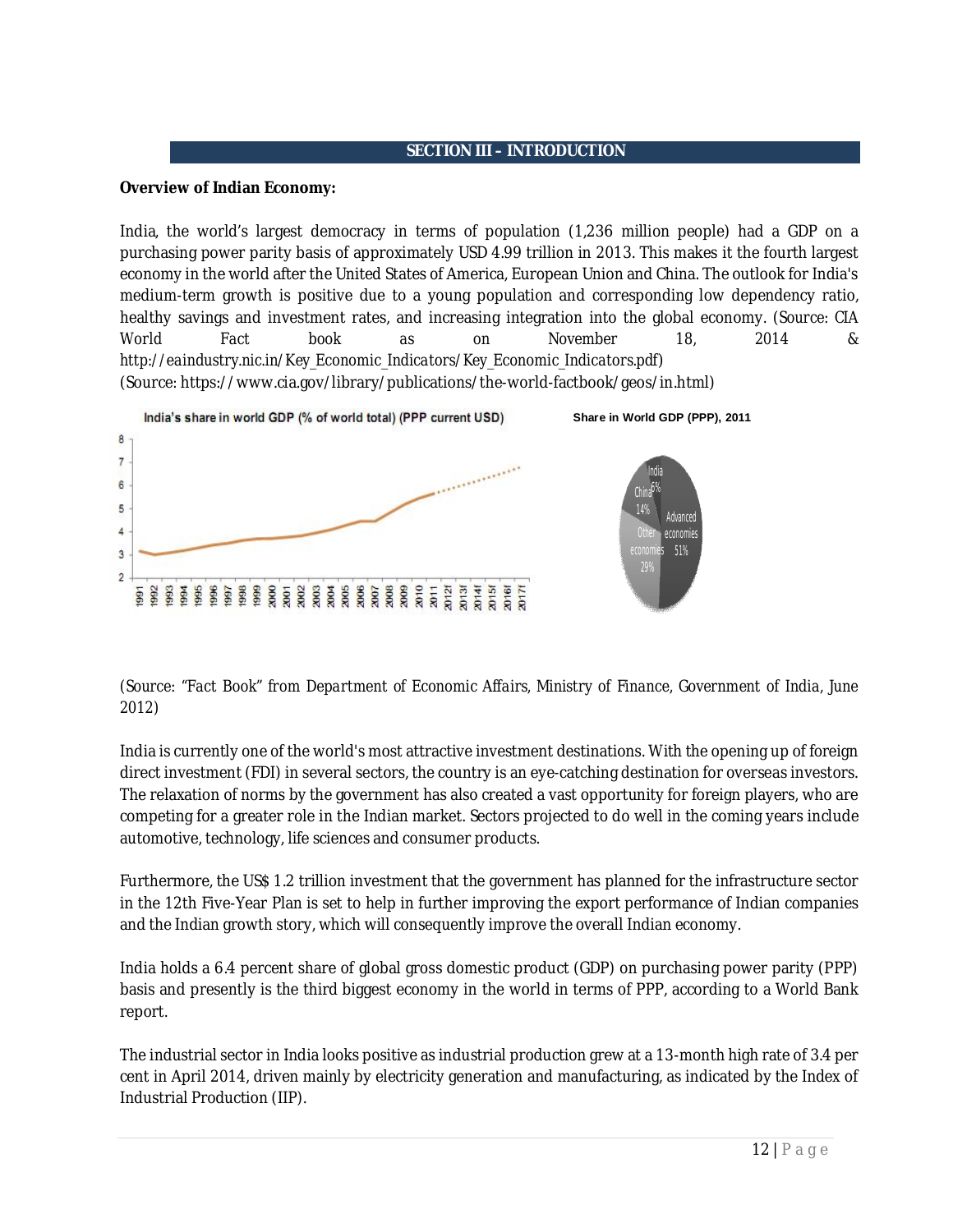## SECTION III – INTRODUCTION

**Overview of Indian Economy:**

India, the world's largest democracy in terms of population (1,236 million people) had a GDP on a purchasing power parity basis of approximately USD 4.99 trillion in 2013. This makes it the fourth largest economy in the world after the United States of America, European Union and China. The outlook for India's medium-term growth is positive due to a young population and corresponding low dependency ratio, healthy savings and investment rates, and increasing integration into the global economy. (Source: CIA World Fact book as on November 18, 2014 & http://eaindustry.nic.in/Key_Economic_Indicators/Key_Economic_Indicators.pdf)
(Source: https://www.cia.gov/library/publications/the-world-factbook/geos/in.html)

India's share in world GDP (% of world total) (PPP current USD)

Share in World GDP (PPP), 2011

(Source: "Fact Book" from Department of Economic Affairs, Ministry of Finance, Government of India, June 2012)

India is currently one of the world's most attractive investment destinations. With the opening up of foreign direct investment (FDI) in several sectors, the country is an eye-catching destination for overseas investors. The relaxation of norms by the government has also created a vast opportunity for foreign players, who are competing for a greater role in the Indian market. Sectors projected to do well in the coming years include automotive, technology, life sciences and consumer products.

Furthermore, the US$ 1.2 trillion investment that the government has planned for the infrastructure sector in the 12th Five-Year Plan is set to help in further improving the export performance of Indian companies and the Indian growth story, which will consequently improve the overall Indian economy.

India holds a 6.4 percent share of global gross domestic product (GDP) on purchasing power parity (PPP) basis and presently is the third biggest economy in the world in terms of PPP, according to a World Bank report.

The industrial sector in India looks positive as industrial production grew at a 13-month high rate of 3.4 per cent in April 2014, driven mainly by electricity generation and manufacturing, as indicated by the Index of Industrial Production (IIP).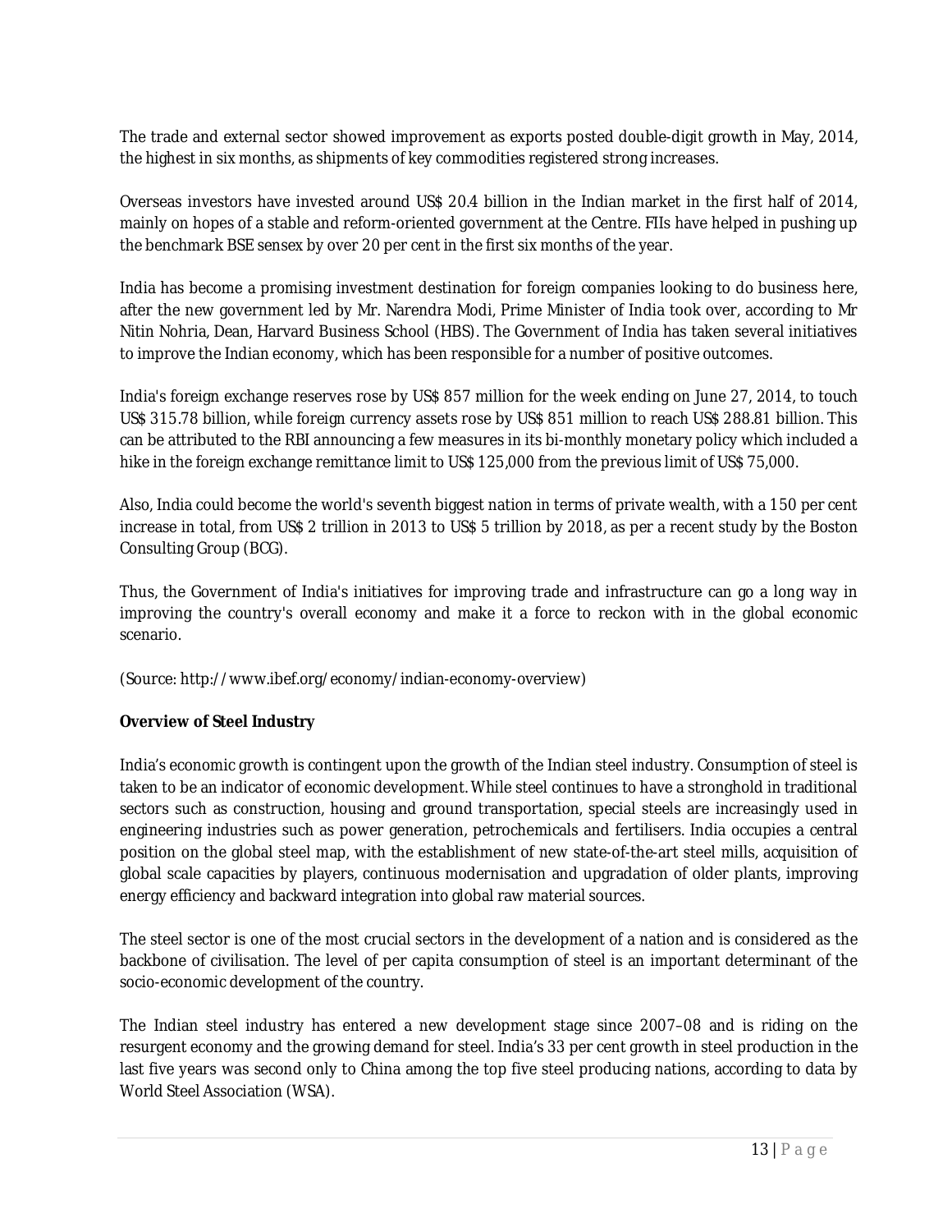The trade and external sector showed improvement as exports posted double-digit growth in May, 2014, the highest in six months, as shipments of key commodities registered strong increases.

Overseas investors have invested around US$ 20.4 billion in the Indian market in the first half of 2014, mainly on hopes of a stable and reform-oriented government at the Centre. FIIs have helped in pushing up the benchmark BSE sensex by over 20 per cent in the first six months of the year.

India has become a promising investment destination for foreign companies looking to do business here, after the new government led by Mr. Narendra Modi, Prime Minister of India took over, according to Mr Nitin Nohria, Dean, Harvard Business School (HBS). The Government of India has taken several initiatives to improve the Indian economy, which has been responsible for a number of positive outcomes.

India's foreign exchange reserves rose by US$ 857 million for the week ending on June 27, 2014, to touch US$ 315.78 billion, while foreign currency assets rose by US$ 851 million to reach US$ 288.81 billion. This can be attributed to the RBI announcing a few measures in its bi-monthly monetary policy which included a hike in the foreign exchange remittance limit to US$ 125,000 from the previous limit of US$ 75,000.

Also, India could become the world's seventh biggest nation in terms of private wealth, with a 150 per cent increase in total, from US$ 2 trillion in 2013 to US$ 5 trillion by 2018, as per a recent study by the Boston Consulting Group (BCG).

Thus, the Government of India's initiatives for improving trade and infrastructure can go a long way in improving the country's overall economy and make it a force to reckon with in the global economic scenario.

(Source: http://www.ibef.org/economy/indian-economy-overview)

**Overview of Steel Industry**

India's economic growth is contingent upon the growth of the Indian steel industry. Consumption of steel is taken to be an indicator of economic development. While steel continues to have a stronghold in traditional sectors such as construction, housing and ground transportation, special steels are increasingly used in engineering industries such as power generation, petrochemicals and fertilisers. India occupies a central position on the global steel map, with the establishment of new state-of-the-art steel mills, acquisition of global scale capacities by players, continuous modernisation and upgradation of older plants, improving energy efficiency and backward integration into global raw material sources.

The steel sector is one of the most crucial sectors in the development of a nation and is considered as the backbone of civilisation. The level of per capita consumption of steel is an important determinant of the socio-economic development of the country.

The Indian steel industry has entered a new development stage since 2007–08 and is riding on the resurgent economy and the growing demand for steel. India's 33 per cent growth in steel production in the last five years was second only to China among the top five steel producing nations, according to data by World Steel Association (WSA).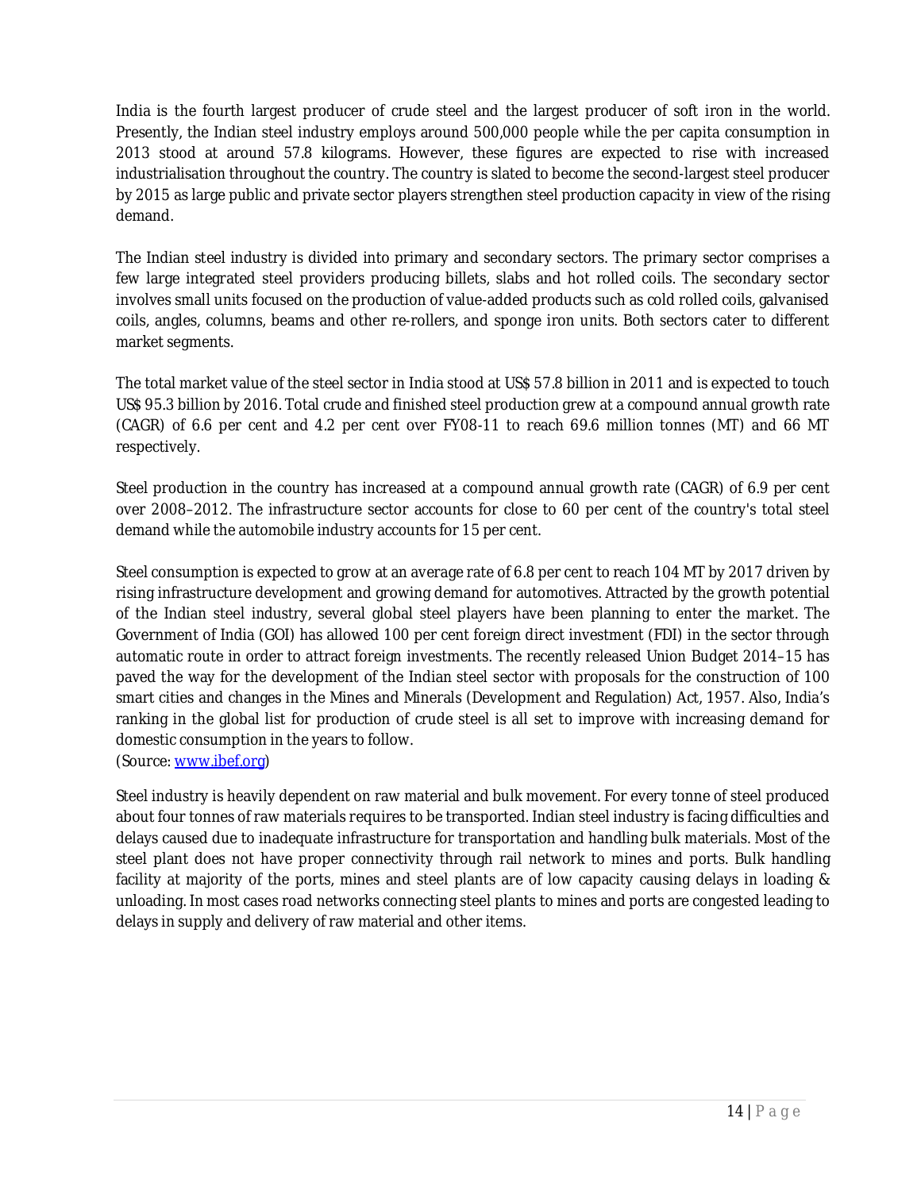India is the fourth largest producer of crude steel and the largest producer of soft iron in the world. Presently, the Indian steel industry employs around 500,000 people while the per capita consumption in 2013 stood at around 57.8 kilograms. However, these figures are expected to rise with increased industrialisation throughout the country. The country is slated to become the second-largest steel producer by 2015 as large public and private sector players strengthen steel production capacity in view of the rising demand.

The Indian steel industry is divided into primary and secondary sectors. The primary sector comprises a few large integrated steel providers producing billets, slabs and hot rolled coils. The secondary sector involves small units focused on the production of value-added products such as cold rolled coils, galvanised coils, angles, columns, beams and other re-rollers, and sponge iron units. Both sectors cater to different market segments.

The total market value of the steel sector in India stood at US$ 57.8 billion in 2011 and is expected to touch US$ 95.3 billion by 2016. Total crude and finished steel production grew at a compound annual growth rate (CAGR) of 6.6 per cent and 4.2 per cent over FY08-11 to reach 69.6 million tonnes (MT) and 66 MT respectively.

Steel production in the country has increased at a compound annual growth rate (CAGR) of 6.9 per cent over 2008–2012. The infrastructure sector accounts for close to 60 per cent of the country's total steel demand while the automobile industry accounts for 15 per cent.

Steel consumption is expected to grow at an average rate of 6.8 per cent to reach 104 MT by 2017 driven by rising infrastructure development and growing demand for automotives. Attracted by the growth potential of the Indian steel industry, several global steel players have been planning to enter the market. The Government of India (GOI) has allowed 100 per cent foreign direct investment (FDI) in the sector through automatic route in order to attract foreign investments. The recently released Union Budget 2014–15 has paved the way for the development of the Indian steel sector with proposals for the construction of 100 smart cities and changes in the Mines and Minerals (Development and Regulation) Act, 1957. Also, India's ranking in the global list for production of crude steel is all set to improve with increasing demand for domestic consumption in the years to follow.
(Source: www.ibef.org)

Steel industry is heavily dependent on raw material and bulk movement. For every tonne of steel produced about four tonnes of raw materials requires to be transported. Indian steel industry is facing difficulties and delays caused due to inadequate infrastructure for transportation and handling bulk materials. Most of the steel plant does not have proper connectivity through rail network to mines and ports. Bulk handling facility at majority of the ports, mines and steel plants are of low capacity causing delays in loading & unloading. In most cases road networks connecting steel plants to mines and ports are congested leading to delays in supply and delivery of raw material and other items.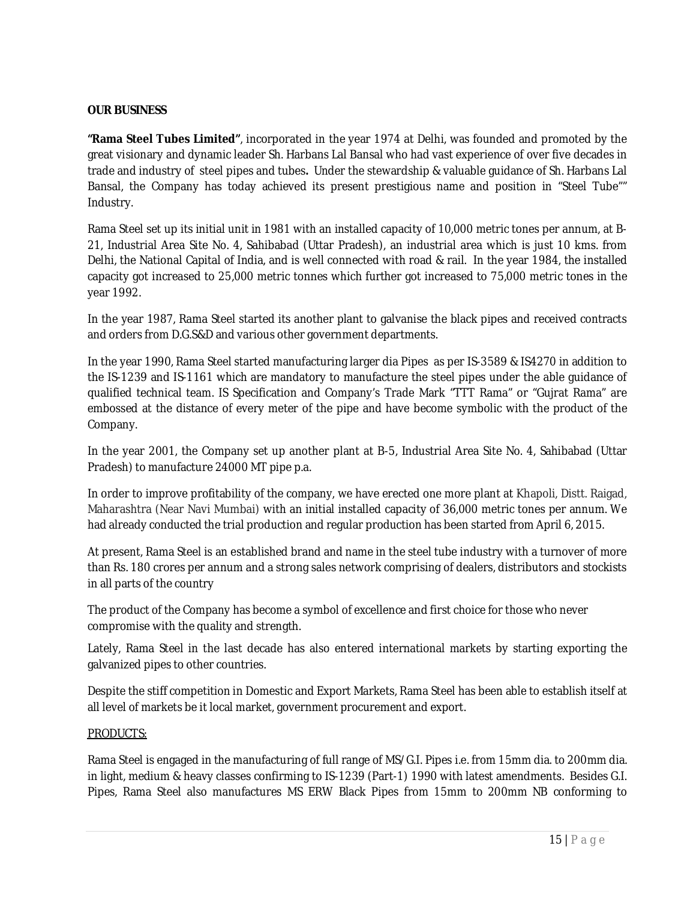**OUR BUSINESS**

**"Rama Steel Tubes Limited"**, incorporated in the year 1974 at Delhi, was founded and promoted by the great visionary and dynamic leader Sh. Harbans Lal Bansal who had vast experience of over five decades in trade and industry of steel pipes and tubes**.** Under the stewardship & valuable guidance of Sh. Harbans Lal Bansal, the Company has today achieved its present prestigious name and position in "Steel Tube"" Industry.

Rama Steel set up its initial unit in 1981 with an installed capacity of 10,000 metric tones per annum, at B-21, Industrial Area Site No. 4, Sahibabad (Uttar Pradesh), an industrial area which is just 10 kms. from Delhi, the National Capital of India, and is well connected with road & rail. In the year 1984, the installed capacity got increased to 25,000 metric tonnes which further got increased to 75,000 metric tones in the year 1992.

In the year 1987, Rama Steel started its another plant to galvanise the black pipes and received contracts and orders from D.G.S&D and various other government departments.

In the year 1990, Rama Steel started manufacturing larger dia Pipes as per IS-3589 & IS4270 in addition to the IS-1239 and IS-1161 which are mandatory to manufacture the steel pipes under the able guidance of qualified technical team. IS Specification and Company's Trade Mark "TTT Rama" or "Gujrat Rama" are embossed at the distance of every meter of the pipe and have become symbolic with the product of the Company.

In the year 2001, the Company set up another plant at B-5, Industrial Area Site No. 4, Sahibabad (Uttar Pradesh) to manufacture 24000 MT pipe p.a.

In order to improve profitability of the company, we have erected one more plant at Khapoli, Distt. Raigad, Maharashtra (Near Navi Mumbai) with an initial installed capacity of 36,000 metric tones per annum. We had already conducted the trial production and regular production has been started from April 6, 2015.

At present, Rama Steel is an established brand and name in the steel tube industry with a turnover of more than Rs. 180 crores per annum and a strong sales network comprising of dealers, distributors and stockists in all parts of the country

The product of the Company has become a symbol of excellence and first choice for those who never compromise with the quality and strength.

Lately, Rama Steel in the last decade has also entered international markets by starting exporting the galvanized pipes to other countries.

Despite the stiff competition in Domestic and Export Markets, Rama Steel has been able to establish itself at all level of markets be it local market, government procurement and export.

<u>PRODUCTS:</u>

Rama Steel is engaged in the manufacturing of full range of MS/G.I. Pipes i.e. from 15mm dia. to 200mm dia. in light, medium & heavy classes confirming to IS-1239 (Part-1) 1990 with latest amendments. Besides G.I. Pipes, Rama Steel also manufactures MS ERW Black Pipes from 15mm to 200mm NB conforming to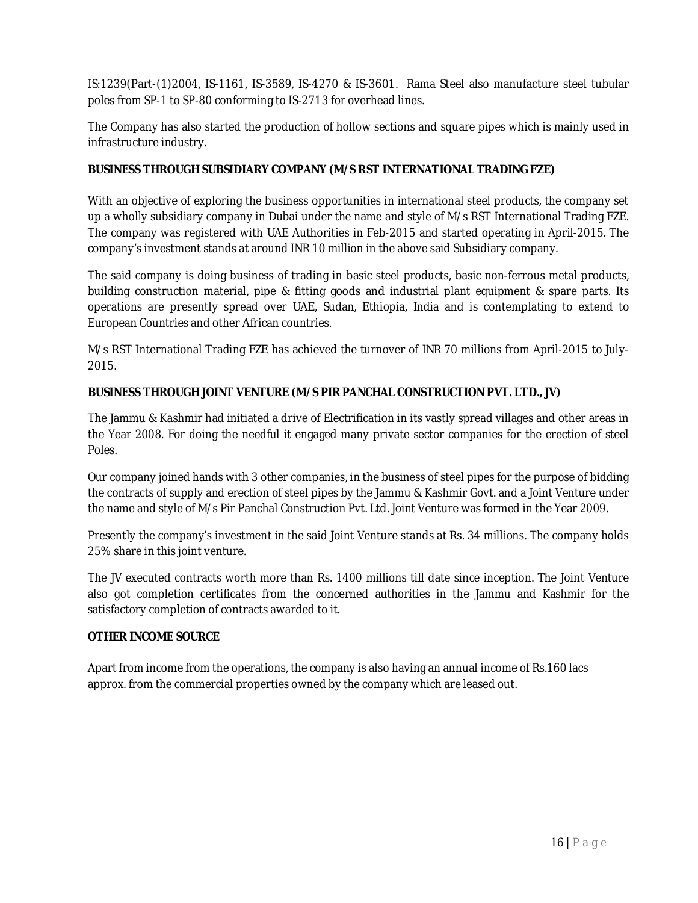IS:1239(Part-(1)2004, IS-1161, IS-3589, IS-4270 & IS-3601. Rama Steel also manufacture steel tubular poles from SP-1 to SP-80 conforming to IS-2713 for overhead lines.

The Company has also started the production of hollow sections and square pipes which is mainly used in infrastructure industry.

**BUSINESS THROUGH SUBSIDIARY COMPANY (M/S RST INTERNATIONAL TRADING FZE)**

With an objective of exploring the business opportunities in international steel products, the company set up a wholly subsidiary company in Dubai under the name and style of M/s RST International Trading FZE. The company was registered with UAE Authorities in Feb-2015 and started operating in April-2015. The company's investment stands at around INR 10 million in the above said Subsidiary company.

The said company is doing business of trading in basic steel products, basic non-ferrous metal products, building construction material, pipe & fitting goods and industrial plant equipment & spare parts. Its operations are presently spread over UAE, Sudan, Ethiopia, India and is contemplating to extend to European Countries and other African countries.

M/s RST International Trading FZE has achieved the turnover of INR 70 millions from April-2015 to July-2015.

**BUSINESS THROUGH JOINT VENTURE (M/S PIR PANCHAL CONSTRUCTION PVT. LTD., JV)**

The Jammu & Kashmir had initiated a drive of Electrification in its vastly spread villages and other areas in the Year 2008. For doing the needful it engaged many private sector companies for the erection of steel Poles.

Our company joined hands with 3 other companies, in the business of steel pipes for the purpose of bidding the contracts of supply and erection of steel pipes by the Jammu & Kashmir Govt. and a Joint Venture under the name and style of M/s Pir Panchal Construction Pvt. Ltd. Joint Venture was formed in the Year 2009.

Presently the company's investment in the said Joint Venture stands at Rs. 34 millions. The company holds 25% share in this joint venture.

The JV executed contracts worth more than Rs. 1400 millions till date since inception. The Joint Venture also got completion certificates from the concerned authorities in the Jammu and Kashmir for the satisfactory completion of contracts awarded to it.

**OTHER INCOME SOURCE**

Apart from income from the operations, the company is also having an annual income of Rs.160 lacs approx. from the commercial properties owned by the company which are leased out.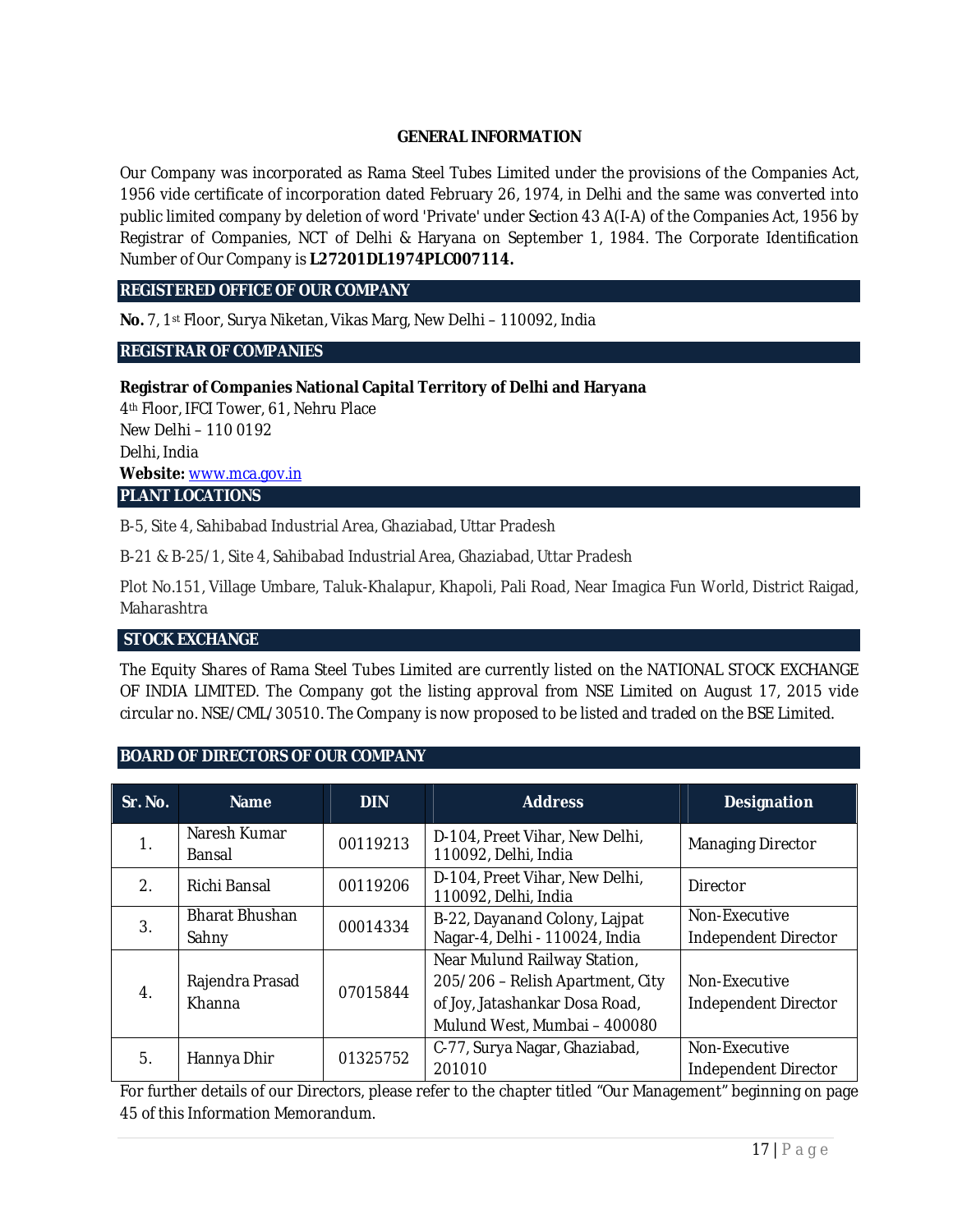# GENERAL INFORMATION

Our Company was incorporated as Rama Steel Tubes Limited under the provisions of the Companies Act, 1956 vide certificate of incorporation dated February 26, 1974, in Delhi and the same was converted into public limited company by deletion of word 'Private' under Section 43 A(I-A) of the Companies Act, 1956 by Registrar of Companies, NCT of Delhi & Haryana on September 1, 1984. The Corporate Identification Number of Our Company is **L27201DL1974PLC007114.**

## REGISTERED OFFICE OF OUR COMPANY

**No.** 7, 1st Floor, Surya Niketan, Vikas Marg, New Delhi – 110092, India

## REGISTRAR OF COMPANIES

**Registrar of Companies National Capital Territory of Delhi and Haryana**
4th Floor, IFCI Tower, 61, Nehru Place
New Delhi – 110 0192
Delhi, India
**Website:** www.mca.gov.in

## PLANT LOCATIONS

B-5, Site 4, Sahibabad Industrial Area, Ghaziabad, Uttar Pradesh

B-21 & B-25/1, Site 4, Sahibabad Industrial Area, Ghaziabad, Uttar Pradesh

Plot No.151, Village Umbare, Taluk-Khalapur, Khapoli, Pali Road, Near Imagica Fun World, District Raigad, Maharashtra

## STOCK EXCHANGE

The Equity Shares of Rama Steel Tubes Limited are currently listed on the NATIONAL STOCK EXCHANGE OF INDIA LIMITED. The Company got the listing approval from NSE Limited on August 17, 2015 vide circular no. NSE/CML/30510. The Company is now proposed to be listed and traded on the BSE Limited.

## BOARD OF DIRECTORS OF OUR COMPANY

| Sr. No. | Name | DIN | Address | Designation |
|---|---|---|---|---|
| 1. | Naresh Kumar Bansal | 00119213 | D-104, Preet Vihar, New Delhi, 110092, Delhi, India | Managing Director |
| 2. | Richi Bansal | 00119206 | D-104, Preet Vihar, New Delhi, 110092, Delhi, India | Director |
| 3. | Bharat Bhushan Sahny | 00014334 | B-22, Dayanand Colony, Lajpat Nagar-4, Delhi - 110024, India | Non-Executive Independent Director |
| 4. | Rajendra Prasad Khanna | 07015844 | Near Mulund Railway Station, 205/206 – Relish Apartment, City of Joy, Jatashankar Dosa Road, Mulund West, Mumbai – 400080 | Non-Executive Independent Director |
| 5. | Hannya Dhir | 01325752 | C-77, Surya Nagar, Ghaziabad, 201010 | Non-Executive Independent Director |

For further details of our Directors, please refer to the chapter titled "Our Management" beginning on page 45 of this Information Memorandum.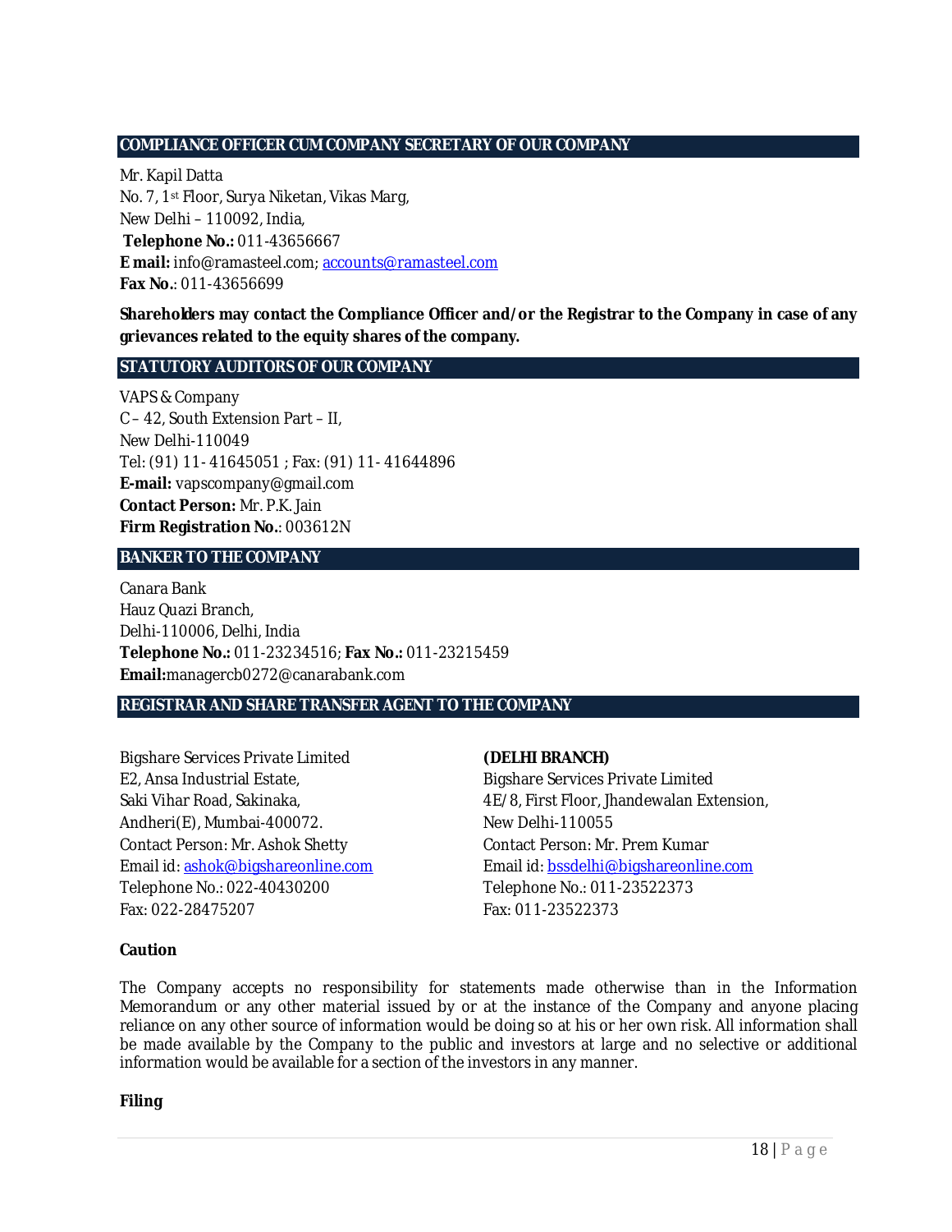## COMPLIANCE OFFICER CUM COMPANY SECRETARY OF OUR COMPANY

Mr. Kapil Datta
No. 7, 1st Floor, Surya Niketan, Vikas Marg,
New Delhi – 110092, India,
**Telephone No.:** 011-43656667
**E mail:** info@ramasteel.com; accounts@ramasteel.com
**Fax No.**: 011-43656699

**Shareholders may contact the Compliance Officer and/or the Registrar to the Company in case of any grievances related to the equity shares of the company.**

## STATUTORY AUDITORS OF OUR COMPANY

VAPS & Company
C – 42, South Extension Part – II,
New Delhi-110049
Tel: (91) 11- 41645051 ; Fax: (91) 11- 41644896
**E-mail:** vapscompany@gmail.com
**Contact Person:** Mr. P.K. Jain
**Firm Registration No.**: 003612N

## BANKER TO THE COMPANY

Canara Bank
Hauz Quazi Branch,
Delhi-110006, Delhi, India
**Telephone No.:** 011-23234516; **Fax No.:** 011-23215459
**Email:**managercb0272@canarabank.com

## REGISTRAR AND SHARE TRANSFER AGENT TO THE COMPANY

Bigshare Services Private Limited
E2, Ansa Industrial Estate,
Saki Vihar Road, Sakinaka,
Andheri(E), Mumbai-400072.
Contact Person: Mr. Ashok Shetty
Email id: ashok@bigshareonline.com
Telephone No.: 022-40430200
Fax: 022-28475207

**(DELHI BRANCH)**
Bigshare Services Private Limited
4E/8, First Floor, Jhandewalan Extension,
New Delhi-110055
Contact Person: Mr. Prem Kumar
Email id: bssdelhi@bigshareonline.com
Telephone No.: 011-23522373
Fax: 011-23522373

**Caution**

The Company accepts no responsibility for statements made otherwise than in the Information Memorandum or any other material issued by or at the instance of the Company and anyone placing reliance on any other source of information would be doing so at his or her own risk. All information shall be made available by the Company to the public and investors at large and no selective or additional information would be available for a section of the investors in any manner.

**Filing**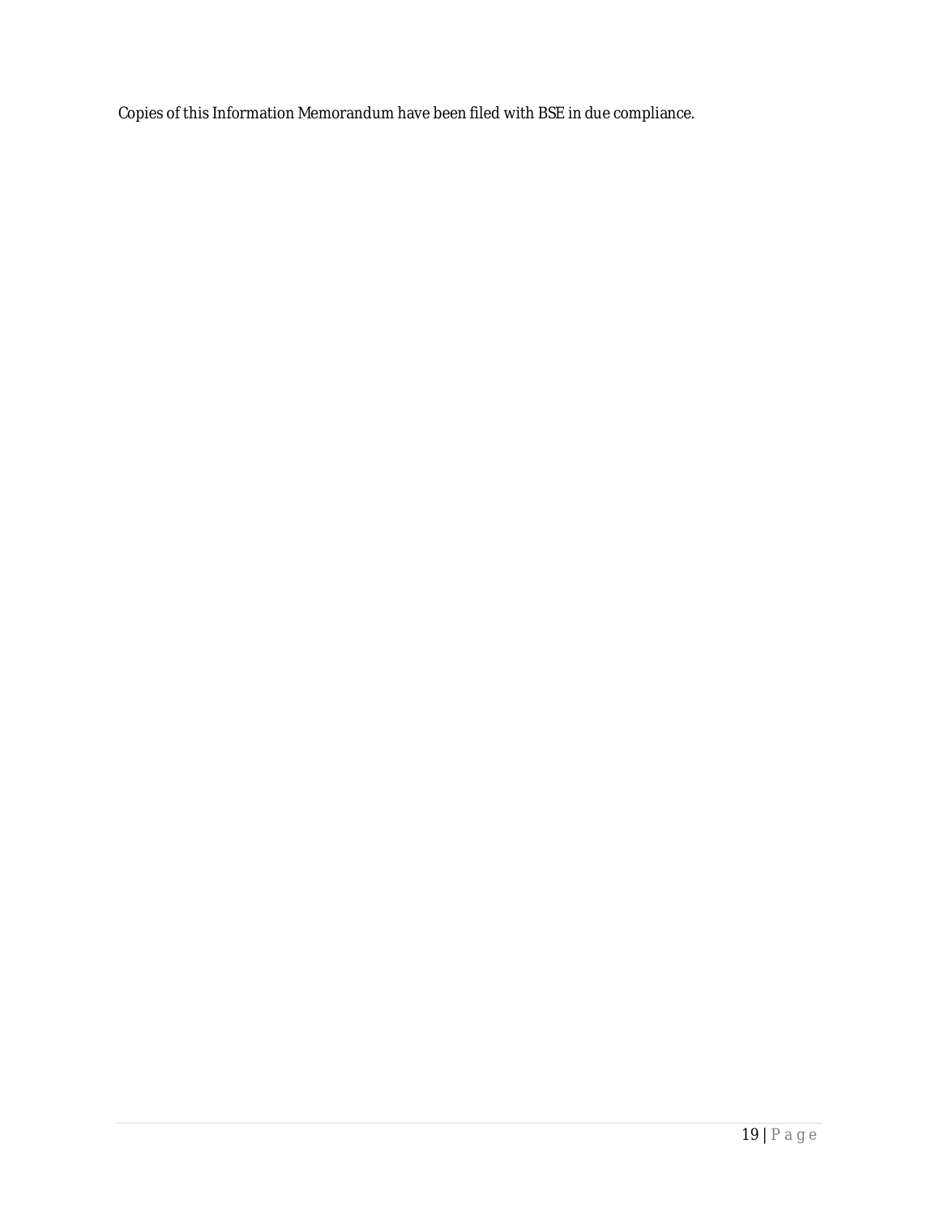Copies of this Information Memorandum have been filed with BSE in due compliance.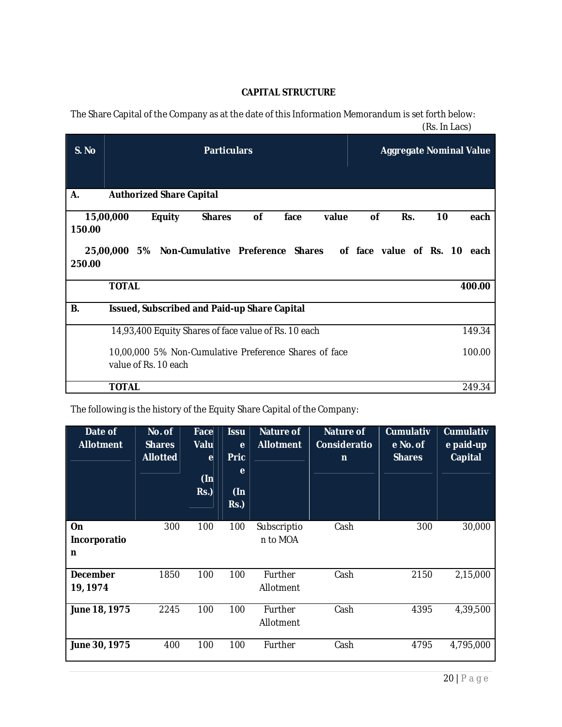## CAPITAL STRUCTURE

The Share Capital of the Company as at the date of this Information Memorandum is set forth below:

(Rs. In Lacs)

| S. No | Particulars | Aggregate Nominal Value |
|---|---|---|
| A. | **Authorized Share Capital** | |
| | **15,00,000 Equity Shares of face value of Rs. 10 each** | **150.00** |
| | **25,00,000 5% Non-Cumulative Preference Shares of face value of Rs. 10 each** | **250.00** |
| | **TOTAL** | **400.00** |
| B. | **Issued, Subscribed and Paid-up Share Capital** | |
| | 14,93,400 Equity Shares of face value of Rs. 10 each | 149.34 |
| | 10,00,000 5% Non-Cumulative Preference Shares of face value of Rs. 10 each | 100.00 |
| | **TOTAL** | 249.34 |

The following is the history of the Equity Share Capital of the Company:

| Date of Allotment | No. of Shares Allotted | Face Value (In Rs.) | Issue Price (In Rs.) | Nature of Allotment | Nature of Consideration | Cumulative No. of Shares | Cumulative paid-up Capital |
|---|---|---|---|---|---|---|---|
| **On Incorporation** | 300 | 100 | 100 | Subscription to MOA | Cash | 300 | 30,000 |
| **December 19, 1974** | 1850 | 100 | 100 | Further Allotment | Cash | 2150 | 2,15,000 |
| **June 18, 1975** | 2245 | 100 | 100 | Further Allotment | Cash | 4395 | 4,39,500 |
| **June 30, 1975** | 400 | 100 | 100 | Further | Cash | 4795 | 4,795,000 |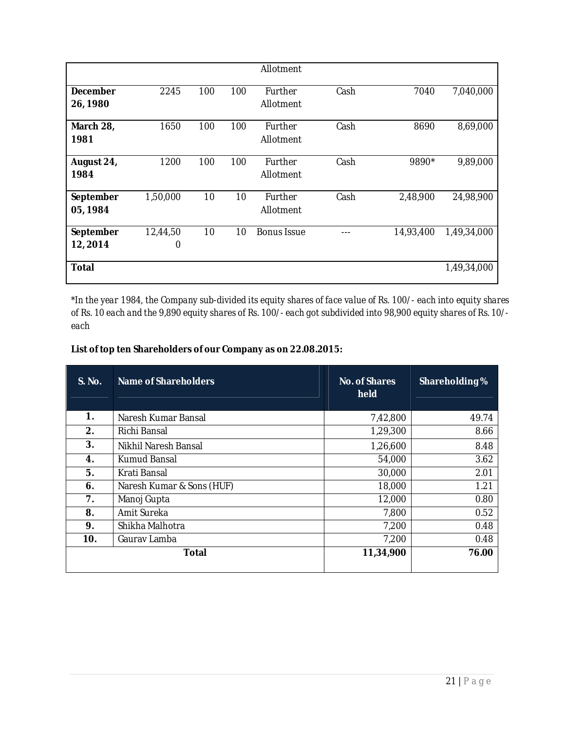| | | | | Allotment | | | |
|---|---|---|---|---|---|---|---|
| **December 26, 1980** | 2245 | 100 | 100 | Further Allotment | Cash | 7040 | 7,040,000 |
| **March 28, 1981** | 1650 | 100 | 100 | Further Allotment | Cash | 8690 | 8,69,000 |
| **August 24, 1984** | 1200 | 100 | 100 | Further Allotment | Cash | 9890* | 9,89,000 |
| **September 05, 1984** | 1,50,000 | 10 | 10 | Further Allotment | Cash | 2,48,900 | 24,98,900 |
| **September 12, 2014** | 12,44,500 | 10 | 10 | Bonus Issue | --- | 14,93,400 | 1,49,34,000 |
| **Total** | | | | | | | 1,49,34,000 |

*\*In the year 1984, the Company sub-divided its equity shares of face value of Rs. 100/- each into equity shares of Rs. 10 each and the 9,890 equity shares of Rs. 100/- each got subdivided into 98,900 equity shares of Rs. 10/- each*

**List of top ten Shareholders of our Company as on 22.08.2015:**

| S. No. | Name of Shareholders | No. of Shares held | Shareholding % |
|---|---|---|---|
| **1.** | Naresh Kumar Bansal | 7,42,800 | 49.74 |
| **2.** | Richi Bansal | 1,29,300 | 8.66 |
| **3.** | Nikhil Naresh Bansal | 1,26,600 | 8.48 |
| **4.** | Kumud Bansal | 54,000 | 3.62 |
| **5.** | Krati Bansal | 30,000 | 2.01 |
| **6.** | Naresh Kumar & Sons (HUF) | 18,000 | 1.21 |
| **7.** | Manoj Gupta | 12,000 | 0.80 |
| **8.** | Amit Sureka | 7,800 | 0.52 |
| **9.** | Shikha Malhotra | 7,200 | 0.48 |
| **10.** | Gaurav Lamba | 7,200 | 0.48 |
| | **Total** | **11,34,900** | **76.00** |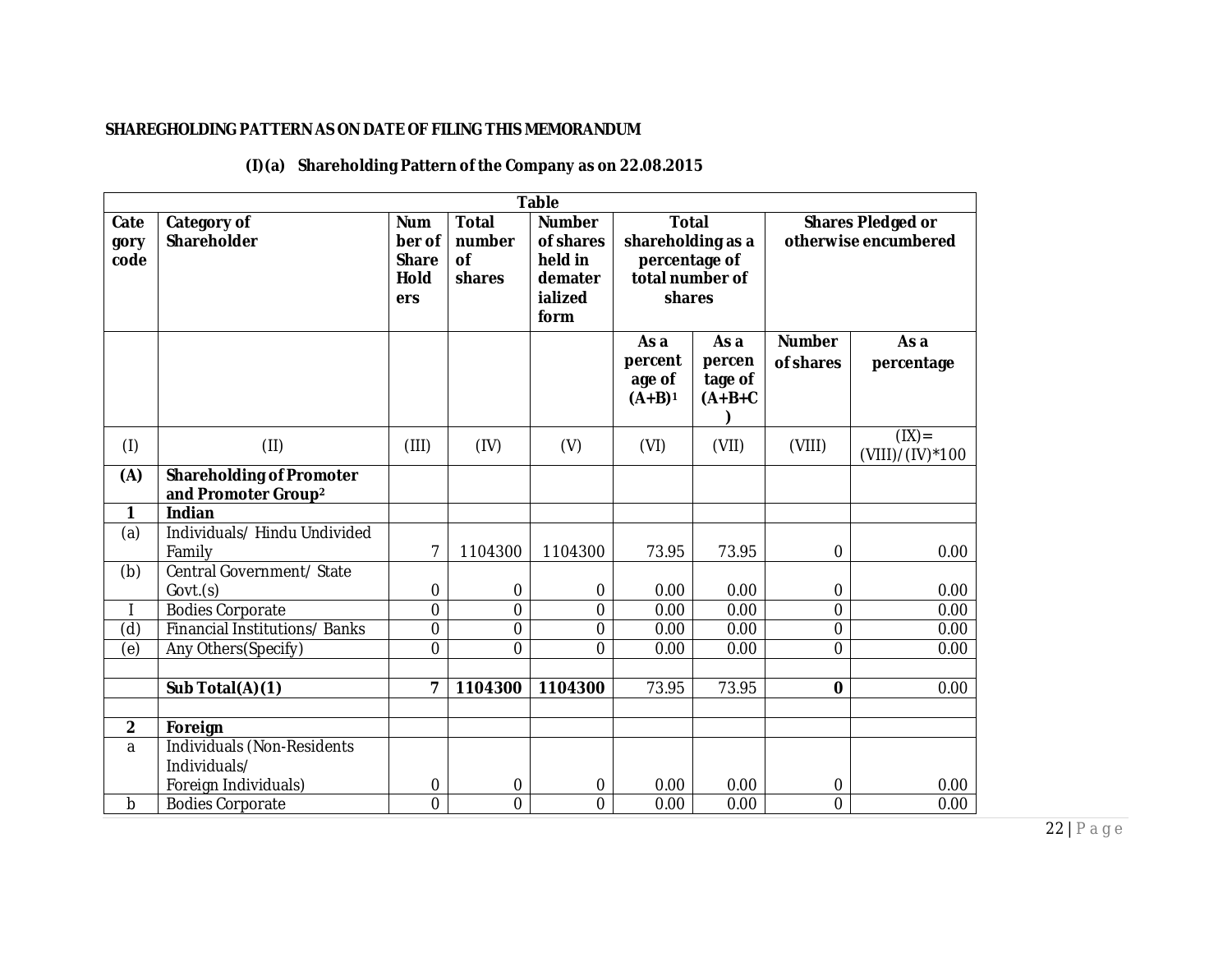**SHAREGHOLDING PATTERN AS ON DATE OF FILING THIS MEMORANDUM**

**(I)(a) Shareholding Pattern of the Company as on 22.08.2015**

| Table | | | | | | | | |
|---|---|---|---|---|---|---|---|---|
| **Category code** | **Category of Shareholder** | **Number of Share Holders** | **Total number of shares** | **Number of shares held in dematerialized form** | **Total shareholding as a percentage of total number of shares** | | **Shares Pledged or otherwise encumbered** | |
| | | | | | **As a percentage of (A+B)[1]** | **As a percentage of (A+B+C)** | **Number of shares** | **As a percentage** |
| (I) | (II) | (III) | (IV) | (V) | (VI) | (VII) | (VIII) | (IX)= (VIII)/(IV)*100 |
| **(A)** | **Shareholding of Promoter and Promoter Group[2]** | | | | | | | |
| **1** | **Indian** | | | | | | | |
| (a) | Individuals/ Hindu Undivided Family | 7 | 1104300 | 1104300 | 73.95 | 73.95 | 0 | 0.00 |
| (b) | Central Government/ State Govt.(s) | 0 | 0 | 0 | 0.00 | 0.00 | 0 | 0.00 |
| I | Bodies Corporate | 0 | 0 | 0 | 0.00 | 0.00 | 0 | 0.00 |
| (d) | Financial Institutions/ Banks | 0 | 0 | 0 | 0.00 | 0.00 | 0 | 0.00 |
| (e) | Any Others(Specify) | 0 | 0 | 0 | 0.00 | 0.00 | 0 | 0.00 |
| | | | | | | | | |
| | **Sub Total(A)(1)** | **7** | **1104300** | **1104300** | 73.95 | 73.95 | **0** | 0.00 |
| | | | | | | | | |
| **2** | **Foreign** | | | | | | | |
| a | Individuals (Non-Residents Individuals/ Foreign Individuals) | 0 | 0 | 0 | 0.00 | 0.00 | 0 | 0.00 |
| b | Bodies Corporate | 0 | 0 | 0 | 0.00 | 0.00 | 0 | 0.00 |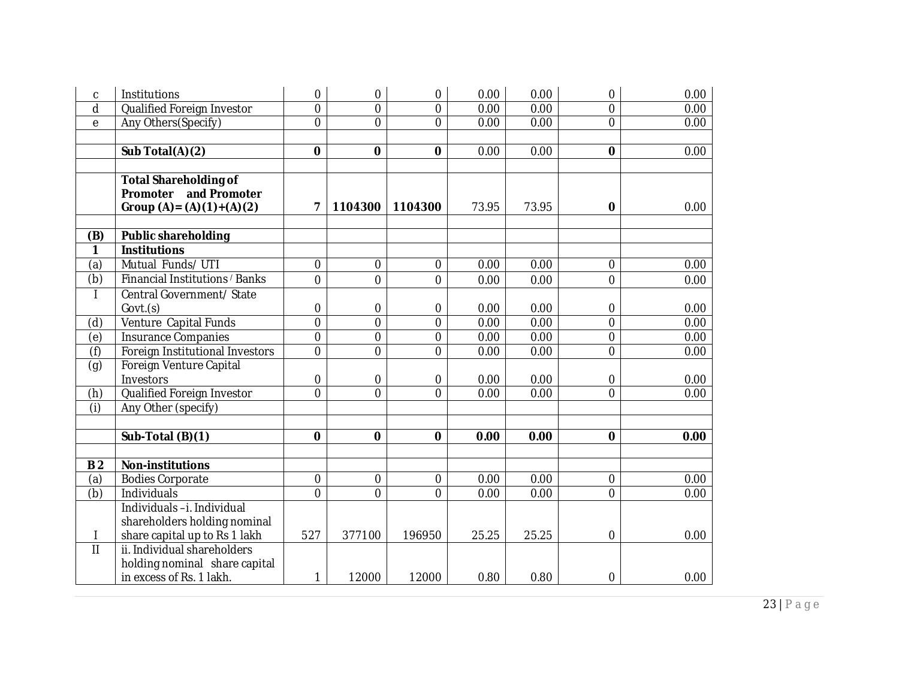| | | | | | | | | |
|---|---|---|---|---|---|---|---|---|
| c | Institutions | 0 | 0 | 0 | 0.00 | 0.00 | 0 | 0.00 |
| d | Qualified Foreign Investor | 0 | 0 | 0 | 0.00 | 0.00 | 0 | 0.00 |
| e | Any Others(Specify) | 0 | 0 | 0 | 0.00 | 0.00 | 0 | 0.00 |
| | | | | | | | | |
| | **Sub Total(A)(2)** | **0** | **0** | **0** | 0.00 | 0.00 | **0** | 0.00 |
| | | | | | | | | |
| | **Total Shareholding of Promoter and Promoter Group (A)= (A)(1)+(A)(2)** | **7** | **1104300** | **1104300** | 73.95 | 73.95 | **0** | 0.00 |
| | | | | | | | | |
| **(B)** | **Public shareholding** | | | | | | | |
| **1** | **Institutions** | | | | | | | |
| (a) | Mutual Funds/ UTI | 0 | 0 | 0 | 0.00 | 0.00 | 0 | 0.00 |
| (b) | Financial Institutions / Banks | 0 | 0 | 0 | 0.00 | 0.00 | 0 | 0.00 |
| I | Central Government/ State Govt.(s) | 0 | 0 | 0 | 0.00 | 0.00 | 0 | 0.00 |
| (d) | Venture Capital Funds | 0 | 0 | 0 | 0.00 | 0.00 | 0 | 0.00 |
| (e) | Insurance Companies | 0 | 0 | 0 | 0.00 | 0.00 | 0 | 0.00 |
| (f) | Foreign Institutional Investors | 0 | 0 | 0 | 0.00 | 0.00 | 0 | 0.00 |
| (g) | Foreign Venture Capital Investors | 0 | 0 | 0 | 0.00 | 0.00 | 0 | 0.00 |
| (h) | Qualified Foreign Investor | 0 | 0 | 0 | 0.00 | 0.00 | 0 | 0.00 |
| (i) | Any Other (specify) | | | | | | | |
| | | | | | | | | |
| | **Sub-Total (B)(1)** | **0** | **0** | **0** | **0.00** | **0.00** | **0** | **0.00** |
| | | | | | | | | |
| **B 2** | **Non-institutions** | | | | | | | |
| (a) | Bodies Corporate | 0 | 0 | 0 | 0.00 | 0.00 | 0 | 0.00 |
| (b) | Individuals | 0 | 0 | 0 | 0.00 | 0.00 | 0 | 0.00 |
| I | Individuals –i. Individual shareholders holding nominal share capital up to Rs 1 lakh | 527 | 377100 | 196950 | 25.25 | 25.25 | 0 | 0.00 |
| II | ii. Individual shareholders holding nominal share capital in excess of Rs. 1 lakh. | 1 | 12000 | 12000 | 0.80 | 0.80 | 0 | 0.00 |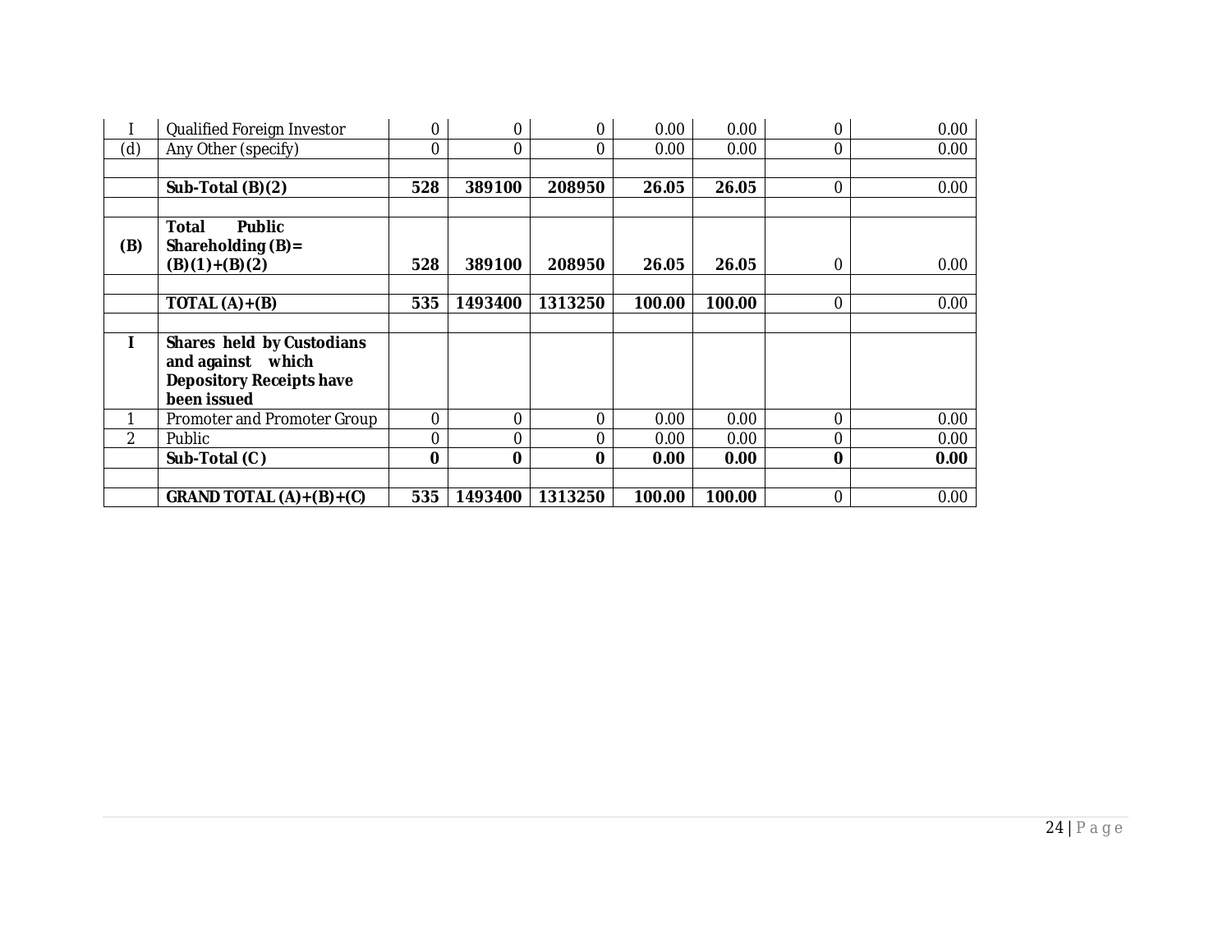| | | | | | | | | |
|---|---|---|---|---|---|---|---|---|
| I | Qualified Foreign Investor | 0 | 0 | 0 | 0.00 | 0.00 | 0 | 0.00 |
| (d) | Any Other (specify) | 0 | 0 | 0 | 0.00 | 0.00 | 0 | 0.00 |
| | | | | | | | | |
| | **Sub-Total (B)(2)** | **528** | **389100** | **208950** | **26.05** | **26.05** | 0 | 0.00 |
| | | | | | | | | |
| **(B)** | **Total Public Shareholding (B)= (B)(1)+(B)(2)** | **528** | **389100** | **208950** | **26.05** | **26.05** | 0 | 0.00 |
| | | | | | | | | |
| | **TOTAL (A)+(B)** | **535** | **1493400** | **1313250** | **100.00** | **100.00** | 0 | 0.00 |
| | | | | | | | | |
| **I** | **Shares held by Custodians and against which Depository Receipts have been issued** | | | | | | | |
| 1 | Promoter and Promoter Group | 0 | 0 | 0 | 0.00 | 0.00 | 0 | 0.00 |
| 2 | Public | 0 | 0 | 0 | 0.00 | 0.00 | 0 | 0.00 |
| | **Sub-Total (C )** | **0** | **0** | **0** | **0.00** | **0.00** | **0** | **0.00** |
| | | | | | | | | |
| | **GRAND TOTAL (A)+(B)+(C)** | **535** | **1493400** | **1313250** | **100.00** | **100.00** | 0 | 0.00 |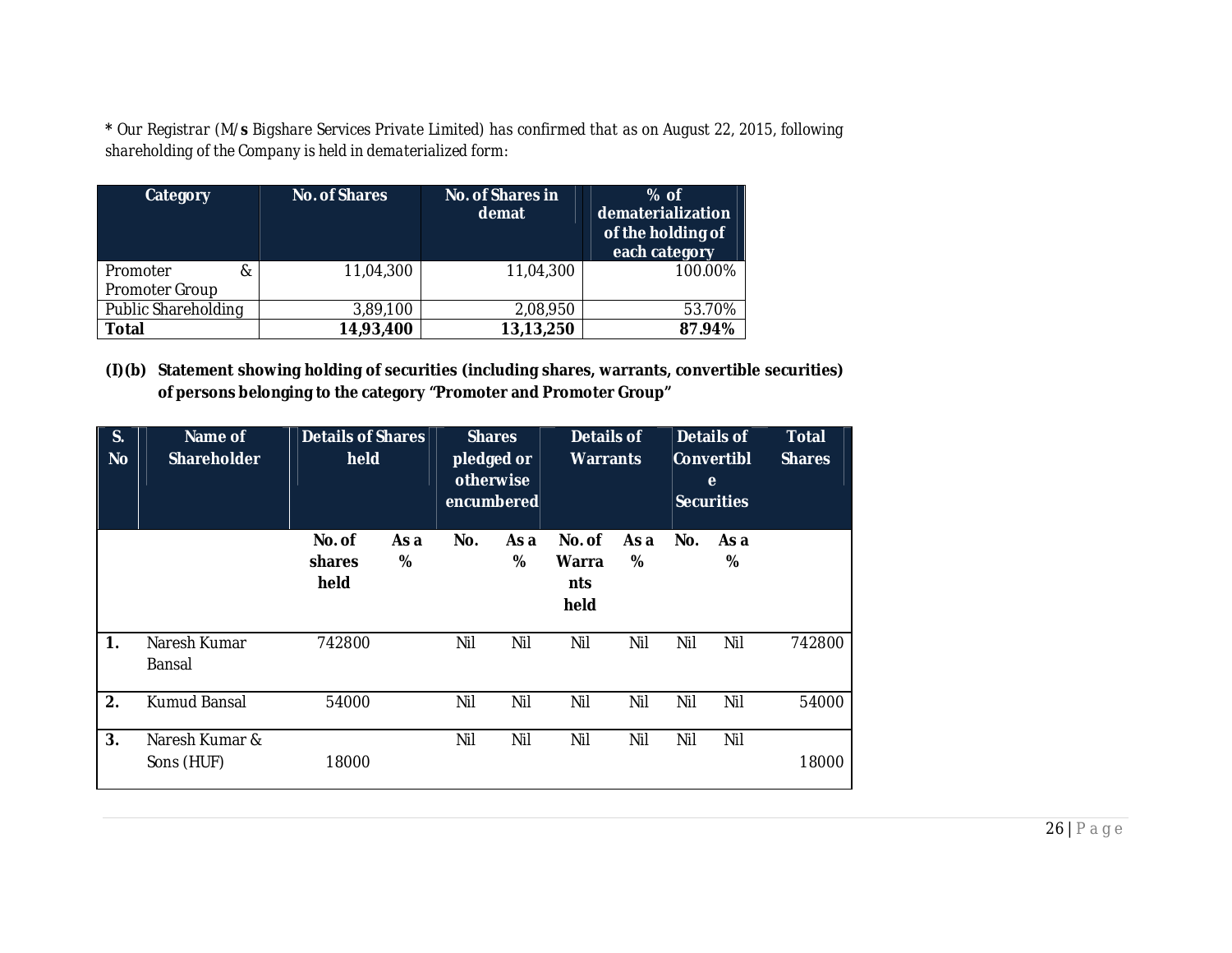**\*** Our Registrar (M/**s** Bigshare Services Private Limited) has confirmed that as on August 22, 2015, following shareholding of the Company is held in dematerialized form:

| Category | No. of Shares | No. of Shares in demat | % of dematerialization of the holding of each category |
|---|---|---|---|
| Promoter & Promoter Group | 11,04,300 | 11,04,300 | 100.00% |
| Public Shareholding | 3,89,100 | 2,08,950 | 53.70% |
| **Total** | **14,93,400** | **13,13,250** | **87.94%** |

**(I)(b) Statement showing holding of securities (including shares, warrants, convertible securities) of persons belonging to the category "Promoter and Promoter Group"**

| S. No | Name of Shareholder | Details of Shares held | | Shares pledged or otherwise encumbered | | Details of Warrants | | Details of Convertible Securities | | Total Shares |
|---|---|---|---|---|---|---|---|---|---|---|
| | | **No. of shares held** | **As a %** | **No.** | **As a %** | **No. of Warrants held** | **As a %** | **No.** | **As a %** | |
| **1.** | Naresh Kumar Bansal | 742800 | | Nil | Nil | Nil | Nil | Nil | Nil | 742800 |
| **2.** | Kumud Bansal | 54000 | | Nil | Nil | Nil | Nil | Nil | Nil | 54000 |
| **3.** | Naresh Kumar & Sons (HUF) | 18000 | | Nil | Nil | Nil | Nil | Nil | Nil | 18000 |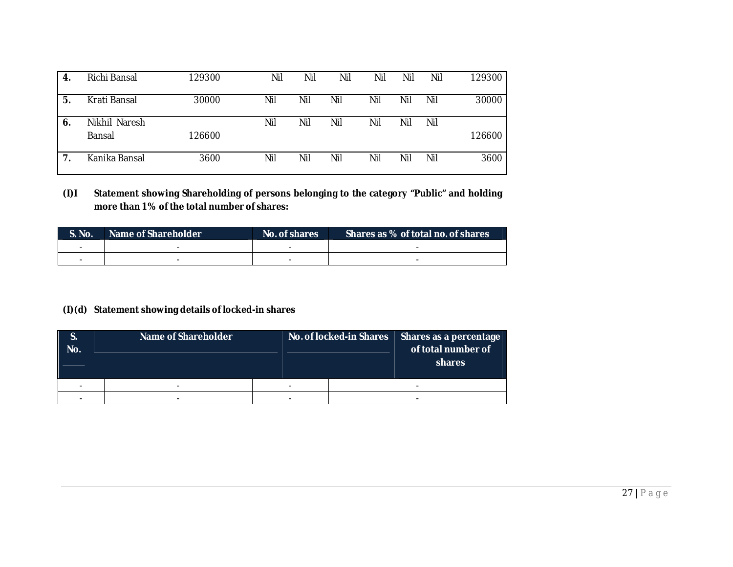| 4. | Richi Bansal | 129300 | Nil | Nil | Nil | Nil | Nil | Nil | 129300 |
|---|---|---|---|---|---|---|---|---|---|
| 5. | Krati Bansal | 30000 | Nil | Nil | Nil | Nil | Nil | Nil | 30000 |
| 6. | Nikhil Naresh Bansal | 126600 | Nil | Nil | Nil | Nil | Nil | Nil | 126600 |
| 7. | Kanika Bansal | 3600 | Nil | Nil | Nil | Nil | Nil | Nil | 3600 |

**(I)I Statement showing Shareholding of persons belonging to the category "Public" and holding more than 1% of the total number of shares:**

| S. No. | Name of Shareholder | No. of shares | Shares as % of total no. of shares |
|---|---|---|---|
| - | - | - | - |
| - | - | - | - |

**(I)(d) Statement showing details of locked-in shares**

| S. No. | Name of Shareholder | No. of locked-in Shares | Shares as a percentage of total number of shares |
|---|---|---|---|
| - | - | - | - |
| - | - | - | - |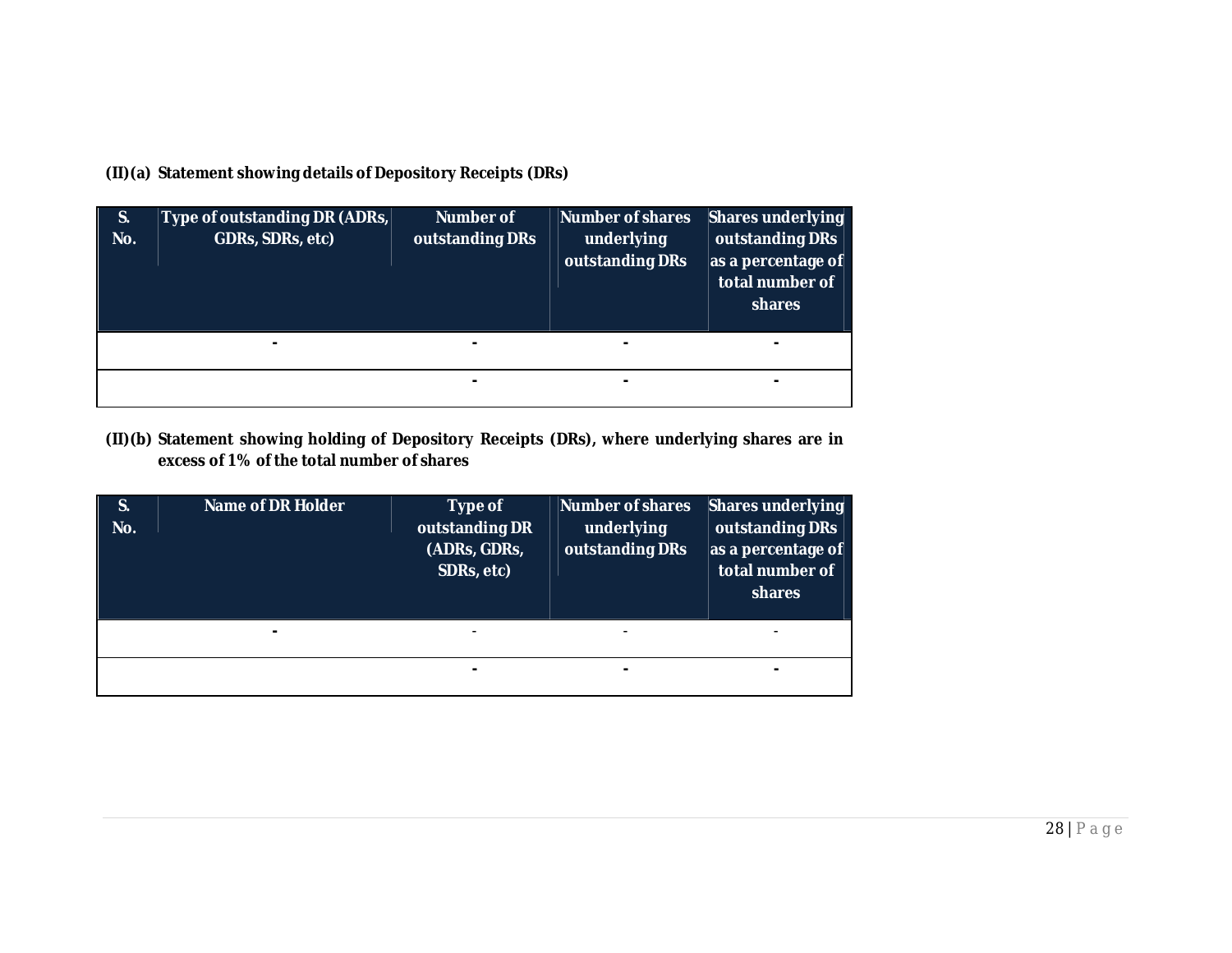**(II)(a) Statement showing details of Depository Receipts (DRs)**

| S. No. | Type of outstanding DR (ADRs, GDRs, SDRs, etc) | Number of outstanding DRs | Number of shares underlying outstanding DRs | Shares underlying outstanding DRs as a percentage of total number of shares |
|---|---|---|---|---|
| | - | - | - | - |
| | | - | - | - |

**(II)(b) Statement showing holding of Depository Receipts (DRs), where underlying shares are in excess of 1% of the total number of shares**

| S. No. | Name of DR Holder | Type of outstanding DR (ADRs, GDRs, SDRs, etc) | Number of shares underlying outstanding DRs | Shares underlying outstanding DRs as a percentage of total number of shares |
|---|---|---|---|---|
| | - | - | - | - |
| | | - | - | - |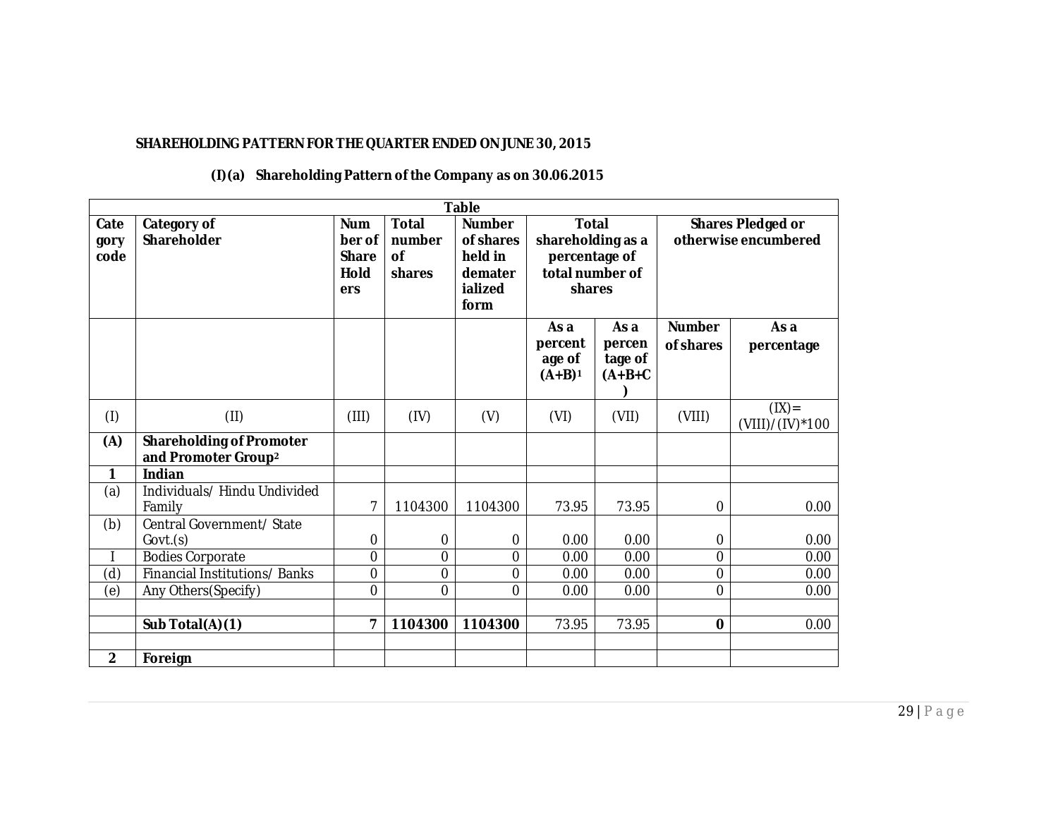**SHAREHOLDING PATTERN FOR THE QUARTER ENDED ON JUNE 30, 2015**

**(I)(a) Shareholding Pattern of the Company as on 30.06.2015**

| Table | | | | | | | | |
|---|---|---|---|---|---|---|---|---|
| **Category code** | **Category of Shareholder** | **Number of Share Holders** | **Total number of shares** | **Number of shares held in dematerialized form** | **Total shareholding as a percentage of total number of shares** | | **Shares Pledged or otherwise encumbered** | |
| | | | | | **As a percentage of (A+B)[1]** | **As a percentage of (A+B+C)** | **Number of shares** | **As a percentage** |
| (I) | (II) | (III) | (IV) | (V) | (VI) | (VII) | (VIII) | (IX)= (VIII)/(IV)*100 |
| **(A)** | **Shareholding of Promoter and Promoter Group[2]** | | | | | | | |
| **1** | **Indian** | | | | | | | |
| (a) | Individuals/ Hindu Undivided Family | 7 | 1104300 | 1104300 | 73.95 | 73.95 | 0 | 0.00 |
| (b) | Central Government/ State Govt.(s) | 0 | 0 | 0 | 0.00 | 0.00 | 0 | 0.00 |
| I | Bodies Corporate | 0 | 0 | 0 | 0.00 | 0.00 | 0 | 0.00 |
| (d) | Financial Institutions/ Banks | 0 | 0 | 0 | 0.00 | 0.00 | 0 | 0.00 |
| (e) | Any Others(Specify) | 0 | 0 | 0 | 0.00 | 0.00 | 0 | 0.00 |
| | | | | | | | | |
| | **Sub Total(A)(1)** | **7** | **1104300** | **1104300** | 73.95 | 73.95 | **0** | 0.00 |
| | | | | | | | | |
| **2** | **Foreign** | | | | | | | |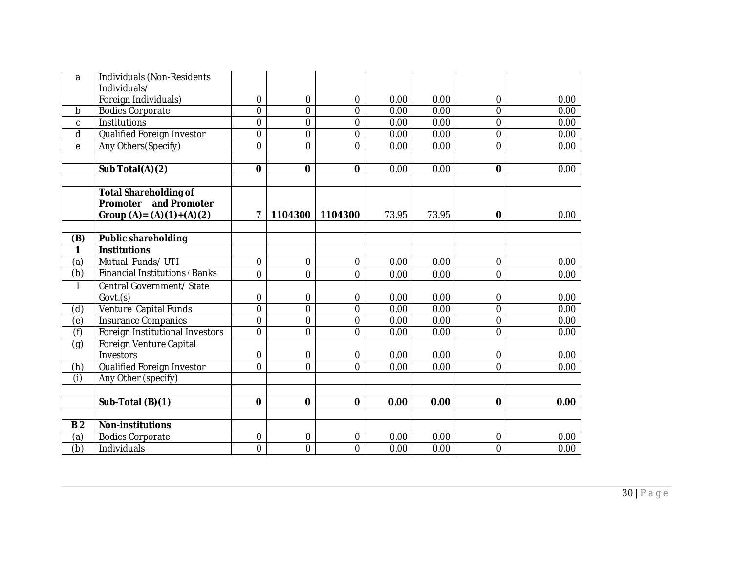| | | | | | | | | |
|---|---|---|---|---|---|---|---|---|
| a | Individuals (Non-Residents Individuals/ Foreign Individuals) | 0 | 0 | 0 | 0.00 | 0.00 | 0 | 0.00 |
| b | Bodies Corporate | 0 | 0 | 0 | 0.00 | 0.00 | 0 | 0.00 |
| c | Institutions | 0 | 0 | 0 | 0.00 | 0.00 | 0 | 0.00 |
| d | Qualified Foreign Investor | 0 | 0 | 0 | 0.00 | 0.00 | 0 | 0.00 |
| e | Any Others(Specify) | 0 | 0 | 0 | 0.00 | 0.00 | 0 | 0.00 |
| | | | | | | | | |
| | **Sub Total(A)(2)** | **0** | **0** | **0** | 0.00 | 0.00 | **0** | 0.00 |
| | | | | | | | | |
| | **Total Shareholding of Promoter and Promoter Group (A)= (A)(1)+(A)(2)** | **7** | **1104300** | **1104300** | 73.95 | 73.95 | **0** | 0.00 |
| | | | | | | | | |
| **(B)** | **Public shareholding** | | | | | | | |
| **1** | **Institutions** | | | | | | | |
| (a) | Mutual Funds/ UTI | 0 | 0 | 0 | 0.00 | 0.00 | 0 | 0.00 |
| (b) | Financial Institutions / Banks | 0 | 0 | 0 | 0.00 | 0.00 | 0 | 0.00 |
| I | Central Government/ State Govt.(s) | 0 | 0 | 0 | 0.00 | 0.00 | 0 | 0.00 |
| (d) | Venture Capital Funds | 0 | 0 | 0 | 0.00 | 0.00 | 0 | 0.00 |
| (e) | Insurance Companies | 0 | 0 | 0 | 0.00 | 0.00 | 0 | 0.00 |
| (f) | Foreign Institutional Investors | 0 | 0 | 0 | 0.00 | 0.00 | 0 | 0.00 |
| (g) | Foreign Venture Capital Investors | 0 | 0 | 0 | 0.00 | 0.00 | 0 | 0.00 |
| (h) | Qualified Foreign Investor | 0 | 0 | 0 | 0.00 | 0.00 | 0 | 0.00 |
| (i) | Any Other (specify) | | | | | | | |
| | | | | | | | | |
| | **Sub-Total (B)(1)** | **0** | **0** | **0** | **0.00** | **0.00** | **0** | **0.00** |
| | | | | | | | | |
| **B 2** | **Non-institutions** | | | | | | | |
| (a) | Bodies Corporate | 0 | 0 | 0 | 0.00 | 0.00 | 0 | 0.00 |
| (b) | Individuals | 0 | 0 | 0 | 0.00 | 0.00 | 0 | 0.00 |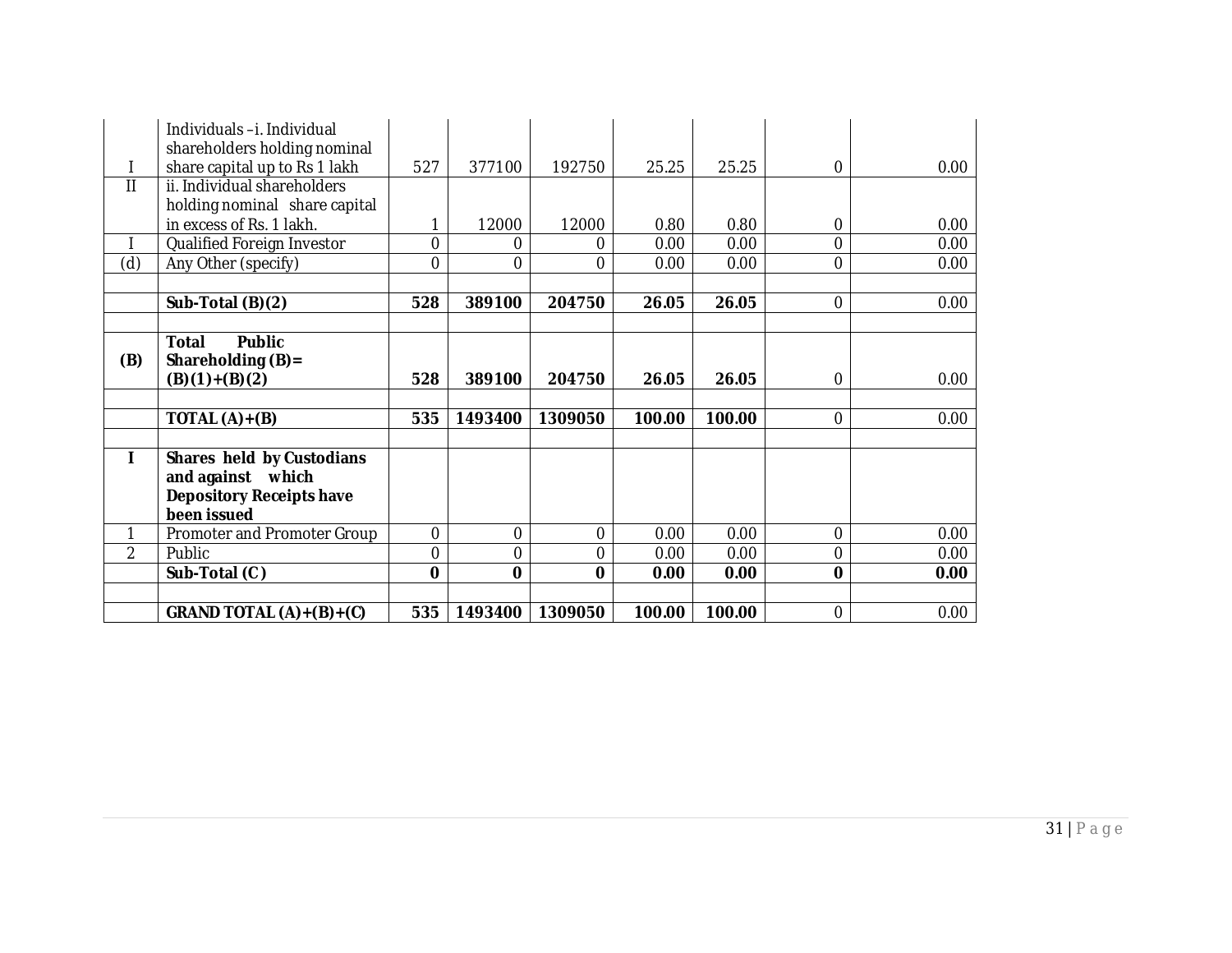| | | | | | | | | |
|---|---|---|---|---|---|---|---|---|
| I | Individuals –i. Individual shareholders holding nominal share capital up to Rs 1 lakh | 527 | 377100 | 192750 | 25.25 | 25.25 | 0 | 0.00 |
| II | ii. Individual shareholders holding nominal share capital in excess of Rs. 1 lakh. | 1 | 12000 | 12000 | 0.80 | 0.80 | 0 | 0.00 |
| I | Qualified Foreign Investor | 0 | 0 | 0 | 0.00 | 0.00 | 0 | 0.00 |
| (d) | Any Other (specify) | 0 | 0 | 0 | 0.00 | 0.00 | 0 | 0.00 |
| | | | | | | | | |
| | **Sub-Total (B)(2)** | **528** | **389100** | **204750** | **26.05** | **26.05** | 0 | 0.00 |
| | | | | | | | | |
| **(B)** | **Total Public Shareholding (B)= (B)(1)+(B)(2)** | **528** | **389100** | **204750** | **26.05** | **26.05** | 0 | 0.00 |
| | | | | | | | | |
| | **TOTAL (A)+(B)** | **535** | **1493400** | **1309050** | **100.00** | **100.00** | 0 | 0.00 |
| | | | | | | | | |
| **I** | **Shares held by Custodians and against which Depository Receipts have been issued** | | | | | | | |
| 1 | Promoter and Promoter Group | 0 | 0 | 0 | 0.00 | 0.00 | 0 | 0.00 |
| 2 | Public | 0 | 0 | 0 | 0.00 | 0.00 | 0 | 0.00 |
| | **Sub-Total (C)** | **0** | **0** | **0** | **0.00** | **0.00** | **0** | **0.00** |
| | | | | | | | | |
| | **GRAND TOTAL (A)+(B)+(C)** | **535** | **1493400** | **1309050** | **100.00** | **100.00** | 0 | 0.00 |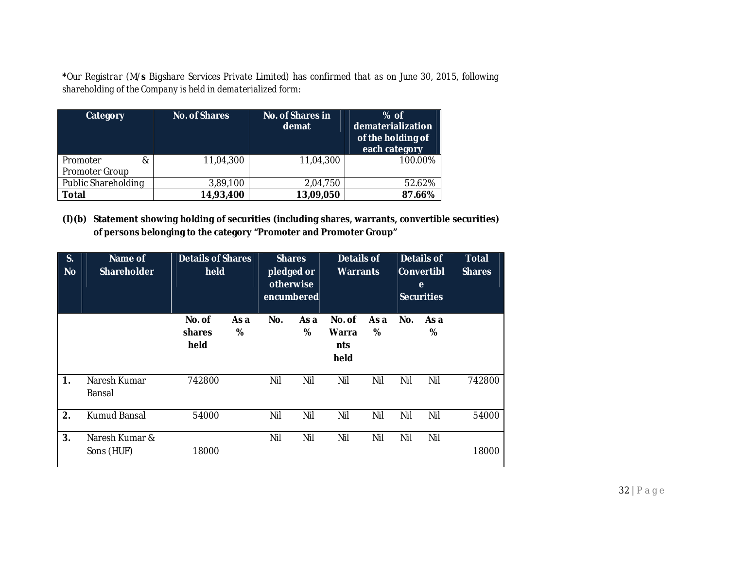***Our Registrar (M/s Bigshare Services Private Limited) has confirmed that as on June 30, 2015, following shareholding of the Company is held in dematerialized form:

| Category | No. of Shares | No. of Shares in demat | % of dematerialization of the holding of each category |
|---|---|---|---|
| Promoter & Promoter Group | 11,04,300 | 11,04,300 | 100.00% |
| Public Shareholding | 3,89,100 | 2,04,750 | 52.62% |
| **Total** | **14,93,400** | **13,09,050** | **87.66%** |

**(I)(b) Statement showing holding of securities (including shares, warrants, convertible securities) of persons belonging to the category "Promoter and Promoter Group"**

| S. No | Name of Shareholder | Details of Shares held | | Shares pledged or otherwise encumbered | | Details of Warrants | | Details of Convertible Securities | | Total Shares |
|---|---|---|---|---|---|---|---|---|---|---|
| | | No. of shares held | As a % | No. | As a % | No. of Warrants held | As a % | No. | As a % | |
| **1.** | Naresh Kumar Bansal | 742800 | | Nil | Nil | Nil | Nil | Nil | Nil | 742800 |
| **2.** | Kumud Bansal | 54000 | | Nil | Nil | Nil | Nil | Nil | Nil | 54000 |
| **3.** | Naresh Kumar & Sons (HUF) | 18000 | | Nil | Nil | Nil | Nil | Nil | Nil | 18000 |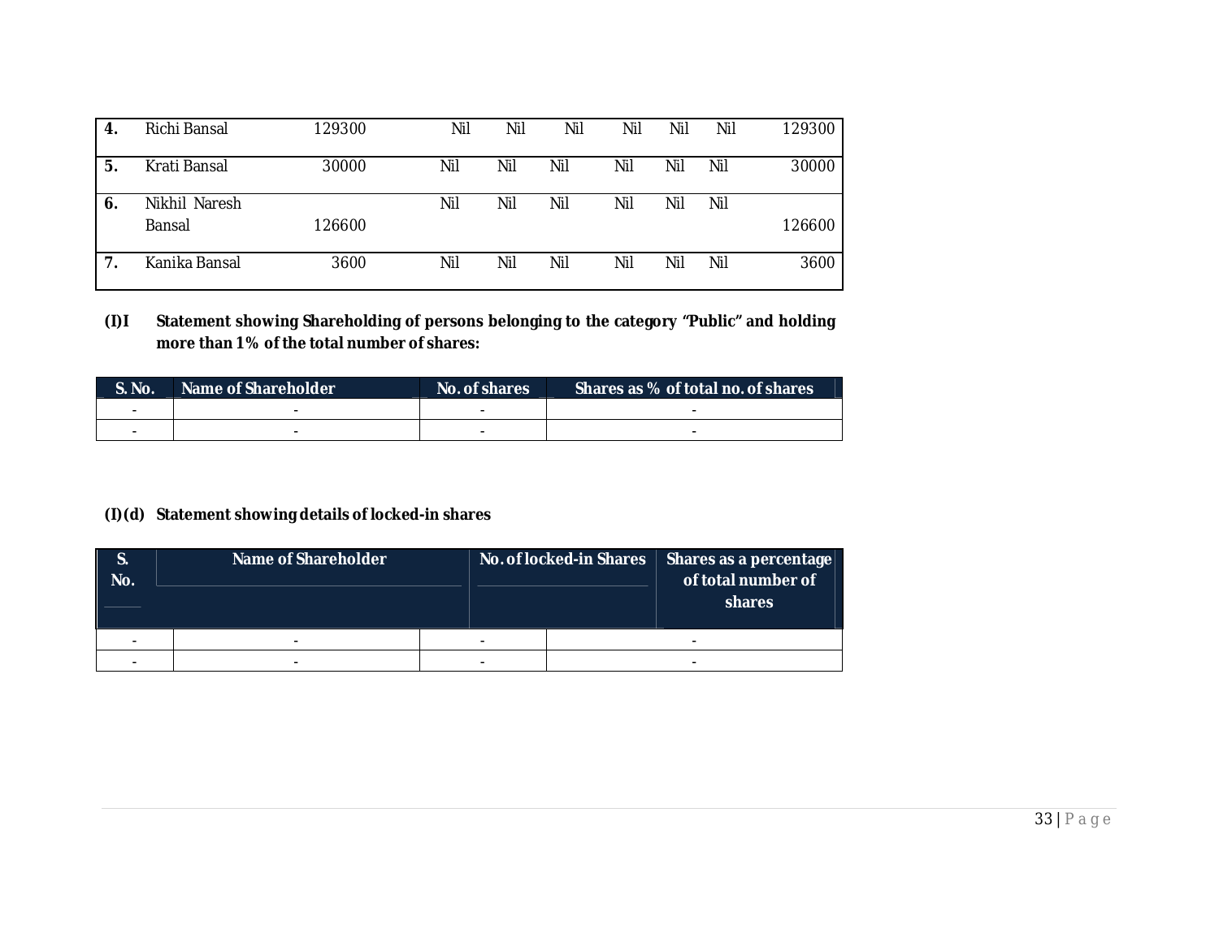| 4. | Richi Bansal | 129300 | Nil | Nil | Nil | Nil | Nil | Nil | 129300 |
|---|---|---|---|---|---|---|---|---|---|
| 5. | Krati Bansal | 30000 | Nil | Nil | Nil | Nil | Nil | Nil | 30000 |
| 6. | Nikhil Naresh Bansal | 126600 | Nil | Nil | Nil | Nil | Nil | Nil | 126600 |
| 7. | Kanika Bansal | 3600 | Nil | Nil | Nil | Nil | Nil | Nil | 3600 |

**(I)I Statement showing Shareholding of persons belonging to the category "Public" and holding more than 1% of the total number of shares:**

| S. No. | Name of Shareholder | No. of shares | Shares as % of total no. of shares |
|---|---|---|---|
| - | - | - | - |
| - | - | - | - |

**(I)(d) Statement showing details of locked-in shares**

| S. No. | Name of Shareholder | No. of locked-in Shares | Shares as a percentage of total number of shares |
|---|---|---|---|
| - | - | - | - |
| - | - | - | - |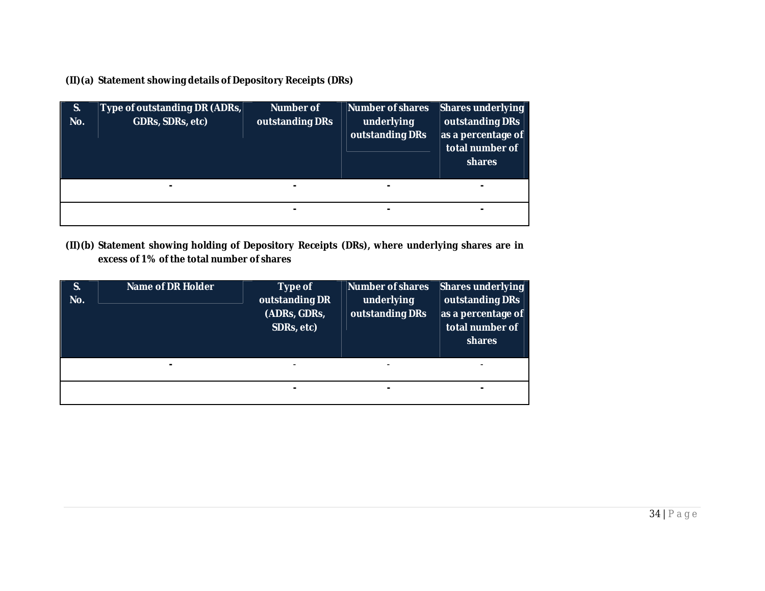**(II)(a) Statement showing details of Depository Receipts (DRs)**

| S. No. | Type of outstanding DR (ADRs, GDRs, SDRs, etc) | Number of outstanding DRs | Number of shares underlying outstanding DRs | Shares underlying outstanding DRs as a percentage of total number of shares |
|---|---|---|---|---|
| | - | - | - | - |
| | | - | - | - |

**(II)(b) Statement showing holding of Depository Receipts (DRs), where underlying shares are in excess of 1% of the total number of shares**

| S. No. | Name of DR Holder | Type of outstanding DR (ADRs, GDRs, SDRs, etc) | Number of shares underlying outstanding DRs | Shares underlying outstanding DRs as a percentage of total number of shares |
|---|---|---|---|---|
| | - | - | - | - |
| | | - | - | - |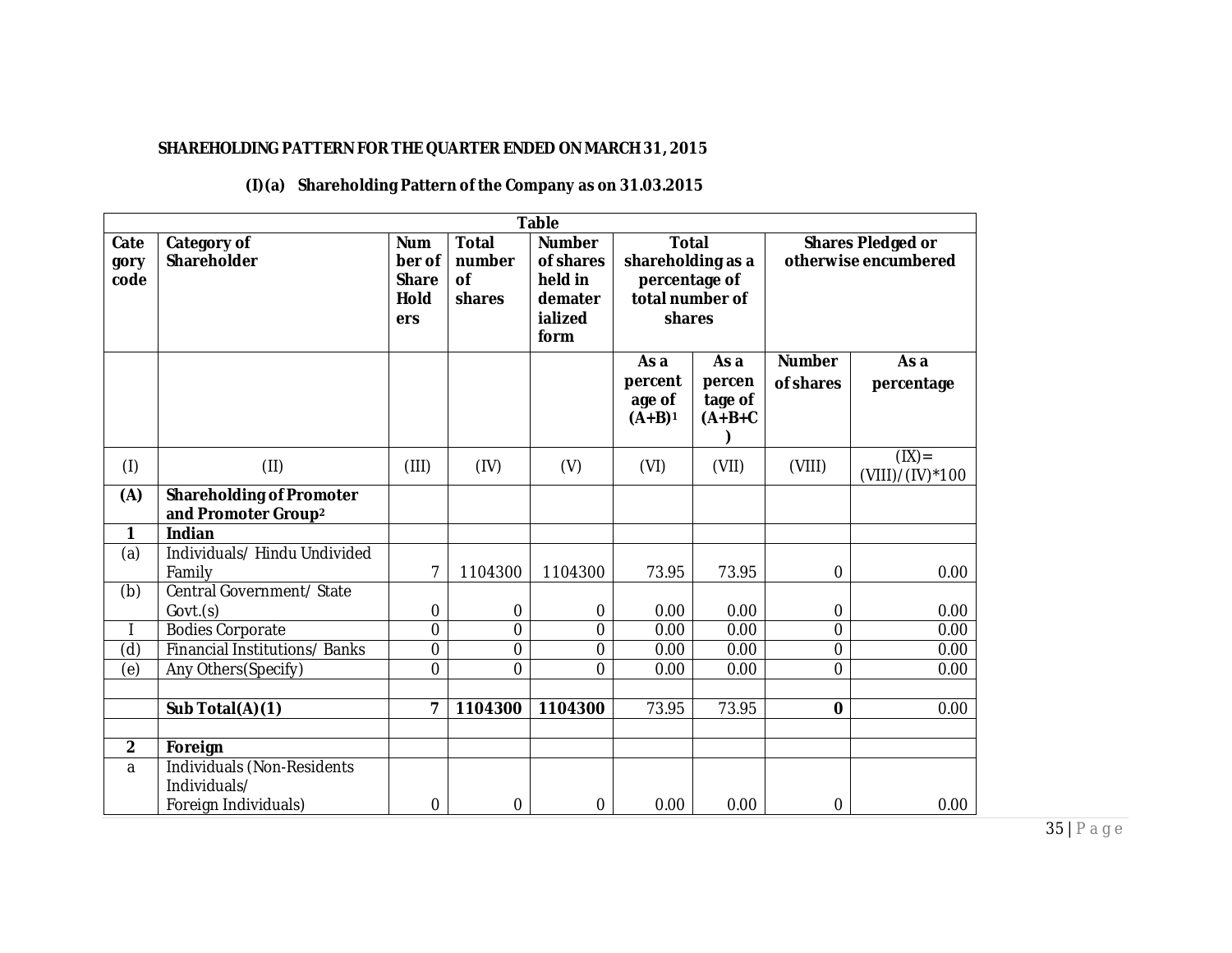**SHAREHOLDING PATTERN FOR THE QUARTER ENDED ON MARCH 31, 2015**

**(I)(a) Shareholding Pattern of the Company as on 31.03.2015**

| Table | | | | | | | | |
|---|---|---|---|---|---|---|---|---|
| **Category code** | **Category of Shareholder** | **Number of Share Holders** | **Total number of shares** | **Number of shares held in dematerialized form** | **Total shareholding as a percentage of total number of shares** | | **Shares Pledged or otherwise encumbered** | |
| | | | | | **As a percentage of (A+B)[1]** | **As a percentage of (A+B+C)** | **Number of shares** | **As a percentage** |
| (I) | (II) | (III) | (IV) | (V) | (VI) | (VII) | (VIII) | (IX)= (VIII)/(IV)*100 |
| **(A)** | **Shareholding of Promoter and Promoter Group[2]** | | | | | | | |
| **1** | **Indian** | | | | | | | |
| (a) | Individuals/ Hindu Undivided Family | 7 | 1104300 | 1104300 | 73.95 | 73.95 | 0 | 0.00 |
| (b) | Central Government/ State Govt.(s) | 0 | 0 | 0 | 0.00 | 0.00 | 0 | 0.00 |
| I | Bodies Corporate | 0 | 0 | 0 | 0.00 | 0.00 | 0 | 0.00 |
| (d) | Financial Institutions/ Banks | 0 | 0 | 0 | 0.00 | 0.00 | 0 | 0.00 |
| (e) | Any Others(Specify) | 0 | 0 | 0 | 0.00 | 0.00 | 0 | 0.00 |
| | | | | | | | | |
| | **Sub Total(A)(1)** | **7** | **1104300** | **1104300** | 73.95 | 73.95 | **0** | 0.00 |
| | | | | | | | | |
| **2** | **Foreign** | | | | | | | |
| a | Individuals (Non-Residents Individuals/ Foreign Individuals) | 0 | 0 | 0 | 0.00 | 0.00 | 0 | 0.00 |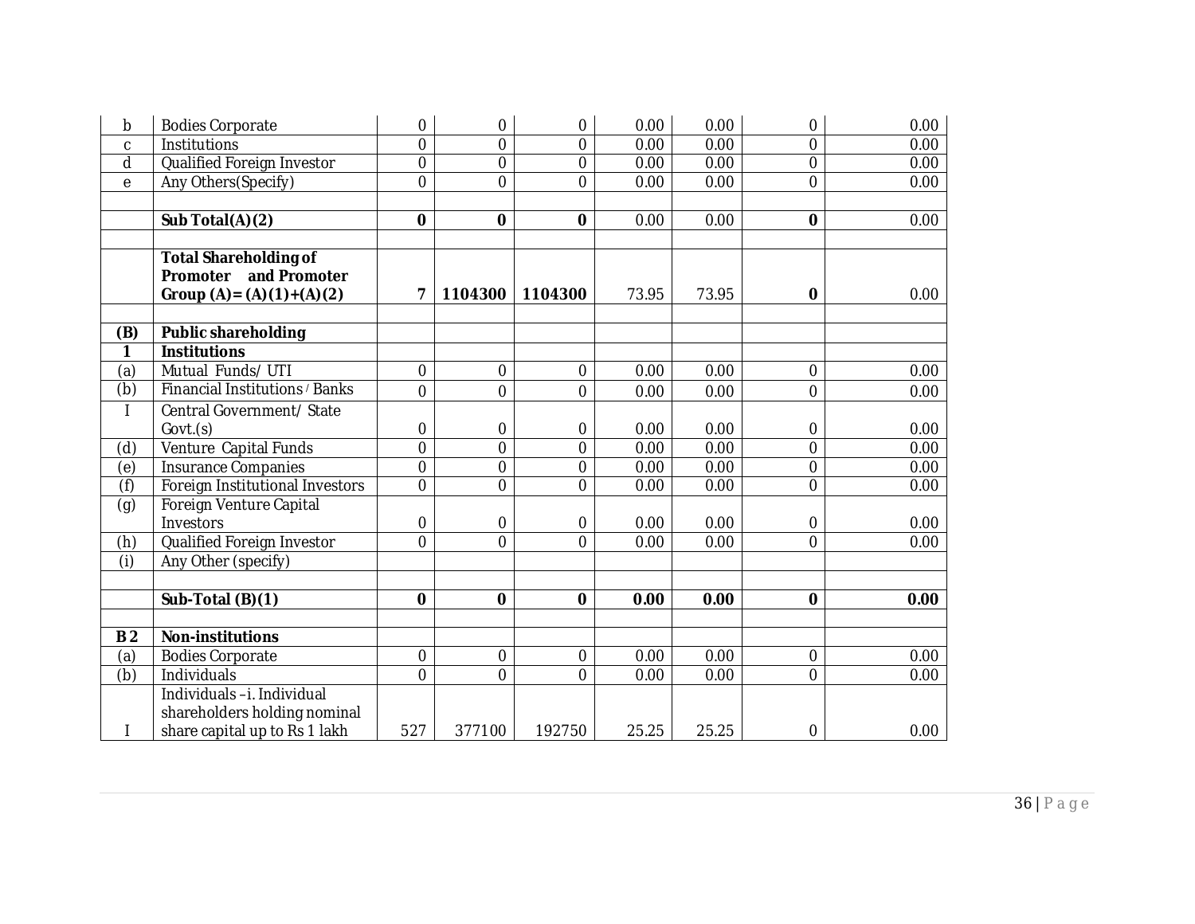| | | | | | | | | |
|---|---|---|---|---|---|---|---|---|
| b | Bodies Corporate | 0 | 0 | 0 | 0.00 | 0.00 | 0 | 0.00 |
| c | Institutions | 0 | 0 | 0 | 0.00 | 0.00 | 0 | 0.00 |
| d | Qualified Foreign Investor | 0 | 0 | 0 | 0.00 | 0.00 | 0 | 0.00 |
| e | Any Others(Specify) | 0 | 0 | 0 | 0.00 | 0.00 | 0 | 0.00 |
| | | | | | | | | |
| | **Sub Total(A)(2)** | **0** | **0** | **0** | 0.00 | 0.00 | **0** | 0.00 |
| | | | | | | | | |
| | **Total Shareholding of Promoter and Promoter Group (A)= (A)(1)+(A)(2)** | **7** | **1104300** | **1104300** | 73.95 | 73.95 | **0** | 0.00 |
| | | | | | | | | |
| **(B)** | **Public shareholding** | | | | | | | |
| **1** | **Institutions** | | | | | | | |
| (a) | Mutual Funds/ UTI | 0 | 0 | 0 | 0.00 | 0.00 | 0 | 0.00 |
| (b) | Financial Institutions / Banks | 0 | 0 | 0 | 0.00 | 0.00 | 0 | 0.00 |
| I | Central Government/ State Govt.(s) | 0 | 0 | 0 | 0.00 | 0.00 | 0 | 0.00 |
| (d) | Venture Capital Funds | 0 | 0 | 0 | 0.00 | 0.00 | 0 | 0.00 |
| (e) | Insurance Companies | 0 | 0 | 0 | 0.00 | 0.00 | 0 | 0.00 |
| (f) | Foreign Institutional Investors | 0 | 0 | 0 | 0.00 | 0.00 | 0 | 0.00 |
| (g) | Foreign Venture Capital Investors | 0 | 0 | 0 | 0.00 | 0.00 | 0 | 0.00 |
| (h) | Qualified Foreign Investor | 0 | 0 | 0 | 0.00 | 0.00 | 0 | 0.00 |
| (i) | Any Other (specify) | | | | | | | |
| | | | | | | | | |
| | **Sub-Total (B)(1)** | **0** | **0** | **0** | **0.00** | **0.00** | **0** | **0.00** |
| | | | | | | | | |
| **B 2** | **Non-institutions** | | | | | | | |
| (a) | Bodies Corporate | 0 | 0 | 0 | 0.00 | 0.00 | 0 | 0.00 |
| (b) | Individuals | 0 | 0 | 0 | 0.00 | 0.00 | 0 | 0.00 |
| I | Individuals –i. Individual shareholders holding nominal share capital up to Rs 1 lakh | 527 | 377100 | 192750 | 25.25 | 25.25 | 0 | 0.00 |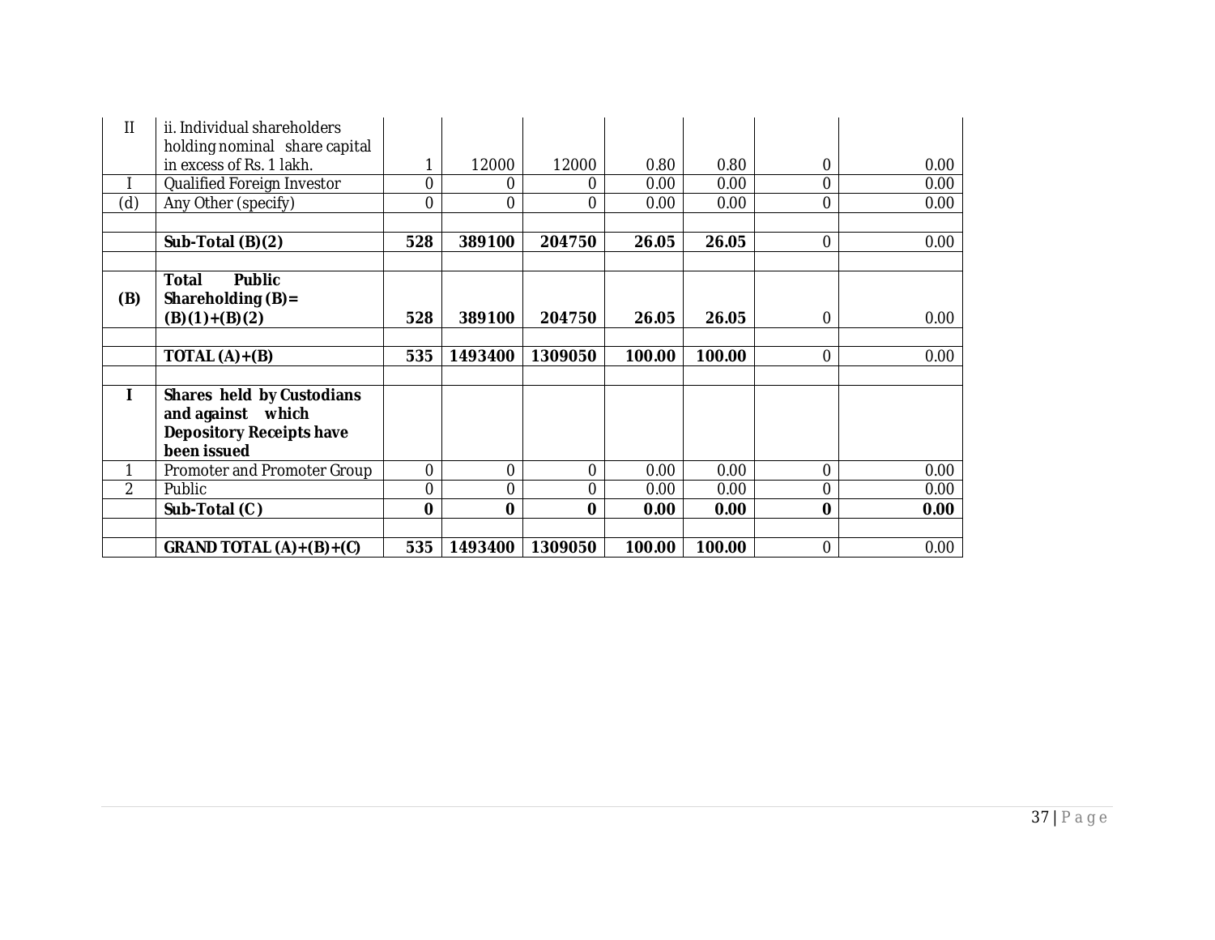| | | | | | | | |
|---|---|---|---|---|---|---|---|
| II | ii. Individual shareholders holding nominal share capital in excess of Rs. 1 lakh. | 1 | 12000 | 12000 | 0.80 | 0.80 | 0 | 0.00 |
| I | Qualified Foreign Investor | 0 | 0 | 0 | 0.00 | 0.00 | 0 | 0.00 |
| (d) | Any Other (specify) | 0 | 0 | 0 | 0.00 | 0.00 | 0 | 0.00 |
| | | | | | | | | |
| | **Sub-Total (B)(2)** | **528** | **389100** | **204750** | **26.05** | **26.05** | 0 | 0.00 |
| | | | | | | | | |
| **(B)** | **Total Public Shareholding (B)= (B)(1)+(B)(2)** | **528** | **389100** | **204750** | **26.05** | **26.05** | 0 | 0.00 |
| | | | | | | | | |
| | **TOTAL (A)+(B)** | **535** | **1493400** | **1309050** | **100.00** | **100.00** | 0 | 0.00 |
| | | | | | | | | |
| **I** | **Shares held by Custodians and against which Depository Receipts have been issued** | | | | | | | |
| 1 | Promoter and Promoter Group | 0 | 0 | 0 | 0.00 | 0.00 | 0 | 0.00 |
| 2 | Public | 0 | 0 | 0 | 0.00 | 0.00 | 0 | 0.00 |
| | **Sub-Total (C )** | **0** | **0** | **0** | **0.00** | **0.00** | **0** | **0.00** |
| | | | | | | | | |
| | **GRAND TOTAL (A)+(B)+(C)** | **535** | **1493400** | **1309050** | **100.00** | **100.00** | 0 | 0.00 |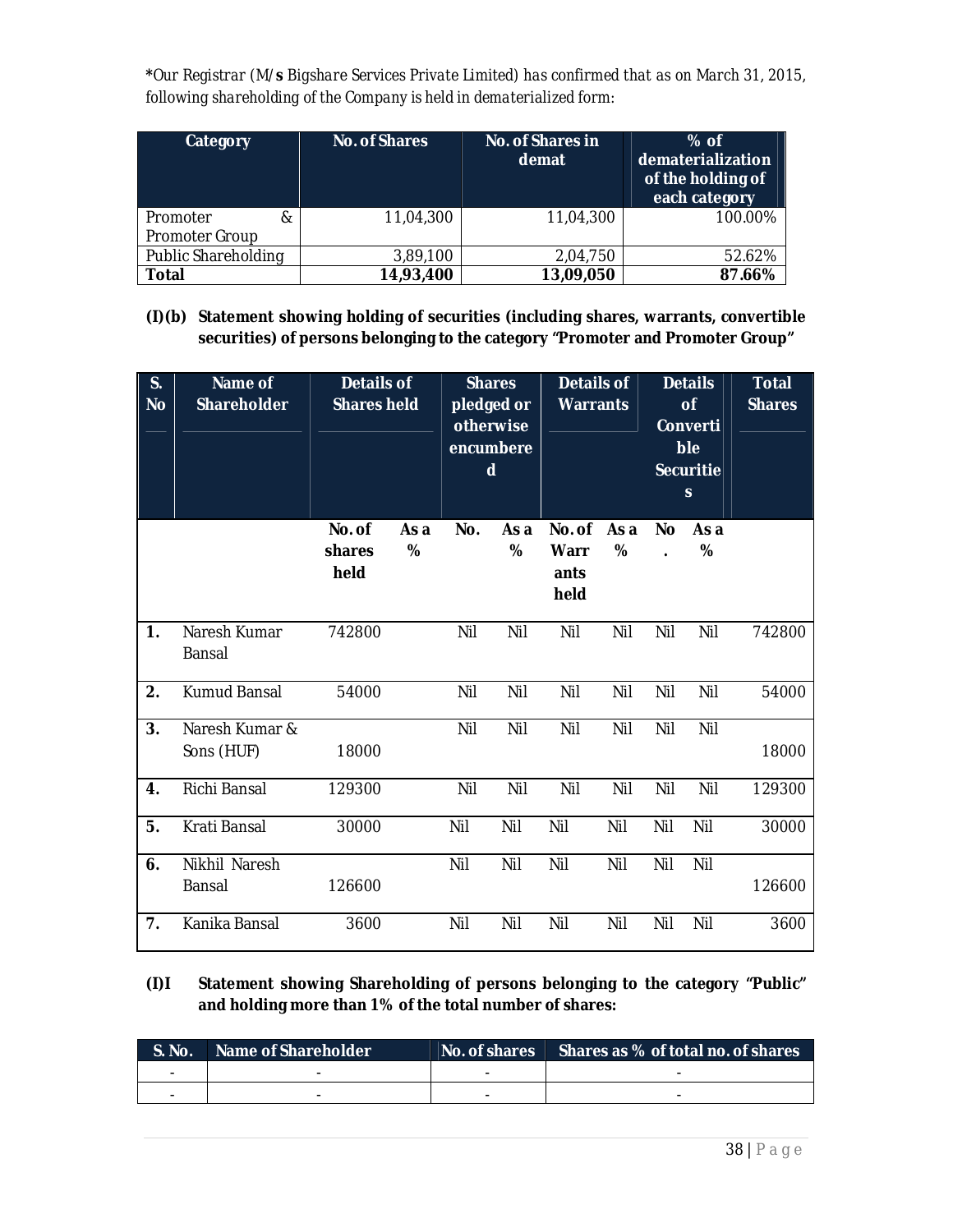*Our Registrar (M/s Bigshare Services Private Limited) has confirmed that as on March 31, 2015, following shareholding of the Company is held in dematerialized form:

| Category | No. of Shares | No. of Shares in demat | % of dematerialization of the holding of each category |
|---|---|---|---|
| Promoter & Promoter Group | 11,04,300 | 11,04,300 | 100.00% |
| Public Shareholding | 3,89,100 | 2,04,750 | 52.62% |
| **Total** | **14,93,400** | **13,09,050** | **87.66%** |

**(I)(b) Statement showing holding of securities (including shares, warrants, convertible securities) of persons belonging to the category "Promoter and Promoter Group"**

| S. No | Name of Shareholder | Details of Shares held | | Shares pledged or otherwise encumbered | | Details of Warrants | | Details of Convertible Securities | | Total Shares |
|---|---|---|---|---|---|---|---|---|---|---|
| | | No. of shares held | As a % | No. | As a % | No. of Warrants held | As a % | No. | As a % | |
| 1. | Naresh Kumar Bansal | 742800 | | Nil | Nil | Nil | Nil | Nil | Nil | 742800 |
| 2. | Kumud Bansal | 54000 | | Nil | Nil | Nil | Nil | Nil | Nil | 54000 |
| 3. | Naresh Kumar & Sons (HUF) | 18000 | | Nil | Nil | Nil | Nil | Nil | Nil | 18000 |
| 4. | Richi Bansal | 129300 | | Nil | Nil | Nil | Nil | Nil | Nil | 129300 |
| 5. | Krati Bansal | 30000 | | Nil | Nil | Nil | Nil | Nil | Nil | 30000 |
| 6. | Nikhil Naresh Bansal | 126600 | | Nil | Nil | Nil | Nil | Nil | Nil | 126600 |
| 7. | Kanika Bansal | 3600 | | Nil | Nil | Nil | Nil | Nil | Nil | 3600 |

**(I)I Statement showing Shareholding of persons belonging to the category "Public" and holding more than 1% of the total number of shares:**

| S. No. | Name of Shareholder | No. of shares | Shares as % of total no. of shares |
|---|---|---|---|
| - | - | - | - |
| - | - | - | - |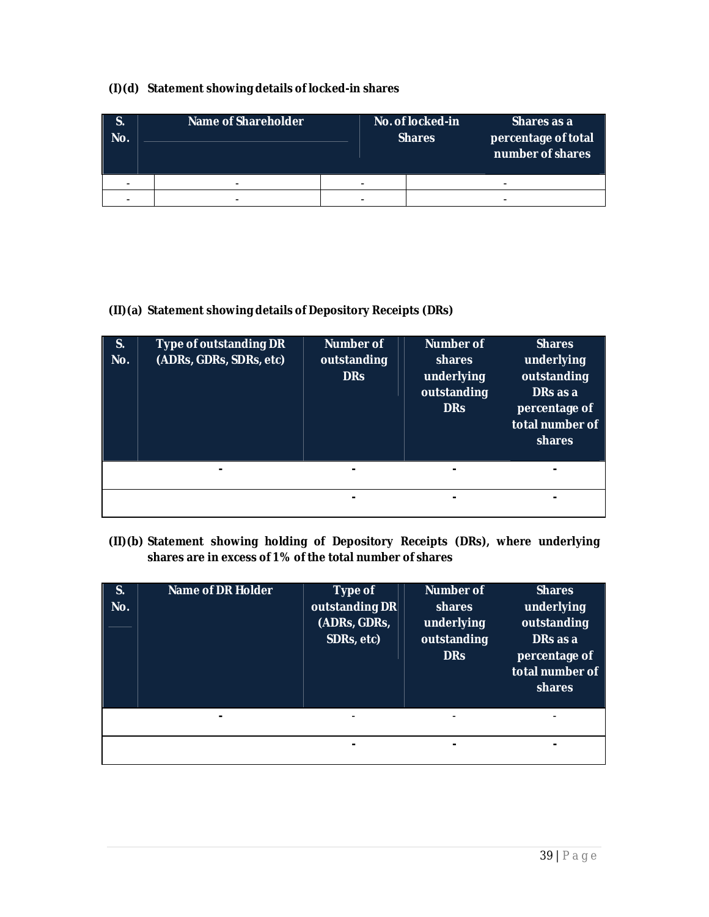**(I)(d) Statement showing details of locked-in shares**

| S. No. | Name of Shareholder | No. of locked-in Shares | Shares as a percentage of total number of shares |
|---|---|---|---|
| - | - | - | - |
| - | - | - | - |

**(II)(a) Statement showing details of Depository Receipts (DRs)**

| S. No. | Type of outstanding DR (ADRs, GDRs, SDRs, etc) | Number of outstanding DRs | Number of shares underlying outstanding DRs | Shares underlying outstanding DRs as a percentage of total number of shares |
|---|---|---|---|---|
| | - | - | - | - |
| | | - | - | - |

**(II)(b) Statement showing holding of Depository Receipts (DRs), where underlying shares are in excess of 1% of the total number of shares**

| S. No. | Name of DR Holder | Type of outstanding DR (ADRs, GDRs, SDRs, etc) | Number of shares underlying outstanding DRs | Shares underlying outstanding DRs as a percentage of total number of shares |
|---|---|---|---|---|
| | - | - | - | - |
| | | - | - | - |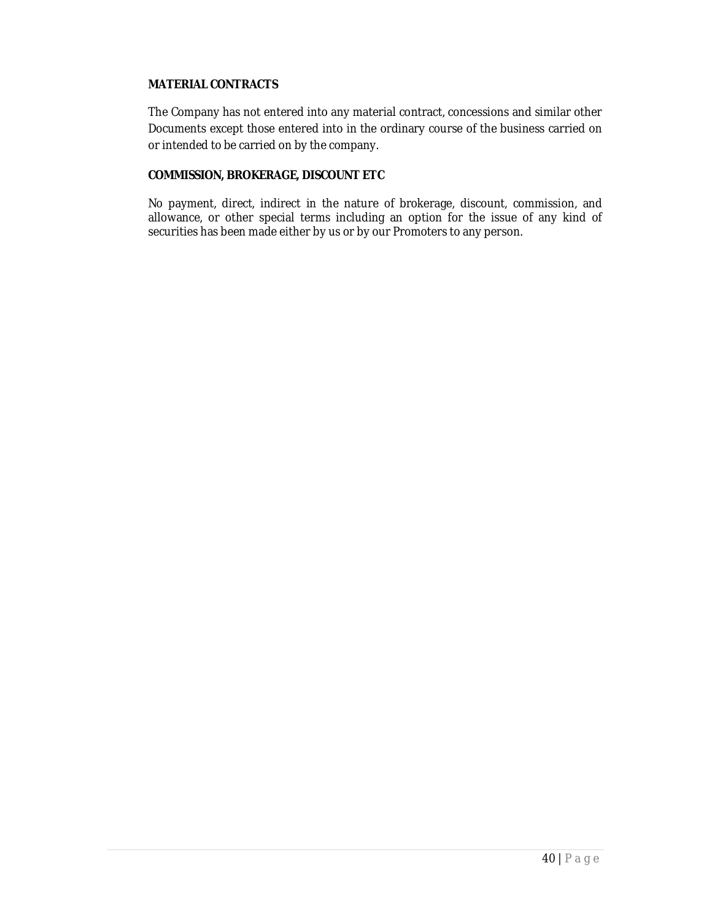**MATERIAL CONTRACTS**

The Company has not entered into any material contract, concessions and similar other Documents except those entered into in the ordinary course of the business carried on or intended to be carried on by the company.

**COMMISSION, BROKERAGE, DISCOUNT ETC**

No payment, direct, indirect in the nature of brokerage, discount, commission, and allowance, or other special terms including an option for the issue of any kind of securities has been made either by us or by our Promoters to any person.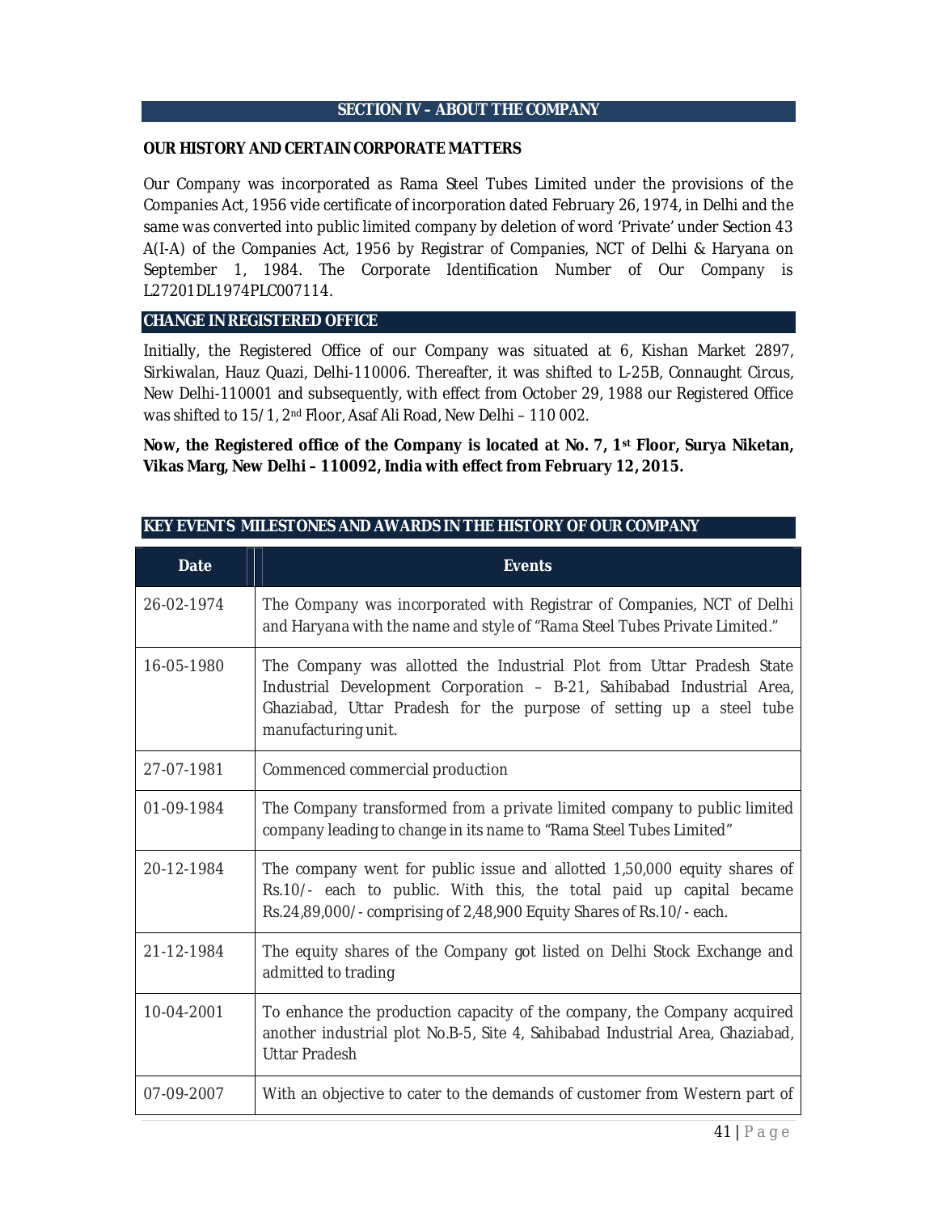## SECTION IV – ABOUT THE COMPANY

### OUR HISTORY AND CERTAIN CORPORATE MATTERS

Our Company was incorporated as Rama Steel Tubes Limited under the provisions of the Companies Act, 1956 vide certificate of incorporation dated February 26, 1974, in Delhi and the same was converted into public limited company by deletion of word 'Private' under Section 43 A(I-A) of the Companies Act, 1956 by Registrar of Companies, NCT of Delhi & Haryana on September 1, 1984. The Corporate Identification Number of Our Company is L27201DL1974PLC007114.

### CHANGE IN REGISTERED OFFICE

Initially, the Registered Office of our Company was situated at 6, Kishan Market 2897, Sirkiwalan, Hauz Quazi, Delhi-110006. Thereafter, it was shifted to L-25B, Connaught Circus, New Delhi-110001 and subsequently, with effect from October 29, 1988 our Registered Office was shifted to 15/1, 2nd Floor, Asaf Ali Road, New Delhi – 110 002.

**Now, the Registered office of the Company is located at No. 7, 1st Floor, Surya Niketan, Vikas Marg, New Delhi – 110092, India with effect from February 12, 2015.**

### KEY EVENTS MILESTONES AND AWARDS IN THE HISTORY OF OUR COMPANY

| Date | Events |
|---|---|
| 26-02-1974 | The Company was incorporated with Registrar of Companies, NCT of Delhi and Haryana with the name and style of "Rama Steel Tubes Private Limited." |
| 16-05-1980 | The Company was allotted the Industrial Plot from Uttar Pradesh State Industrial Development Corporation – B-21, Sahibabad Industrial Area, Ghaziabad, Uttar Pradesh for the purpose of setting up a steel tube manufacturing unit. |
| 27-07-1981 | Commenced commercial production |
| 01-09-1984 | The Company transformed from a private limited company to public limited company leading to change in its name to "Rama Steel Tubes Limited" |
| 20-12-1984 | The company went for public issue and allotted 1,50,000 equity shares of Rs.10/- each to public. With this, the total paid up capital became Rs.24,89,000/- comprising of 2,48,900 Equity Shares of Rs.10/- each. |
| 21-12-1984 | The equity shares of the Company got listed on Delhi Stock Exchange and admitted to trading |
| 10-04-2001 | To enhance the production capacity of the company, the Company acquired another industrial plot No.B-5, Site 4, Sahibabad Industrial Area, Ghaziabad, Uttar Pradesh |
| 07-09-2007 | With an objective to cater to the demands of customer from Western part of |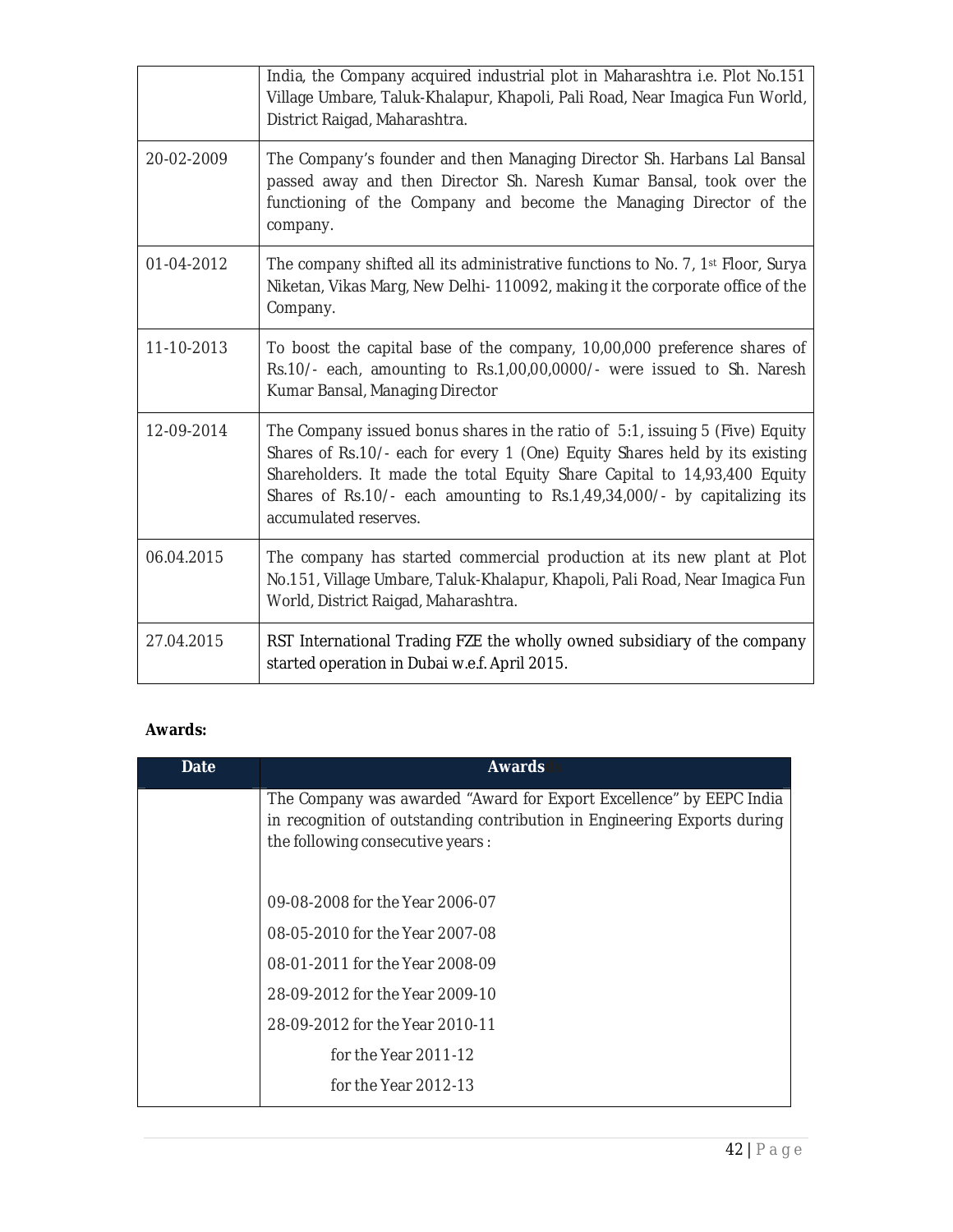|  |  |
| --- | --- |
|  | India, the Company acquired industrial plot in Maharashtra i.e. Plot No.151 Village Umbare, Taluk-Khalapur, Khapoli, Pali Road, Near Imagica Fun World, District Raigad, Maharashtra. |
| 20-02-2009 | The Company's founder and then Managing Director Sh. Harbans Lal Bansal passed away and then Director Sh. Naresh Kumar Bansal, took over the functioning of the Company and become the Managing Director of the company. |
| 01-04-2012 | The company shifted all its administrative functions to No. 7, 1st Floor, Surya Niketan, Vikas Marg, New Delhi- 110092, making it the corporate office of the Company. |
| 11-10-2013 | To boost the capital base of the company, 10,00,000 preference shares of Rs.10/- each, amounting to Rs.1,00,00,0000/- were issued to Sh. Naresh Kumar Bansal, Managing Director |
| 12-09-2014 | The Company issued bonus shares in the ratio of 5:1, issuing 5 (Five) Equity Shares of Rs.10/- each for every 1 (One) Equity Shares held by its existing Shareholders. It made the total Equity Share Capital to 14,93,400 Equity Shares of Rs.10/- each amounting to Rs.1,49,34,000/- by capitalizing its accumulated reserves. |
| 06.04.2015 | The company has started commercial production at its new plant at Plot No.151, Village Umbare, Taluk-Khalapur, Khapoli, Pali Road, Near Imagica Fun World, District Raigad, Maharashtra. |
| 27.04.2015 | RST International Trading FZE the wholly owned subsidiary of the company started operation in Dubai w.e.f. April 2015. |

**Awards:**

| Date | Awards |
| --- | --- |
|  | The Company was awarded "Award for Export Excellence" by EEPC India in recognition of outstanding contribution in Engineering Exports during the following consecutive years :<br><br>09-08-2008 for the Year 2006-07<br>08-05-2010 for the Year 2007-08<br>08-01-2011 for the Year 2008-09<br>28-09-2012 for the Year 2009-10<br>28-09-2012 for the Year 2010-11<br>for the Year 2011-12<br>for the Year 2012-13 |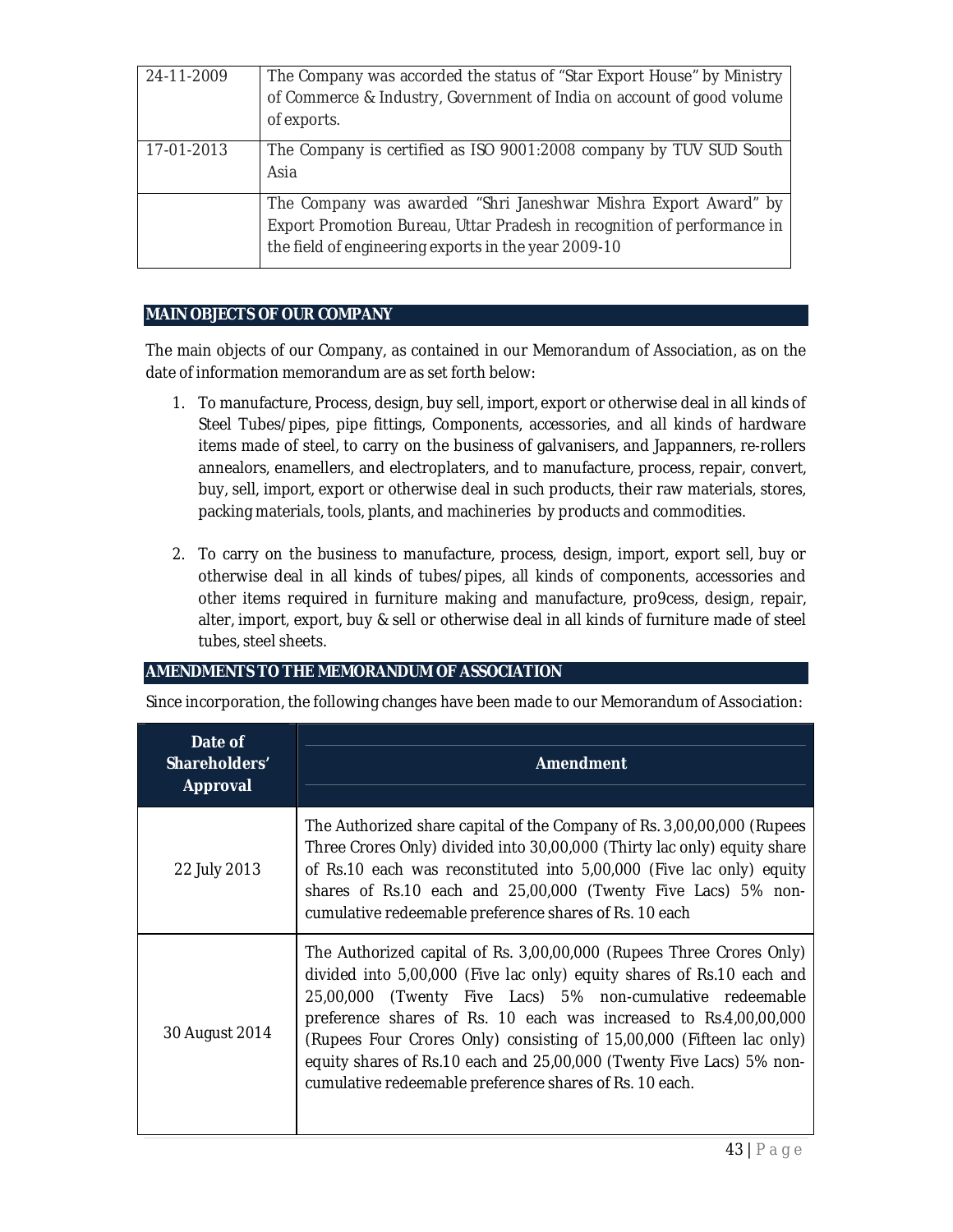| | |
|---|---|
| 24-11-2009 | The Company was accorded the status of "Star Export House" by Ministry of Commerce & Industry, Government of India on account of good volume of exports. |
| 17-01-2013 | The Company is certified as ISO 9001:2008 company by TUV SUD South Asia |
| | The Company was awarded "Shri Janeshwar Mishra Export Award" by Export Promotion Bureau, Uttar Pradesh in recognition of performance in the field of engineering exports in the year 2009-10 |

## MAIN OBJECTS OF OUR COMPANY

The main objects of our Company, as contained in our Memorandum of Association, as on the date of information memorandum are as set forth below:

1. To manufacture, Process, design, buy sell, import, export or otherwise deal in all kinds of Steel Tubes/pipes, pipe fittings, Components, accessories, and all kinds of hardware items made of steel, to carry on the business of galvanisers, and Jappanners, re-rollers annealors, enamellers, and electroplaters, and to manufacture, process, repair, convert, buy, sell, import, export or otherwise deal in such products, their raw materials, stores, packing materials, tools, plants, and machineries by products and commodities.

2. To carry on the business to manufacture, process, design, import, export sell, buy or otherwise deal in all kinds of tubes/pipes, all kinds of components, accessories and other items required in furniture making and manufacture, pro9cess, design, repair, alter, import, export, buy & sell or otherwise deal in all kinds of furniture made of steel tubes, steel sheets.

## AMENDMENTS TO THE MEMORANDUM OF ASSOCIATION

Since incorporation, the following changes have been made to our Memorandum of Association:

| Date of Shareholders' Approval | Amendment |
|---|---|
| 22 July 2013 | The Authorized share capital of the Company of Rs. 3,00,00,000 (Rupees Three Crores Only) divided into 30,00,000 (Thirty lac only) equity share of Rs.10 each was reconstituted into 5,00,000 (Five lac only) equity shares of Rs.10 each and 25,00,000 (Twenty Five Lacs) 5% non-cumulative redeemable preference shares of Rs. 10 each |
| 30 August 2014 | The Authorized capital of Rs. 3,00,00,000 (Rupees Three Crores Only) divided into 5,00,000 (Five lac only) equity shares of Rs.10 each and 25,00,000 (Twenty Five Lacs) 5% non-cumulative redeemable preference shares of Rs. 10 each was increased to Rs.4,00,00,000 (Rupees Four Crores Only) consisting of 15,00,000 (Fifteen lac only) equity shares of Rs.10 each and 25,00,000 (Twenty Five Lacs) 5% non-cumulative redeemable preference shares of Rs. 10 each. |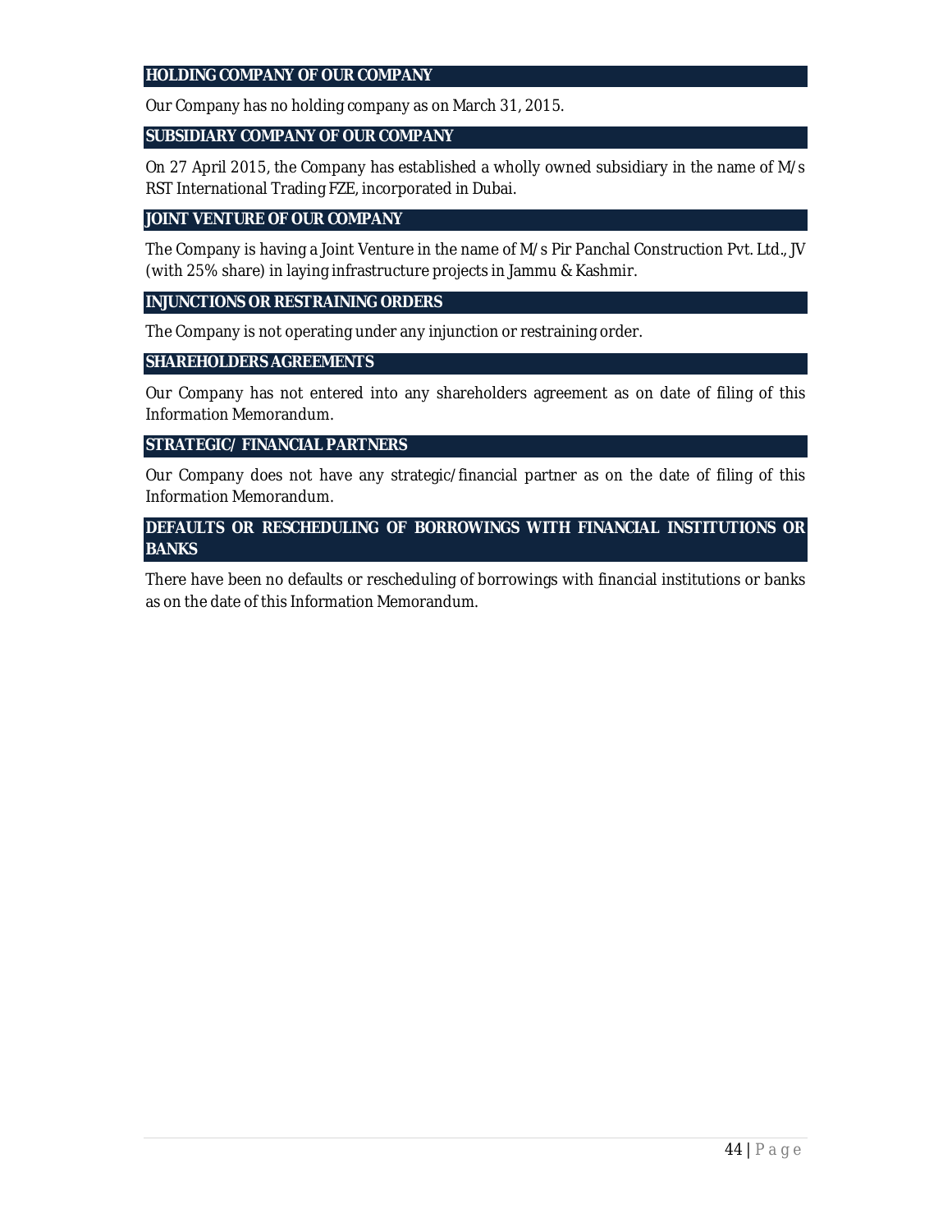## HOLDING COMPANY OF OUR COMPANY

Our Company has no holding company as on March 31, 2015.

## SUBSIDIARY COMPANY OF OUR COMPANY

On 27 April 2015, the Company has established a wholly owned subsidiary in the name of M/s RST International Trading FZE, incorporated in Dubai.

## JOINT VENTURE OF OUR COMPANY

The Company is having a Joint Venture in the name of M/s Pir Panchal Construction Pvt. Ltd., JV (with 25% share) in laying infrastructure projects in Jammu & Kashmir.

## INJUNCTIONS OR RESTRAINING ORDERS

The Company is not operating under any injunction or restraining order.

## SHAREHOLDERS AGREEMENTS

Our Company has not entered into any shareholders agreement as on date of filing of this Information Memorandum.

## STRATEGIC/ FINANCIAL PARTNERS

Our Company does not have any strategic/financial partner as on the date of filing of this Information Memorandum.

## DEFAULTS OR RESCHEDULING OF BORROWINGS WITH FINANCIAL INSTITUTIONS OR BANKS

There have been no defaults or rescheduling of borrowings with financial institutions or banks as on the date of this Information Memorandum.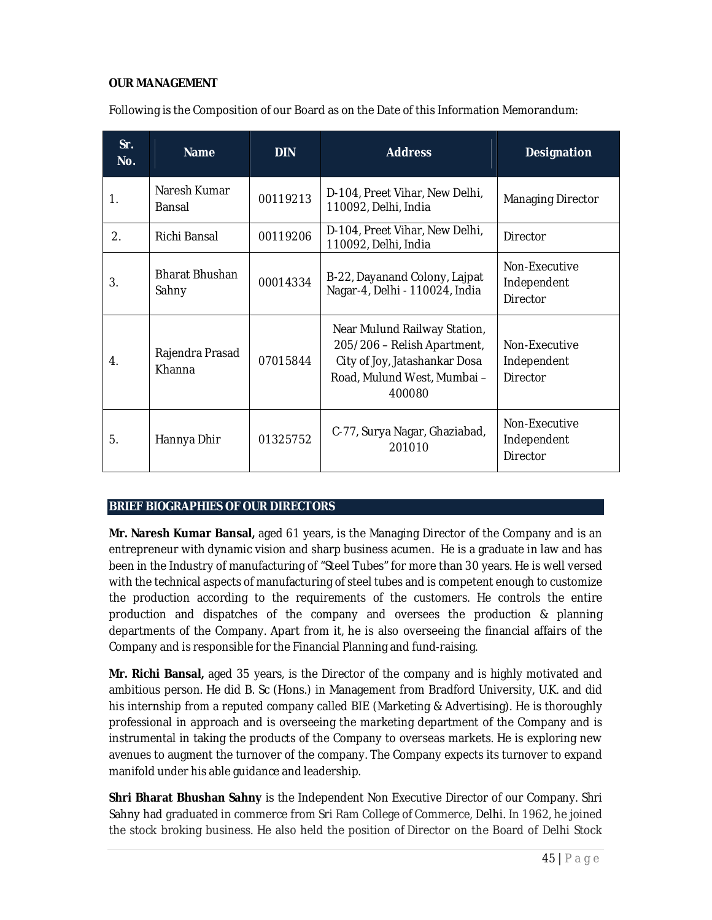## OUR MANAGEMENT

Following is the Composition of our Board as on the Date of this Information Memorandum:

| Sr. No. | Name | DIN | Address | Designation |
|---|---|---|---|---|
| 1. | Naresh Kumar Bansal | 00119213 | D-104, Preet Vihar, New Delhi, 110092, Delhi, India | Managing Director |
| 2. | Richi Bansal | 00119206 | D-104, Preet Vihar, New Delhi, 110092, Delhi, India | Director |
| 3. | Bharat Bhushan Sahny | 00014334 | B-22, Dayanand Colony, Lajpat Nagar-4, Delhi - 110024, India | Non-Executive Independent Director |
| 4. | Rajendra Prasad Khanna | 07015844 | Near Mulund Railway Station, 205/206 – Relish Apartment, City of Joy, Jatashankar Dosa Road, Mulund West, Mumbai – 400080 | Non-Executive Independent Director |
| 5. | Hannya Dhir | 01325752 | C-77, Surya Nagar, Ghaziabad, 201010 | Non-Executive Independent Director |

## BRIEF BIOGRAPHIES OF OUR DIRECTORS

**Mr. Naresh Kumar Bansal,** aged 61 years, is the Managing Director of the Company and is an entrepreneur with dynamic vision and sharp business acumen. He is a graduate in law and has been in the Industry of manufacturing of "Steel Tubes" for more than 30 years. He is well versed with the technical aspects of manufacturing of steel tubes and is competent enough to customize the production according to the requirements of the customers. He controls the entire production and dispatches of the company and oversees the production & planning departments of the Company. Apart from it, he is also overseeing the financial affairs of the Company and is responsible for the Financial Planning and fund-raising.

**Mr. Richi Bansal,** aged 35 years, is the Director of the company and is highly motivated and ambitious person. He did B. Sc (Hons.) in Management from Bradford University, U.K. and did his internship from a reputed company called BIE (Marketing & Advertising). He is thoroughly professional in approach and is overseeing the marketing department of the Company and is instrumental in taking the products of the Company to overseas markets. He is exploring new avenues to augment the turnover of the company. The Company expects its turnover to expand manifold under his able guidance and leadership.

**Shri Bharat Bhushan Sahny** is the Independent Non Executive Director of our Company. Shri Sahny had graduated in commerce from Sri Ram College of Commerce, Delhi. In 1962, he joined the stock broking business. He also held the position of Director on the Board of Delhi Stock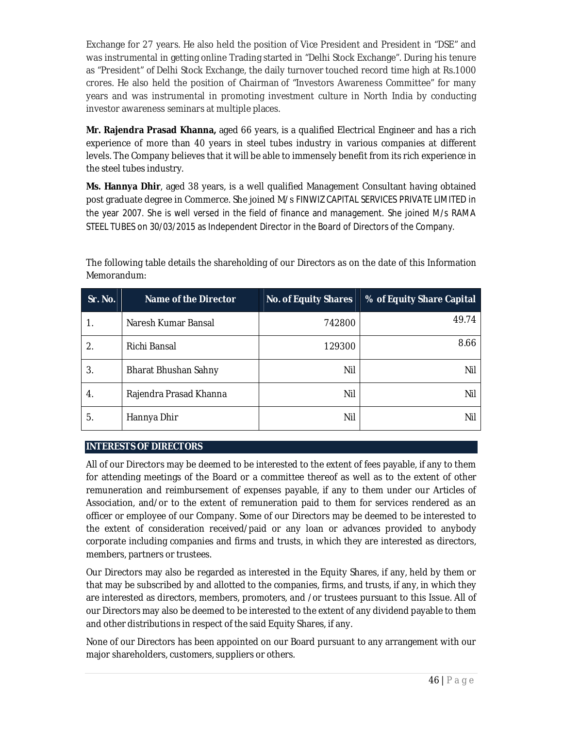Exchange for 27 years. He also held the position of Vice President and President in "DSE" and was instrumental in getting online Trading started in "Delhi Stock Exchange". During his tenure as "President" of Delhi Stock Exchange, the daily turnover touched record time high at Rs.1000 crores. He also held the position of Chairman of "Investors Awareness Committee" for many years and was instrumental in promoting investment culture in North India by conducting investor awareness seminars at multiple places.

**Mr. Rajendra Prasad Khanna,** aged 66 years, is a qualified Electrical Engineer and has a rich experience of more than 40 years in steel tubes industry in various companies at different levels. The Company believes that it will be able to immensely benefit from its rich experience in the steel tubes industry.

**Ms. Hannya Dhir**, aged 38 years, is a well qualified Management Consultant having obtained post graduate degree in Commerce. She joined M/s FINWIZ CAPITAL SERVICES PRIVATE LIMITED in the year 2007. She is well versed in the field of finance and management. She joined M/s RAMA STEEL TUBES on 30/03/2015 as Independent Director in the Board of Directors of the Company.

The following table details the shareholding of our Directors as on the date of this Information Memorandum:

| Sr. No. | Name of the Director | No. of Equity Shares | % of Equity Share Capital |
|---|---|---|---|
| 1. | Naresh Kumar Bansal | 742800 | 49.74 |
| 2. | Richi Bansal | 129300 | 8.66 |
| 3. | Bharat Bhushan Sahny | Nil | Nil |
| 4. | Rajendra Prasad Khanna | Nil | Nil |
| 5. | Hannya Dhir | Nil | Nil |

## INTERESTS OF DIRECTORS

All of our Directors may be deemed to be interested to the extent of fees payable, if any to them for attending meetings of the Board or a committee thereof as well as to the extent of other remuneration and reimbursement of expenses payable, if any to them under our Articles of Association, and/or to the extent of remuneration paid to them for services rendered as an officer or employee of our Company. Some of our Directors may be deemed to be interested to the extent of consideration received/paid or any loan or advances provided to anybody corporate including companies and firms and trusts, in which they are interested as directors, members, partners or trustees.

Our Directors may also be regarded as interested in the Equity Shares, if any, held by them or that may be subscribed by and allotted to the companies, firms, and trusts, if any, in which they are interested as directors, members, promoters, and /or trustees pursuant to this Issue. All of our Directors may also be deemed to be interested to the extent of any dividend payable to them and other distributions in respect of the said Equity Shares, if any.

None of our Directors has been appointed on our Board pursuant to any arrangement with our major shareholders, customers, suppliers or others.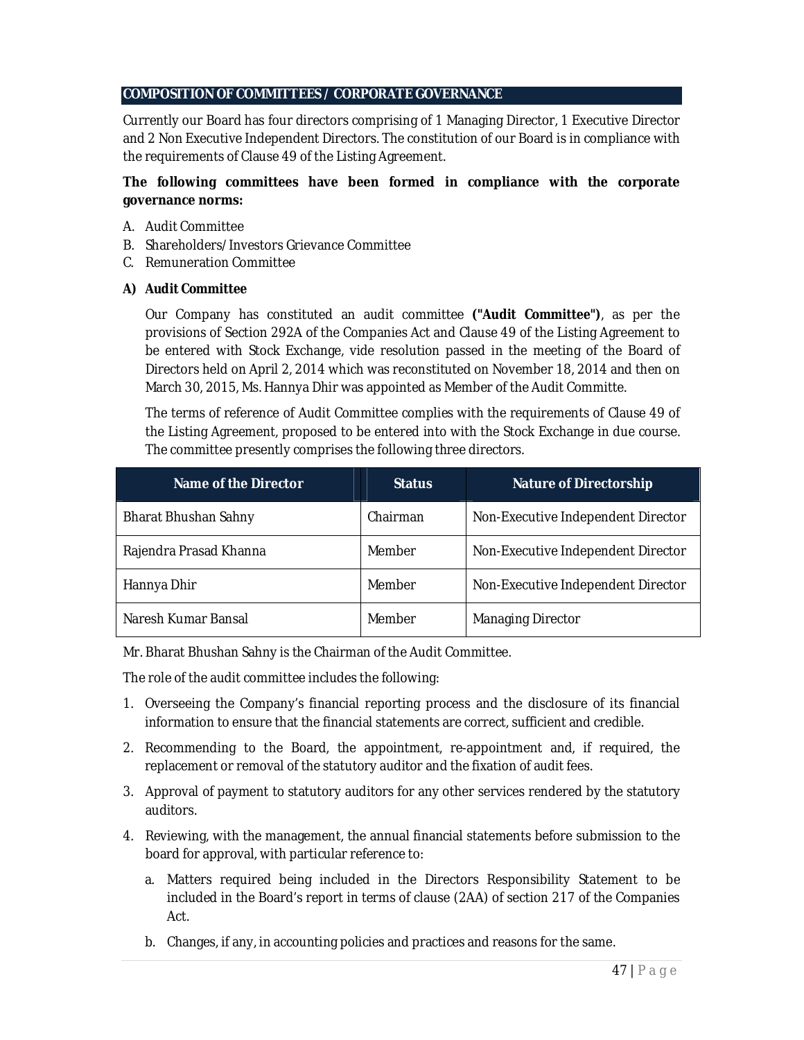## COMPOSITION OF COMMITTEES / CORPORATE GOVERNANCE

Currently our Board has four directors comprising of 1 Managing Director, 1 Executive Director and 2 Non Executive Independent Directors. The constitution of our Board is in compliance with the requirements of Clause 49 of the Listing Agreement.

**The following committees have been formed in compliance with the corporate governance norms:**

A. Audit Committee
B. Shareholders/Investors Grievance Committee
C. Remuneration Committee

**A) Audit Committee**

Our Company has constituted an audit committee **("Audit Committee")**, as per the provisions of Section 292A of the Companies Act and Clause 49 of the Listing Agreement to be entered with Stock Exchange, vide resolution passed in the meeting of the Board of Directors held on April 2, 2014 which was reconstituted on November 18, 2014 and then on March 30, 2015, Ms. Hannya Dhir was appointed as Member of the Audit Committe.

The terms of reference of Audit Committee complies with the requirements of Clause 49 of the Listing Agreement, proposed to be entered into with the Stock Exchange in due course. The committee presently comprises the following three directors.

| Name of the Director | Status | Nature of Directorship |
|---|---|---|
| Bharat Bhushan Sahny | Chairman | Non-Executive Independent Director |
| Rajendra Prasad Khanna | Member | Non-Executive Independent Director |
| Hannya Dhir | Member | Non-Executive Independent Director |
| Naresh Kumar Bansal | Member | Managing Director |

Mr. Bharat Bhushan Sahny is the Chairman of the Audit Committee.

The role of the audit committee includes the following:

1. Overseeing the Company's financial reporting process and the disclosure of its financial information to ensure that the financial statements are correct, sufficient and credible.
2. Recommending to the Board, the appointment, re-appointment and, if required, the replacement or removal of the statutory auditor and the fixation of audit fees.
3. Approval of payment to statutory auditors for any other services rendered by the statutory auditors.
4. Reviewing, with the management, the annual financial statements before submission to the board for approval, with particular reference to:
    a. Matters required being included in the Directors Responsibility Statement to be included in the Board's report in terms of clause (2AA) of section 217 of the Companies Act.
    b. Changes, if any, in accounting policies and practices and reasons for the same.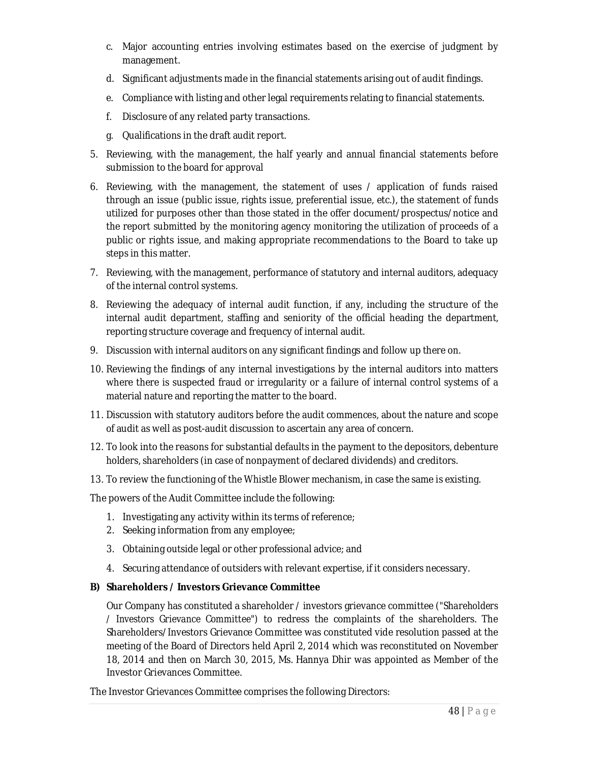c. Major accounting entries involving estimates based on the exercise of judgment by management.

d. Significant adjustments made in the financial statements arising out of audit findings.

e. Compliance with listing and other legal requirements relating to financial statements.

f. Disclosure of any related party transactions.

g. Qualifications in the draft audit report.

5. Reviewing, with the management, the half yearly and annual financial statements before submission to the board for approval

6. Reviewing, with the management, the statement of uses / application of funds raised through an issue (public issue, rights issue, preferential issue, etc.), the statement of funds utilized for purposes other than those stated in the offer document/prospectus/notice and the report submitted by the monitoring agency monitoring the utilization of proceeds of a public or rights issue, and making appropriate recommendations to the Board to take up steps in this matter.

7. Reviewing, with the management, performance of statutory and internal auditors, adequacy of the internal control systems.

8. Reviewing the adequacy of internal audit function, if any, including the structure of the internal audit department, staffing and seniority of the official heading the department, reporting structure coverage and frequency of internal audit.

9. Discussion with internal auditors on any significant findings and follow up there on.

10. Reviewing the findings of any internal investigations by the internal auditors into matters where there is suspected fraud or irregularity or a failure of internal control systems of a material nature and reporting the matter to the board.

11. Discussion with statutory auditors before the audit commences, about the nature and scope of audit as well as post-audit discussion to ascertain any area of concern.

12. To look into the reasons for substantial defaults in the payment to the depositors, debenture holders, shareholders (in case of nonpayment of declared dividends) and creditors.

13. To review the functioning of the Whistle Blower mechanism, in case the same is existing.

The powers of the Audit Committee include the following:

1. Investigating any activity within its terms of reference;
2. Seeking information from any employee;
3. Obtaining outside legal or other professional advice; and
4. Securing attendance of outsiders with relevant expertise, if it considers necessary.

**B) Shareholders / Investors Grievance Committee**

Our Company has constituted a shareholder / investors grievance committee ("Shareholders / Investors Grievance Committee") to redress the complaints of the shareholders. The Shareholders/Investors Grievance Committee was constituted vide resolution passed at the meeting of the Board of Directors held April 2, 2014 which was reconstituted on November 18, 2014 and then on March 30, 2015, Ms. Hannya Dhir was appointed as Member of the Investor Grievances Committee.

The Investor Grievances Committee comprises the following Directors: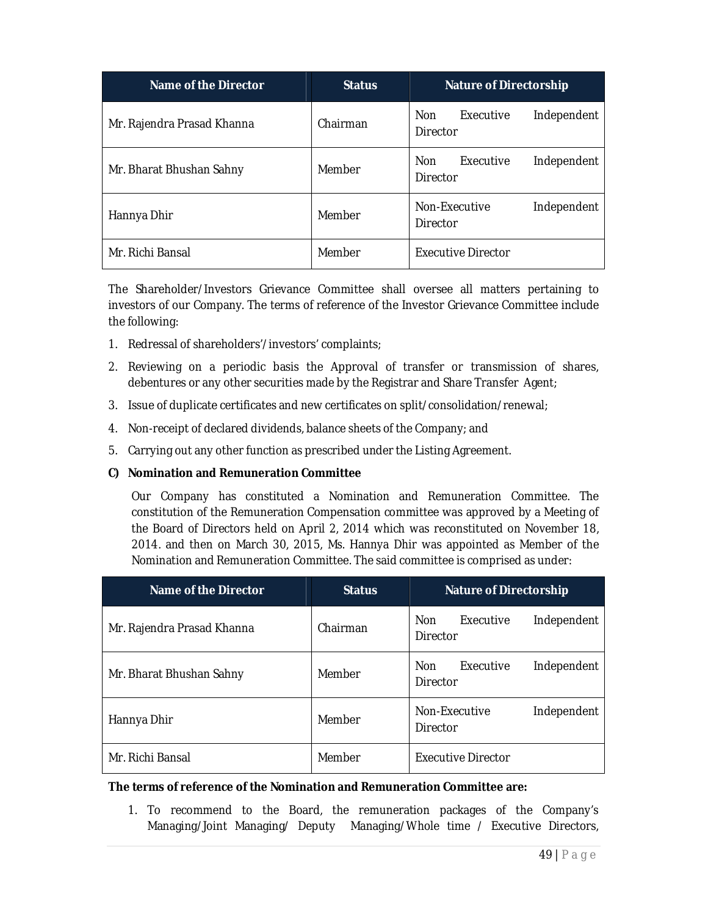| Name of the Director | Status | Nature of Directorship |
|---|---|---|
| Mr. Rajendra Prasad Khanna | Chairman | Non Executive Independent Director |
| Mr. Bharat Bhushan Sahny | Member | Non Executive Independent Director |
| Hannya Dhir | Member | Non-Executive Independent Director |
| Mr. Richi Bansal | Member | Executive Director |

The Shareholder/Investors Grievance Committee shall oversee all matters pertaining to investors of our Company. The terms of reference of the Investor Grievance Committee include the following:

1. Redressal of shareholders'/investors' complaints;
2. Reviewing on a periodic basis the Approval of transfer or transmission of shares, debentures or any other securities made by the Registrar and Share Transfer Agent;
3. Issue of duplicate certificates and new certificates on split/consolidation/renewal;
4. Non-receipt of declared dividends, balance sheets of the Company; and
5. Carrying out any other function as prescribed under the Listing Agreement.

**C) Nomination and Remuneration Committee**

Our Company has constituted a Nomination and Remuneration Committee. The constitution of the Remuneration Compensation committee was approved by a Meeting of the Board of Directors held on April 2, 2014 which was reconstituted on November 18, 2014. and then on March 30, 2015, Ms. Hannya Dhir was appointed as Member of the Nomination and Remuneration Committee. The said committee is comprised as under:

| Name of the Director | Status | Nature of Directorship |
|---|---|---|
| Mr. Rajendra Prasad Khanna | Chairman | Non Executive Independent Director |
| Mr. Bharat Bhushan Sahny | Member | Non Executive Independent Director |
| Hannya Dhir | Member | Non-Executive Independent Director |
| Mr. Richi Bansal | Member | Executive Director |

**The terms of reference of the Nomination and Remuneration Committee are:**

1. To recommend to the Board, the remuneration packages of the Company's Managing/Joint Managing/ Deputy Managing/Whole time / Executive Directors,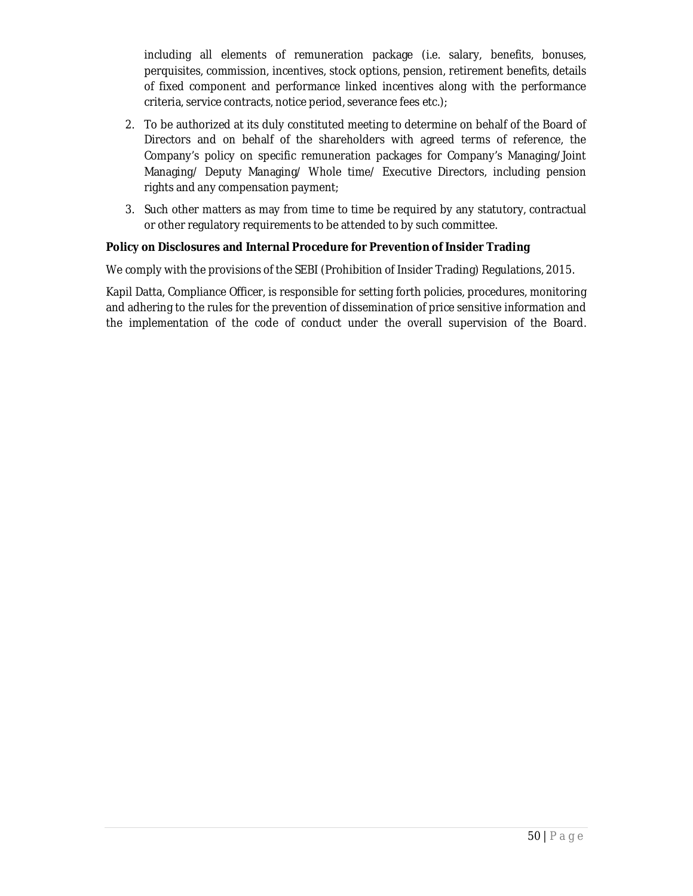including all elements of remuneration package (i.e. salary, benefits, bonuses, perquisites, commission, incentives, stock options, pension, retirement benefits, details of fixed component and performance linked incentives along with the performance criteria, service contracts, notice period, severance fees etc.);

2. To be authorized at its duly constituted meeting to determine on behalf of the Board of Directors and on behalf of the shareholders with agreed terms of reference, the Company's policy on specific remuneration packages for Company's Managing/Joint Managing/ Deputy Managing/ Whole time/ Executive Directors, including pension rights and any compensation payment;

3. Such other matters as may from time to time be required by any statutory, contractual or other regulatory requirements to be attended to by such committee.

**Policy on Disclosures and Internal Procedure for Prevention of Insider Trading**

We comply with the provisions of the SEBI (Prohibition of Insider Trading) Regulations, 2015.

Kapil Datta, Compliance Officer, is responsible for setting forth policies, procedures, monitoring and adhering to the rules for the prevention of dissemination of price sensitive information and the implementation of the code of conduct under the overall supervision of the Board.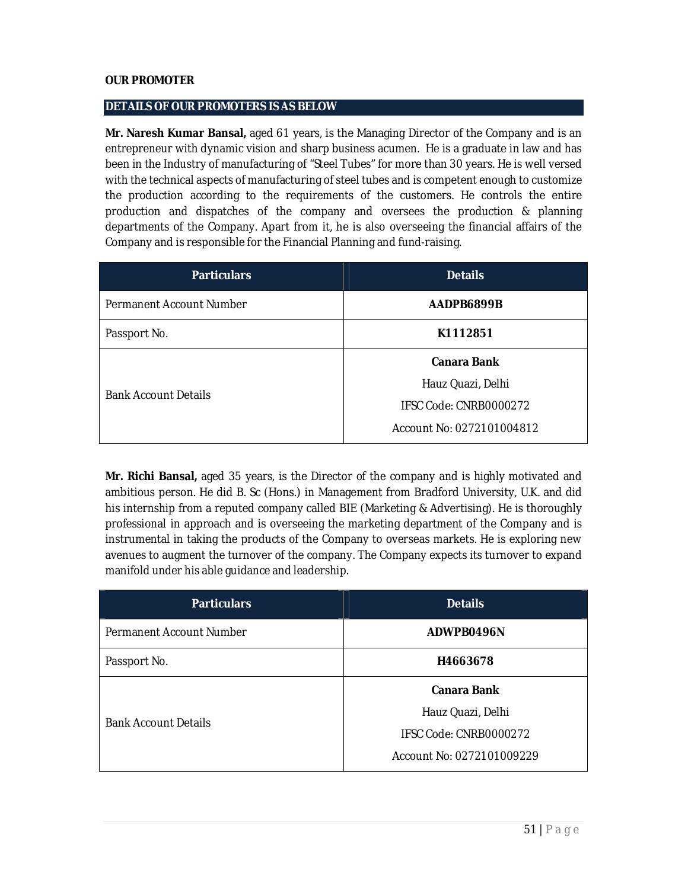**OUR PROMOTER**

**DETAILS OF OUR PROMOTERS IS AS BELOW**

**Mr. Naresh Kumar Bansal,** aged 61 years, is the Managing Director of the Company and is an entrepreneur with dynamic vision and sharp business acumen. He is a graduate in law and has been in the Industry of manufacturing of "Steel Tubes" for more than 30 years. He is well versed with the technical aspects of manufacturing of steel tubes and is competent enough to customize the production according to the requirements of the customers. He controls the entire production and dispatches of the company and oversees the production & planning departments of the Company. Apart from it, he is also overseeing the financial affairs of the Company and is responsible for the Financial Planning and fund-raising.

| Particulars | Details |
|---|---|
| Permanent Account Number | **AADPB6899B** |
| Passport No. | **K1112851** |
| Bank Account Details | **Canara Bank**<br>Hauz Quazi, Delhi<br>IFSC Code: CNRB0000272<br>Account No: 0272101004812 |

**Mr. Richi Bansal,** aged 35 years, is the Director of the company and is highly motivated and ambitious person. He did B. Sc (Hons.) in Management from Bradford University, U.K. and did his internship from a reputed company called BIE (Marketing & Advertising). He is thoroughly professional in approach and is overseeing the marketing department of the Company and is instrumental in taking the products of the Company to overseas markets. He is exploring new avenues to augment the turnover of the company. The Company expects its turnover to expand manifold under his able guidance and leadership.

| Particulars | Details |
|---|---|
| Permanent Account Number | **ADWPB0496N** |
| Passport No. | **H4663678** |
| Bank Account Details | **Canara Bank**<br>Hauz Quazi, Delhi<br>IFSC Code: CNRB0000272<br>Account No: 0272101009229 |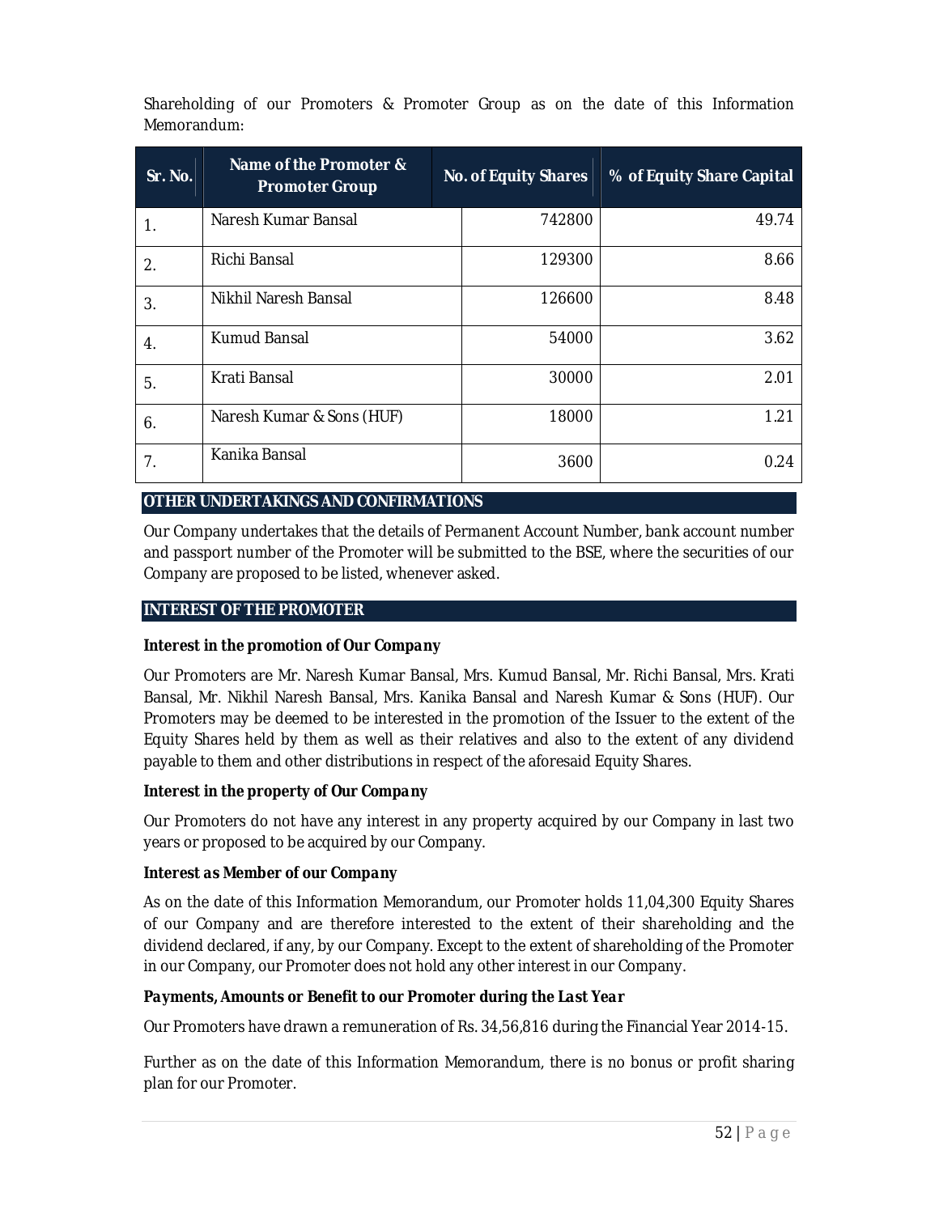Shareholding of our Promoters & Promoter Group as on the date of this Information Memorandum:

| Sr. No. | Name of the Promoter & Promoter Group | No. of Equity Shares | % of Equity Share Capital |
|---|---|---|---|
| 1. | Naresh Kumar Bansal | 742800 | 49.74 |
| 2. | Richi Bansal | 129300 | 8.66 |
| 3. | Nikhil Naresh Bansal | 126600 | 8.48 |
| 4. | Kumud Bansal | 54000 | 3.62 |
| 5. | Krati Bansal | 30000 | 2.01 |
| 6. | Naresh Kumar & Sons (HUF) | 18000 | 1.21 |
| 7. | Kanika Bansal | 3600 | 0.24 |

## OTHER UNDERTAKINGS AND CONFIRMATIONS

Our Company undertakes that the details of Permanent Account Number, bank account number and passport number of the Promoter will be submitted to the BSE, where the securities of our Company are proposed to be listed, whenever asked.

## INTEREST OF THE PROMOTER

***Interest in the promotion of Our Company***

Our Promoters are Mr. Naresh Kumar Bansal, Mrs. Kumud Bansal, Mr. Richi Bansal, Mrs. Krati Bansal, Mr. Nikhil Naresh Bansal, Mrs. Kanika Bansal and Naresh Kumar & Sons (HUF). Our Promoters may be deemed to be interested in the promotion of the Issuer to the extent of the Equity Shares held by them as well as their relatives and also to the extent of any dividend payable to them and other distributions in respect of the aforesaid Equity Shares.

***Interest in the property of Our Company***

Our Promoters do not have any interest in any property acquired by our Company in last two years or proposed to be acquired by our Company.

***Interest as Member of our Company***

As on the date of this Information Memorandum, our Promoter holds 11,04,300 Equity Shares of our Company and are therefore interested to the extent of their shareholding and the dividend declared, if any, by our Company. Except to the extent of shareholding of the Promoter in our Company, our Promoter does not hold any other interest in our Company.

***Payments, Amounts or Benefit to our Promoter during the Last Year***

Our Promoters have drawn a remuneration of Rs. 34,56,816 during the Financial Year 2014-15.

Further as on the date of this Information Memorandum, there is no bonus or profit sharing plan for our Promoter.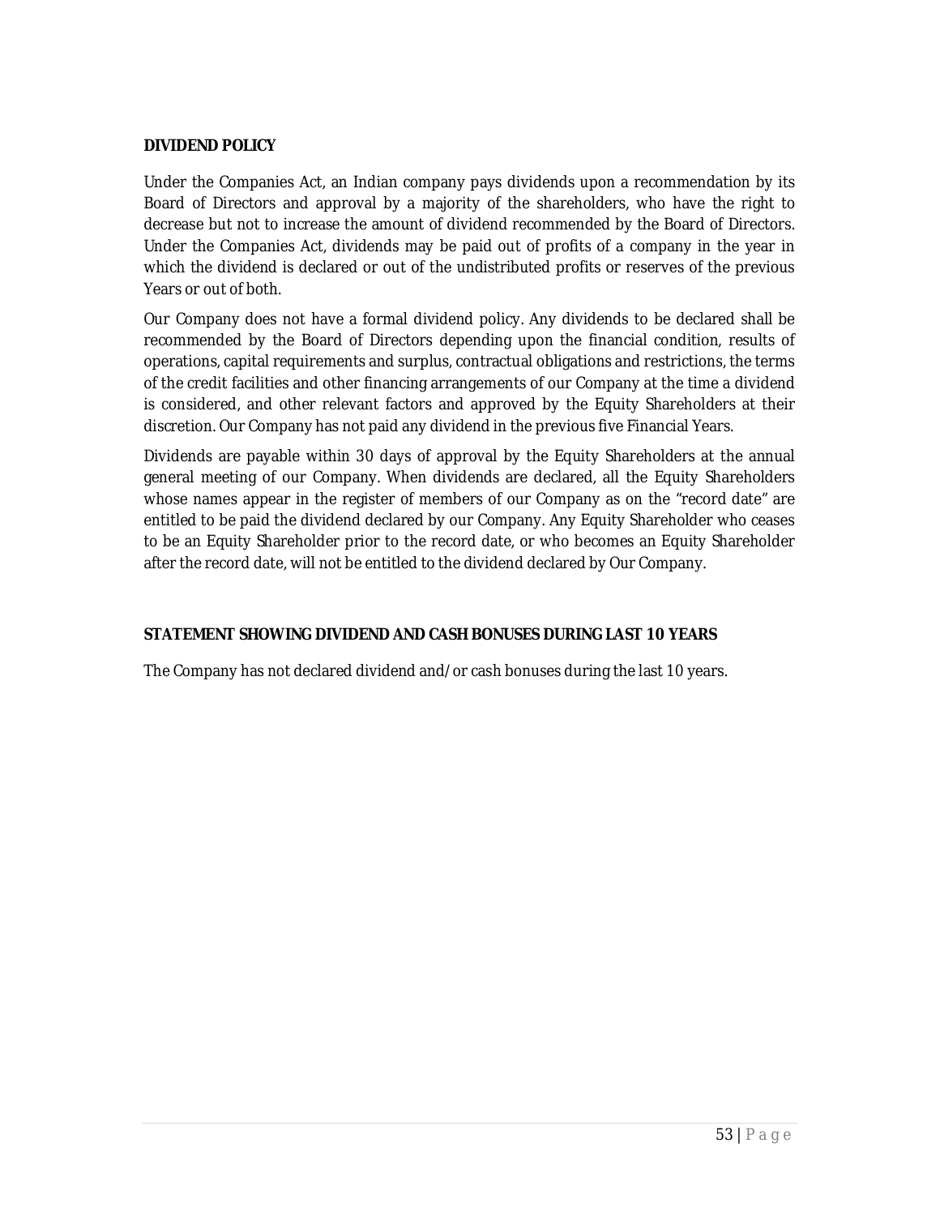## DIVIDEND POLICY

Under the Companies Act, an Indian company pays dividends upon a recommendation by its Board of Directors and approval by a majority of the shareholders, who have the right to decrease but not to increase the amount of dividend recommended by the Board of Directors. Under the Companies Act, dividends may be paid out of profits of a company in the year in which the dividend is declared or out of the undistributed profits or reserves of the previous Years or out of both.

Our Company does not have a formal dividend policy. Any dividends to be declared shall be recommended by the Board of Directors depending upon the financial condition, results of operations, capital requirements and surplus, contractual obligations and restrictions, the terms of the credit facilities and other financing arrangements of our Company at the time a dividend is considered, and other relevant factors and approved by the Equity Shareholders at their discretion. Our Company has not paid any dividend in the previous five Financial Years.

Dividends are payable within 30 days of approval by the Equity Shareholders at the annual general meeting of our Company. When dividends are declared, all the Equity Shareholders whose names appear in the register of members of our Company as on the "record date" are entitled to be paid the dividend declared by our Company. Any Equity Shareholder who ceases to be an Equity Shareholder prior to the record date, or who becomes an Equity Shareholder after the record date, will not be entitled to the dividend declared by Our Company.

## STATEMENT SHOWING DIVIDEND AND CASH BONUSES DURING LAST 10 YEARS

The Company has not declared dividend and/or cash bonuses during the last 10 years.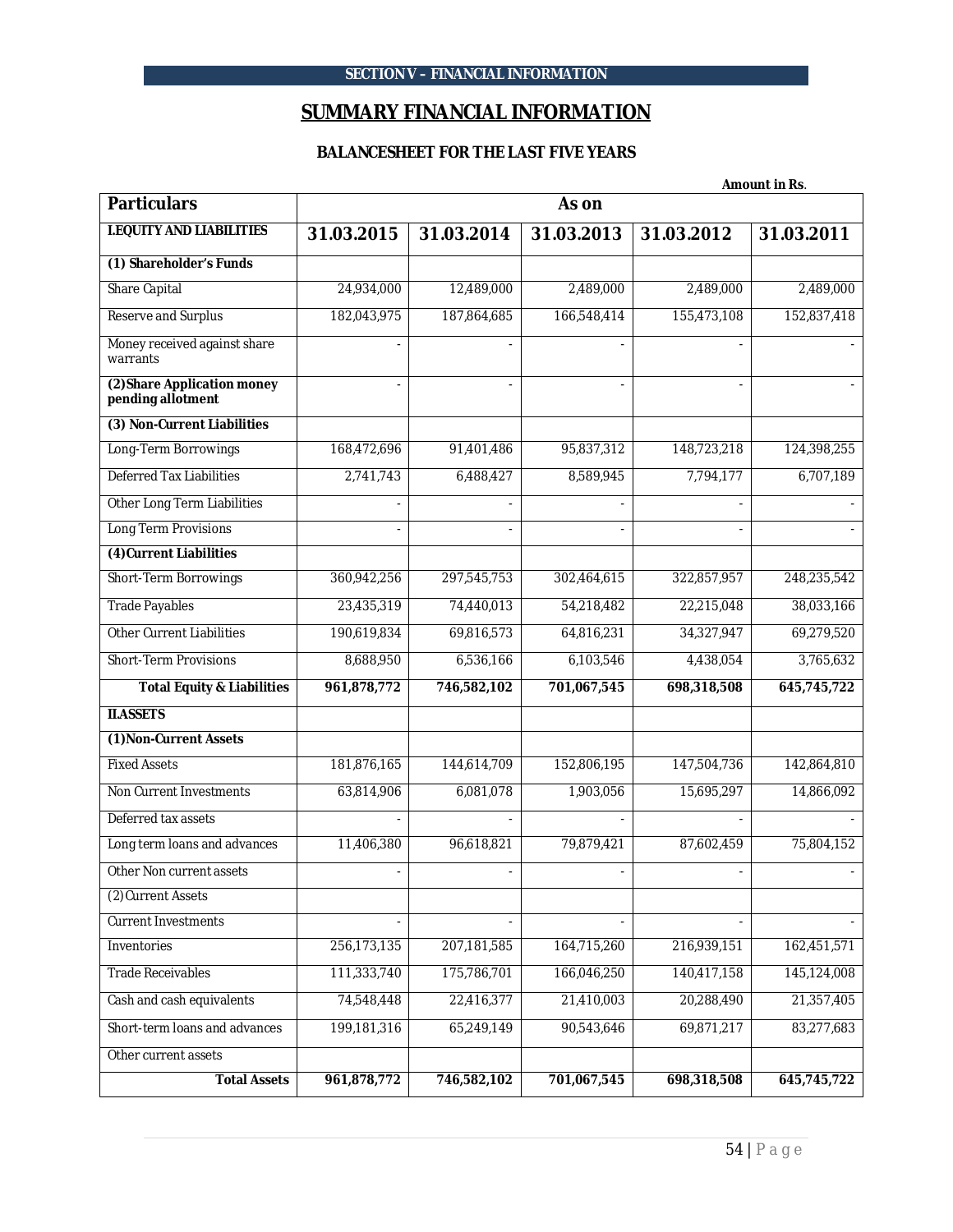SECTION V – FINANCIAL INFORMATION

# SUMMARY FINANCIAL INFORMATION

## BALANCESHEET FOR THE LAST FIVE YEARS

**Amount in Rs.**

| Particulars | As on | | | | |
|---|---|---|---|---|---|
| **I.EQUITY AND LIABILITIES** | **31.03.2015** | **31.03.2014** | **31.03.2013** | **31.03.2012** | **31.03.2011** |
| **(1) Shareholder's Funds** | | | | | |
| Share Capital | 24,934,000 | 12,489,000 | 2,489,000 | 2,489,000 | 2,489,000 |
| Reserve and Surplus | 182,043,975 | 187,864,685 | 166,548,414 | 155,473,108 | 152,837,418 |
| Money received against share warrants | - | - | - | - | - |
| **(2) Share Application money pending allotment** | - | - | - | - | - |
| **(3) Non-Current Liabilities** | | | | | |
| Long-Term Borrowings | 168,472,696 | 91,401,486 | 95,837,312 | 148,723,218 | 124,398,255 |
| Deferred Tax Liabilities | 2,741,743 | 6,488,427 | 8,589,945 | 7,794,177 | 6,707,189 |
| Other Long Term Liabilities | - | - | - | - | - |
| Long Term Provisions | - | - | - | - | - |
| **(4) Current Liabilities** | | | | | |
| Short-Term Borrowings | 360,942,256 | 297,545,753 | 302,464,615 | 322,857,957 | 248,235,542 |
| Trade Payables | 23,435,319 | 74,440,013 | 54,218,482 | 22,215,048 | 38,033,166 |
| Other Current Liabilities | 190,619,834 | 69,816,573 | 64,816,231 | 34,327,947 | 69,279,520 |
| Short-Term Provisions | 8,688,950 | 6,536,166 | 6,103,546 | 4,438,054 | 3,765,632 |
| **Total Equity & Liabilities** | **961,878,772** | **746,582,102** | **701,067,545** | **698,318,508** | **645,745,722** |
| **II.ASSETS** | | | | | |
| **(1) Non-Current Assets** | | | | | |
| Fixed Assets | 181,876,165 | 144,614,709 | 152,806,195 | 147,504,736 | 142,864,810 |
| Non Current Investments | 63,814,906 | 6,081,078 | 1,903,056 | 15,695,297 | 14,866,092 |
| Deferred tax assets | - | - | - | - | - |
| Long term loans and advances | 11,406,380 | 96,618,821 | 79,879,421 | 87,602,459 | 75,804,152 |
| Other Non current assets | - | - | - | - | - |
| (2) Current Assets | | | | | |
| Current Investments | - | - | - | - | - |
| Inventories | 256,173,135 | 207,181,585 | 164,715,260 | 216,939,151 | 162,451,571 |
| Trade Receivables | 111,333,740 | 175,786,701 | 166,046,250 | 140,417,158 | 145,124,008 |
| Cash and cash equivalents | 74,548,448 | 22,416,377 | 21,410,003 | 20,288,490 | 21,357,405 |
| Short-term loans and advances | 199,181,316 | 65,249,149 | 90,543,646 | 69,871,217 | 83,277,683 |
| Other current assets | | | | | |
| **Total Assets** | **961,878,772** | **746,582,102** | **701,067,545** | **698,318,508** | **645,745,722** |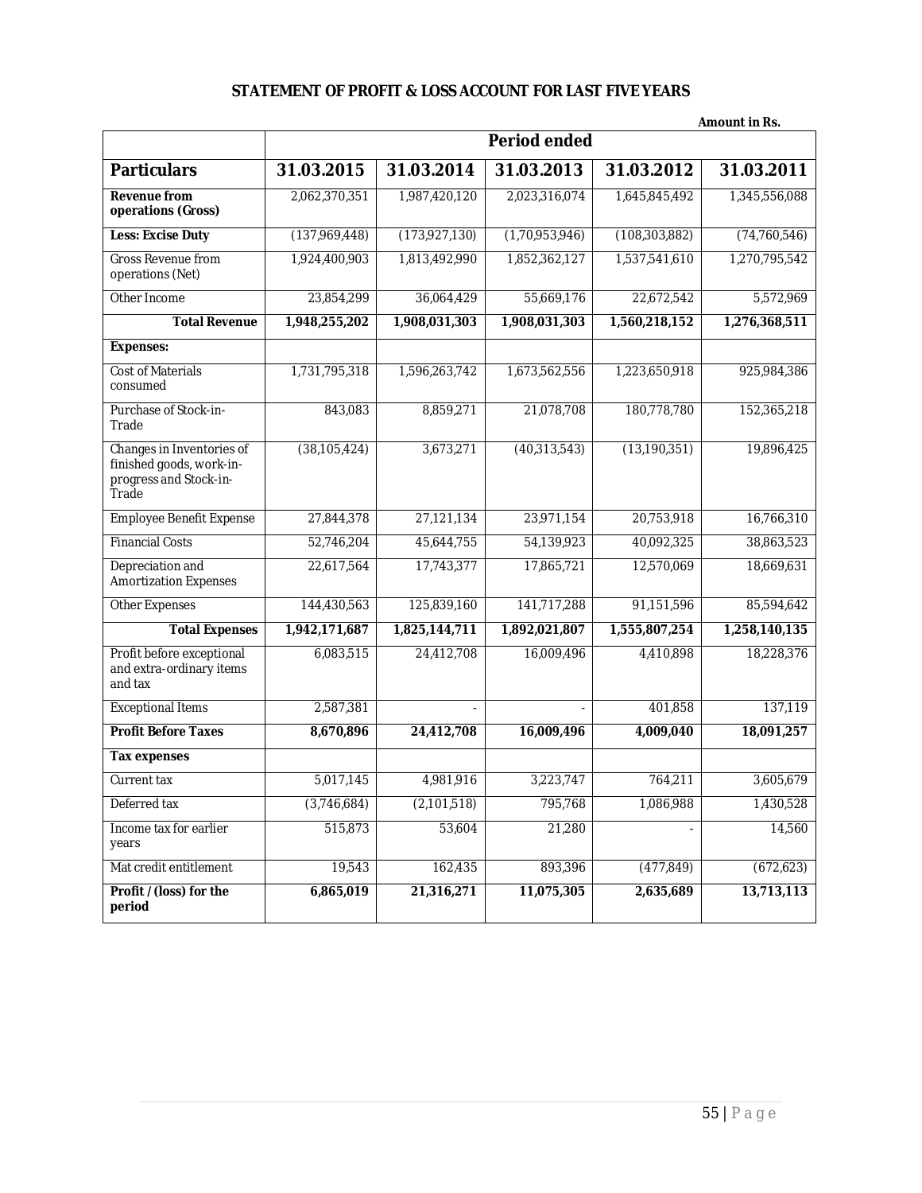## STATEMENT OF PROFIT & LOSS ACCOUNT FOR LAST FIVE YEARS

**Amount in Rs.**

| | **Period ended** | | | | |
|---|---|---|---|---|---|
| **Particulars** | **31.03.2015** | **31.03.2014** | **31.03.2013** | **31.03.2012** | **31.03.2011** |
| **Revenue from operations (Gross)** | 2,062,370,351 | 1,987,420,120 | 2,023,316,074 | 1,645,845,492 | 1,345,556,088 |
| **Less: Excise Duty** | (137,969,448) | (173,927,130) | (1,70,953,946) | (108,303,882) | (74,760,546) |
| Gross Revenue from operations (Net) | 1,924,400,903 | 1,813,492,990 | 1,852,362,127 | 1,537,541,610 | 1,270,795,542 |
| Other Income | 23,854,299 | 36,064,429 | 55,669,176 | 22,672,542 | 5,572,969 |
| **Total Revenue** | **1,948,255,202** | **1,908,031,303** | **1,908,031,303** | **1,560,218,152** | **1,276,368,511** |
| **Expenses:** | | | | | |
| Cost of Materials consumed | 1,731,795,318 | 1,596,263,742 | 1,673,562,556 | 1,223,650,918 | 925,984,386 |
| Purchase of Stock-in-Trade | 843,083 | 8,859,271 | 21,078,708 | 180,778,780 | 152,365,218 |
| Changes in Inventories of finished goods, work-in-progress and Stock-in-Trade | (38,105,424) | 3,673,271 | (40,313,543) | (13,190,351) | 19,896,425 |
| Employee Benefit Expense | 27,844,378 | 27,121,134 | 23,971,154 | 20,753,918 | 16,766,310 |
| Financial Costs | 52,746,204 | 45,644,755 | 54,139,923 | 40,092,325 | 38,863,523 |
| Depreciation and Amortization Expenses | 22,617,564 | 17,743,377 | 17,865,721 | 12,570,069 | 18,669,631 |
| Other Expenses | 144,430,563 | 125,839,160 | 141,717,288 | 91,151,596 | 85,594,642 |
| **Total Expenses** | **1,942,171,687** | **1,825,144,711** | **1,892,021,807** | **1,555,807,254** | **1,258,140,135** |
| Profit before exceptional and extra-ordinary items and tax | 6,083,515 | 24,412,708 | 16,009,496 | 4,410,898 | 18,228,376 |
| Exceptional Items | 2,587,381 | - | - | 401,858 | 137,119 |
| **Profit Before Taxes** | **8,670,896** | **24,412,708** | **16,009,496** | **4,009,040** | **18,091,257** |
| **Tax expenses** | | | | | |
| Current tax | 5,017,145 | 4,981,916 | 3,223,747 | 764,211 | 3,605,679 |
| Deferred tax | (3,746,684) | (2,101,518) | 795,768 | 1,086,988 | 1,430,528 |
| Income tax for earlier years | 515,873 | 53,604 | 21,280 | - | 14,560 |
| Mat credit entitlement | 19,543 | 162,435 | 893,396 | (477,849) | (672,623) |
| **Profit / (loss) for the period** | **6,865,019** | **21,316,271** | **11,075,305** | **2,635,689** | **13,713,113** |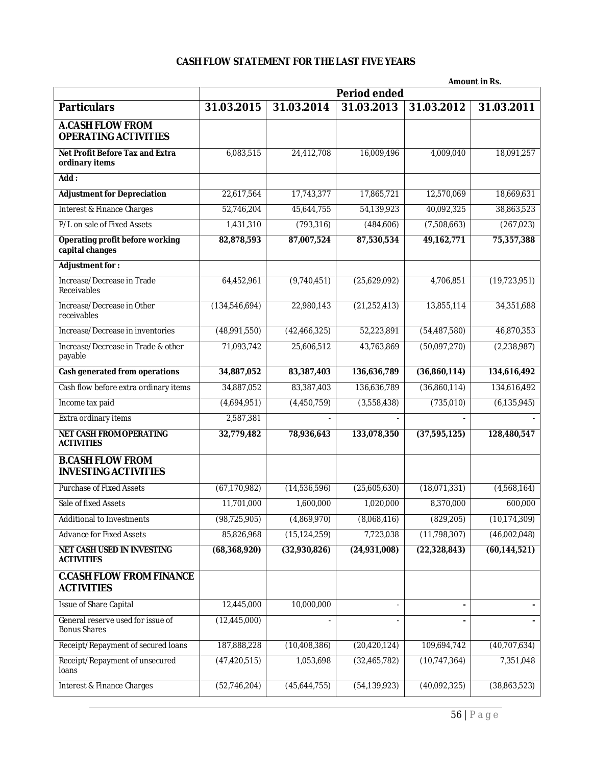## CASH FLOW STATEMENT FOR THE LAST FIVE YEARS

Amount in Rs.

| Particulars | Period ended | | | | |
|---|---|---|---|---|---|
| | 31.03.2015 | 31.03.2014 | 31.03.2013 | 31.03.2012 | 31.03.2011 |
| **A.CASH FLOW FROM OPERATING ACTIVITIES** | | | | | |
| **Net Profit Before Tax and Extra ordinary items** | 6,083,515 | 24,412,708 | 16,009,496 | 4,009,040 | 18,091,257 |
| **Add :** | | | | | |
| **Adjustment for Depreciation** | 22,617,564 | 17,743,377 | 17,865,721 | 12,570,069 | 18,669,631 |
| Interest & Finance Charges | 52,746,204 | 45,644,755 | 54,139,923 | 40,092,325 | 38,863,523 |
| P/L on sale of Fixed Assets | 1,431,310 | (793,316) | (484,606) | (7,508,663) | (267,023) |
| **Operating profit before working capital changes** | **82,878,593** | **87,007,524** | **87,530,534** | **49,162,771** | **75,357,388** |
| **Adjustment for :** | | | | | |
| Increase/Decrease in Trade Receivables | 64,452,961 | (9,740,451) | (25,629,092) | 4,706,851 | (19,723,951) |
| Increase/Decrease in Other receivables | (134,546,694) | 22,980,143 | (21,252,413) | 13,855,114 | 34,351,688 |
| Increase/Decrease in inventories | (48,991,550) | (42,466,325) | 52,223,891 | (54,487,580) | 46,870,353 |
| Increase/Decrease in Trade & other payable | 71,093,742 | 25,606,512 | 43,763,869 | (50,097,270) | (2,238,987) |
| **Cash generated from operations** | **34,887,052** | **83,387,403** | **136,636,789** | **(36,860,114)** | **134,616,492** |
| Cash flow before extra ordinary items | 34,887,052 | 83,387,403 | 136,636,789 | (36,860,114) | 134,616,492 |
| Income tax paid | (4,694,951) | (4,450,759) | (3,558,438) | (735,010) | (6,135,945) |
| Extra ordinary items | 2,587,381 | - | - | - | - |
| **NET CASH FROM OPERATING ACTIVITIES** | **32,779,482** | **78,936,643** | **133,078,350** | **(37,595,125)** | **128,480,547** |
| **B.CASH FLOW FROM INVESTING ACTIVITIES** | | | | | |
| Purchase of Fixed Assets | (67,170,982) | (14,536,596) | (25,605,630) | (18,071,331) | (4,568,164) |
| Sale of fixed Assets | 11,701,000 | 1,600,000 | 1,020,000 | 8,370,000 | 600,000 |
| Additional to Investments | (98,725,905) | (4,869,970) | (8,068,416) | (829,205) | (10,174,309) |
| Advance for Fixed Assets | 85,826,968 | (15,124,259) | 7,723,038 | (11,798,307) | (46,002,048) |
| **NET CASH USED IN INVESTING ACTIVITIES** | **(68,368,920)** | **(32,930,826)** | **(24,931,008)** | **(22,328,843)** | **(60,144,521)** |
| **C.CASH FLOW FROM FINANCE ACTIVITIES** | | | | | |
| Issue of Share Capital | 12,445,000 | 10,000,000 | - | - | - |
| General reserve used for issue of Bonus Shares | (12,445,000) | - | - | - | - |
| Receipt/Repayment of secured loans | 187,888,228 | (10,408,386) | (20,420,124) | 109,694,742 | (40,707,634) |
| Receipt/Repayment of unsecured loans | (47,420,515) | 1,053,698 | (32,465,782) | (10,747,364) | 7,351,048 |
| Interest & Finance Charges | (52,746,204) | (45,644,755) | (54,139,923) | (40,092,325) | (38,863,523) |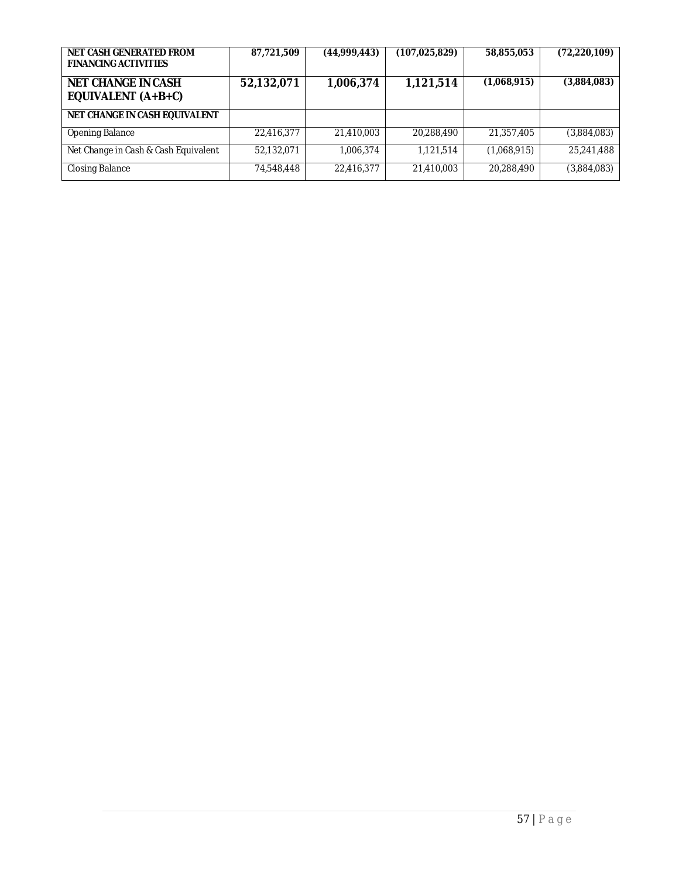| | | | | | |
|---|---|---|---|---|---|
| **NET CASH GENERATED FROM FINANCING ACTIVITIES** | **87,721,509** | **(44,999,443)** | **(107,025,829)** | **58,855,053** | **(72,220,109)** |
| **NET CHANGE IN CASH EQUIVALENT (A+B+C)** | **52,132,071** | **1,006,374** | **1,121,514** | **(1,068,915)** | **(3,884,083)** |
| **NET CHANGE IN CASH EQUIVALENT** | | | | | |
| Opening Balance | 22,416,377 | 21,410,003 | 20,288,490 | 21,357,405 | (3,884,083) |
| Net Change in Cash & Cash Equivalent | 52,132,071 | 1,006,374 | 1,121,514 | (1,068,915) | 25,241,488 |
| Closing Balance | 74,548,448 | 22,416,377 | 21,410,003 | 20,288,490 | (3,884,083) |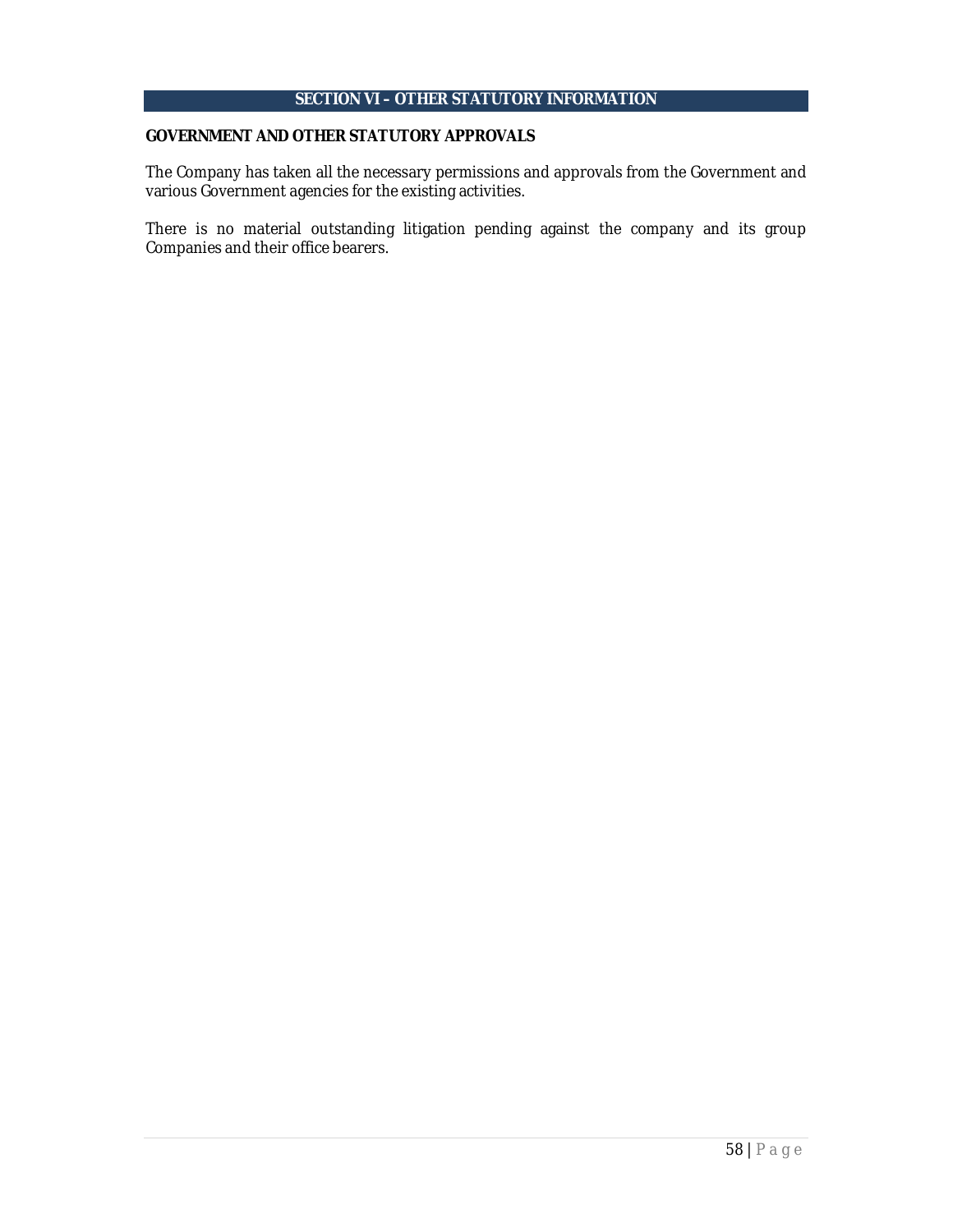## SECTION VI – OTHER STATUTORY INFORMATION

### GOVERNMENT AND OTHER STATUTORY APPROVALS

The Company has taken all the necessary permissions and approvals from the Government and various Government agencies for the existing activities.

There is no material outstanding litigation pending against the company and its group Companies and their office bearers.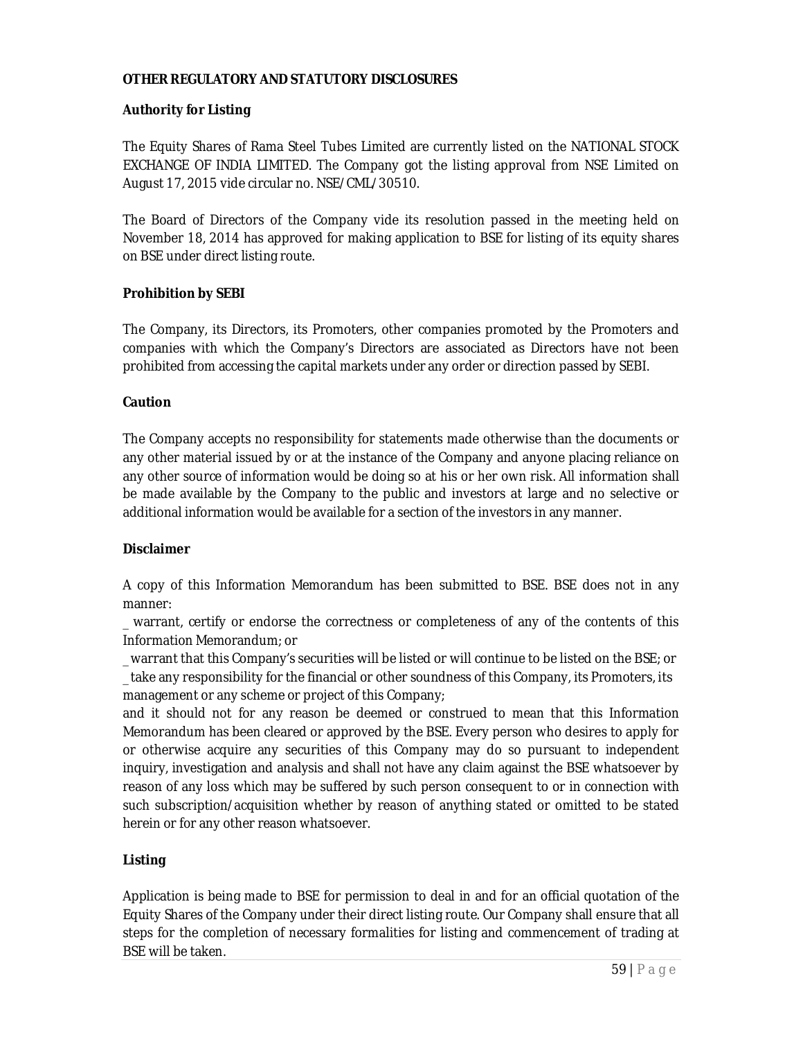**OTHER REGULATORY AND STATUTORY DISCLOSURES**

**Authority for Listing**

The Equity Shares of Rama Steel Tubes Limited are currently listed on the NATIONAL STOCK EXCHANGE OF INDIA LIMITED. The Company got the listing approval from NSE Limited on August 17, 2015 vide circular no. NSE/CML/30510.

The Board of Directors of the Company vide its resolution passed in the meeting held on November 18, 2014 has approved for making application to BSE for listing of its equity shares on BSE under direct listing route.

**Prohibition by SEBI**

The Company, its Directors, its Promoters, other companies promoted by the Promoters and companies with which the Company's Directors are associated as Directors have not been prohibited from accessing the capital markets under any order or direction passed by SEBI.

**Caution**

The Company accepts no responsibility for statements made otherwise than the documents or any other material issued by or at the instance of the Company and anyone placing reliance on any other source of information would be doing so at his or her own risk. All information shall be made available by the Company to the public and investors at large and no selective or additional information would be available for a section of the investors in any manner.

**Disclaimer**

A copy of this Information Memorandum has been submitted to BSE. BSE does not in any manner:

_ warrant, certify or endorse the correctness or completeness of any of the contents of this Information Memorandum; or

_ warrant that this Company's securities will be listed or will continue to be listed on the BSE; or

_ take any responsibility for the financial or other soundness of this Company, its Promoters, its management or any scheme or project of this Company;

and it should not for any reason be deemed or construed to mean that this Information Memorandum has been cleared or approved by the BSE. Every person who desires to apply for or otherwise acquire any securities of this Company may do so pursuant to independent inquiry, investigation and analysis and shall not have any claim against the BSE whatsoever by reason of any loss which may be suffered by such person consequent to or in connection with such subscription/acquisition whether by reason of anything stated or omitted to be stated herein or for any other reason whatsoever.

**Listing**

Application is being made to BSE for permission to deal in and for an official quotation of the Equity Shares of the Company under their direct listing route. Our Company shall ensure that all steps for the completion of necessary formalities for listing and commencement of trading at BSE will be taken.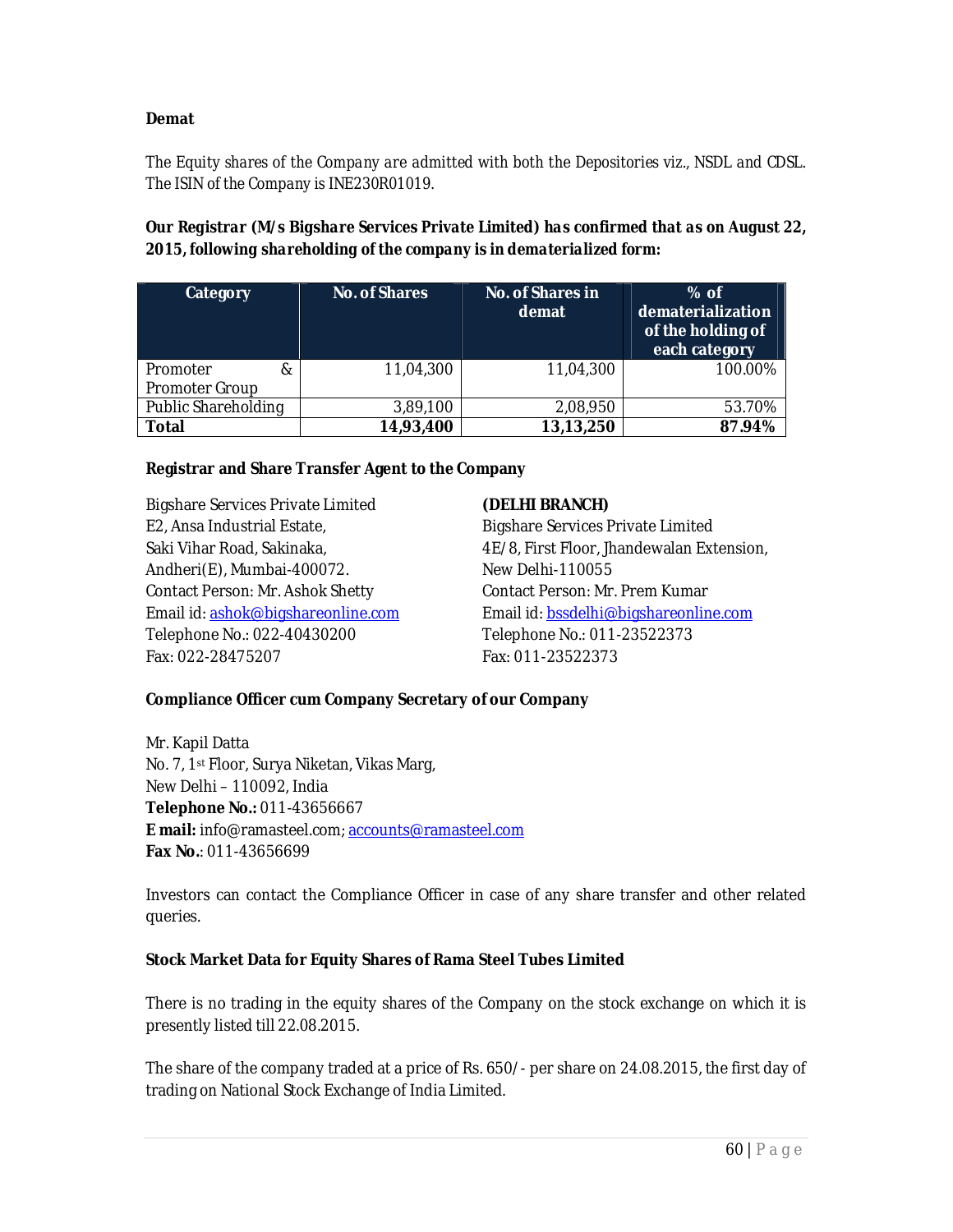**Demat**

*The Equity shares of the Company are admitted with both the Depositories viz., NSDL and CDSL. The ISIN of the Company is INE230R01019.*

***Our Registrar (M/s Bigshare Services Private Limited) has confirmed that as on August 22, 2015, following shareholding of the company is in dematerialized form:***

| Category | No. of Shares | No. of Shares in demat | % of dematerialization of the holding of each category |
|---|---|---|---|
| Promoter & Promoter Group | 11,04,300 | 11,04,300 | 100.00% |
| Public Shareholding | 3,89,100 | 2,08,950 | 53.70% |
| **Total** | **14,93,400** | **13,13,250** | **87.94%** |

**Registrar and Share Transfer Agent to the Company**

Bigshare Services Private Limited
E2, Ansa Industrial Estate,
Saki Vihar Road, Sakinaka,
Andheri(E), Mumbai-400072.
Contact Person: Mr. Ashok Shetty
Email id: ashok@bigshareonline.com
Telephone No.: 022-40430200
Fax: 022-28475207

**(DELHI BRANCH)**
Bigshare Services Private Limited
4E/8, First Floor, Jhandewalan Extension,
New Delhi-110055
Contact Person: Mr. Prem Kumar
Email id: bssdelhi@bigshareonline.com
Telephone No.: 011-23522373
Fax: 011-23522373

**Compliance Officer cum Company Secretary of our Company**

Mr. Kapil Datta
No. 7, 1st Floor, Surya Niketan, Vikas Marg,
New Delhi – 110092, India
**Telephone No.:** 011-43656667
**E mail:** info@ramasteel.com; accounts@ramasteel.com
**Fax No.**: 011-43656699

Investors can contact the Compliance Officer in case of any share transfer and other related queries.

**Stock Market Data for Equity Shares of Rama Steel Tubes Limited**

There is no trading in the equity shares of the Company on the stock exchange on which it is presently listed till 22.08.2015.

The share of the company traded at a price of Rs. 650/- per share on 24.08.2015, the first day of trading on National Stock Exchange of India Limited.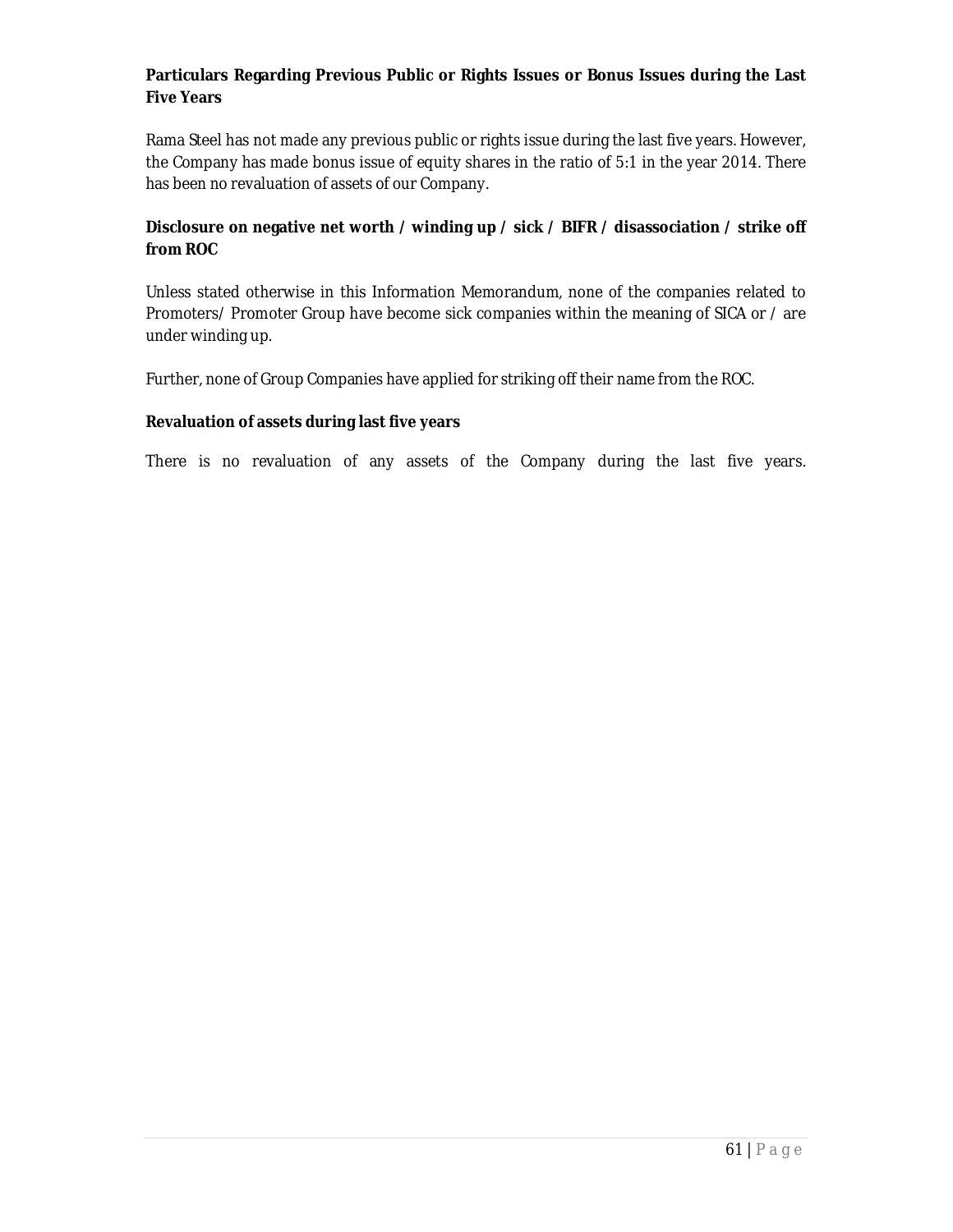**Particulars Regarding Previous Public or Rights Issues or Bonus Issues during the Last Five Years**

Rama Steel has not made any previous public or rights issue during the last five years. However, the Company has made bonus issue of equity shares in the ratio of 5:1 in the year 2014. There has been no revaluation of assets of our Company.

**Disclosure on negative net worth / winding up / sick / BIFR / disassociation / strike off from ROC**

Unless stated otherwise in this Information Memorandum, none of the companies related to Promoters/ Promoter Group have become sick companies within the meaning of SICA or / are under winding up.

Further, none of Group Companies have applied for striking off their name from the ROC.

**Revaluation of assets during last five years**

There is no revaluation of any assets of the Company during the last five years.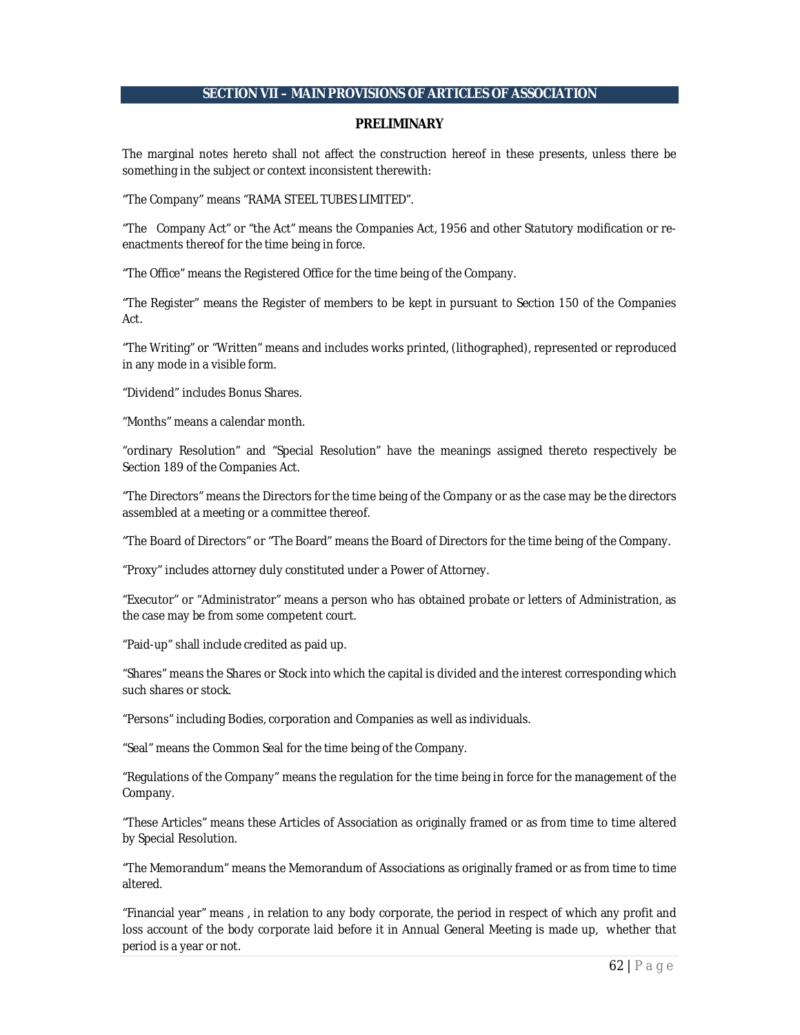## SECTION VII – MAIN PROVISIONS OF ARTICLES OF ASSOCIATION

### PRELIMINARY

The marginal notes hereto shall not affect the construction hereof in these presents, unless there be something in the subject or context inconsistent therewith:

"The Company" means "RAMA STEEL TUBES LIMITED".

"The Company Act" or "the Act" means the Companies Act, 1956 and other Statutory modification or re-enactments thereof for the time being in force.

"The Office" means the Registered Office for the time being of the Company.

"The Register" means the Register of members to be kept in pursuant to Section 150 of the Companies Act.

"The Writing" or "Written" means and includes works printed, (lithographed), represented or reproduced in any mode in a visible form.

"Dividend" includes Bonus Shares.

"Months" means a calendar month.

"ordinary Resolution" and "Special Resolution" have the meanings assigned thereto respectively be Section 189 of the Companies Act.

"The Directors" means the Directors for the time being of the Company or as the case may be the directors assembled at a meeting or a committee thereof.

"The Board of Directors" or "The Board" means the Board of Directors for the time being of the Company.

"Proxy" includes attorney duly constituted under a Power of Attorney.

"Executor" or "Administrator" means a person who has obtained probate or letters of Administration, as the case may be from some competent court.

"Paid-up" shall include credited as paid up.

"Shares" means the Shares or Stock into which the capital is divided and the interest corresponding which such shares or stock.

"Persons" including Bodies, corporation and Companies as well as individuals.

"Seal" means the Common Seal for the time being of the Company.

"Regulations of the Company" means the regulation for the time being in force for the management of the Company.

"These Articles" means these Articles of Association as originally framed or as from time to time altered by Special Resolution.

"The Memorandum" means the Memorandum of Associations as originally framed or as from time to time altered.

"Financial year" means , in relation to any body corporate, the period in respect of which any profit and loss account of the body corporate laid before it in Annual General Meeting is made up, whether that period is a year or not.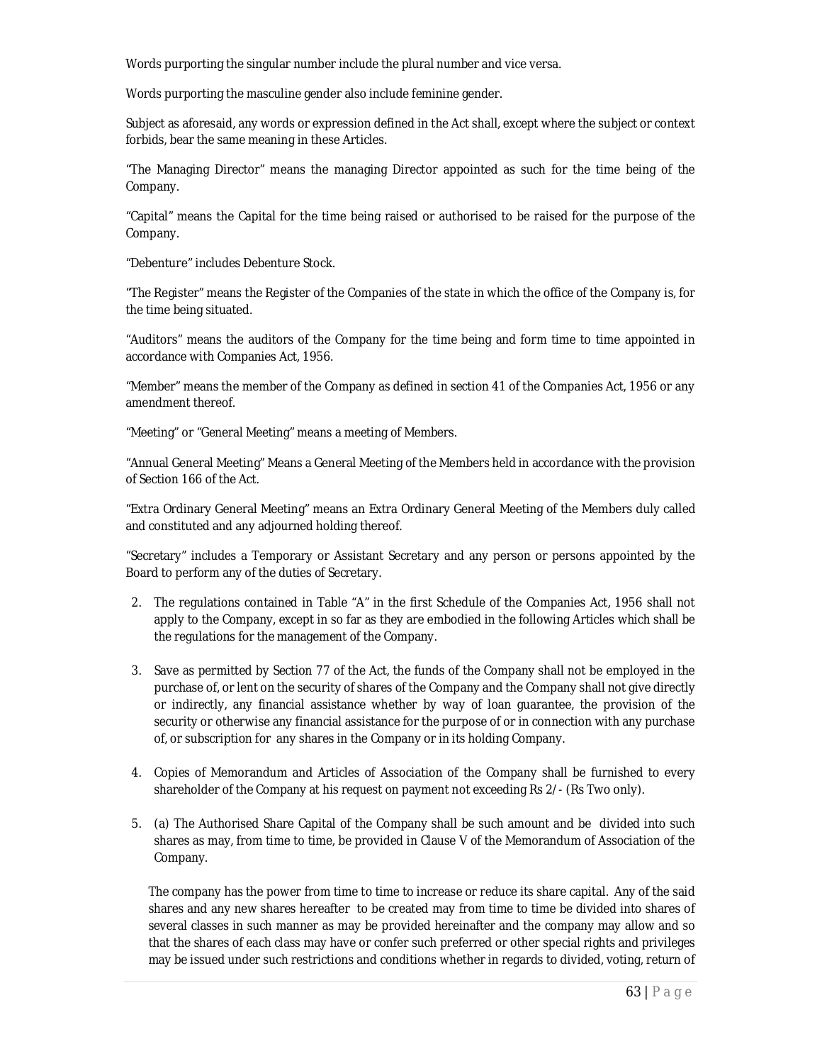Words purporting the singular number include the plural number and vice versa.

Words purporting the masculine gender also include feminine gender.

Subject as aforesaid, any words or expression defined in the Act shall, except where the subject or context forbids, bear the same meaning in these Articles.

"The Managing Director" means the managing Director appointed as such for the time being of the Company.

"Capital" means the Capital for the time being raised or authorised to be raised for the purpose of the Company.

"Debenture" includes Debenture Stock.

"The Register" means the Register of the Companies of the state in which the office of the Company is, for the time being situated.

"Auditors" means the auditors of the Company for the time being and form time to time appointed in accordance with Companies Act, 1956.

"Member" means the member of the Company as defined in section 41 of the Companies Act, 1956 or any amendment thereof.

"Meeting" or "General Meeting" means a meeting of Members.

"Annual General Meeting" Means a General Meeting of the Members held in accordance with the provision of Section 166 of the Act.

"Extra Ordinary General Meeting" means an Extra Ordinary General Meeting of the Members duly called and constituted and any adjourned holding thereof.

"Secretary" includes a Temporary or Assistant Secretary and any person or persons appointed by the Board to perform any of the duties of Secretary.

2. The regulations contained in Table "A" in the first Schedule of the Companies Act, 1956 shall not apply to the Company, except in so far as they are embodied in the following Articles which shall be the regulations for the management of the Company.

3. Save as permitted by Section 77 of the Act, the funds of the Company shall not be employed in the purchase of, or lent on the security of shares of the Company and the Company shall not give directly or indirectly, any financial assistance whether by way of loan guarantee, the provision of the security or otherwise any financial assistance for the purpose of or in connection with any purchase of, or subscription for any shares in the Company or in its holding Company.

4. Copies of Memorandum and Articles of Association of the Company shall be furnished to every shareholder of the Company at his request on payment not exceeding Rs 2/- (Rs Two only).

5. (a) The Authorised Share Capital of the Company shall be such amount and be divided into such shares as may, from time to time, be provided in Clause V of the Memorandum of Association of the Company.

   The company has the power from time to time to increase or reduce its share capital. Any of the said shares and any new shares hereafter to be created may from time to time be divided into shares of several classes in such manner as may be provided hereinafter and the company may allow and so that the shares of each class may have or confer such preferred or other special rights and privileges may be issued under such restrictions and conditions whether in regards to divided, voting, return of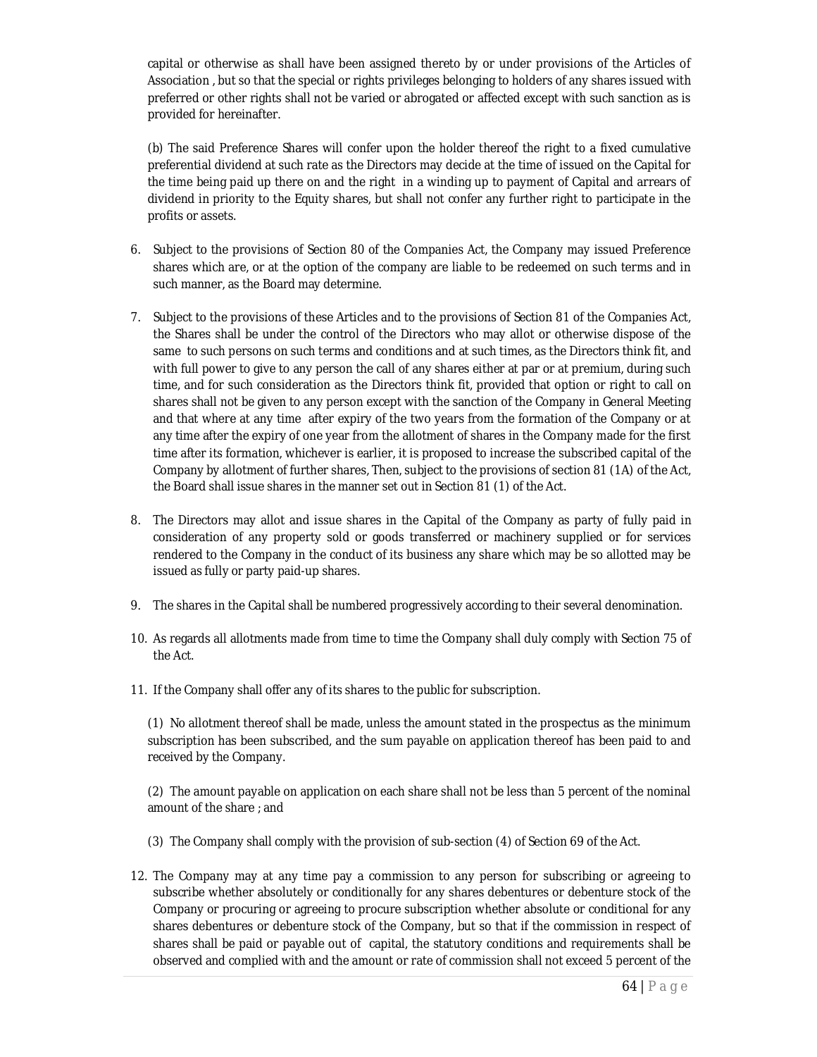capital or otherwise as shall have been assigned thereto by or under provisions of the Articles of Association , but so that the special or rights privileges belonging to holders of any shares issued with preferred or other rights shall not be varied or abrogated or affected except with such sanction as is provided for hereinafter.

(b) The said Preference Shares will confer upon the holder thereof the right to a fixed cumulative preferential dividend at such rate as the Directors may decide at the time of issued on the Capital for the time being paid up there on and the right in a winding up to payment of Capital and arrears of dividend in priority to the Equity shares, but shall not confer any further right to participate in the profits or assets.

6. Subject to the provisions of Section 80 of the Companies Act, the Company may issued Preference shares which are, or at the option of the company are liable to be redeemed on such terms and in such manner, as the Board may determine.

7. Subject to the provisions of these Articles and to the provisions of Section 81 of the Companies Act, the Shares shall be under the control of the Directors who may allot or otherwise dispose of the same to such persons on such terms and conditions and at such times, as the Directors think fit, and with full power to give to any person the call of any shares either at par or at premium, during such time, and for such consideration as the Directors think fit, provided that option or right to call on shares shall not be given to any person except with the sanction of the Company in General Meeting and that where at any time after expiry of the two years from the formation of the Company or at any time after the expiry of one year from the allotment of shares in the Company made for the first time after its formation, whichever is earlier, it is proposed to increase the subscribed capital of the Company by allotment of further shares, Then, subject to the provisions of section 81 (1A) of the Act, the Board shall issue shares in the manner set out in Section 81 (1) of the Act.

8. The Directors may allot and issue shares in the Capital of the Company as party of fully paid in consideration of any property sold or goods transferred or machinery supplied or for services rendered to the Company in the conduct of its business any share which may be so allotted may be issued as fully or party paid-up shares.

9. The shares in the Capital shall be numbered progressively according to their several denomination.

10. As regards all allotments made from time to time the Company shall duly comply with Section 75 of the Act.

11. If the Company shall offer any of its shares to the public for subscription.

(1) No allotment thereof shall be made, unless the amount stated in the prospectus as the minimum subscription has been subscribed, and the sum payable on application thereof has been paid to and received by the Company.

(2) The amount payable on application on each share shall not be less than 5 percent of the nominal amount of the share ; and

(3) The Company shall comply with the provision of sub-section (4) of Section 69 of the Act.

12. The Company may at any time pay a commission to any person for subscribing or agreeing to subscribe whether absolutely or conditionally for any shares debentures or debenture stock of the Company or procuring or agreeing to procure subscription whether absolute or conditional for any shares debentures or debenture stock of the Company, but so that if the commission in respect of shares shall be paid or payable out of capital, the statutory conditions and requirements shall be observed and complied with and the amount or rate of commission shall not exceed 5 percent of the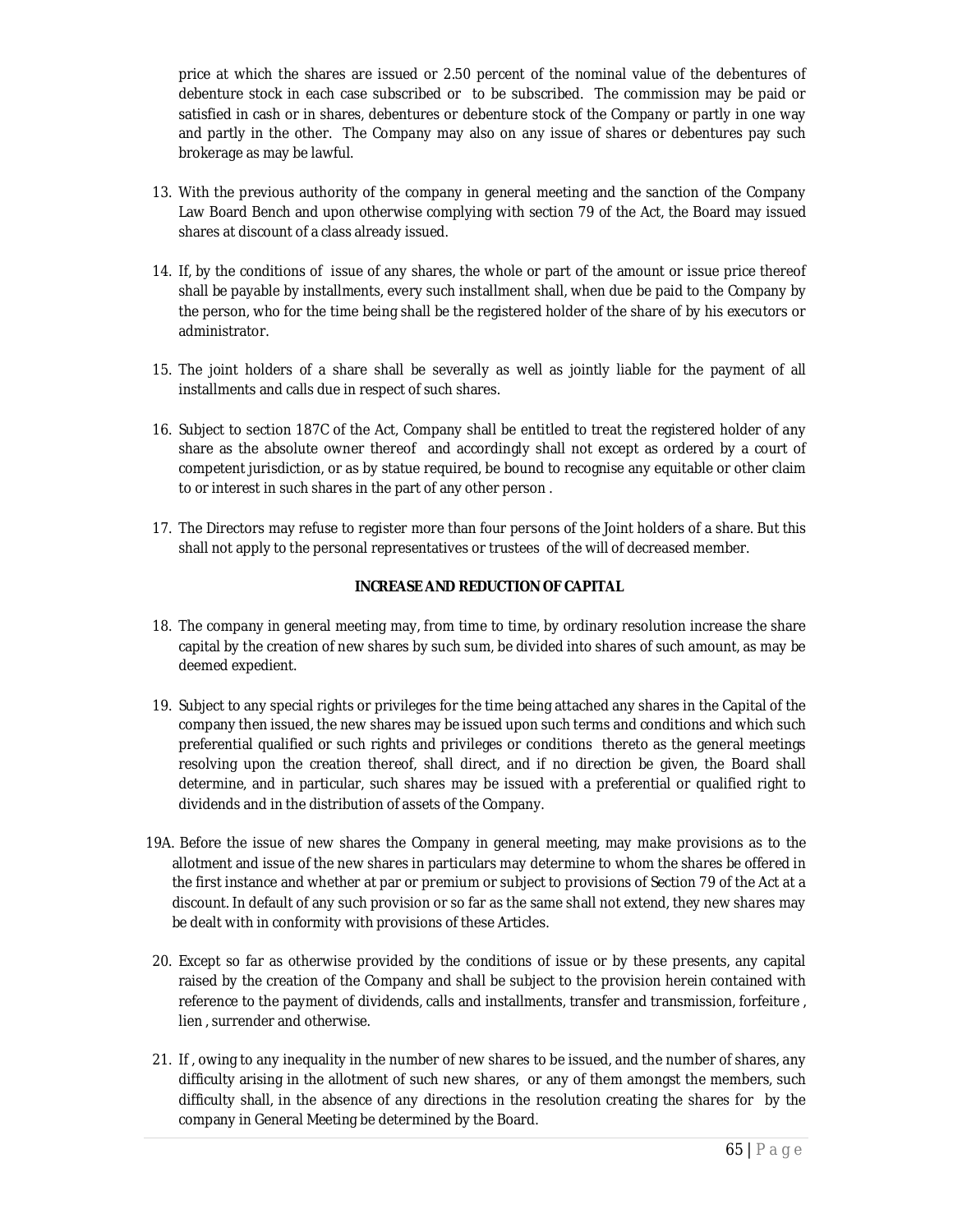price at which the shares are issued or 2.50 percent of the nominal value of the debentures of debenture stock in each case subscribed or to be subscribed. The commission may be paid or satisfied in cash or in shares, debentures or debenture stock of the Company or partly in one way and partly in the other. The Company may also on any issue of shares or debentures pay such brokerage as may be lawful.

13. With the previous authority of the company in general meeting and the sanction of the Company Law Board Bench and upon otherwise complying with section 79 of the Act, the Board may issued shares at discount of a class already issued.

14. If, by the conditions of issue of any shares, the whole or part of the amount or issue price thereof shall be payable by installments, every such installment shall, when due be paid to the Company by the person, who for the time being shall be the registered holder of the share of by his executors or administrator.

15. The joint holders of a share shall be severally as well as jointly liable for the payment of all installments and calls due in respect of such shares.

16. Subject to section 187C of the Act, Company shall be entitled to treat the registered holder of any share as the absolute owner thereof and accordingly shall not except as ordered by a court of competent jurisdiction, or as by statue required, be bound to recognise any equitable or other claim to or interest in such shares in the part of any other person .

17. The Directors may refuse to register more than four persons of the Joint holders of a share. But this shall not apply to the personal representatives or trustees of the will of decreased member.

**INCREASE AND REDUCTION OF CAPITAL**

18. The company in general meeting may, from time to time, by ordinary resolution increase the share capital by the creation of new shares by such sum, be divided into shares of such amount, as may be deemed expedient.

19. Subject to any special rights or privileges for the time being attached any shares in the Capital of the company then issued, the new shares may be issued upon such terms and conditions and which such preferential qualified or such rights and privileges or conditions thereto as the general meetings resolving upon the creation thereof, shall direct, and if no direction be given, the Board shall determine, and in particular, such shares may be issued with a preferential or qualified right to dividends and in the distribution of assets of the Company.

19A. Before the issue of new shares the Company in general meeting, may make provisions as to the allotment and issue of the new shares in particulars may determine to whom the shares be offered in the first instance and whether at par or premium or subject to provisions of Section 79 of the Act at a discount. In default of any such provision or so far as the same shall not extend, they new shares may be dealt with in conformity with provisions of these Articles.

20. Except so far as otherwise provided by the conditions of issue or by these presents, any capital raised by the creation of the Company and shall be subject to the provision herein contained with reference to the payment of dividends, calls and installments, transfer and transmission, forfeiture , lien , surrender and otherwise.

21. If , owing to any inequality in the number of new shares to be issued, and the number of shares, any difficulty arising in the allotment of such new shares, or any of them amongst the members, such difficulty shall, in the absence of any directions in the resolution creating the shares for by the company in General Meeting be determined by the Board.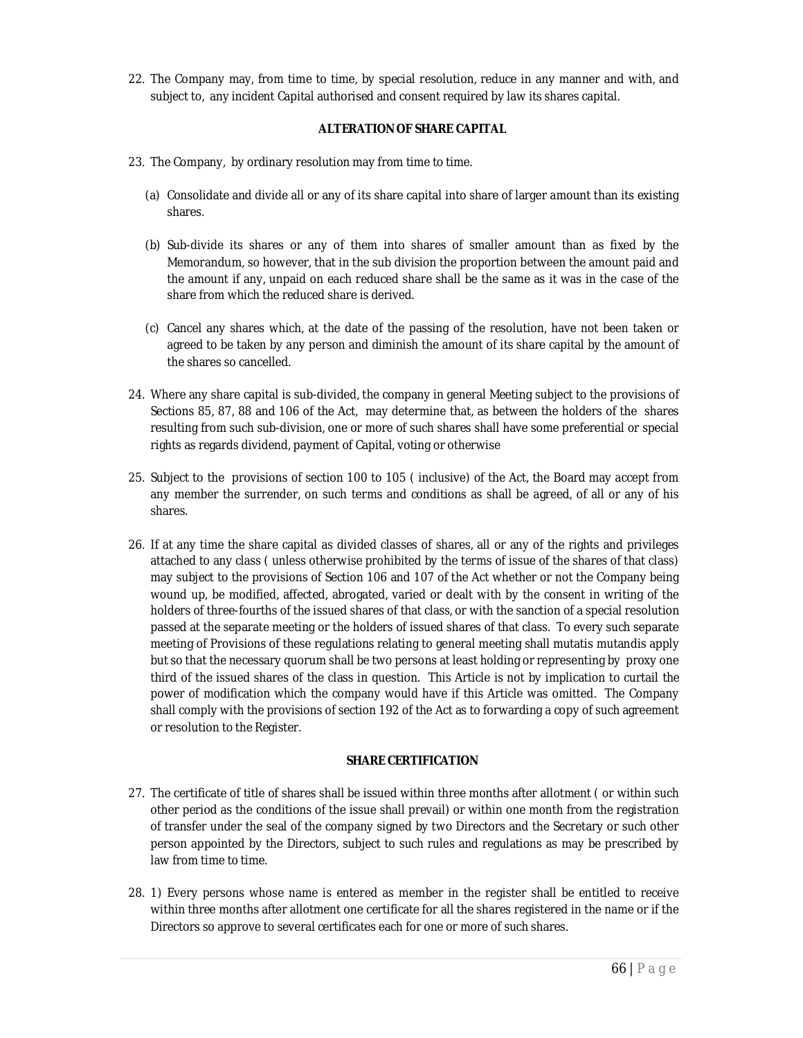22. The Company may, from time to time, by special resolution, reduce in any manner and with, and subject to, any incident Capital authorised and consent required by law its shares capital.

**ALTERATION OF SHARE CAPITAL**

23. The Company, by ordinary resolution may from time to time.

   (a) Consolidate and divide all or any of its share capital into share of larger amount than its existing shares.

   (b) Sub-divide its shares or any of them into shares of smaller amount than as fixed by the Memorandum, so however, that in the sub division the proportion between the amount paid and the amount if any, unpaid on each reduced share shall be the same as it was in the case of the share from which the reduced share is derived.

   (c) Cancel any shares which, at the date of the passing of the resolution, have not been taken or agreed to be taken by any person and diminish the amount of its share capital by the amount of the shares so cancelled.

24. Where any share capital is sub-divided, the company in general Meeting subject to the provisions of Sections 85, 87, 88 and 106 of the Act, may determine that, as between the holders of the shares resulting from such sub-division, one or more of such shares shall have some preferential or special rights as regards dividend, payment of Capital, voting or otherwise

25. Subject to the provisions of section 100 to 105 ( inclusive) of the Act, the Board may accept from any member the surrender, on such terms and conditions as shall be agreed, of all or any of his shares.

26. If at any time the share capital as divided classes of shares, all or any of the rights and privileges attached to any class ( unless otherwise prohibited by the terms of issue of the shares of that class) may subject to the provisions of Section 106 and 107 of the Act whether or not the Company being wound up, be modified, affected, abrogated, varied or dealt with by the consent in writing of the holders of three-fourths of the issued shares of that class, or with the sanction of a special resolution passed at the separate meeting or the holders of issued shares of that class. To every such separate meeting of Provisions of these regulations relating to general meeting shall mutatis mutandis apply but so that the necessary quorum shall be two persons at least holding or representing by proxy one third of the issued shares of the class in question. This Article is not by implication to curtail the power of modification which the company would have if this Article was omitted. The Company shall comply with the provisions of section 192 of the Act as to forwarding a copy of such agreement or resolution to the Register.

**SHARE CERTIFICATION**

27. The certificate of title of shares shall be issued within three months after allotment ( or within such other period as the conditions of the issue shall prevail) or within one month from the registration of transfer under the seal of the company signed by two Directors and the Secretary or such other person appointed by the Directors, subject to such rules and regulations as may be prescribed by law from time to time.

28. 1) Every persons whose name is entered as member in the register shall be entitled to receive within three months after allotment one certificate for all the shares registered in the name or if the Directors so approve to several certificates each for one or more of such shares.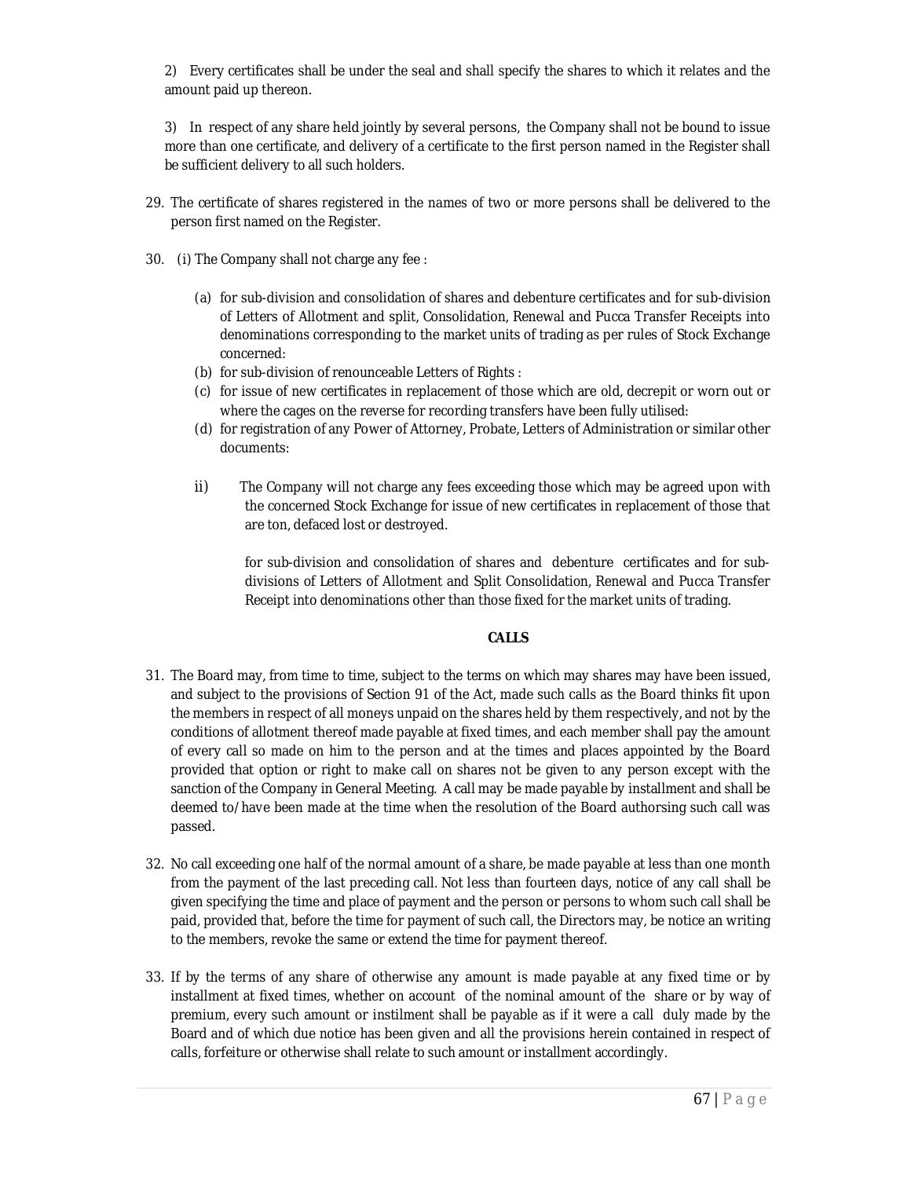2) Every certificates shall be under the seal and shall specify the shares to which it relates and the amount paid up thereon.

3) In respect of any share held jointly by several persons, the Company shall not be bound to issue more than one certificate, and delivery of a certificate to the first person named in the Register shall be sufficient delivery to all such holders.

29. The certificate of shares registered in the names of two or more persons shall be delivered to the person first named on the Register.

30. (i) The Company shall not charge any fee :

   (a) for sub-division and consolidation of shares and debenture certificates and for sub-division of Letters of Allotment and split, Consolidation, Renewal and Pucca Transfer Receipts into denominations corresponding to the market units of trading as per rules of Stock Exchange concerned:
   (b) for sub-division of renounceable Letters of Rights :
   (c) for issue of new certificates in replacement of those which are old, decrepit or worn out or where the cages on the reverse for recording transfers have been fully utilised:
   (d) for registration of any Power of Attorney, Probate, Letters of Administration or similar other documents:

   ii) The Company will not charge any fees exceeding those which may be agreed upon with the concerned Stock Exchange for issue of new certificates in replacement of those that are ton, defaced lost or destroyed.

   for sub-division and consolidation of shares and debenture certificates and for sub-divisions of Letters of Allotment and Split Consolidation, Renewal and Pucca Transfer Receipt into denominations other than those fixed for the market units of trading.

**CALLS**

31. The Board may, from time to time, subject to the terms on which may shares may have been issued, and subject to the provisions of Section 91 of the Act, made such calls as the Board thinks fit upon the members in respect of all moneys unpaid on the shares held by them respectively, and not by the conditions of allotment thereof made payable at fixed times, and each member shall pay the amount of every call so made on him to the person and at the times and places appointed by the Board provided that option or right to make call on shares not be given to any person except with the sanction of the Company in General Meeting. A call may be made payable by installment and shall be deemed to/have been made at the time when the resolution of the Board authorsing such call was passed.

32. No call exceeding one half of the normal amount of a share, be made payable at less than one month from the payment of the last preceding call. Not less than fourteen days, notice of any call shall be given specifying the time and place of payment and the person or persons to whom such call shall be paid, provided that, before the time for payment of such call, the Directors may, be notice an writing to the members, revoke the same or extend the time for payment thereof.

33. If by the terms of any share of otherwise any amount is made payable at any fixed time or by installment at fixed times, whether on account of the nominal amount of the share or by way of premium, every such amount or instilment shall be payable as if it were a call duly made by the Board and of which due notice has been given and all the provisions herein contained in respect of calls, forfeiture or otherwise shall relate to such amount or installment accordingly.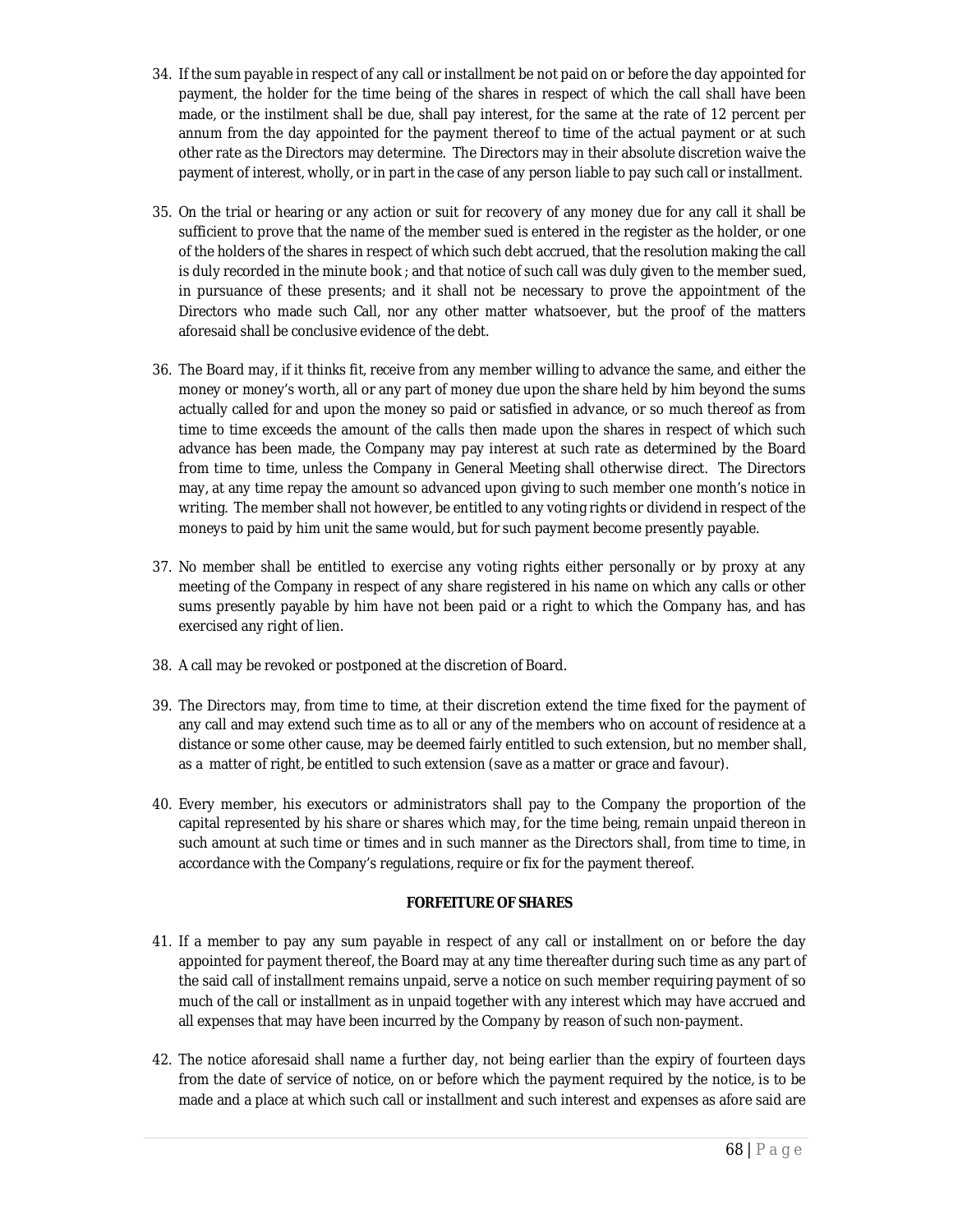34. If the sum payable in respect of any call or installment be not paid on or before the day appointed for payment, the holder for the time being of the shares in respect of which the call shall have been made, or the instilment shall be due, shall pay interest, for the same at the rate of 12 percent per annum from the day appointed for the payment thereof to time of the actual payment or at such other rate as the Directors may determine. The Directors may in their absolute discretion waive the payment of interest, wholly, or in part in the case of any person liable to pay such call or installment.

35. On the trial or hearing or any action or suit for recovery of any money due for any call it shall be sufficient to prove that the name of the member sued is entered in the register as the holder, or one of the holders of the shares in respect of which such debt accrued, that the resolution making the call is duly recorded in the minute book ; and that notice of such call was duly given to the member sued, in pursuance of these presents; and it shall not be necessary to prove the appointment of the Directors who made such Call, nor any other matter whatsoever, but the proof of the matters aforesaid shall be conclusive evidence of the debt.

36. The Board may, if it thinks fit, receive from any member willing to advance the same, and either the money or money's worth, all or any part of money due upon the share held by him beyond the sums actually called for and upon the money so paid or satisfied in advance, or so much thereof as from time to time exceeds the amount of the calls then made upon the shares in respect of which such advance has been made, the Company may pay interest at such rate as determined by the Board from time to time, unless the Company in General Meeting shall otherwise direct. The Directors may, at any time repay the amount so advanced upon giving to such member one month's notice in writing. The member shall not however, be entitled to any voting rights or dividend in respect of the moneys to paid by him unit the same would, but for such payment become presently payable.

37. No member shall be entitled to exercise any voting rights either personally or by proxy at any meeting of the Company in respect of any share registered in his name on which any calls or other sums presently payable by him have not been paid or a right to which the Company has, and has exercised any right of lien.

38. A call may be revoked or postponed at the discretion of Board.

39. The Directors may, from time to time, at their discretion extend the time fixed for the payment of any call and may extend such time as to all or any of the members who on account of residence at a distance or some other cause, may be deemed fairly entitled to such extension, but no member shall, as a matter of right, be entitled to such extension (save as a matter or grace and favour).

40. Every member, his executors or administrators shall pay to the Company the proportion of the capital represented by his share or shares which may, for the time being, remain unpaid thereon in such amount at such time or times and in such manner as the Directors shall, from time to time, in accordance with the Company's regulations, require or fix for the payment thereof.

**FORFEITURE OF SHARES**

41. If a member to pay any sum payable in respect of any call or installment on or before the day appointed for payment thereof, the Board may at any time thereafter during such time as any part of the said call of installment remains unpaid, serve a notice on such member requiring payment of so much of the call or installment as in unpaid together with any interest which may have accrued and all expenses that may have been incurred by the Company by reason of such non-payment.

42. The notice aforesaid shall name a further day, not being earlier than the expiry of fourteen days from the date of service of notice, on or before which the payment required by the notice, is to be made and a place at which such call or installment and such interest and expenses as afore said are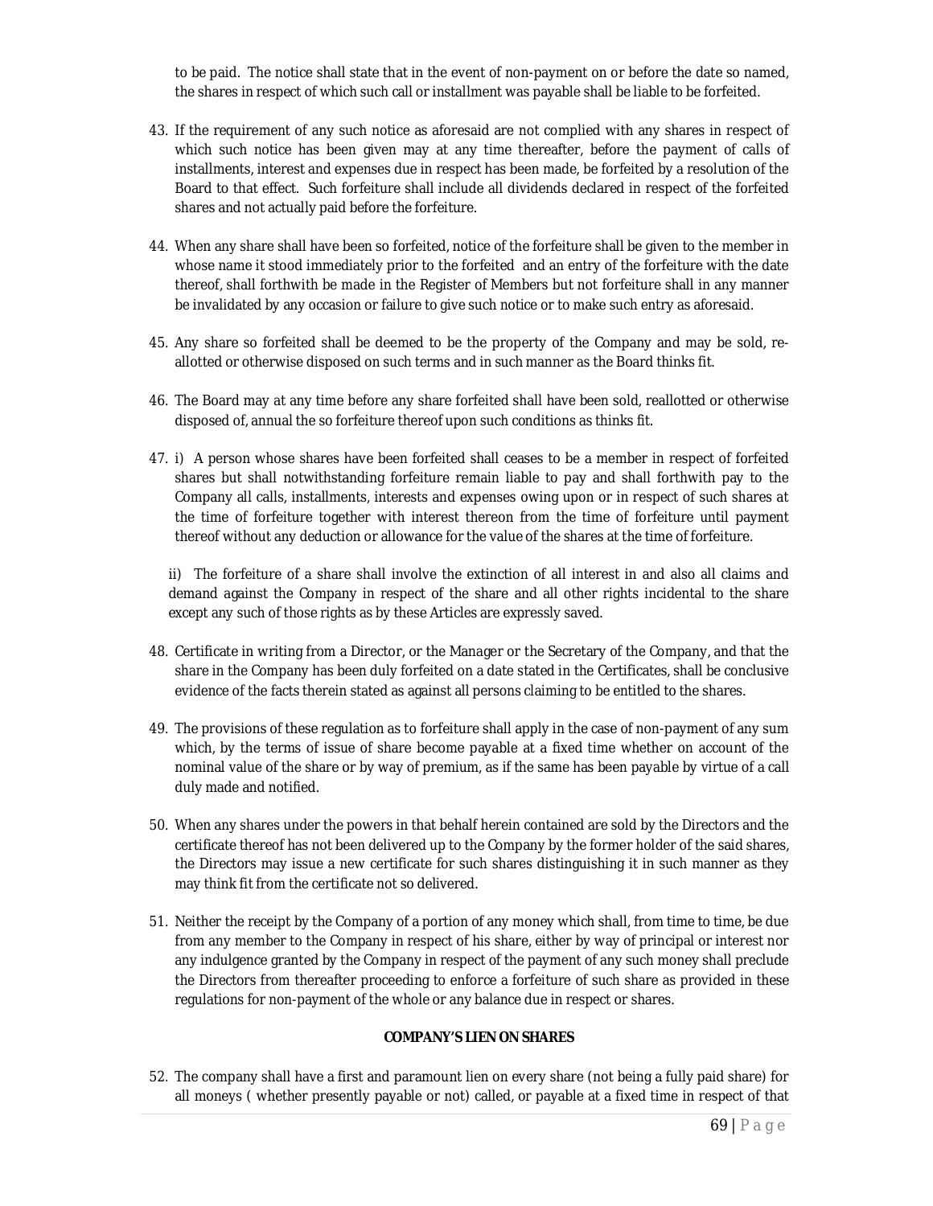to be paid. The notice shall state that in the event of non-payment on or before the date so named, the shares in respect of which such call or installment was payable shall be liable to be forfeited.

43. If the requirement of any such notice as aforesaid are not complied with any shares in respect of which such notice has been given may at any time thereafter, before the payment of calls of installments, interest and expenses due in respect has been made, be forfeited by a resolution of the Board to that effect. Such forfeiture shall include all dividends declared in respect of the forfeited shares and not actually paid before the forfeiture.

44. When any share shall have been so forfeited, notice of the forfeiture shall be given to the member in whose name it stood immediately prior to the forfeited and an entry of the forfeiture with the date thereof, shall forthwith be made in the Register of Members but not forfeiture shall in any manner be invalidated by any occasion or failure to give such notice or to make such entry as aforesaid.

45. Any share so forfeited shall be deemed to be the property of the Company and may be sold, re-allotted or otherwise disposed on such terms and in such manner as the Board thinks fit.

46. The Board may at any time before any share forfeited shall have been sold, reallotted or otherwise disposed of, annual the so forfeiture thereof upon such conditions as thinks fit.

47. i) A person whose shares have been forfeited shall ceases to be a member in respect of forfeited shares but shall notwithstanding forfeiture remain liable to pay and shall forthwith pay to the Company all calls, installments, interests and expenses owing upon or in respect of such shares at the time of forfeiture together with interest thereon from the time of forfeiture until payment thereof without any deduction or allowance for the value of the shares at the time of forfeiture.

    ii) The forfeiture of a share shall involve the extinction of all interest in and also all claims and demand against the Company in respect of the share and all other rights incidental to the share except any such of those rights as by these Articles are expressly saved.

48. Certificate in writing from a Director, or the Manager or the Secretary of the Company, and that the share in the Company has been duly forfeited on a date stated in the Certificates, shall be conclusive evidence of the facts therein stated as against all persons claiming to be entitled to the shares.

49. The provisions of these regulation as to forfeiture shall apply in the case of non-payment of any sum which, by the terms of issue of share become payable at a fixed time whether on account of the nominal value of the share or by way of premium, as if the same has been payable by virtue of a call duly made and notified.

50. When any shares under the powers in that behalf herein contained are sold by the Directors and the certificate thereof has not been delivered up to the Company by the former holder of the said shares, the Directors may issue a new certificate for such shares distinguishing it in such manner as they may think fit from the certificate not so delivered.

51. Neither the receipt by the Company of a portion of any money which shall, from time to time, be due from any member to the Company in respect of his share, either by way of principal or interest nor any indulgence granted by the Company in respect of the payment of any such money shall preclude the Directors from thereafter proceeding to enforce a forfeiture of such share as provided in these regulations for non-payment of the whole or any balance due in respect or shares.

**COMPANY'S LIEN ON SHARES**

52. The company shall have a first and paramount lien on every share (not being a fully paid share) for all moneys ( whether presently payable or not) called, or payable at a fixed time in respect of that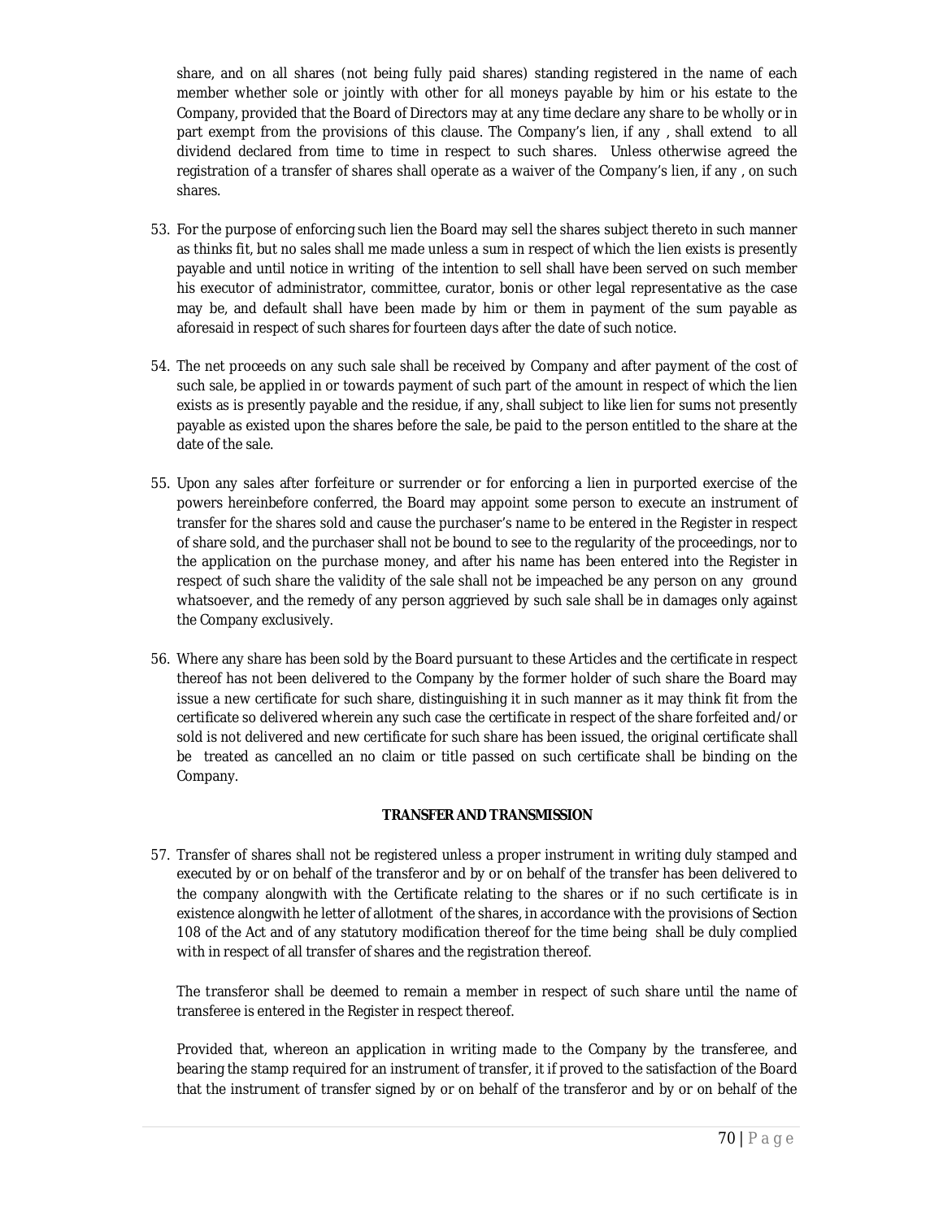share, and on all shares (not being fully paid shares) standing registered in the name of each member whether sole or jointly with other for all moneys payable by him or his estate to the Company, provided that the Board of Directors may at any time declare any share to be wholly or in part exempt from the provisions of this clause. The Company's lien, if any , shall extend to all dividend declared from time to time in respect to such shares. Unless otherwise agreed the registration of a transfer of shares shall operate as a waiver of the Company's lien, if any , on such shares.

53. For the purpose of enforcing such lien the Board may sell the shares subject thereto in such manner as thinks fit, but no sales shall me made unless a sum in respect of which the lien exists is presently payable and until notice in writing of the intention to sell shall have been served on such member his executor of administrator, committee, curator, bonis or other legal representative as the case may be, and default shall have been made by him or them in payment of the sum payable as aforesaid in respect of such shares for fourteen days after the date of such notice.

54. The net proceeds on any such sale shall be received by Company and after payment of the cost of such sale, be applied in or towards payment of such part of the amount in respect of which the lien exists as is presently payable and the residue, if any, shall subject to like lien for sums not presently payable as existed upon the shares before the sale, be paid to the person entitled to the share at the date of the sale.

55. Upon any sales after forfeiture or surrender or for enforcing a lien in purported exercise of the powers hereinbefore conferred, the Board may appoint some person to execute an instrument of transfer for the shares sold and cause the purchaser's name to be entered in the Register in respect of share sold, and the purchaser shall not be bound to see to the regularity of the proceedings, nor to the application on the purchase money, and after his name has been entered into the Register in respect of such share the validity of the sale shall not be impeached be any person on any ground whatsoever, and the remedy of any person aggrieved by such sale shall be in damages only against the Company exclusively.

56. Where any share has been sold by the Board pursuant to these Articles and the certificate in respect thereof has not been delivered to the Company by the former holder of such share the Board may issue a new certificate for such share, distinguishing it in such manner as it may think fit from the certificate so delivered wherein any such case the certificate in respect of the share forfeited and/or sold is not delivered and new certificate for such share has been issued, the original certificate shall be treated as cancelled an no claim or title passed on such certificate shall be binding on the Company.

**TRANSFER AND TRANSMISSION**

57. Transfer of shares shall not be registered unless a proper instrument in writing duly stamped and executed by or on behalf of the transferor and by or on behalf of the transfer has been delivered to the company alongwith with the Certificate relating to the shares or if no such certificate is in existence alongwith he letter of allotment of the shares, in accordance with the provisions of Section 108 of the Act and of any statutory modification thereof for the time being shall be duly complied with in respect of all transfer of shares and the registration thereof.

    The transferor shall be deemed to remain a member in respect of such share until the name of transferee is entered in the Register in respect thereof.

    Provided that, whereon an application in writing made to the Company by the transferee, and bearing the stamp required for an instrument of transfer, it if proved to the satisfaction of the Board that the instrument of transfer signed by or on behalf of the transferor and by or on behalf of the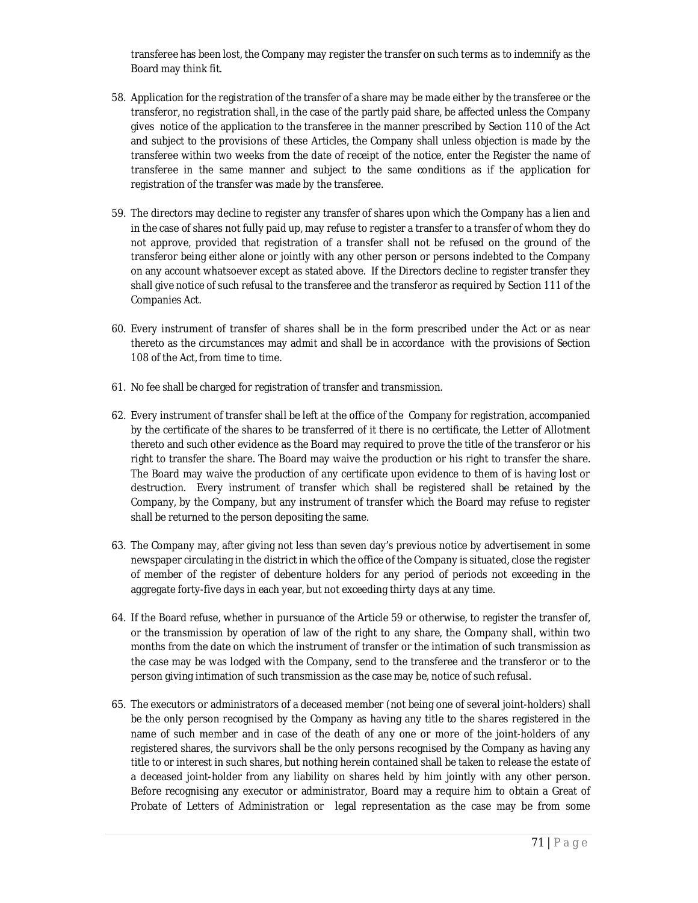transferee has been lost, the Company may register the transfer on such terms as to indemnify as the Board may think fit.

58. Application for the registration of the transfer of a share may be made either by the transferee or the transferor, no registration shall, in the case of the partly paid share, be affected unless the Company gives notice of the application to the transferee in the manner prescribed by Section 110 of the Act and subject to the provisions of these Articles, the Company shall unless objection is made by the transferee within two weeks from the date of receipt of the notice, enter the Register the name of transferee in the same manner and subject to the same conditions as if the application for registration of the transfer was made by the transferee.

59. The directors may decline to register any transfer of shares upon which the Company has a lien and in the case of shares not fully paid up, may refuse to register a transfer to a transfer of whom they do not approve, provided that registration of a transfer shall not be refused on the ground of the transferor being either alone or jointly with any other person or persons indebted to the Company on any account whatsoever except as stated above. If the Directors decline to register transfer they shall give notice of such refusal to the transferee and the transferor as required by Section 111 of the Companies Act.

60. Every instrument of transfer of shares shall be in the form prescribed under the Act or as near thereto as the circumstances may admit and shall be in accordance with the provisions of Section 108 of the Act, from time to time.

61. No fee shall be charged for registration of transfer and transmission.

62. Every instrument of transfer shall be left at the office of the Company for registration, accompanied by the certificate of the shares to be transferred of it there is no certificate, the Letter of Allotment thereto and such other evidence as the Board may required to prove the title of the transferor or his right to transfer the share. The Board may waive the production or his right to transfer the share. The Board may waive the production of any certificate upon evidence to them of is having lost or destruction. Every instrument of transfer which shall be registered shall be retained by the Company, by the Company, but any instrument of transfer which the Board may refuse to register shall be returned to the person depositing the same.

63. The Company may, after giving not less than seven day's previous notice by advertisement in some newspaper circulating in the district in which the office of the Company is situated, close the register of member of the register of debenture holders for any period of periods not exceeding in the aggregate forty-five days in each year, but not exceeding thirty days at any time.

64. If the Board refuse, whether in pursuance of the Article 59 or otherwise, to register the transfer of, or the transmission by operation of law of the right to any share, the Company shall, within two months from the date on which the instrument of transfer or the intimation of such transmission as the case may be was lodged with the Company, send to the transferee and the transferor or to the person giving intimation of such transmission as the case may be, notice of such refusal.

65. The executors or administrators of a deceased member (not being one of several joint-holders) shall be the only person recognised by the Company as having any title to the shares registered in the name of such member and in case of the death of any one or more of the joint-holders of any registered shares, the survivors shall be the only persons recognised by the Company as having any title to or interest in such shares, but nothing herein contained shall be taken to release the estate of a deceased joint-holder from any liability on shares held by him jointly with any other person. Before recognising any executor or administrator, Board may a require him to obtain a Great of Probate of Letters of Administration or legal representation as the case may be from some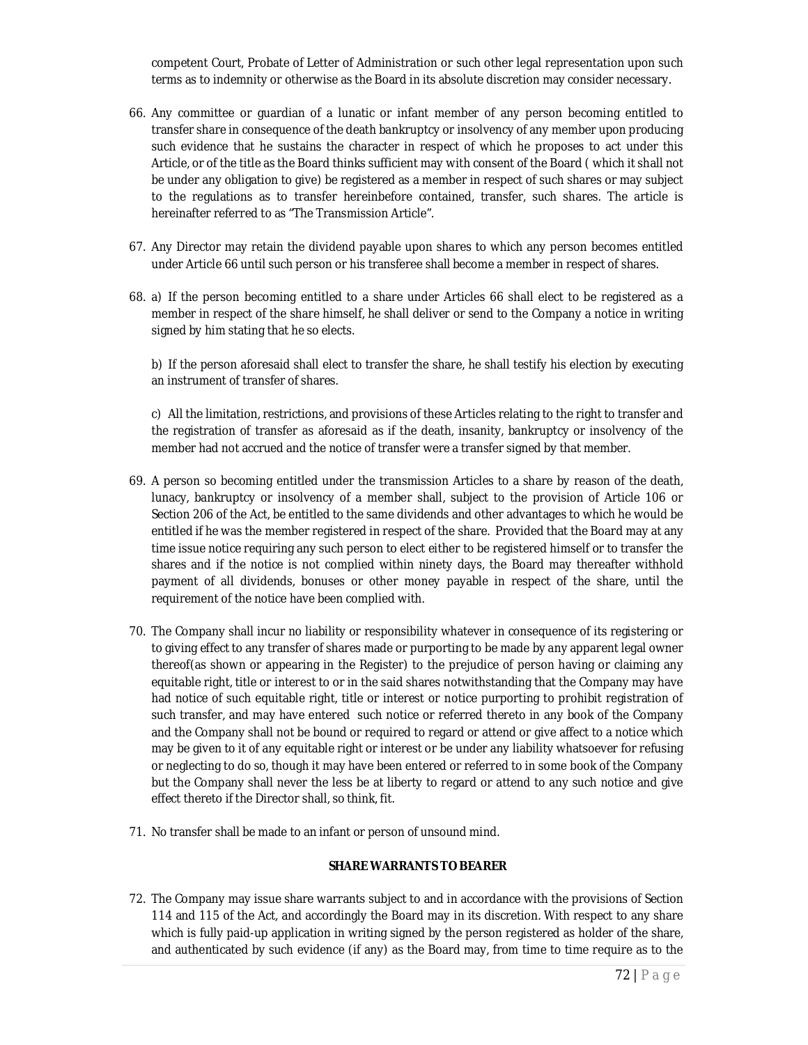competent Court, Probate of Letter of Administration or such other legal representation upon such terms as to indemnity or otherwise as the Board in its absolute discretion may consider necessary.

66. Any committee or guardian of a lunatic or infant member of any person becoming entitled to transfer share in consequence of the death bankruptcy or insolvency of any member upon producing such evidence that he sustains the character in respect of which he proposes to act under this Article, or of the title as the Board thinks sufficient may with consent of the Board ( which it shall not be under any obligation to give) be registered as a member in respect of such shares or may subject to the regulations as to transfer hereinbefore contained, transfer, such shares. The article is hereinafter referred to as "The Transmission Article".

67. Any Director may retain the dividend payable upon shares to which any person becomes entitled under Article 66 until such person or his transferee shall become a member in respect of shares.

68. a) If the person becoming entitled to a share under Articles 66 shall elect to be registered as a member in respect of the share himself, he shall deliver or send to the Company a notice in writing signed by him stating that he so elects.

    b) If the person aforesaid shall elect to transfer the share, he shall testify his election by executing an instrument of transfer of shares.

    c) All the limitation, restrictions, and provisions of these Articles relating to the right to transfer and the registration of transfer as aforesaid as if the death, insanity, bankruptcy or insolvency of the member had not accrued and the notice of transfer were a transfer signed by that member.

69. A person so becoming entitled under the transmission Articles to a share by reason of the death, lunacy, bankruptcy or insolvency of a member shall, subject to the provision of Article 106 or Section 206 of the Act, be entitled to the same dividends and other advantages to which he would be entitled if he was the member registered in respect of the share. Provided that the Board may at any time issue notice requiring any such person to elect either to be registered himself or to transfer the shares and if the notice is not complied within ninety days, the Board may thereafter withhold payment of all dividends, bonuses or other money payable in respect of the share, until the requirement of the notice have been complied with.

70. The Company shall incur no liability or responsibility whatever in consequence of its registering or to giving effect to any transfer of shares made or purporting to be made by any apparent legal owner thereof(as shown or appearing in the Register) to the prejudice of person having or claiming any equitable right, title or interest to or in the said shares notwithstanding that the Company may have had notice of such equitable right, title or interest or notice purporting to prohibit registration of such transfer, and may have entered such notice or referred thereto in any book of the Company and the Company shall not be bound or required to regard or attend or give affect to a notice which may be given to it of any equitable right or interest or be under any liability whatsoever for refusing or neglecting to do so, though it may have been entered or referred to in some book of the Company but the Company shall never the less be at liberty to regard or attend to any such notice and give effect thereto if the Director shall, so think, fit.

71. No transfer shall be made to an infant or person of unsound mind.

**SHARE WARRANTS TO BEARER**

72. The Company may issue share warrants subject to and in accordance with the provisions of Section 114 and 115 of the Act, and accordingly the Board may in its discretion. With respect to any share which is fully paid-up application in writing signed by the person registered as holder of the share, and authenticated by such evidence (if any) as the Board may, from time to time require as to the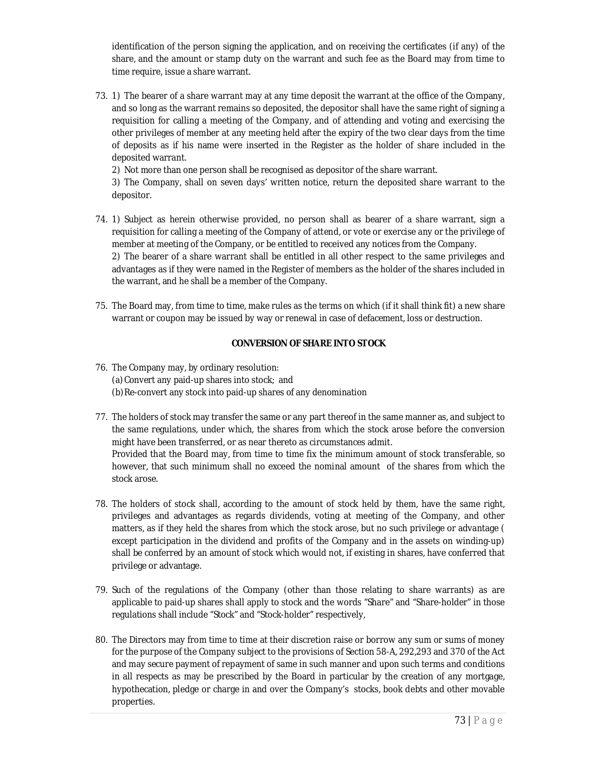identification of the person signing the application, and on receiving the certificates (if any) of the share, and the amount or stamp duty on the warrant and such fee as the Board may from time to time require, issue a share warrant.

73. 1) The bearer of a share warrant may at any time deposit the warrant at the office of the Company, and so long as the warrant remains so deposited, the depositor shall have the same right of signing a requisition for calling a meeting of the Company, and of attending and voting and exercising the other privileges of member at any meeting held after the expiry of the two clear days from the time of deposits as if his name were inserted in the Register as the holder of share included in the deposited warrant.
   2) Not more than one person shall be recognised as depositor of the share warrant.
   3) The Company, shall on seven days' written notice, return the deposited share warrant to the depositor.

74. 1) Subject as herein otherwise provided, no person shall as bearer of a share warrant, sign a requisition for calling a meeting of the Company of attend, or vote or exercise any or the privilege of member at meeting of the Company, or be entitled to received any notices from the Company.
   2) The bearer of a share warrant shall be entitled in all other respect to the same privileges and advantages as if they were named in the Register of members as the holder of the shares included in the warrant, and he shall be a member of the Company.

75. The Board may, from time to time, make rules as the terms on which (if it shall think fit) a new share warrant or coupon may be issued by way or renewal in case of defacement, loss or destruction.

**CONVERSION OF SHARE INTO STOCK**

76. The Company may, by ordinary resolution:
   (a) Convert any paid-up shares into stock; and
   (b) Re-convert any stock into paid-up shares of any denomination

77. The holders of stock may transfer the same or any part thereof in the same manner as, and subject to the same regulations, under which, the shares from which the stock arose before the conversion might have been transferred, or as near thereto as circumstances admit.
   Provided that the Board may, from time to time fix the minimum amount of stock transferable, so however, that such minimum shall no exceed the nominal amount of the shares from which the stock arose.

78. The holders of stock shall, according to the amount of stock held by them, have the same right, privileges and advantages as regards dividends, voting at meeting of the Company, and other matters, as if they held the shares from which the stock arose, but no such privilege or advantage ( except participation in the dividend and profits of the Company and in the assets on winding-up) shall be conferred by an amount of stock which would not, if existing in shares, have conferred that privilege or advantage.

79. Such of the regulations of the Company (other than those relating to share warrants) as are applicable to paid-up shares shall apply to stock and the words "Share" and "Share-holder" in those regulations shall include "Stock" and "Stock-holder" respectively,

80. The Directors may from time to time at their discretion raise or borrow any sum or sums of money for the purpose of the Company subject to the provisions of Section 58-A, 292,293 and 370 of the Act and may secure payment of repayment of same in such manner and upon such terms and conditions in all respects as may be prescribed by the Board in particular by the creation of any mortgage, hypothecation, pledge or charge in and over the Company's stocks, book debts and other movable properties.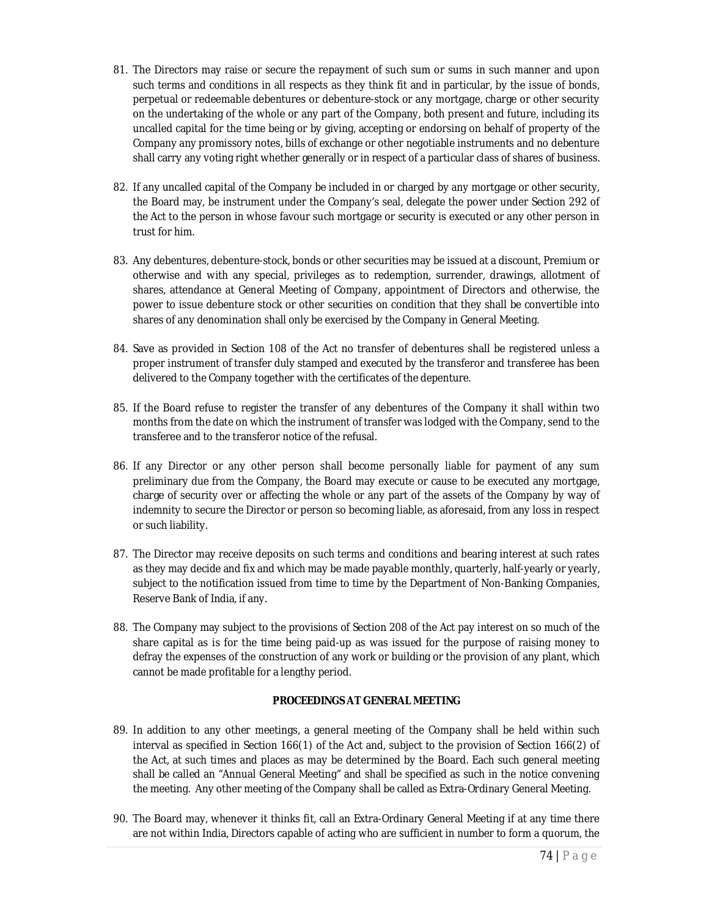81. The Directors may raise or secure the repayment of such sum or sums in such manner and upon such terms and conditions in all respects as they think fit and in particular, by the issue of bonds, perpetual or redeemable debentures or debenture-stock or any mortgage, charge or other security on the undertaking of the whole or any part of the Company, both present and future, including its uncalled capital for the time being or by giving, accepting or endorsing on behalf of property of the Company any promissory notes, bills of exchange or other negotiable instruments and no debenture shall carry any voting right whether generally or in respect of a particular class of shares of business.

82. If any uncalled capital of the Company be included in or charged by any mortgage or other security, the Board may, be instrument under the Company's seal, delegate the power under Section 292 of the Act to the person in whose favour such mortgage or security is executed or any other person in trust for him.

83. Any debentures, debenture-stock, bonds or other securities may be issued at a discount, Premium or otherwise and with any special, privileges as to redemption, surrender, drawings, allotment of shares, attendance at General Meeting of Company, appointment of Directors and otherwise, the power to issue debenture stock or other securities on condition that they shall be convertible into shares of any denomination shall only be exercised by the Company in General Meeting.

84. Save as provided in Section 108 of the Act no transfer of debentures shall be registered unless a proper instrument of transfer duly stamped and executed by the transferor and transferee has been delivered to the Company together with the certificates of the depenture.

85. If the Board refuse to register the transfer of any debentures of the Company it shall within two months from the date on which the instrument of transfer was lodged with the Company, send to the transferee and to the transferor notice of the refusal.

86. If any Director or any other person shall become personally liable for payment of any sum preliminary due from the Company, the Board may execute or cause to be executed any mortgage, charge of security over or affecting the whole or any part of the assets of the Company by way of indemnity to secure the Director or person so becoming liable, as aforesaid, from any loss in respect or such liability.

87. The Director may receive deposits on such terms and conditions and bearing interest at such rates as they may decide and fix and which may be made payable monthly, quarterly, half-yearly or yearly, subject to the notification issued from time to time by the Department of Non-Banking Companies, Reserve Bank of India, if any.

88. The Company may subject to the provisions of Section 208 of the Act pay interest on so much of the share capital as is for the time being paid-up as was issued for the purpose of raising money to defray the expenses of the construction of any work or building or the provision of any plant, which cannot be made profitable for a lengthy period.

**PROCEEDINGS AT GENERAL MEETING**

89. In addition to any other meetings, a general meeting of the Company shall be held within such interval as specified in Section 166(1) of the Act and, subject to the provision of Section 166(2) of the Act, at such times and places as may be determined by the Board. Each such general meeting shall be called an "Annual General Meeting" and shall be specified as such in the notice convening the meeting. Any other meeting of the Company shall be called as Extra-Ordinary General Meeting.

90. The Board may, whenever it thinks fit, call an Extra-Ordinary General Meeting if at any time there are not within India, Directors capable of acting who are sufficient in number to form a quorum, the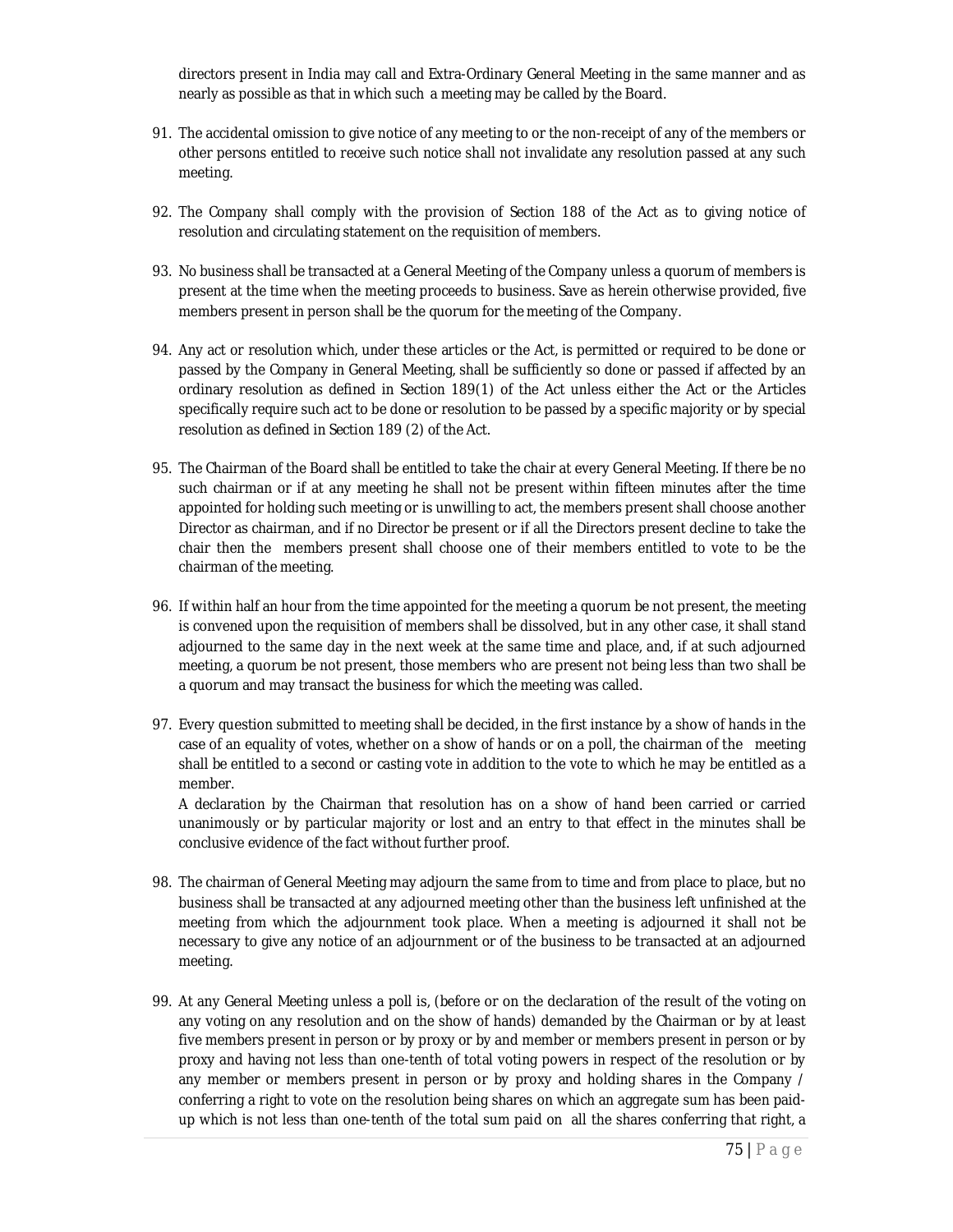directors present in India may call and Extra-Ordinary General Meeting in the same manner and as nearly as possible as that in which such a meeting may be called by the Board.

91. The accidental omission to give notice of any meeting to or the non-receipt of any of the members or other persons entitled to receive such notice shall not invalidate any resolution passed at any such meeting.

92. The Company shall comply with the provision of Section 188 of the Act as to giving notice of resolution and circulating statement on the requisition of members.

93. No business shall be transacted at a General Meeting of the Company unless a quorum of members is present at the time when the meeting proceeds to business. Save as herein otherwise provided, five members present in person shall be the quorum for the meeting of the Company.

94. Any act or resolution which, under these articles or the Act, is permitted or required to be done or passed by the Company in General Meeting, shall be sufficiently so done or passed if affected by an ordinary resolution as defined in Section 189(1) of the Act unless either the Act or the Articles specifically require such act to be done or resolution to be passed by a specific majority or by special resolution as defined in Section 189 (2) of the Act.

95. The Chairman of the Board shall be entitled to take the chair at every General Meeting. If there be no such chairman or if at any meeting he shall not be present within fifteen minutes after the time appointed for holding such meeting or is unwilling to act, the members present shall choose another Director as chairman, and if no Director be present or if all the Directors present decline to take the chair then the members present shall choose one of their members entitled to vote to be the chairman of the meeting.

96. If within half an hour from the time appointed for the meeting a quorum be not present, the meeting is convened upon the requisition of members shall be dissolved, but in any other case, it shall stand adjourned to the same day in the next week at the same time and place, and, if at such adjourned meeting, a quorum be not present, those members who are present not being less than two shall be a quorum and may transact the business for which the meeting was called.

97. Every question submitted to meeting shall be decided, in the first instance by a show of hands in the case of an equality of votes, whether on a show of hands or on a poll, the chairman of the meeting shall be entitled to a second or casting vote in addition to the vote to which he may be entitled as a member.

    A declaration by the Chairman that resolution has on a show of hand been carried or carried unanimously or by particular majority or lost and an entry to that effect in the minutes shall be conclusive evidence of the fact without further proof.

98. The chairman of General Meeting may adjourn the same from to time and from place to place, but no business shall be transacted at any adjourned meeting other than the business left unfinished at the meeting from which the adjournment took place. When a meeting is adjourned it shall not be necessary to give any notice of an adjournment or of the business to be transacted at an adjourned meeting.

99. At any General Meeting unless a poll is, (before or on the declaration of the result of the voting on any voting on any resolution and on the show of hands) demanded by the Chairman or by at least five members present in person or by proxy or by and member or members present in person or by proxy and having not less than one-tenth of total voting powers in respect of the resolution or by any member or members present in person or by proxy and holding shares in the Company / conferring a right to vote on the resolution being shares on which an aggregate sum has been paid-up which is not less than one-tenth of the total sum paid on all the shares conferring that right, a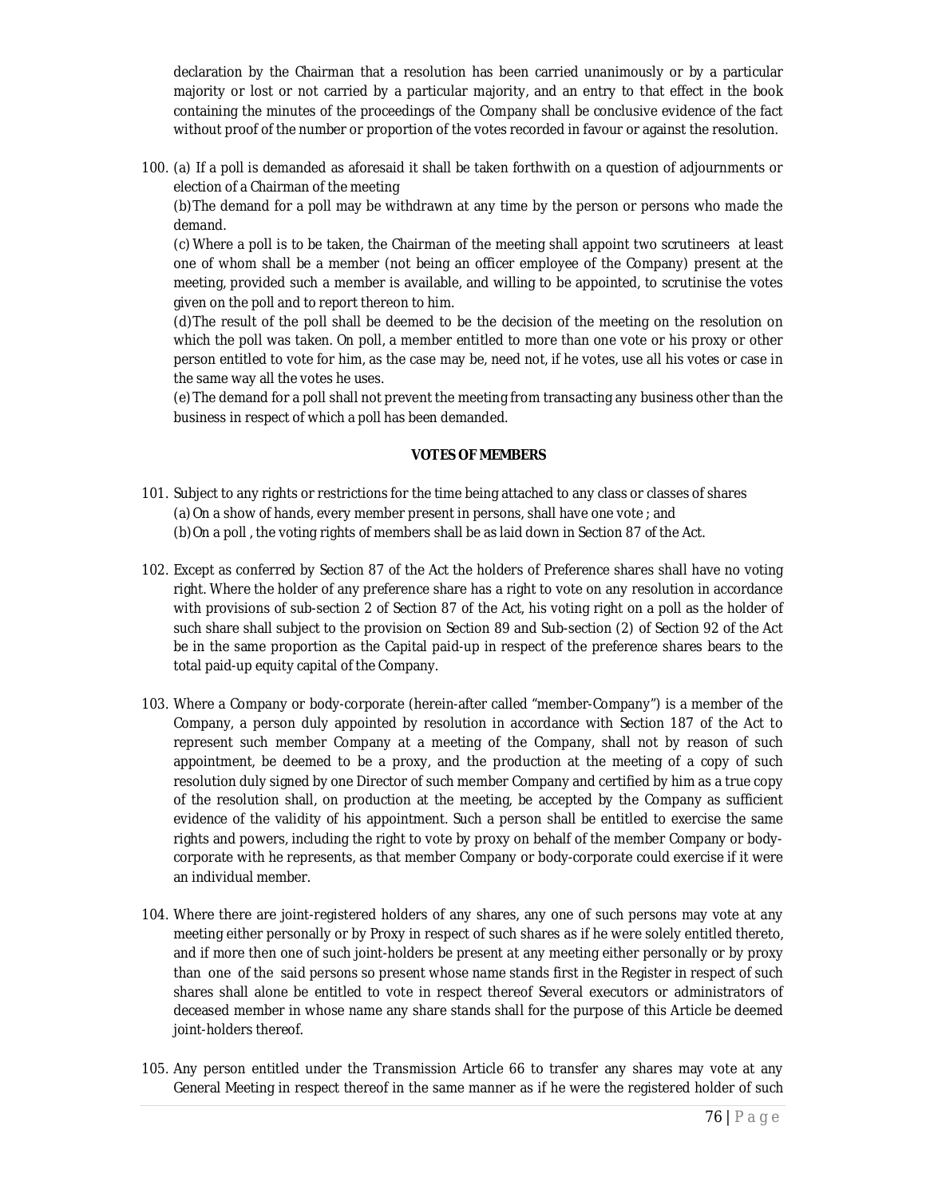declaration by the Chairman that a resolution has been carried unanimously or by a particular majority or lost or not carried by a particular majority, and an entry to that effect in the book containing the minutes of the proceedings of the Company shall be conclusive evidence of the fact without proof of the number or proportion of the votes recorded in favour or against the resolution.

100. (a) If a poll is demanded as aforesaid it shall be taken forthwith on a question of adjournments or election of a Chairman of the meeting

(b) The demand for a poll may be withdrawn at any time by the person or persons who made the demand.

(c) Where a poll is to be taken, the Chairman of the meeting shall appoint two scrutineers at least one of whom shall be a member (not being an officer employee of the Company) present at the meeting, provided such a member is available, and willing to be appointed, to scrutinise the votes given on the poll and to report thereon to him.

(d) The result of the poll shall be deemed to be the decision of the meeting on the resolution on which the poll was taken. On poll, a member entitled to more than one vote or his proxy or other person entitled to vote for him, as the case may be, need not, if he votes, use all his votes or case in the same way all the votes he uses.

(e) The demand for a poll shall not prevent the meeting from transacting any business other than the business in respect of which a poll has been demanded.

**VOTES OF MEMBERS**

101. Subject to any rights or restrictions for the time being attached to any class or classes of shares

(a) On a show of hands, every member present in persons, shall have one vote ; and

(b) On a poll , the voting rights of members shall be as laid down in Section 87 of the Act.

102. Except as conferred by Section 87 of the Act the holders of Preference shares shall have no voting right. Where the holder of any preference share has a right to vote on any resolution in accordance with provisions of sub-section 2 of Section 87 of the Act, his voting right on a poll as the holder of such share shall subject to the provision on Section 89 and Sub-section (2) of Section 92 of the Act be in the same proportion as the Capital paid-up in respect of the preference shares bears to the total paid-up equity capital of the Company.

103. Where a Company or body-corporate (herein-after called "member-Company") is a member of the Company, a person duly appointed by resolution in accordance with Section 187 of the Act to represent such member Company at a meeting of the Company, shall not by reason of such appointment, be deemed to be a proxy, and the production at the meeting of a copy of such resolution duly signed by one Director of such member Company and certified by him as a true copy of the resolution shall, on production at the meeting, be accepted by the Company as sufficient evidence of the validity of his appointment. Such a person shall be entitled to exercise the same rights and powers, including the right to vote by proxy on behalf of the member Company or body-corporate with he represents, as that member Company or body-corporate could exercise if it were an individual member.

104. Where there are joint-registered holders of any shares, any one of such persons may vote at any meeting either personally or by Proxy in respect of such shares as if he were solely entitled thereto, and if more then one of such joint-holders be present at any meeting either personally or by proxy than one of the said persons so present whose name stands first in the Register in respect of such shares shall alone be entitled to vote in respect thereof Several executors or administrators of deceased member in whose name any share stands shall for the purpose of this Article be deemed joint-holders thereof.

105. Any person entitled under the Transmission Article 66 to transfer any shares may vote at any General Meeting in respect thereof in the same manner as if he were the registered holder of such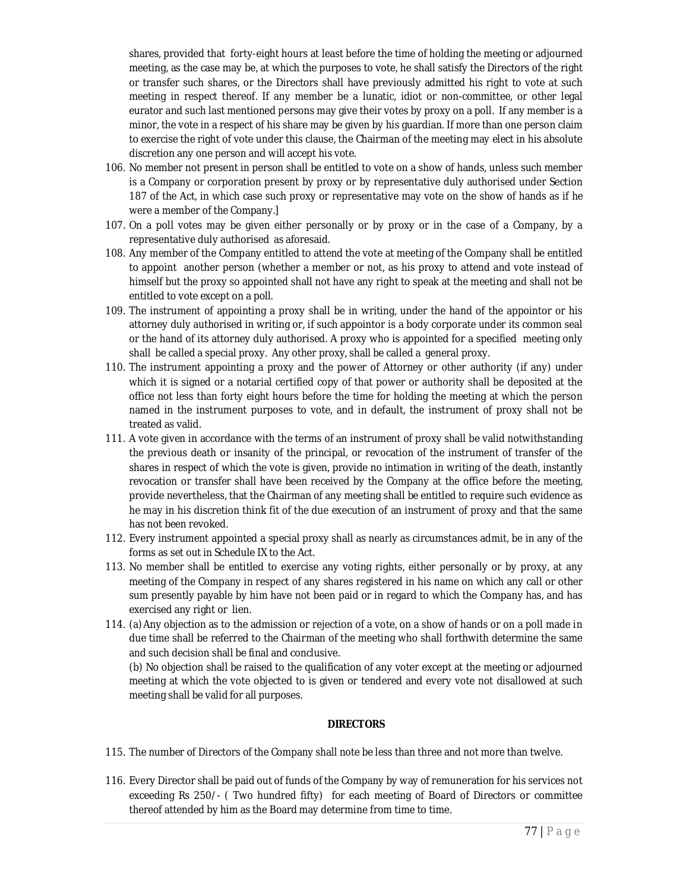shares, provided that forty-eight hours at least before the time of holding the meeting or adjourned meeting, as the case may be, at which the purposes to vote, he shall satisfy the Directors of the right or transfer such shares, or the Directors shall have previously admitted his right to vote at such meeting in respect thereof. If any member be a lunatic, idiot or non-committee, or other legal eurator and such last mentioned persons may give their votes by proxy on a poll. If any member is a minor, the vote in a respect of his share may be given by his guardian. If more than one person claim to exercise the right of vote under this clause, the Chairman of the meeting may elect in his absolute discretion any one person and will accept his vote.

106. No member not present in person shall be entitled to vote on a show of hands, unless such member is a Company or corporation present by proxy or by representative duly authorised under Section 187 of the Act, in which case such proxy or representative may vote on the show of hands as if he were a member of the Company.]
107. On a poll votes may be given either personally or by proxy or in the case of a Company, by a representative duly authorised as aforesaid.
108. Any member of the Company entitled to attend the vote at meeting of the Company shall be entitled to appoint another person (whether a member or not, as his proxy to attend and vote instead of himself but the proxy so appointed shall not have any right to speak at the meeting and shall not be entitled to vote except on a poll.
109. The instrument of appointing a proxy shall be in writing, under the hand of the appointor or his attorney duly authorised in writing or, if such appointor is a body corporate under its common seal or the hand of its attorney duly authorised. A proxy who is appointed for a specified meeting only shall be called a special proxy. Any other proxy, shall be called a general proxy.
110. The instrument appointing a proxy and the power of Attorney or other authority (if any) under which it is signed or a notarial certified copy of that power or authority shall be deposited at the office not less than forty eight hours before the time for holding the meeting at which the person named in the instrument purposes to vote, and in default, the instrument of proxy shall not be treated as valid.
111. A vote given in accordance with the terms of an instrument of proxy shall be valid notwithstanding the previous death or insanity of the principal, or revocation of the instrument of transfer of the shares in respect of which the vote is given, provide no intimation in writing of the death, instantly revocation or transfer shall have been received by the Company at the office before the meeting, provide nevertheless, that the Chairman of any meeting shall be entitled to require such evidence as he may in his discretion think fit of the due execution of an instrument of proxy and that the same has not been revoked.
112. Every instrument appointed a special proxy shall as nearly as circumstances admit, be in any of the forms as set out in Schedule IX to the Act.
113. No member shall be entitled to exercise any voting rights, either personally or by proxy, at any meeting of the Company in respect of any shares registered in his name on which any call or other sum presently payable by him have not been paid or in regard to which the Company has, and has exercised any right or lien.
114. (a) Any objection as to the admission or rejection of a vote, on a show of hands or on a poll made in due time shall be referred to the Chairman of the meeting who shall forthwith determine the same and such decision shall be final and conclusive.
(b) No objection shall be raised to the qualification of any voter except at the meeting or adjourned meeting at which the vote objected to is given or tendered and every vote not disallowed at such meeting shall be valid for all purposes.

**DIRECTORS**

115. The number of Directors of the Company shall note be less than three and not more than twelve.

116. Every Director shall be paid out of funds of the Company by way of remuneration for his services not exceeding Rs 250/- ( Two hundred fifty) for each meeting of Board of Directors or committee thereof attended by him as the Board may determine from time to time.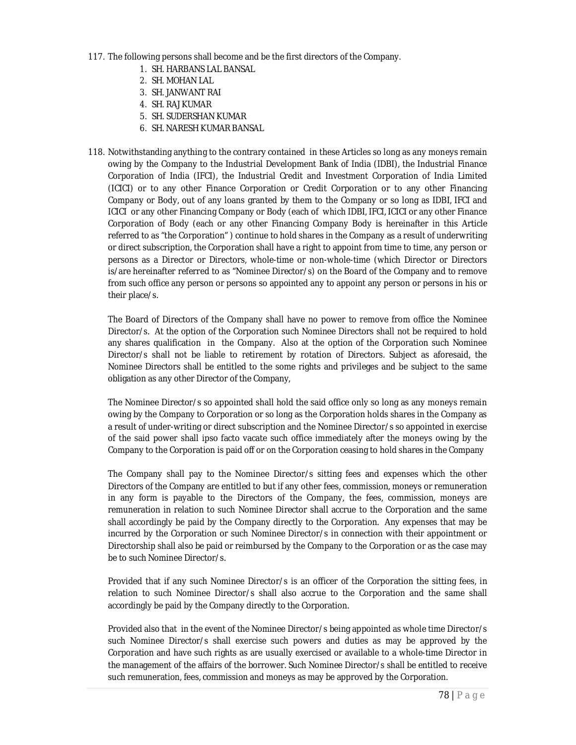117. The following persons shall become and be the first directors of the Company.
    1. SH. HARBANS LAL BANSAL
    2. SH. MOHAN LAL
    3. SH. JANWANT RAI
    4. SH. RAJ KUMAR
    5. SH. SUDERSHAN KUMAR
    6. SH. NARESH KUMAR BANSAL

118. Notwithstanding anything to the contrary contained in these Articles so long as any moneys remain owing by the Company to the Industrial Development Bank of India (IDBI), the Industrial Finance Corporation of India (IFCI), the Industrial Credit and Investment Corporation of India Limited (ICICI) or to any other Finance Corporation or Credit Corporation or to any other Financing Company or Body, out of any loans granted by them to the Company or so long as IDBI, IFCI and ICICI or any other Financing Company or Body (each of which IDBI, IFCI, ICICI or any other Finance Corporation of Body (each or any other Financing Company Body is hereinafter in this Article referred to as "the Corporation" ) continue to hold shares in the Company as a result of underwriting or direct subscription, the Corporation shall have a right to appoint from time to time, any person or persons as a Director or Directors, whole-time or non-whole-time (which Director or Directors is/are hereinafter referred to as "Nominee Director/s) on the Board of the Company and to remove from such office any person or persons so appointed any to appoint any person or persons in his or their place/s.

    The Board of Directors of the Company shall have no power to remove from office the Nominee Director/s. At the option of the Corporation such Nominee Directors shall not be required to hold any shares qualification in the Company. Also at the option of the Corporation such Nominee Director/s shall not be liable to retirement by rotation of Directors. Subject as aforesaid, the Nominee Directors shall be entitled to the some rights and privileges and be subject to the same obligation as any other Director of the Company,

    The Nominee Director/s so appointed shall hold the said office only so long as any moneys remain owing by the Company to Corporation or so long as the Corporation holds shares in the Company as a result of under-writing or direct subscription and the Nominee Director/s so appointed in exercise of the said power shall ipso facto vacate such office immediately after the moneys owing by the Company to the Corporation is paid off or on the Corporation ceasing to hold shares in the Company

    The Company shall pay to the Nominee Director/s sitting fees and expenses which the other Directors of the Company are entitled to but if any other fees, commission, moneys or remuneration in any form is payable to the Directors of the Company, the fees, commission, moneys are remuneration in relation to such Nominee Director shall accrue to the Corporation and the same shall accordingly be paid by the Company directly to the Corporation. Any expenses that may be incurred by the Corporation or such Nominee Director/s in connection with their appointment or Directorship shall also be paid or reimbursed by the Company to the Corporation or as the case may be to such Nominee Director/s.

    Provided that if any such Nominee Director/s is an officer of the Corporation the sitting fees, in relation to such Nominee Director/s shall also accrue to the Corporation and the same shall accordingly be paid by the Company directly to the Corporation.

    Provided also that in the event of the Nominee Director/s being appointed as whole time Director/s such Nominee Director/s shall exercise such powers and duties as may be approved by the Corporation and have such rights as are usually exercised or available to a whole-time Director in the management of the affairs of the borrower. Such Nominee Director/s shall be entitled to receive such remuneration, fees, commission and moneys as may be approved by the Corporation.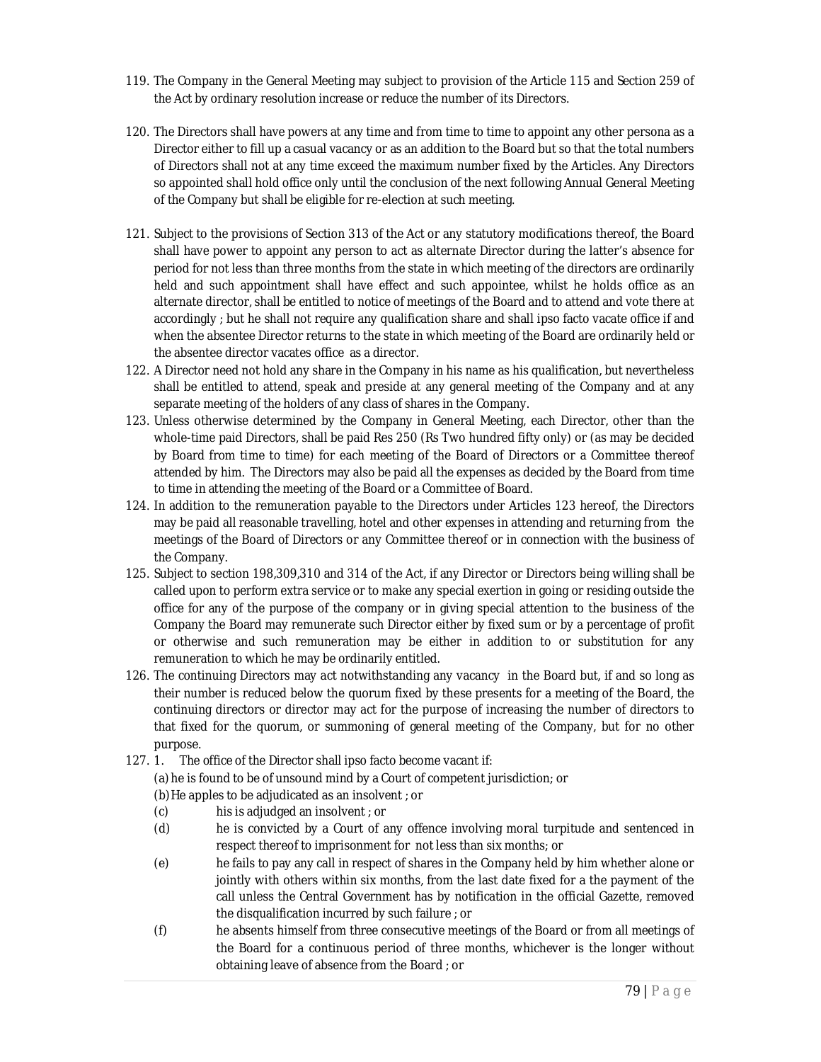119. The Company in the General Meeting may subject to provision of the Article 115 and Section 259 of the Act by ordinary resolution increase or reduce the number of its Directors.

120. The Directors shall have powers at any time and from time to time to appoint any other persona as a Director either to fill up a casual vacancy or as an addition to the Board but so that the total numbers of Directors shall not at any time exceed the maximum number fixed by the Articles. Any Directors so appointed shall hold office only until the conclusion of the next following Annual General Meeting of the Company but shall be eligible for re-election at such meeting.

121. Subject to the provisions of Section 313 of the Act or any statutory modifications thereof, the Board shall have power to appoint any person to act as alternate Director during the latter's absence for period for not less than three months from the state in which meeting of the directors are ordinarily held and such appointment shall have effect and such appointee, whilst he holds office as an alternate director, shall be entitled to notice of meetings of the Board and to attend and vote there at accordingly ; but he shall not require any qualification share and shall ipso facto vacate office if and when the absentee Director returns to the state in which meeting of the Board are ordinarily held or the absentee director vacates office as a director.

122. A Director need not hold any share in the Company in his name as his qualification, but nevertheless shall be entitled to attend, speak and preside at any general meeting of the Company and at any separate meeting of the holders of any class of shares in the Company.

123. Unless otherwise determined by the Company in General Meeting, each Director, other than the whole-time paid Directors, shall be paid Res 250 (Rs Two hundred fifty only) or (as may be decided by Board from time to time) for each meeting of the Board of Directors or a Committee thereof attended by him. The Directors may also be paid all the expenses as decided by the Board from time to time in attending the meeting of the Board or a Committee of Board.

124. In addition to the remuneration payable to the Directors under Articles 123 hereof, the Directors may be paid all reasonable travelling, hotel and other expenses in attending and returning from the meetings of the Board of Directors or any Committee thereof or in connection with the business of the Company.

125. Subject to section 198,309,310 and 314 of the Act, if any Director or Directors being willing shall be called upon to perform extra service or to make any special exertion in going or residing outside the office for any of the purpose of the company or in giving special attention to the business of the Company the Board may remunerate such Director either by fixed sum or by a percentage of profit or otherwise and such remuneration may be either in addition to or substitution for any remuneration to which he may be ordinarily entitled.

126. The continuing Directors may act notwithstanding any vacancy in the Board but, if and so long as their number is reduced below the quorum fixed by these presents for a meeting of the Board, the continuing directors or director may act for the purpose of increasing the number of directors to that fixed for the quorum, or summoning of general meeting of the Company, but for no other purpose.

127. 1. The office of the Director shall ipso facto become vacant if:

(a) he is found to be of unsound mind by a Court of competent jurisdiction; or

(b) He apples to be adjudicated as an insolvent ; or

(c) his is adjudged an insolvent ; or

(d) he is convicted by a Court of any offence involving moral turpitude and sentenced in respect thereof to imprisonment for not less than six months; or

(e) he fails to pay any call in respect of shares in the Company held by him whether alone or jointly with others within six months, from the last date fixed for a the payment of the call unless the Central Government has by notification in the official Gazette, removed the disqualification incurred by such failure ; or

(f) he absents himself from three consecutive meetings of the Board or from all meetings of the Board for a continuous period of three months, whichever is the longer without obtaining leave of absence from the Board ; or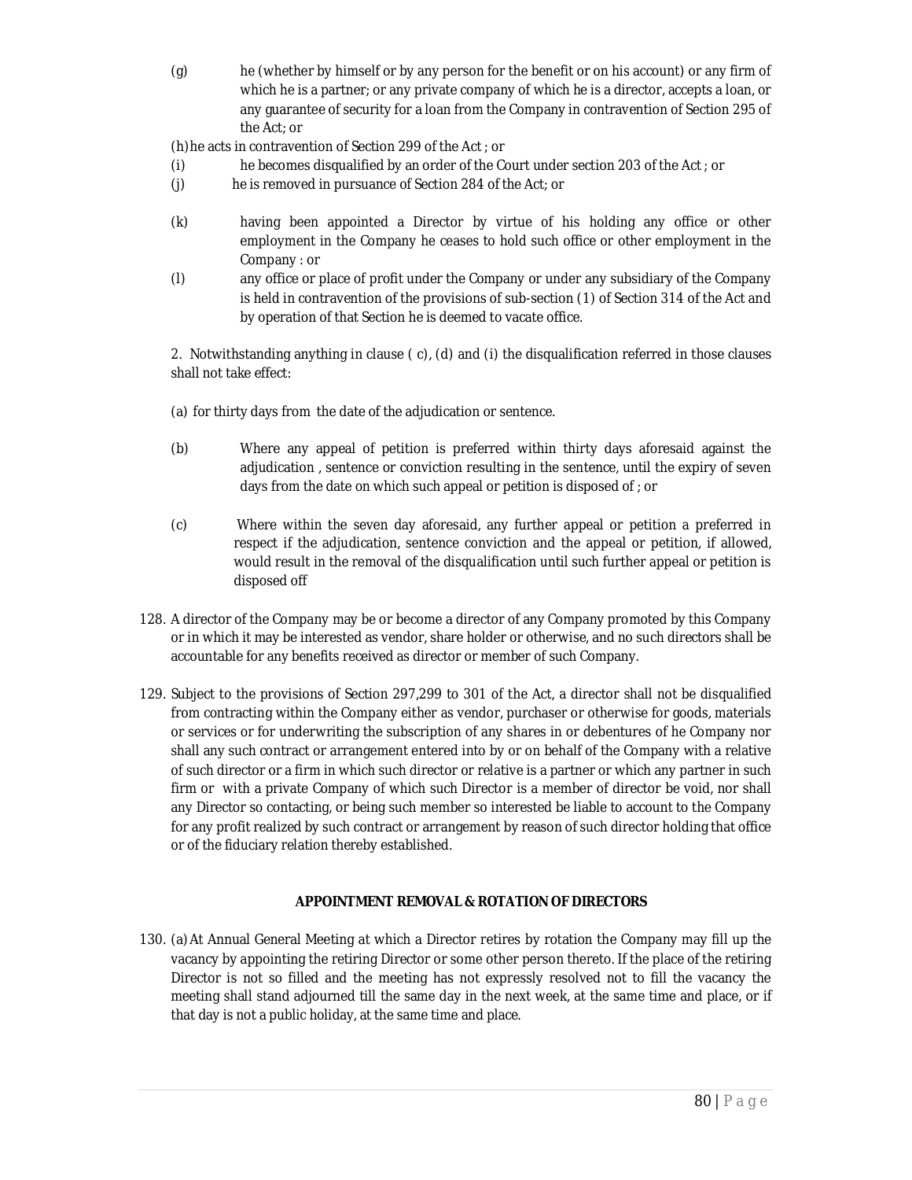(g) he (whether by himself or by any person for the benefit or on his account) or any firm of which he is a partner; or any private company of which he is a director, accepts a loan, or any guarantee of security for a loan from the Company in contravention of Section 295 of the Act; or

(h)he acts in contravention of Section 299 of the Act ; or

(i) he becomes disqualified by an order of the Court under section 203 of the Act ; or

(j) he is removed in pursuance of Section 284 of the Act; or

(k) having been appointed a Director by virtue of his holding any office or other employment in the Company he ceases to hold such office or other employment in the Company : or

(l) any office or place of profit under the Company or under any subsidiary of the Company is held in contravention of the provisions of sub-section (1) of Section 314 of the Act and by operation of that Section he is deemed to vacate office.

2. Notwithstanding anything in clause ( c), (d) and (i) the disqualification referred in those clauses shall not take effect:

(a) for thirty days from the date of the adjudication or sentence.

(b) Where any appeal of petition is preferred within thirty days aforesaid against the adjudication , sentence or conviction resulting in the sentence, until the expiry of seven days from the date on which such appeal or petition is disposed of ; or

(c) Where within the seven day aforesaid, any further appeal or petition a preferred in respect if the adjudication, sentence conviction and the appeal or petition, if allowed, would result in the removal of the disqualification until such further appeal or petition is disposed off

128. A director of the Company may be or become a director of any Company promoted by this Company or in which it may be interested as vendor, share holder or otherwise, and no such directors shall be accountable for any benefits received as director or member of such Company.

129. Subject to the provisions of Section 297,299 to 301 of the Act, a director shall not be disqualified from contracting within the Company either as vendor, purchaser or otherwise for goods, materials or services or for underwriting the subscription of any shares in or debentures of he Company nor shall any such contract or arrangement entered into by or on behalf of the Company with a relative of such director or a firm in which such director or relative is a partner or which any partner in such firm or with a private Company of which such Director is a member of director be void, nor shall any Director so contacting, or being such member so interested be liable to account to the Company for any profit realized by such contract or arrangement by reason of such director holding that office or of the fiduciary relation thereby established.

**APPOINTMENT REMOVAL & ROTATION OF DIRECTORS**

130. (a)At Annual General Meeting at which a Director retires by rotation the Company may fill up the vacancy by appointing the retiring Director or some other person thereto. If the place of the retiring Director is not so filled and the meeting has not expressly resolved not to fill the vacancy the meeting shall stand adjourned till the same day in the next week, at the same time and place, or if that day is not a public holiday, at the same time and place.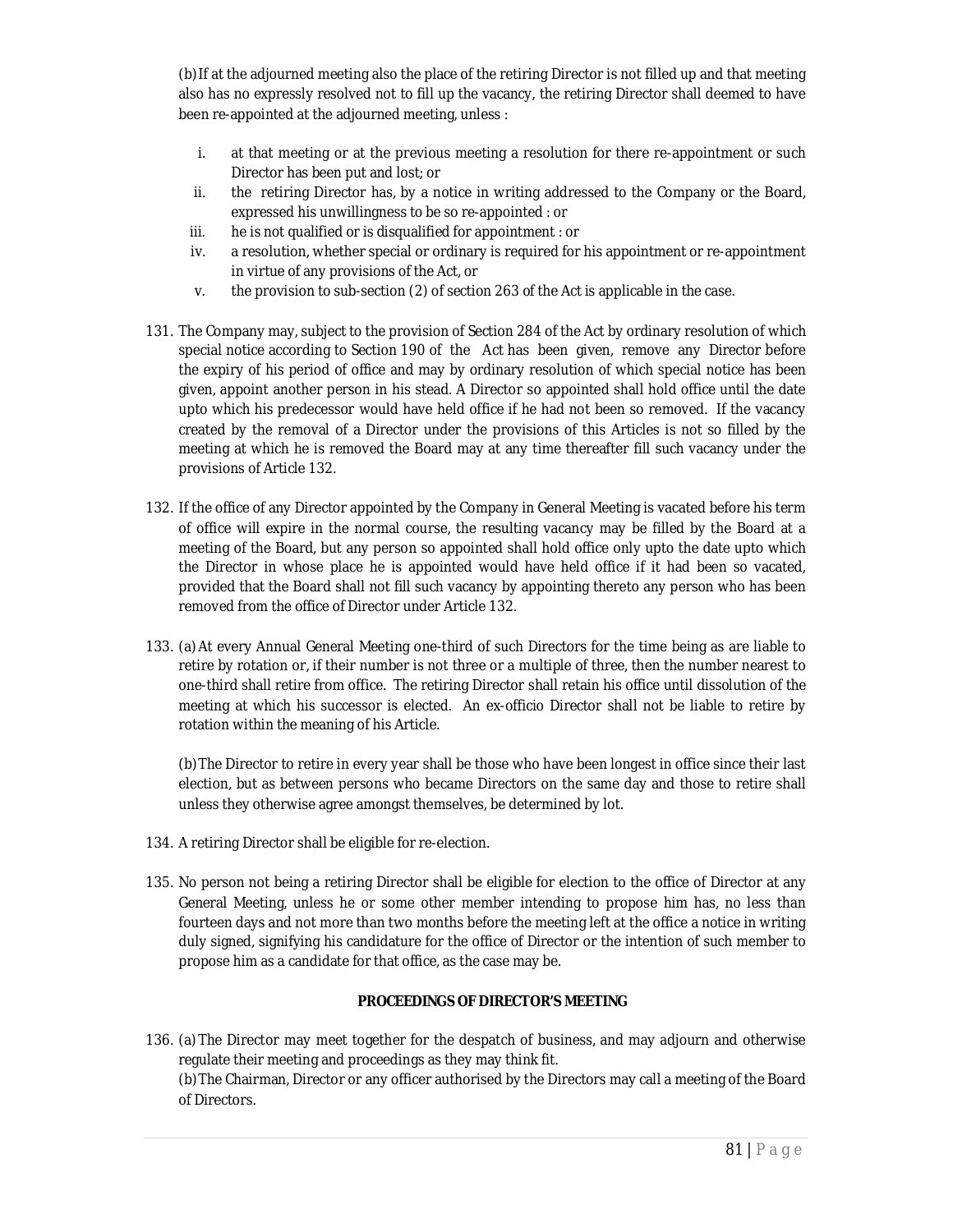(b) If at the adjourned meeting also the place of the retiring Director is not filled up and that meeting also has no expressly resolved not to fill up the vacancy, the retiring Director shall deemed to have been re-appointed at the adjourned meeting, unless :

i. at that meeting or at the previous meeting a resolution for there re-appointment or such Director has been put and lost; or
ii. the retiring Director has, by a notice in writing addressed to the Company or the Board, expressed his unwillingness to be so re-appointed : or
iii. he is not qualified or is disqualified for appointment : or
iv. a resolution, whether special or ordinary is required for his appointment or re-appointment in virtue of any provisions of the Act, or
v. the provision to sub-section (2) of section 263 of the Act is applicable in the case.

131. The Company may, subject to the provision of Section 284 of the Act by ordinary resolution of which special notice according to Section 190 of the Act has been given, remove any Director before the expiry of his period of office and may by ordinary resolution of which special notice has been given, appoint another person in his stead. A Director so appointed shall hold office until the date upto which his predecessor would have held office if he had not been so removed. If the vacancy created by the removal of a Director under the provisions of this Articles is not so filled by the meeting at which he is removed the Board may at any time thereafter fill such vacancy under the provisions of Article 132.

132. If the office of any Director appointed by the Company in General Meeting is vacated before his term of office will expire in the normal course, the resulting vacancy may be filled by the Board at a meeting of the Board, but any person so appointed shall hold office only upto the date upto which the Director in whose place he is appointed would have held office if it had been so vacated, provided that the Board shall not fill such vacancy by appointing thereto any person who has been removed from the office of Director under Article 132.

133. (a) At every Annual General Meeting one-third of such Directors for the time being as are liable to retire by rotation or, if their number is not three or a multiple of three, then the number nearest to one-third shall retire from office. The retiring Director shall retain his office until dissolution of the meeting at which his successor is elected. An ex-officio Director shall not be liable to retire by rotation within the meaning of his Article.

(b) The Director to retire in every year shall be those who have been longest in office since their last election, but as between persons who became Directors on the same day and those to retire shall unless they otherwise agree amongst themselves, be determined by lot.

134. A retiring Director shall be eligible for re-election.

135. No person not being a retiring Director shall be eligible for election to the office of Director at any General Meeting, unless he or some other member intending to propose him has, no less than fourteen days and not more than two months before the meeting left at the office a notice in writing duly signed, signifying his candidature for the office of Director or the intention of such member to propose him as a candidate for that office, as the case may be.

**PROCEEDINGS OF DIRECTOR'S MEETING**

136. (a) The Director may meet together for the despatch of business, and may adjourn and otherwise regulate their meeting and proceedings as they may think fit.
(b) The Chairman, Director or any officer authorised by the Directors may call a meeting of the Board of Directors.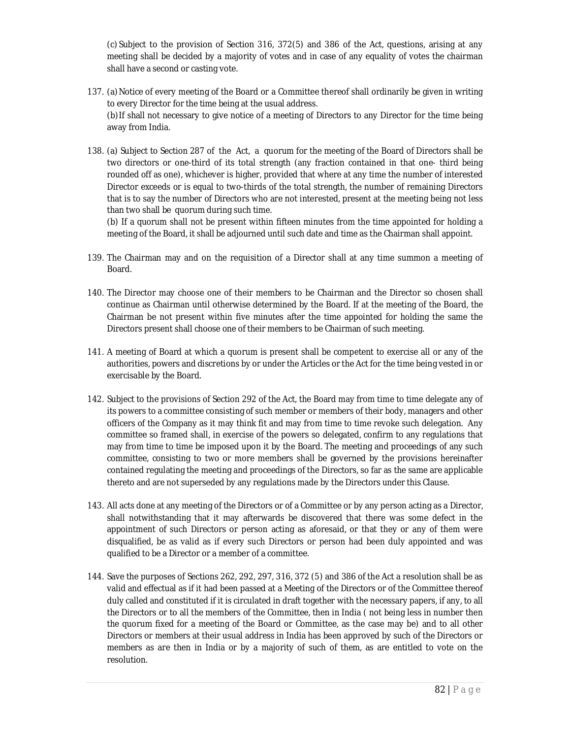(c) Subject to the provision of Section 316, 372(5) and 386 of the Act, questions, arising at any meeting shall be decided by a majority of votes and in case of any equality of votes the chairman shall have a second or casting vote.

137. (a) Notice of every meeting of the Board or a Committee thereof shall ordinarily be given in writing to every Director for the time being at the usual address.
(b) If shall not necessary to give notice of a meeting of Directors to any Director for the time being away from India.

138. (a) Subject to Section 287 of the Act, a quorum for the meeting of the Board of Directors shall be two directors or one-third of its total strength (any fraction contained in that one- third being rounded off as one), whichever is higher, provided that where at any time the number of interested Director exceeds or is equal to two-thirds of the total strength, the number of remaining Directors that is to say the number of Directors who are not interested, present at the meeting being not less than two shall be quorum during such time.
(b) If a quorum shall not be present within fifteen minutes from the time appointed for holding a meeting of the Board, it shall be adjourned until such date and time as the Chairman shall appoint.

139. The Chairman may and on the requisition of a Director shall at any time summon a meeting of Board.

140. The Director may choose one of their members to be Chairman and the Director so chosen shall continue as Chairman until otherwise determined by the Board. If at the meeting of the Board, the Chairman be not present within five minutes after the time appointed for holding the same the Directors present shall choose one of their members to be Chairman of such meeting.

141. A meeting of Board at which a quorum is present shall be competent to exercise all or any of the authorities, powers and discretions by or under the Articles or the Act for the time being vested in or exercisable by the Board.

142. Subject to the provisions of Section 292 of the Act, the Board may from time to time delegate any of its powers to a committee consisting of such member or members of their body, managers and other officers of the Company as it may think fit and may from time to time revoke such delegation. Any committee so framed shall, in exercise of the powers so delegated, confirm to any regulations that may from time to time be imposed upon it by the Board. The meeting and proceedings of any such committee, consisting to two or more members shall be governed by the provisions hereinafter contained regulating the meeting and proceedings of the Directors, so far as the same are applicable thereto and are not superseded by any regulations made by the Directors under this Clause.

143. All acts done at any meeting of the Directors or of a Committee or by any person acting as a Director, shall notwithstanding that it may afterwards be discovered that there was some defect in the appointment of such Directors or person acting as aforesaid, or that they or any of them were disqualified, be as valid as if every such Directors or person had been duly appointed and was qualified to be a Director or a member of a committee.

144. Save the purposes of Sections 262, 292, 297, 316, 372 (5) and 386 of the Act a resolution shall be as valid and effectual as if it had been passed at a Meeting of the Directors or of the Committee thereof duly called and constituted if it is circulated in draft together with the necessary papers, if any, to all the Directors or to all the members of the Committee, then in India ( not being less in number then the quorum fixed for a meeting of the Board or Committee, as the case may be) and to all other Directors or members at their usual address in India has been approved by such of the Directors or members as are then in India or by a majority of such of them, as are entitled to vote on the resolution.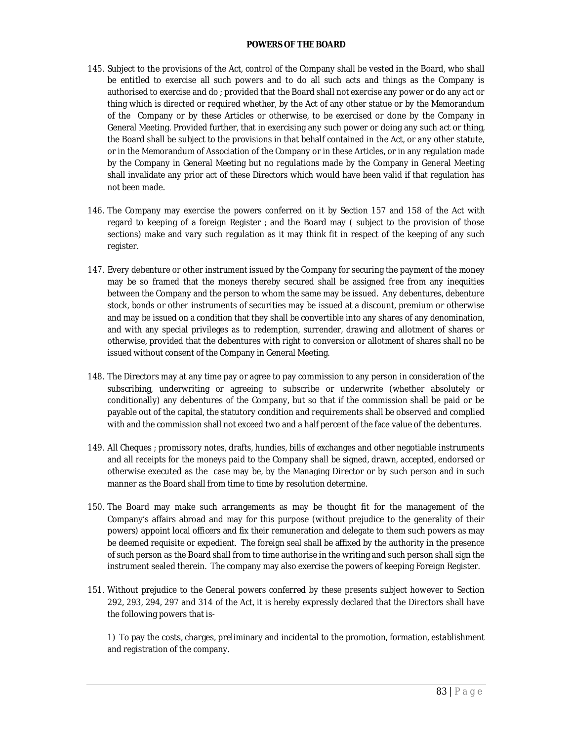**POWERS OF THE BOARD**

145. Subject to the provisions of the Act, control of the Company shall be vested in the Board, who shall be entitled to exercise all such powers and to do all such acts and things as the Company is authorised to exercise and do ; provided that the Board shall not exercise any power or do any act or thing which is directed or required whether, by the Act of any other statue or by the Memorandum of the Company or by these Articles or otherwise, to be exercised or done by the Company in General Meeting. Provided further, that in exercising any such power or doing any such act or thing, the Board shall be subject to the provisions in that behalf contained in the Act, or any other statute, or in the Memorandum of Association of the Company or in these Articles, or in any regulation made by the Company in General Meeting but no regulations made by the Company in General Meeting shall invalidate any prior act of these Directors which would have been valid if that regulation has not been made.

146. The Company may exercise the powers conferred on it by Section 157 and 158 of the Act with regard to keeping of a foreign Register ; and the Board may ( subject to the provision of those sections) make and vary such regulation as it may think fit in respect of the keeping of any such register.

147. Every debenture or other instrument issued by the Company for securing the payment of the money may be so framed that the moneys thereby secured shall be assigned free from any inequities between the Company and the person to whom the same may be issued. Any debentures, debenture stock, bonds or other instruments of securities may be issued at a discount, premium or otherwise and may be issued on a condition that they shall be convertible into any shares of any denomination, and with any special privileges as to redemption, surrender, drawing and allotment of shares or otherwise, provided that the debentures with right to conversion or allotment of shares shall no be issued without consent of the Company in General Meeting.

148. The Directors may at any time pay or agree to pay commission to any person in consideration of the subscribing, underwriting or agreeing to subscribe or underwrite (whether absolutely or conditionally) any debentures of the Company, but so that if the commission shall be paid or be payable out of the capital, the statutory condition and requirements shall be observed and complied with and the commission shall not exceed two and a half percent of the face value of the debentures.

149. All Cheques ; promissory notes, drafts, hundies, bills of exchanges and other negotiable instruments and all receipts for the moneys paid to the Company shall be signed, drawn, accepted, endorsed or otherwise executed as the case may be, by the Managing Director or by such person and in such manner as the Board shall from time to time by resolution determine.

150. The Board may make such arrangements as may be thought fit for the management of the Company's affairs abroad and may for this purpose (without prejudice to the generality of their powers) appoint local officers and fix their remuneration and delegate to them such powers as may be deemed requisite or expedient. The foreign seal shall be affixed by the authority in the presence of such person as the Board shall from to time authorise in the writing and such person shall sign the instrument sealed therein. The company may also exercise the powers of keeping Foreign Register.

151. Without prejudice to the General powers conferred by these presents subject however to Section 292, 293, 294, 297 and 314 of the Act, it is hereby expressly declared that the Directors shall have the following powers that is-

    1) To pay the costs, charges, preliminary and incidental to the promotion, formation, establishment and registration of the company.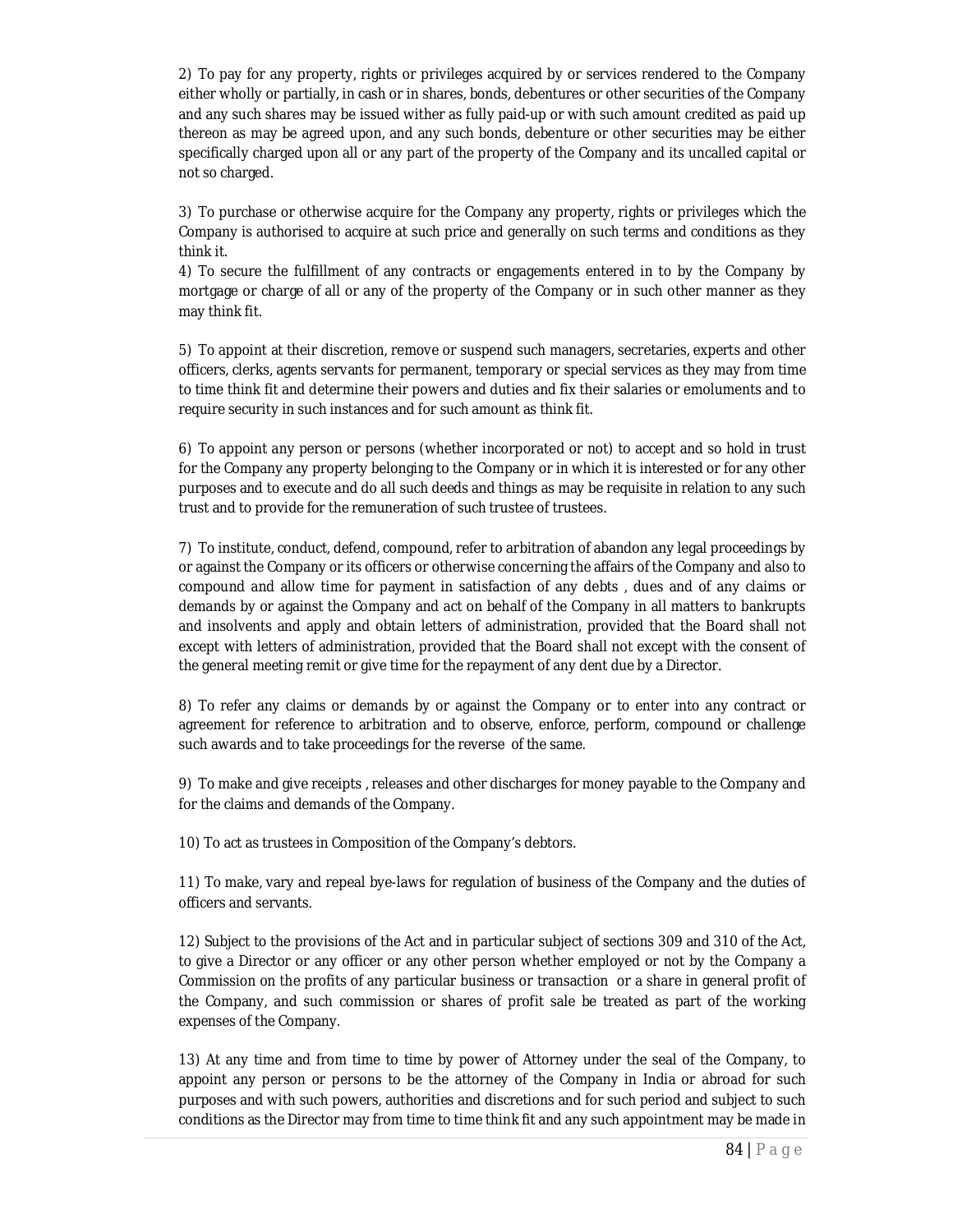2) To pay for any property, rights or privileges acquired by or services rendered to the Company either wholly or partially, in cash or in shares, bonds, debentures or other securities of the Company and any such shares may be issued wither as fully paid-up or with such amount credited as paid up thereon as may be agreed upon, and any such bonds, debenture or other securities may be either specifically charged upon all or any part of the property of the Company and its uncalled capital or not so charged.

3) To purchase or otherwise acquire for the Company any property, rights or privileges which the Company is authorised to acquire at such price and generally on such terms and conditions as they think it.

4) To secure the fulfillment of any contracts or engagements entered in to by the Company by mortgage or charge of all or any of the property of the Company or in such other manner as they may think fit.

5) To appoint at their discretion, remove or suspend such managers, secretaries, experts and other officers, clerks, agents servants for permanent, temporary or special services as they may from time to time think fit and determine their powers and duties and fix their salaries or emoluments and to require security in such instances and for such amount as think fit.

6) To appoint any person or persons (whether incorporated or not) to accept and so hold in trust for the Company any property belonging to the Company or in which it is interested or for any other purposes and to execute and do all such deeds and things as may be requisite in relation to any such trust and to provide for the remuneration of such trustee of trustees.

7) To institute, conduct, defend, compound, refer to arbitration of abandon any legal proceedings by or against the Company or its officers or otherwise concerning the affairs of the Company and also to compound and allow time for payment in satisfaction of any debts , dues and of any claims or demands by or against the Company and act on behalf of the Company in all matters to bankrupts and insolvents and apply and obtain letters of administration, provided that the Board shall not except with letters of administration, provided that the Board shall not except with the consent of the general meeting remit or give time for the repayment of any dent due by a Director.

8) To refer any claims or demands by or against the Company or to enter into any contract or agreement for reference to arbitration and to observe, enforce, perform, compound or challenge such awards and to take proceedings for the reverse of the same.

9) To make and give receipts , releases and other discharges for money payable to the Company and for the claims and demands of the Company.

10) To act as trustees in Composition of the Company's debtors.

11) To make, vary and repeal bye-laws for regulation of business of the Company and the duties of officers and servants.

12) Subject to the provisions of the Act and in particular subject of sections 309 and 310 of the Act, to give a Director or any officer or any other person whether employed or not by the Company a Commission on the profits of any particular business or transaction or a share in general profit of the Company, and such commission or shares of profit sale be treated as part of the working expenses of the Company.

13) At any time and from time to time by power of Attorney under the seal of the Company, to appoint any person or persons to be the attorney of the Company in India or abroad for such purposes and with such powers, authorities and discretions and for such period and subject to such conditions as the Director may from time to time think fit and any such appointment may be made in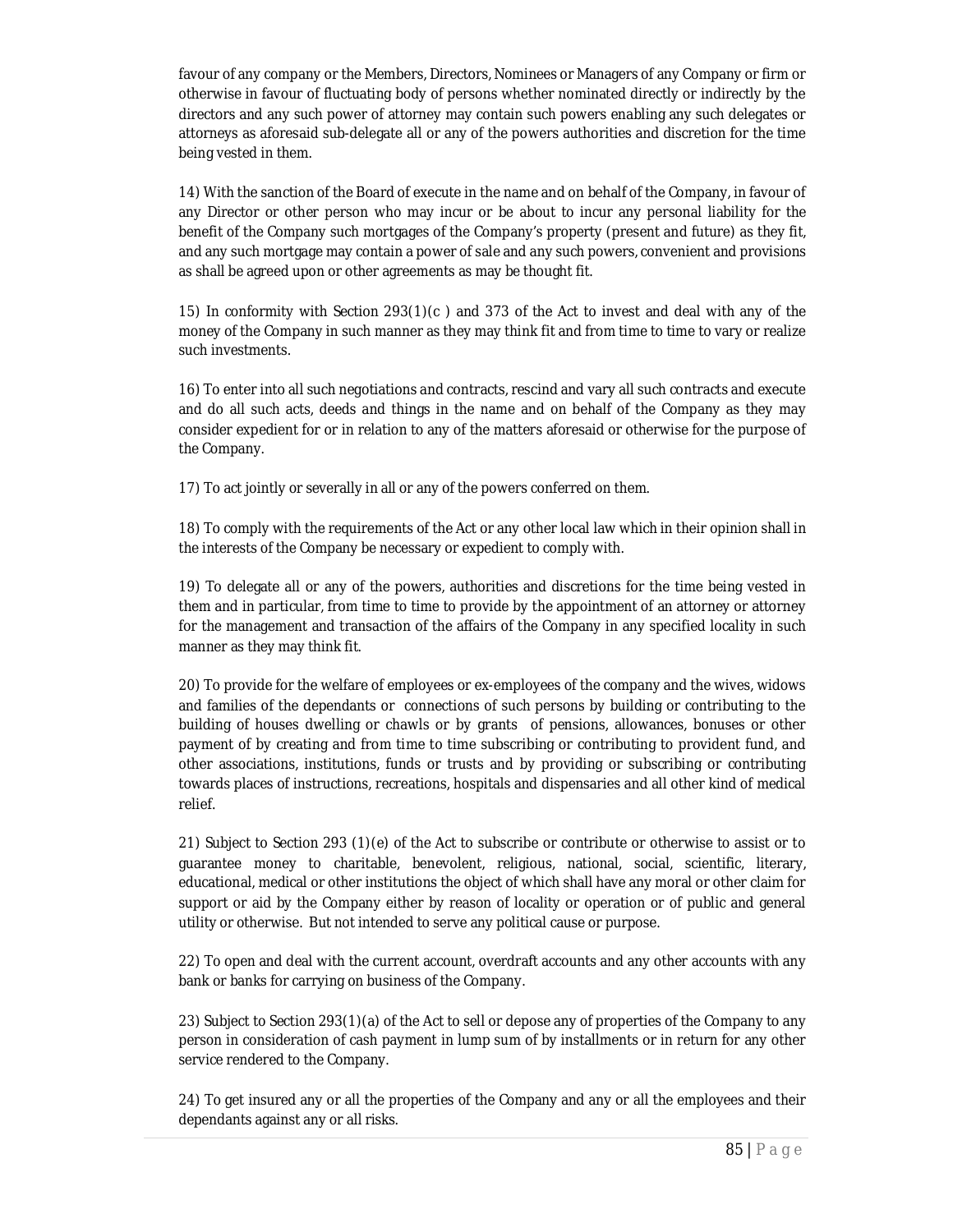favour of any company or the Members, Directors, Nominees or Managers of any Company or firm or otherwise in favour of fluctuating body of persons whether nominated directly or indirectly by the directors and any such power of attorney may contain such powers enabling any such delegates or attorneys as aforesaid sub-delegate all or any of the powers authorities and discretion for the time being vested in them.

14) With the sanction of the Board of execute in the name and on behalf of the Company, in favour of any Director or other person who may incur or be about to incur any personal liability for the benefit of the Company such mortgages of the Company's property (present and future) as they fit, and any such mortgage may contain a power of sale and any such powers, convenient and provisions as shall be agreed upon or other agreements as may be thought fit.

15) In conformity with Section 293(1)(c ) and 373 of the Act to invest and deal with any of the money of the Company in such manner as they may think fit and from time to time to vary or realize such investments.

16) To enter into all such negotiations and contracts, rescind and vary all such contracts and execute and do all such acts, deeds and things in the name and on behalf of the Company as they may consider expedient for or in relation to any of the matters aforesaid or otherwise for the purpose of the Company.

17) To act jointly or severally in all or any of the powers conferred on them.

18) To comply with the requirements of the Act or any other local law which in their opinion shall in the interests of the Company be necessary or expedient to comply with.

19) To delegate all or any of the powers, authorities and discretions for the time being vested in them and in particular, from time to time to provide by the appointment of an attorney or attorney for the management and transaction of the affairs of the Company in any specified locality in such manner as they may think fit.

20) To provide for the welfare of employees or ex-employees of the company and the wives, widows and families of the dependants or connections of such persons by building or contributing to the building of houses dwelling or chawls or by grants of pensions, allowances, bonuses or other payment of by creating and from time to time subscribing or contributing to provident fund, and other associations, institutions, funds or trusts and by providing or subscribing or contributing towards places of instructions, recreations, hospitals and dispensaries and all other kind of medical relief.

21) Subject to Section 293 (1)(e) of the Act to subscribe or contribute or otherwise to assist or to guarantee money to charitable, benevolent, religious, national, social, scientific, literary, educational, medical or other institutions the object of which shall have any moral or other claim for support or aid by the Company either by reason of locality or operation or of public and general utility or otherwise. But not intended to serve any political cause or purpose.

22) To open and deal with the current account, overdraft accounts and any other accounts with any bank or banks for carrying on business of the Company.

23) Subject to Section 293(1)(a) of the Act to sell or depose any of properties of the Company to any person in consideration of cash payment in lump sum of by installments or in return for any other service rendered to the Company.

24) To get insured any or all the properties of the Company and any or all the employees and their dependants against any or all risks.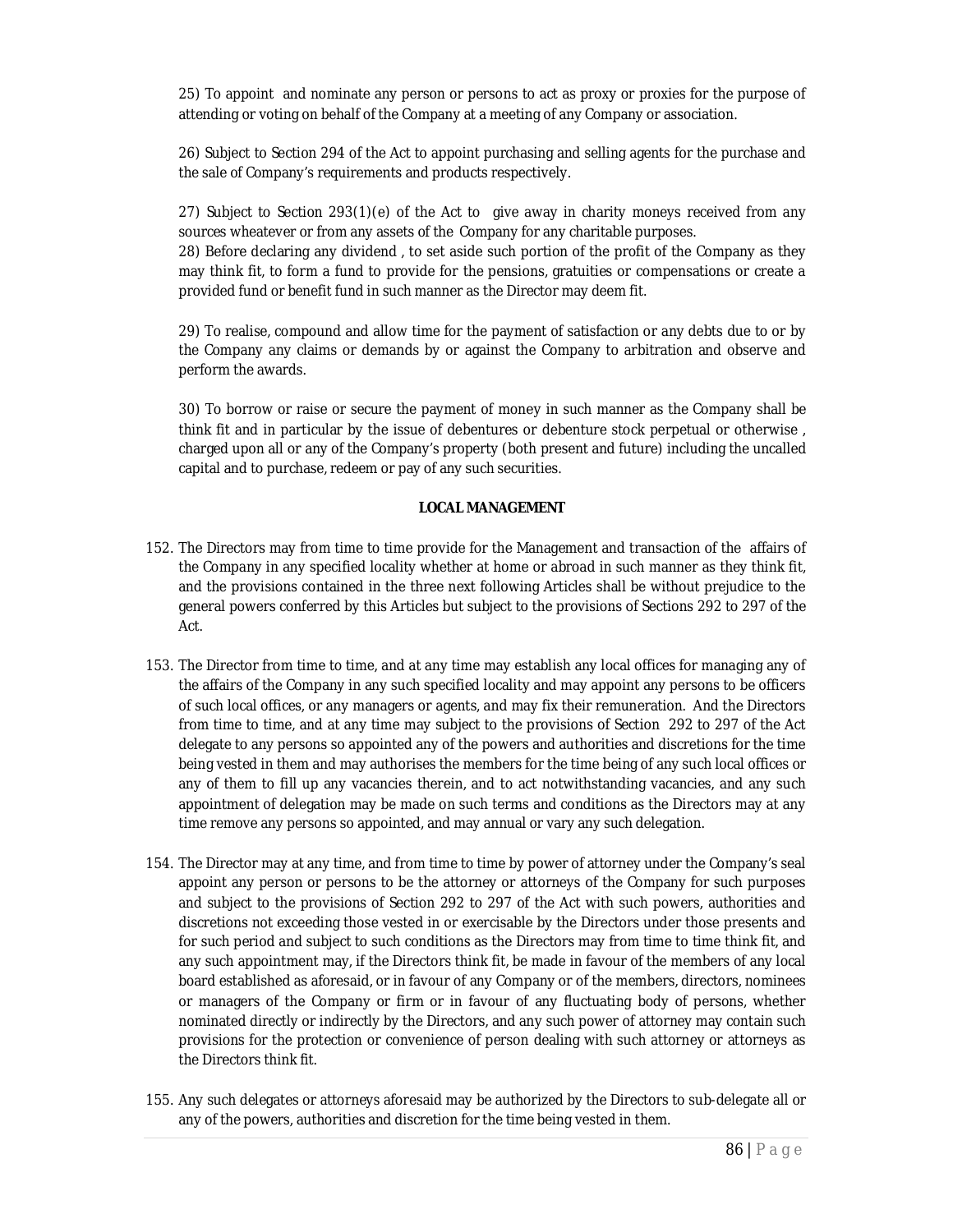25) To appoint and nominate any person or persons to act as proxy or proxies for the purpose of attending or voting on behalf of the Company at a meeting of any Company or association.

26) Subject to Section 294 of the Act to appoint purchasing and selling agents for the purchase and the sale of Company's requirements and products respectively.

27) Subject to Section 293(1)(e) of the Act to give away in charity moneys received from any sources wheatever or from any assets of the Company for any charitable purposes.
28) Before declaring any dividend , to set aside such portion of the profit of the Company as they may think fit, to form a fund to provide for the pensions, gratuities or compensations or create a provided fund or benefit fund in such manner as the Director may deem fit.

29) To realise, compound and allow time for the payment of satisfaction or any debts due to or by the Company any claims or demands by or against the Company to arbitration and observe and perform the awards.

30) To borrow or raise or secure the payment of money in such manner as the Company shall be think fit and in particular by the issue of debentures or debenture stock perpetual or otherwise , charged upon all or any of the Company's property (both present and future) including the uncalled capital and to purchase, redeem or pay of any such securities.

**LOCAL MANAGEMENT**

152. The Directors may from time to time provide for the Management and transaction of the affairs of the Company in any specified locality whether at home or abroad in such manner as they think fit, and the provisions contained in the three next following Articles shall be without prejudice to the general powers conferred by this Articles but subject to the provisions of Sections 292 to 297 of the Act.

153. The Director from time to time, and at any time may establish any local offices for managing any of the affairs of the Company in any such specified locality and may appoint any persons to be officers of such local offices, or any managers or agents, and may fix their remuneration. And the Directors from time to time, and at any time may subject to the provisions of Section 292 to 297 of the Act delegate to any persons so appointed any of the powers and authorities and discretions for the time being vested in them and may authorises the members for the time being of any such local offices or any of them to fill up any vacancies therein, and to act notwithstanding vacancies, and any such appointment of delegation may be made on such terms and conditions as the Directors may at any time remove any persons so appointed, and may annual or vary any such delegation.

154. The Director may at any time, and from time to time by power of attorney under the Company's seal appoint any person or persons to be the attorney or attorneys of the Company for such purposes and subject to the provisions of Section 292 to 297 of the Act with such powers, authorities and discretions not exceeding those vested in or exercisable by the Directors under those presents and for such period and subject to such conditions as the Directors may from time to time think fit, and any such appointment may, if the Directors think fit, be made in favour of the members of any local board established as aforesaid, or in favour of any Company or of the members, directors, nominees or managers of the Company or firm or in favour of any fluctuating body of persons, whether nominated directly or indirectly by the Directors, and any such power of attorney may contain such provisions for the protection or convenience of person dealing with such attorney or attorneys as the Directors think fit.

155. Any such delegates or attorneys aforesaid may be authorized by the Directors to sub-delegate all or any of the powers, authorities and discretion for the time being vested in them.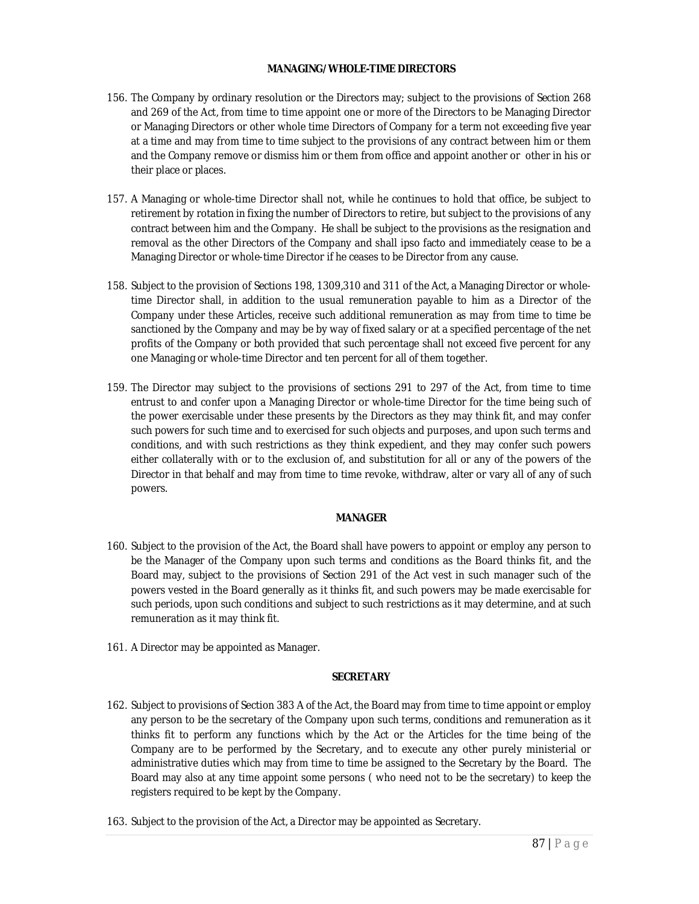## MANAGING/WHOLE-TIME DIRECTORS

156. The Company by ordinary resolution or the Directors may; subject to the provisions of Section 268 and 269 of the Act, from time to time appoint one or more of the Directors to be Managing Director or Managing Directors or other whole time Directors of Company for a term not exceeding five year at a time and may from time to time subject to the provisions of any contract between him or them and the Company remove or dismiss him or them from office and appoint another or other in his or their place or places.

157. A Managing or whole-time Director shall not, while he continues to hold that office, be subject to retirement by rotation in fixing the number of Directors to retire, but subject to the provisions of any contract between him and the Company. He shall be subject to the provisions as the resignation and removal as the other Directors of the Company and shall ipso facto and immediately cease to be a Managing Director or whole-time Director if he ceases to be Director from any cause.

158. Subject to the provision of Sections 198, 1309,310 and 311 of the Act, a Managing Director or whole-time Director shall, in addition to the usual remuneration payable to him as a Director of the Company under these Articles, receive such additional remuneration as may from time to time be sanctioned by the Company and may be by way of fixed salary or at a specified percentage of the net profits of the Company or both provided that such percentage shall not exceed five percent for any one Managing or whole-time Director and ten percent for all of them together.

159. The Director may subject to the provisions of sections 291 to 297 of the Act, from time to time entrust to and confer upon a Managing Director or whole-time Director for the time being such of the power exercisable under these presents by the Directors as they may think fit, and may confer such powers for such time and to exercised for such objects and purposes, and upon such terms and conditions, and with such restrictions as they think expedient, and they may confer such powers either collaterally with or to the exclusion of, and substitution for all or any of the powers of the Director in that behalf and may from time to time revoke, withdraw, alter or vary all of any of such powers.

## MANAGER

160. Subject to the provision of the Act, the Board shall have powers to appoint or employ any person to be the Manager of the Company upon such terms and conditions as the Board thinks fit, and the Board may, subject to the provisions of Section 291 of the Act vest in such manager such of the powers vested in the Board generally as it thinks fit, and such powers may be made exercisable for such periods, upon such conditions and subject to such restrictions as it may determine, and at such remuneration as it may think fit.

161. A Director may be appointed as Manager.

## SECRETARY

162. Subject to provisions of Section 383 A of the Act, the Board may from time to time appoint or employ any person to be the secretary of the Company upon such terms, conditions and remuneration as it thinks fit to perform any functions which by the Act or the Articles for the time being of the Company are to be performed by the Secretary, and to execute any other purely ministerial or administrative duties which may from time to time be assigned to the Secretary by the Board. The Board may also at any time appoint some persons ( who need not to be the secretary) to keep the registers required to be kept by the Company.

163. Subject to the provision of the Act, a Director may be appointed as Secretary.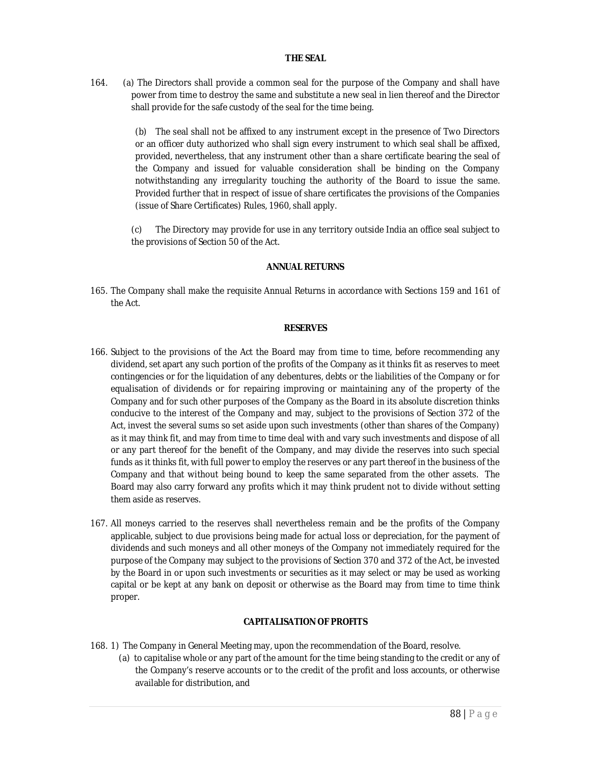### THE SEAL

164. (a) The Directors shall provide a common seal for the purpose of the Company and shall have power from time to destroy the same and substitute a new seal in lien thereof and the Director shall provide for the safe custody of the seal for the time being.

(b) The seal shall not be affixed to any instrument except in the presence of Two Directors or an officer duty authorized who shall sign every instrument to which seal shall be affixed, provided, nevertheless, that any instrument other than a share certificate bearing the seal of the Company and issued for valuable consideration shall be binding on the Company notwithstanding any irregularity touching the authority of the Board to issue the same. Provided further that in respect of issue of share certificates the provisions of the Companies (issue of Share Certificates) Rules, 1960, shall apply.

(c) The Directory may provide for use in any territory outside India an office seal subject to the provisions of Section 50 of the Act.

### ANNUAL RETURNS

165. The Company shall make the requisite Annual Returns in accordance with Sections 159 and 161 of the Act.

### RESERVES

166. Subject to the provisions of the Act the Board may from time to time, before recommending any dividend, set apart any such portion of the profits of the Company as it thinks fit as reserves to meet contingencies or for the liquidation of any debentures, debts or the liabilities of the Company or for equalisation of dividends or for repairing improving or maintaining any of the property of the Company and for such other purposes of the Company as the Board in its absolute discretion thinks conducive to the interest of the Company and may, subject to the provisions of Section 372 of the Act, invest the several sums so set aside upon such investments (other than shares of the Company) as it may think fit, and may from time to time deal with and vary such investments and dispose of all or any part thereof for the benefit of the Company, and may divide the reserves into such special funds as it thinks fit, with full power to employ the reserves or any part thereof in the business of the Company and that without being bound to keep the same separated from the other assets. The Board may also carry forward any profits which it may think prudent not to divide without setting them aside as reserves.

167. All moneys carried to the reserves shall nevertheless remain and be the profits of the Company applicable, subject to due provisions being made for actual loss or depreciation, for the payment of dividends and such moneys and all other moneys of the Company not immediately required for the purpose of the Company may subject to the provisions of Section 370 and 372 of the Act, be invested by the Board in or upon such investments or securities as it may select or may be used as working capital or be kept at any bank on deposit or otherwise as the Board may from time to time think proper.

### CAPITALISATION OF PROFITS

168. 1) The Company in General Meeting may, upon the recommendation of the Board, resolve.

(a) to capitalise whole or any part of the amount for the time being standing to the credit or any of the Company's reserve accounts or to the credit of the profit and loss accounts, or otherwise available for distribution, and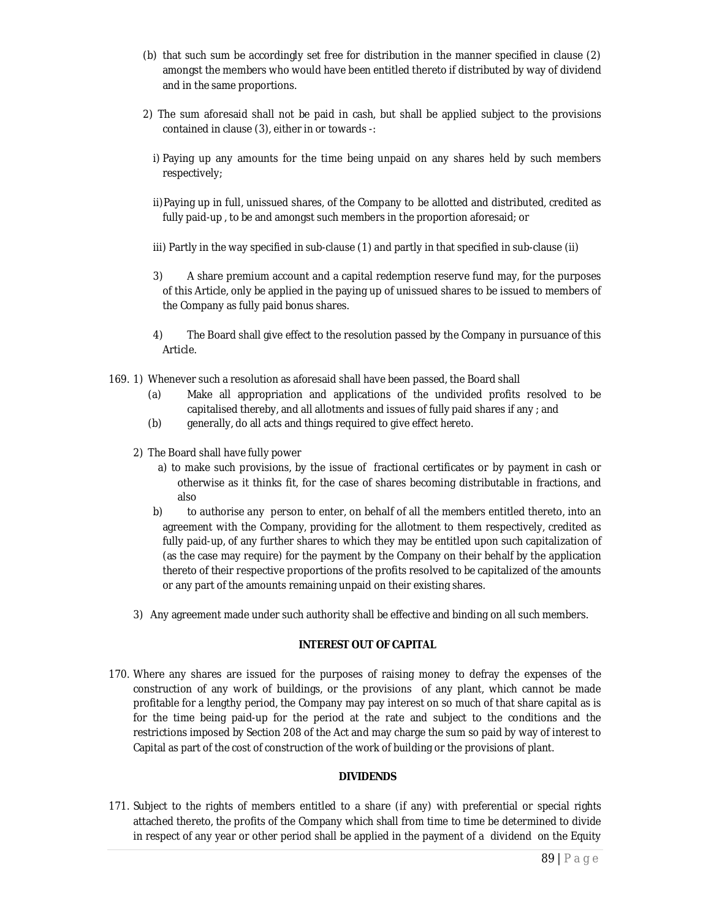(b) that such sum be accordingly set free for distribution in the manner specified in clause (2) amongst the members who would have been entitled thereto if distributed by way of dividend and in the same proportions.

2) The sum aforesaid shall not be paid in cash, but shall be applied subject to the provisions contained in clause (3), either in or towards -:

i) Paying up any amounts for the time being unpaid on any shares held by such members respectively;

ii) Paying up in full, unissued shares, of the Company to be allotted and distributed, credited as fully paid-up , to be and amongst such members in the proportion aforesaid; or

iii) Partly in the way specified in sub-clause (1) and partly in that specified in sub-clause (ii)

3) A share premium account and a capital redemption reserve fund may, for the purposes of this Article, only be applied in the paying up of unissued shares to be issued to members of the Company as fully paid bonus shares.

4) The Board shall give effect to the resolution passed by the Company in pursuance of this Article.

169. 1) Whenever such a resolution as aforesaid shall have been passed, the Board shall

(a) Make all appropriation and applications of the undivided profits resolved to be capitalised thereby, and all allotments and issues of fully paid shares if any ; and

(b) generally, do all acts and things required to give effect hereto.

2) The Board shall have fully power

a) to make such provisions, by the issue of fractional certificates or by payment in cash or otherwise as it thinks fit, for the case of shares becoming distributable in fractions, and also

b) to authorise any person to enter, on behalf of all the members entitled thereto, into an agreement with the Company, providing for the allotment to them respectively, credited as fully paid-up, of any further shares to which they may be entitled upon such capitalization of (as the case may require) for the payment by the Company on their behalf by the application thereto of their respective proportions of the profits resolved to be capitalized of the amounts or any part of the amounts remaining unpaid on their existing shares.

3) Any agreement made under such authority shall be effective and binding on all such members.

**INTEREST OUT OF CAPITAL**

170. Where any shares are issued for the purposes of raising money to defray the expenses of the construction of any work of buildings, or the provisions of any plant, which cannot be made profitable for a lengthy period, the Company may pay interest on so much of that share capital as is for the time being paid-up for the period at the rate and subject to the conditions and the restrictions imposed by Section 208 of the Act and may charge the sum so paid by way of interest to Capital as part of the cost of construction of the work of building or the provisions of plant.

**DIVIDENDS**

171. Subject to the rights of members entitled to a share (if any) with preferential or special rights attached thereto, the profits of the Company which shall from time to time be determined to divide in respect of any year or other period shall be applied in the payment of a dividend on the Equity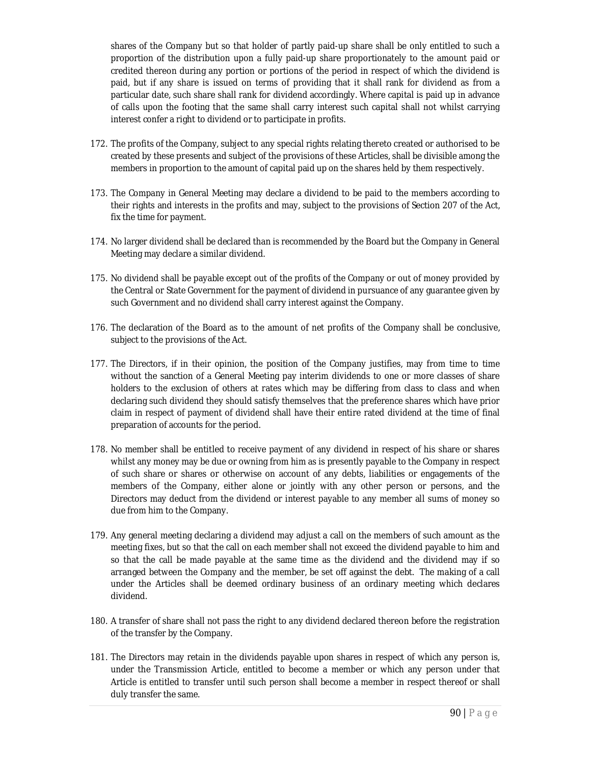shares of the Company but so that holder of partly paid-up share shall be only entitled to such a proportion of the distribution upon a fully paid-up share proportionately to the amount paid or credited thereon during any portion or portions of the period in respect of which the dividend is paid, but if any share is issued on terms of providing that it shall rank for dividend as from a particular date, such share shall rank for dividend accordingly. Where capital is paid up in advance of calls upon the footing that the same shall carry interest such capital shall not whilst carrying interest confer a right to dividend or to participate in profits.

172. The profits of the Company, subject to any special rights relating thereto created or authorised to be created by these presents and subject of the provisions of these Articles, shall be divisible among the members in proportion to the amount of capital paid up on the shares held by them respectively.

173. The Company in General Meeting may declare a dividend to be paid to the members according to their rights and interests in the profits and may, subject to the provisions of Section 207 of the Act, fix the time for payment.

174. No larger dividend shall be declared than is recommended by the Board but the Company in General Meeting may declare a similar dividend.

175. No dividend shall be payable except out of the profits of the Company or out of money provided by the Central or State Government for the payment of dividend in pursuance of any guarantee given by such Government and no dividend shall carry interest against the Company.

176. The declaration of the Board as to the amount of net profits of the Company shall be conclusive, subject to the provisions of the Act.

177. The Directors, if in their opinion, the position of the Company justifies, may from time to time without the sanction of a General Meeting pay interim dividends to one or more classes of share holders to the exclusion of others at rates which may be differing from class to class and when declaring such dividend they should satisfy themselves that the preference shares which have prior claim in respect of payment of dividend shall have their entire rated dividend at the time of final preparation of accounts for the period.

178. No member shall be entitled to receive payment of any dividend in respect of his share or shares whilst any money may be due or owning from him as is presently payable to the Company in respect of such share or shares or otherwise on account of any debts, liabilities or engagements of the members of the Company, either alone or jointly with any other person or persons, and the Directors may deduct from the dividend or interest payable to any member all sums of money so due from him to the Company.

179. Any general meeting declaring a dividend may adjust a call on the members of such amount as the meeting fixes, but so that the call on each member shall not exceed the dividend payable to him and so that the call be made payable at the same time as the dividend and the dividend may if so arranged between the Company and the member, be set off against the debt. The making of a call under the Articles shall be deemed ordinary business of an ordinary meeting which declares dividend.

180. A transfer of share shall not pass the right to any dividend declared thereon before the registration of the transfer by the Company.

181. The Directors may retain in the dividends payable upon shares in respect of which any person is, under the Transmission Article, entitled to become a member or which any person under that Article is entitled to transfer until such person shall become a member in respect thereof or shall duly transfer the same.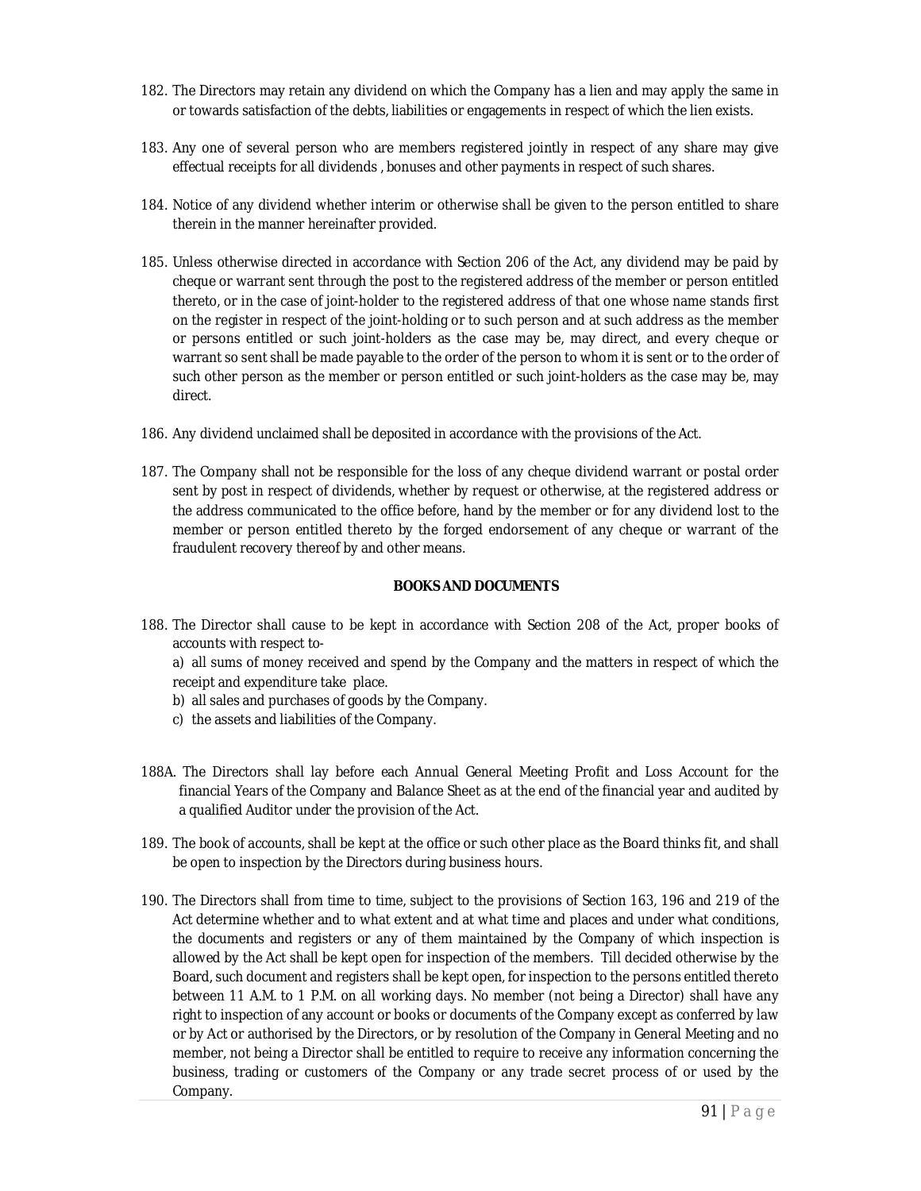182. The Directors may retain any dividend on which the Company has a lien and may apply the same in or towards satisfaction of the debts, liabilities or engagements in respect of which the lien exists.

183. Any one of several person who are members registered jointly in respect of any share may give effectual receipts for all dividends , bonuses and other payments in respect of such shares.

184. Notice of any dividend whether interim or otherwise shall be given to the person entitled to share therein in the manner hereinafter provided.

185. Unless otherwise directed in accordance with Section 206 of the Act, any dividend may be paid by cheque or warrant sent through the post to the registered address of the member or person entitled thereto, or in the case of joint-holder to the registered address of that one whose name stands first on the register in respect of the joint-holding or to such person and at such address as the member or persons entitled or such joint-holders as the case may be, may direct, and every cheque or warrant so sent shall be made payable to the order of the person to whom it is sent or to the order of such other person as the member or person entitled or such joint-holders as the case may be, may direct.

186. Any dividend unclaimed shall be deposited in accordance with the provisions of the Act.

187. The Company shall not be responsible for the loss of any cheque dividend warrant or postal order sent by post in respect of dividends, whether by request or otherwise, at the registered address or the address communicated to the office before, hand by the member or for any dividend lost to the member or person entitled thereto by the forged endorsement of any cheque or warrant of the fraudulent recovery thereof by and other means.

**BOOKS AND DOCUMENTS**

188. The Director shall cause to be kept in accordance with Section 208 of the Act, proper books of accounts with respect to-
    a) all sums of money received and spend by the Company and the matters in respect of which the receipt and expenditure take place.
    b) all sales and purchases of goods by the Company.
    c) the assets and liabilities of the Company.

188A. The Directors shall lay before each Annual General Meeting Profit and Loss Account for the financial Years of the Company and Balance Sheet as at the end of the financial year and audited by a qualified Auditor under the provision of the Act.

189. The book of accounts, shall be kept at the office or such other place as the Board thinks fit, and shall be open to inspection by the Directors during business hours.

190. The Directors shall from time to time, subject to the provisions of Section 163, 196 and 219 of the Act determine whether and to what extent and at what time and places and under what conditions, the documents and registers or any of them maintained by the Company of which inspection is allowed by the Act shall be kept open for inspection of the members. Till decided otherwise by the Board, such document and registers shall be kept open, for inspection to the persons entitled thereto between 11 A.M. to 1 P.M. on all working days. No member (not being a Director) shall have any right to inspection of any account or books or documents of the Company except as conferred by law or by Act or authorised by the Directors, or by resolution of the Company in General Meeting and no member, not being a Director shall be entitled to require to receive any information concerning the business, trading or customers of the Company or any trade secret process of or used by the Company.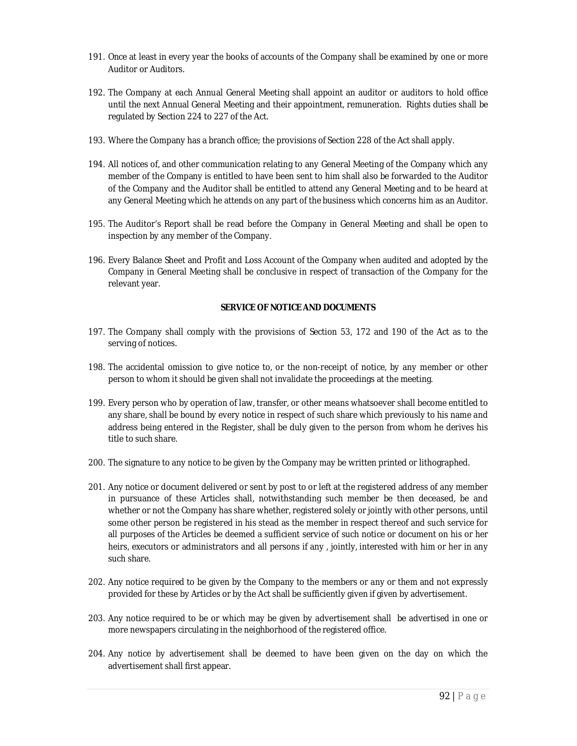191. Once at least in every year the books of accounts of the Company shall be examined by one or more Auditor or Auditors.

192. The Company at each Annual General Meeting shall appoint an auditor or auditors to hold office until the next Annual General Meeting and their appointment, remuneration. Rights duties shall be regulated by Section 224 to 227 of the Act.

193. Where the Company has a branch office; the provisions of Section 228 of the Act shall apply.

194. All notices of, and other communication relating to any General Meeting of the Company which any member of the Company is entitled to have been sent to him shall also be forwarded to the Auditor of the Company and the Auditor shall be entitled to attend any General Meeting and to be heard at any General Meeting which he attends on any part of the business which concerns him as an Auditor.

195. The Auditor's Report shall be read before the Company in General Meeting and shall be open to inspection by any member of the Company.

196. Every Balance Sheet and Profit and Loss Account of the Company when audited and adopted by the Company in General Meeting shall be conclusive in respect of transaction of the Company for the relevant year.

**SERVICE OF NOTICE AND DOCUMENTS**

197. The Company shall comply with the provisions of Section 53, 172 and 190 of the Act as to the serving of notices.

198. The accidental omission to give notice to, or the non-receipt of notice, by any member or other person to whom it should be given shall not invalidate the proceedings at the meeting.

199. Every person who by operation of law, transfer, or other means whatsoever shall become entitled to any share, shall be bound by every notice in respect of such share which previously to his name and address being entered in the Register, shall be duly given to the person from whom he derives his title to such share.

200. The signature to any notice to be given by the Company may be written printed or lithographed.

201. Any notice or document delivered or sent by post to or left at the registered address of any member in pursuance of these Articles shall, notwithstanding such member be then deceased, be and whether or not the Company has share whether, registered solely or jointly with other persons, until some other person be registered in his stead as the member in respect thereof and such service for all purposes of the Articles be deemed a sufficient service of such notice or document on his or her heirs, executors or administrators and all persons if any , jointly, interested with him or her in any such share.

202. Any notice required to be given by the Company to the members or any or them and not expressly provided for these by Articles or by the Act shall be sufficiently given if given by advertisement.

203. Any notice required to be or which may be given by advertisement shall be advertised in one or more newspapers circulating in the neighborhood of the registered office.

204. Any notice by advertisement shall be deemed to have been given on the day on which the advertisement shall first appear.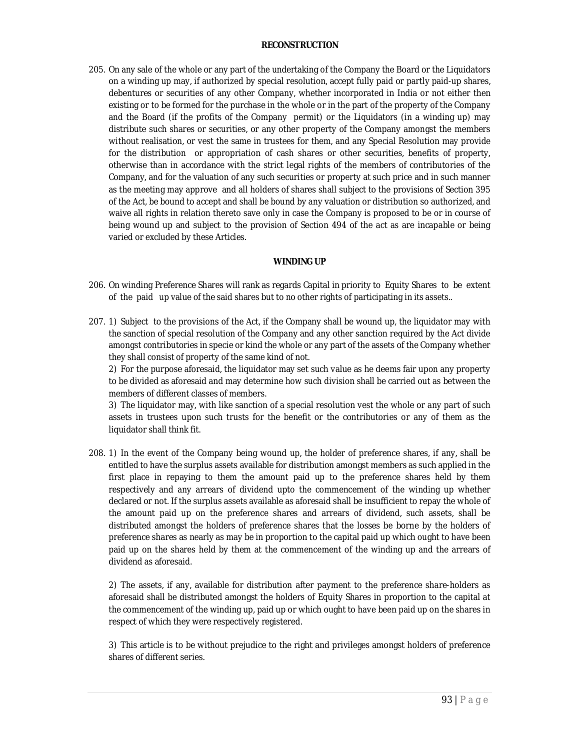## RECONSTRUCTION

205. On any sale of the whole or any part of the undertaking of the Company the Board or the Liquidators on a winding up may, if authorized by special resolution, accept fully paid or partly paid-up shares, debentures or securities of any other Company, whether incorporated in India or not either then existing or to be formed for the purchase in the whole or in the part of the property of the Company and the Board (if the profits of the Company permit) or the Liquidators (in a winding up) may distribute such shares or securities, or any other property of the Company amongst the members without realisation, or vest the same in trustees for them, and any Special Resolution may provide for the distribution or appropriation of cash shares or other securities, benefits of property, otherwise than in accordance with the strict legal rights of the members of contributories of the Company, and for the valuation of any such securities or property at such price and in such manner as the meeting may approve and all holders of shares shall subject to the provisions of Section 395 of the Act, be bound to accept and shall be bound by any valuation or distribution so authorized, and waive all rights in relation thereto save only in case the Company is proposed to be or in course of being wound up and subject to the provision of Section 494 of the act as are incapable or being varied or excluded by these Articles.

## WINDING UP

206. On winding Preference Shares will rank as regards Capital in priority to Equity Shares to be extent of the paid up value of the said shares but to no other rights of participating in its assets..

207. 1) Subject to the provisions of the Act, if the Company shall be wound up, the liquidator may with the sanction of special resolution of the Company and any other sanction required by the Act divide amongst contributories in specie or kind the whole or any part of the assets of the Company whether they shall consist of property of the same kind of not.

 2) For the purpose aforesaid, the liquidator may set such value as he deems fair upon any property to be divided as aforesaid and may determine how such division shall be carried out as between the members of different classes of members.

 3) The liquidator may, with like sanction of a special resolution vest the whole or any part of such assets in trustees upon such trusts for the benefit or the contributories or any of them as the liquidator shall think fit.

208. 1) In the event of the Company being wound up, the holder of preference shares, if any, shall be entitled to have the surplus assets available for distribution amongst members as such applied in the first place in repaying to them the amount paid up to the preference shares held by them respectively and any arrears of dividend upto the commencement of the winding up whether declared or not. If the surplus assets available as aforesaid shall be insufficient to repay the whole of the amount paid up on the preference shares and arrears of dividend, such assets, shall be distributed amongst the holders of preference shares that the losses be borne by the holders of preference shares as nearly as may be in proportion to the capital paid up which ought to have been paid up on the shares held by them at the commencement of the winding up and the arrears of dividend as aforesaid.

 2) The assets, if any, available for distribution after payment to the preference share-holders as aforesaid shall be distributed amongst the holders of Equity Shares in proportion to the capital at the commencement of the winding up, paid up or which ought to have been paid up on the shares in respect of which they were respectively registered.

 3) This article is to be without prejudice to the right and privileges amongst holders of preference shares of different series.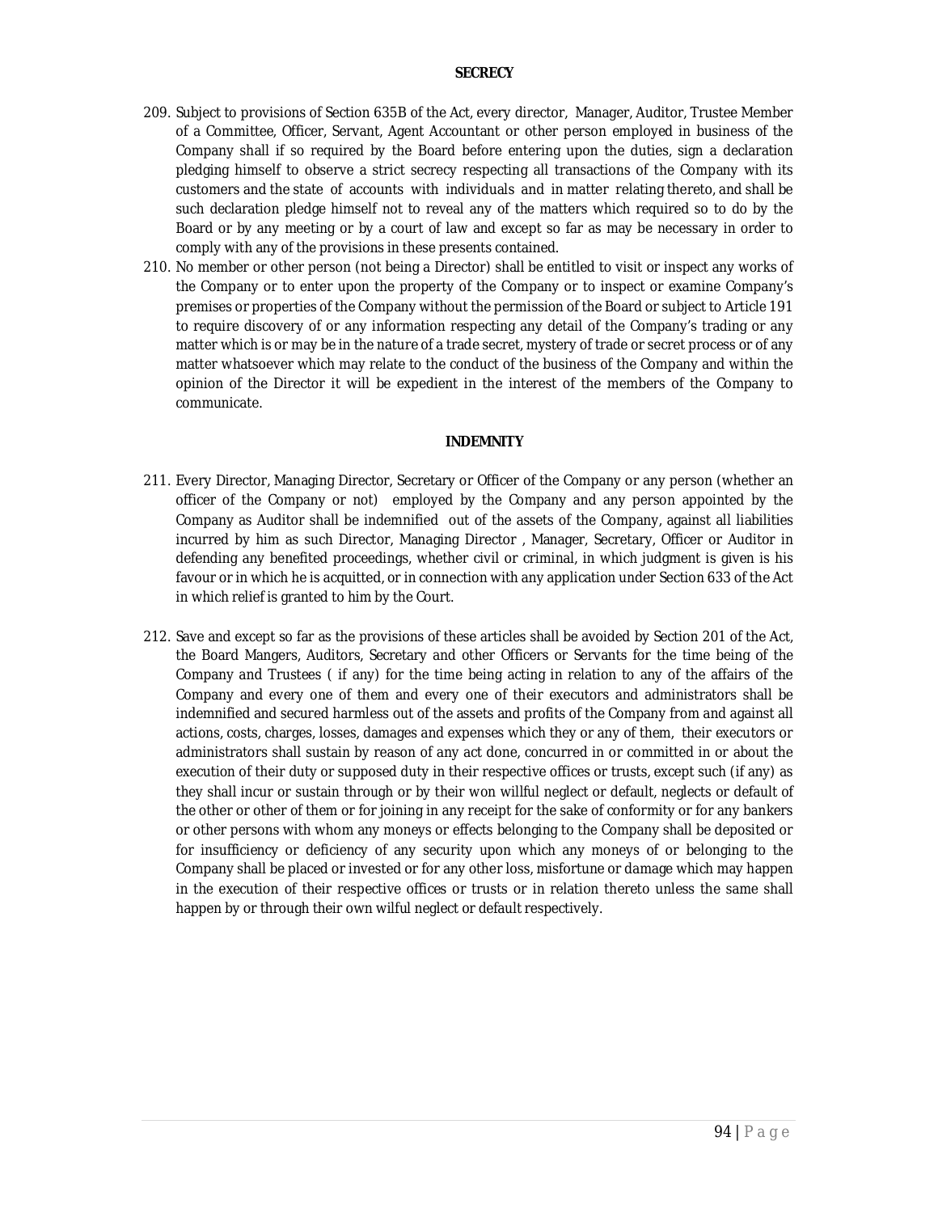**SECRECY**

209. Subject to provisions of Section 635B of the Act, every director, Manager, Auditor, Trustee Member of a Committee, Officer, Servant, Agent Accountant or other person employed in business of the Company shall if so required by the Board before entering upon the duties, sign a declaration pledging himself to observe a strict secrecy respecting all transactions of the Company with its customers and the state of accounts with individuals and in matter relating thereto, and shall be such declaration pledge himself not to reveal any of the matters which required so to do by the Board or by any meeting or by a court of law and except so far as may be necessary in order to comply with any of the provisions in these presents contained.
210. No member or other person (not being a Director) shall be entitled to visit or inspect any works of the Company or to enter upon the property of the Company or to inspect or examine Company's premises or properties of the Company without the permission of the Board or subject to Article 191 to require discovery of or any information respecting any detail of the Company's trading or any matter which is or may be in the nature of a trade secret, mystery of trade or secret process or of any matter whatsoever which may relate to the conduct of the business of the Company and within the opinion of the Director it will be expedient in the interest of the members of the Company to communicate.

**INDEMNITY**

211. Every Director, Managing Director, Secretary or Officer of the Company or any person (whether an officer of the Company or not) employed by the Company and any person appointed by the Company as Auditor shall be indemnified out of the assets of the Company, against all liabilities incurred by him as such Director, Managing Director , Manager, Secretary, Officer or Auditor in defending any benefited proceedings, whether civil or criminal, in which judgment is given is his favour or in which he is acquitted, or in connection with any application under Section 633 of the Act in which relief is granted to him by the Court.

212. Save and except so far as the provisions of these articles shall be avoided by Section 201 of the Act, the Board Mangers, Auditors, Secretary and other Officers or Servants for the time being of the Company and Trustees ( if any) for the time being acting in relation to any of the affairs of the Company and every one of them and every one of their executors and administrators shall be indemnified and secured harmless out of the assets and profits of the Company from and against all actions, costs, charges, losses, damages and expenses which they or any of them, their executors or administrators shall sustain by reason of any act done, concurred in or committed in or about the execution of their duty or supposed duty in their respective offices or trusts, except such (if any) as they shall incur or sustain through or by their won willful neglect or default, neglects or default of the other or other of them or for joining in any receipt for the sake of conformity or for any bankers or other persons with whom any moneys or effects belonging to the Company shall be deposited or for insufficiency or deficiency of any security upon which any moneys of or belonging to the Company shall be placed or invested or for any other loss, misfortune or damage which may happen in the execution of their respective offices or trusts or in relation thereto unless the same shall happen by or through their own wilful neglect or default respectively.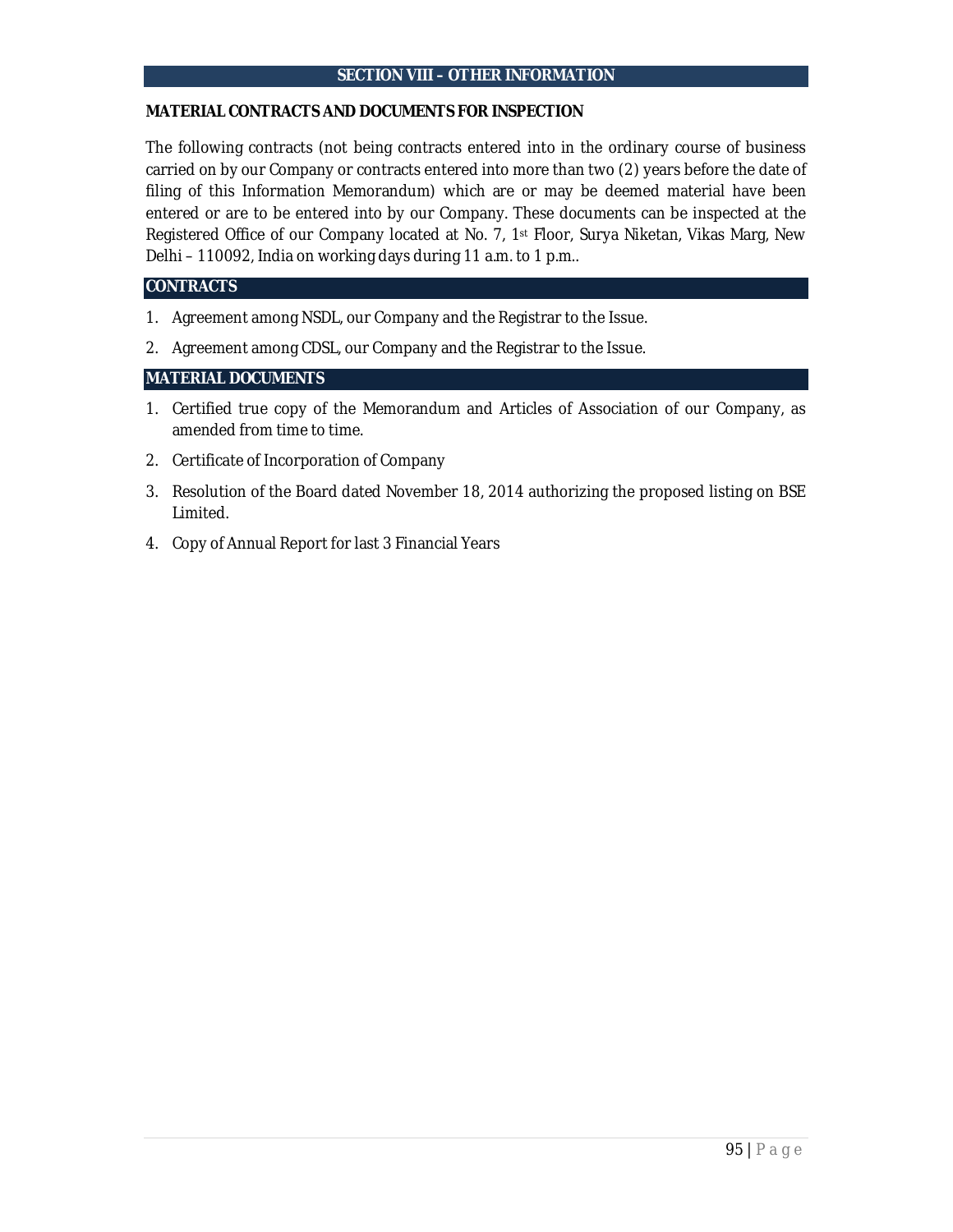# SECTION VIII – OTHER INFORMATION

## MATERIAL CONTRACTS AND DOCUMENTS FOR INSPECTION

The following contracts (not being contracts entered into in the ordinary course of business carried on by our Company or contracts entered into more than two (2) years before the date of filing of this Information Memorandum) which are or may be deemed material have been entered or are to be entered into by our Company. These documents can be inspected at the Registered Office of our Company located at No. 7, 1st Floor, Surya Niketan, Vikas Marg, New Delhi – 110092, India on working days during 11 a.m. to 1 p.m..

### CONTRACTS

1. Agreement among NSDL, our Company and the Registrar to the Issue.
2. Agreement among CDSL, our Company and the Registrar to the Issue.

### MATERIAL DOCUMENTS

1. Certified true copy of the Memorandum and Articles of Association of our Company, as amended from time to time.
2. Certificate of Incorporation of Company
3. Resolution of the Board dated November 18, 2014 authorizing the proposed listing on BSE Limited.
4. Copy of Annual Report for last 3 Financial Years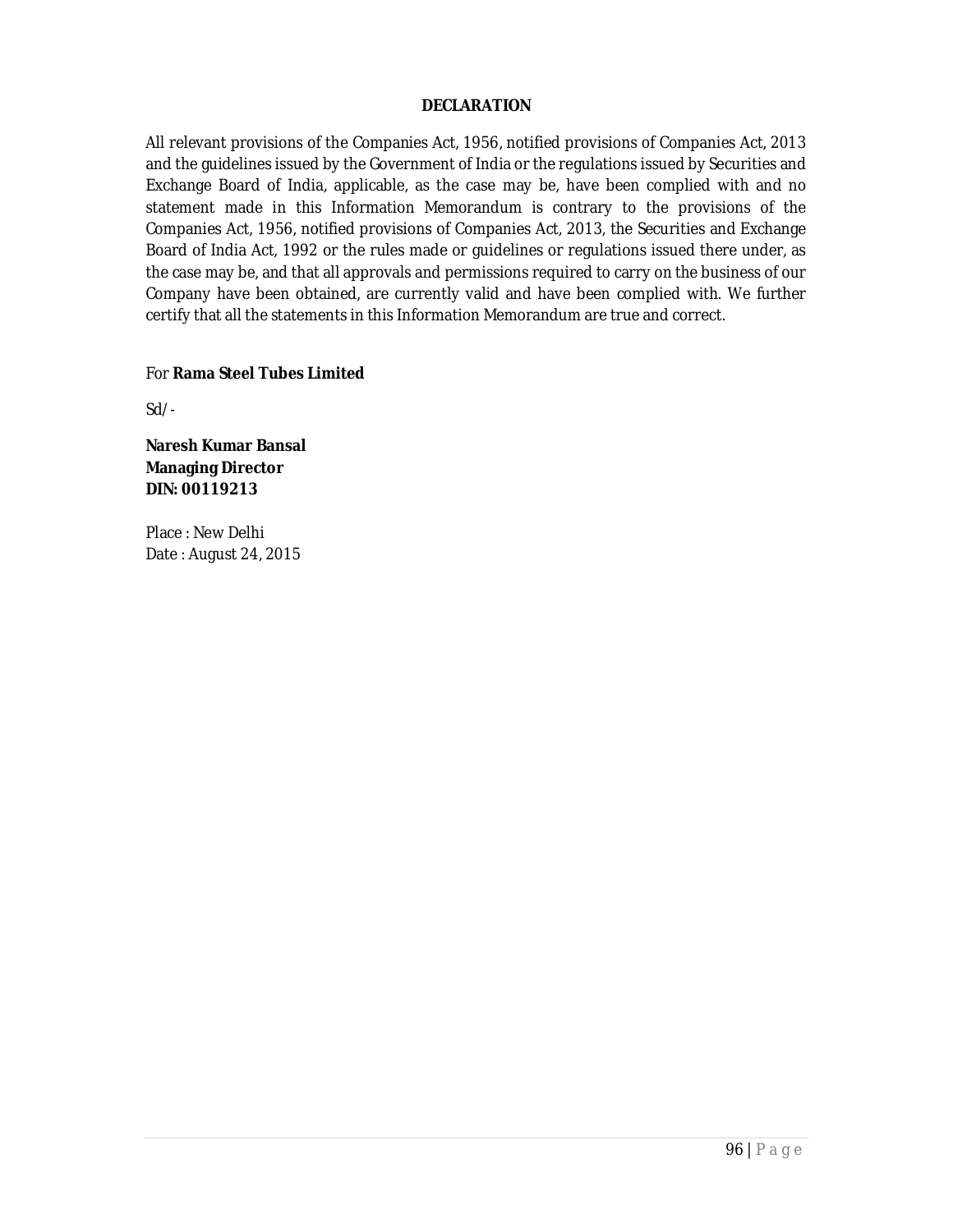## DECLARATION

All relevant provisions of the Companies Act, 1956, notified provisions of Companies Act, 2013 and the guidelines issued by the Government of India or the regulations issued by Securities and Exchange Board of India, applicable, as the case may be, have been complied with and no statement made in this Information Memorandum is contrary to the provisions of the Companies Act, 1956, notified provisions of Companies Act, 2013, the Securities and Exchange Board of India Act, 1992 or the rules made or guidelines or regulations issued there under, as the case may be, and that all approvals and permissions required to carry on the business of our Company have been obtained, are currently valid and have been complied with. We further certify that all the statements in this Information Memorandum are true and correct.

For **Rama Steel Tubes Limited**

Sd/-

**Naresh Kumar Bansal**
**Managing Director**
**DIN: 00119213**

Place : New Delhi
Date : August 24, 2015